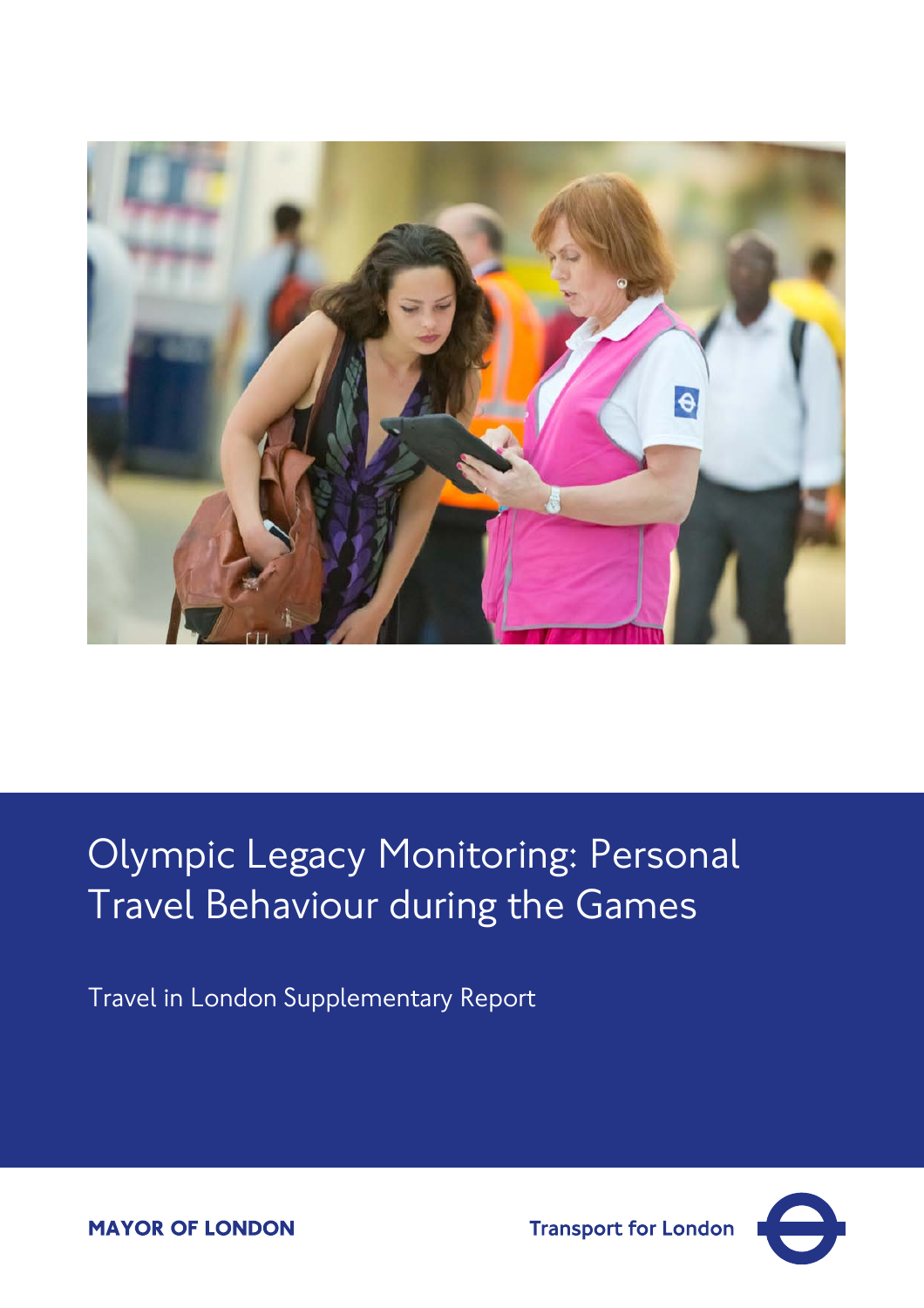# Olympic Legacy Monitoring: Personal Travel Behaviour during the Games

Travel in London Supplementary Report

**MAYOR OF LONDON**

**Transport for London**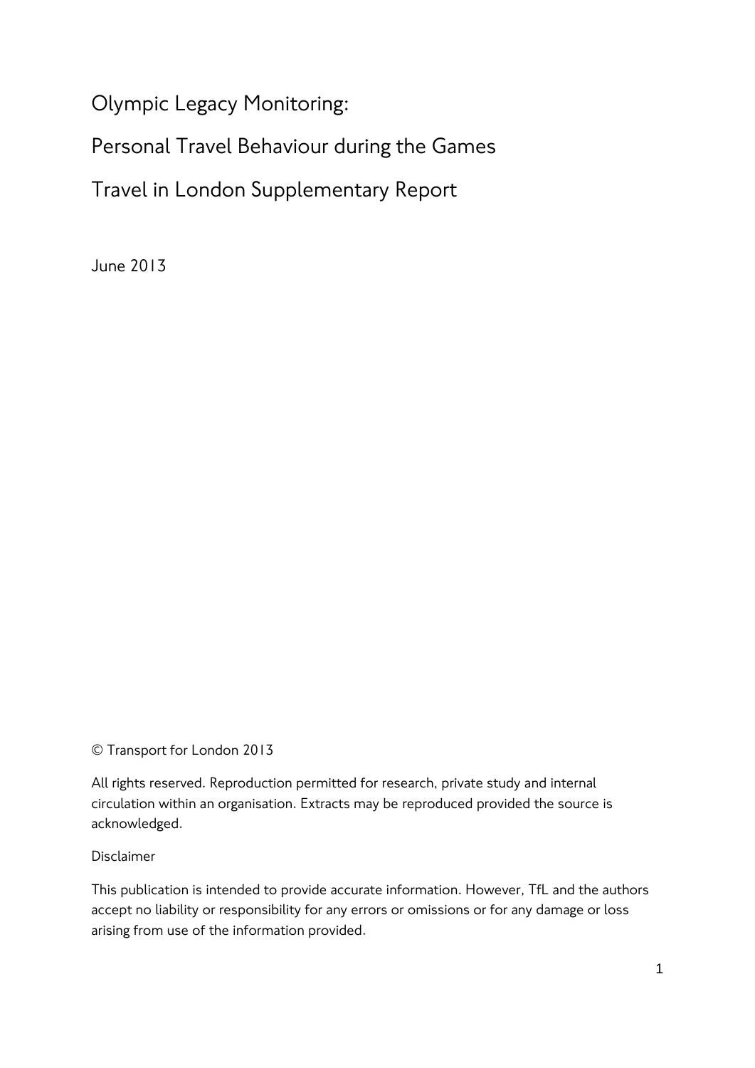# Olympic Legacy Monitoring:

# Personal Travel Behaviour during the Games

# Travel in London Supplementary Report

June 2013

© Transport for London 2013

All rights reserved. Reproduction permitted for research, private study and internal circulation within an organisation. Extracts may be reproduced provided the source is acknowledged.

Disclaimer

This publication is intended to provide accurate information. However, TfL and the authors accept no liability or responsibility for any errors or omissions or for any damage or loss arising from use of the information provided.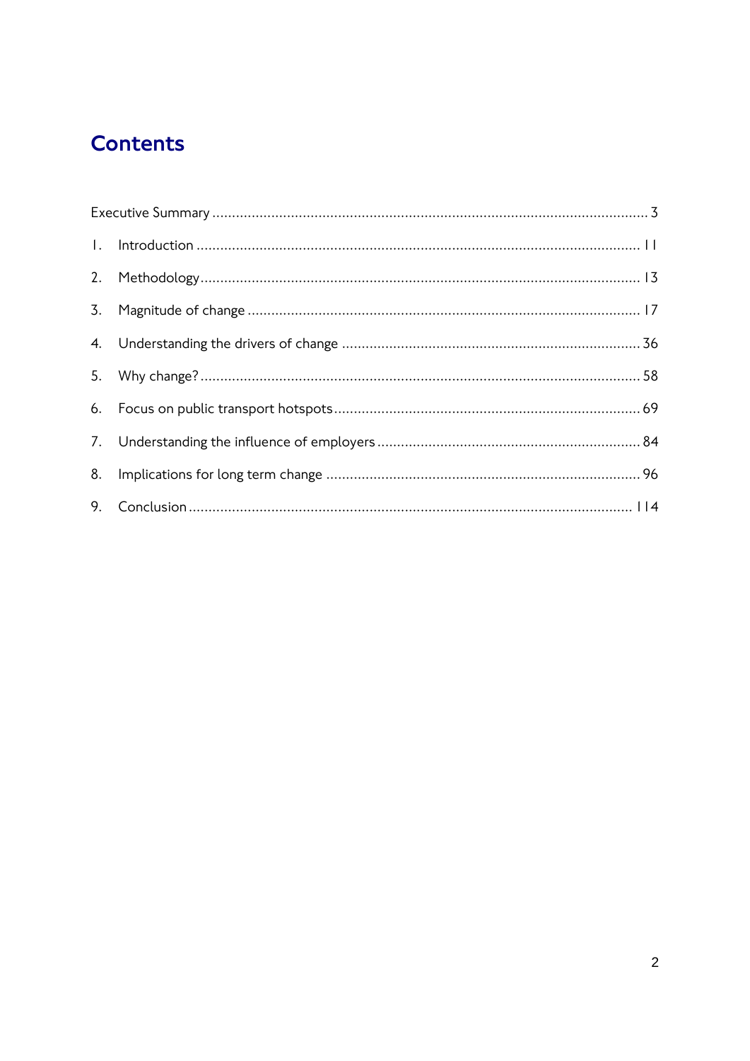# Contents

Executive Summary ........................................................................................................ 3

1. Introduction ........................................................................................................ 11
2. Methodology ........................................................................................................ 13
3. Magnitude of change ........................................................................................................ 17
4. Understanding the drivers of change ........................................................................................................ 36
5. Why change? ........................................................................................................ 58
6. Focus on public transport hotspots ........................................................................................................ 69
7. Understanding the influence of employers ........................................................................................................ 84
8. Implications for long term change ........................................................................................................ 96
9. Conclusion ........................................................................................................ 114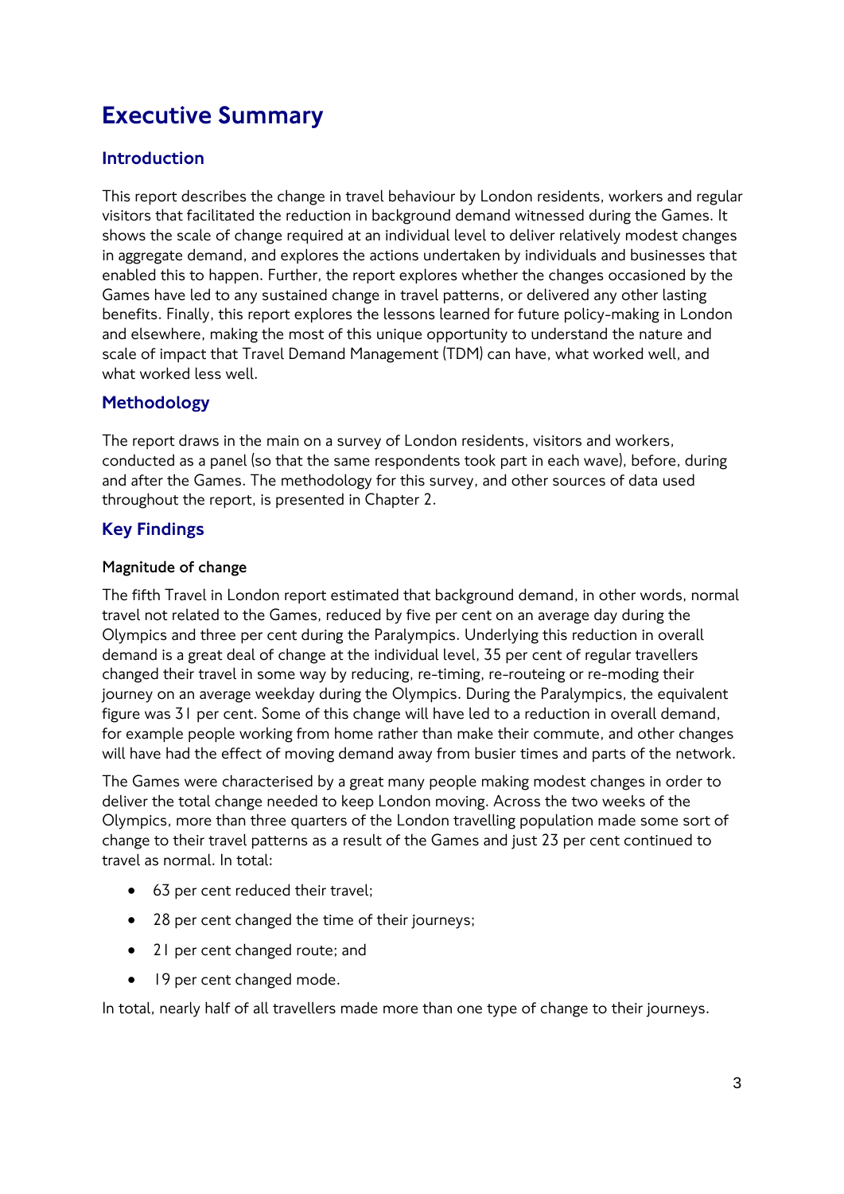# Executive Summary

## Introduction

This report describes the change in travel behaviour by London residents, workers and regular visitors that facilitated the reduction in background demand witnessed during the Games. It shows the scale of change required at an individual level to deliver relatively modest changes in aggregate demand, and explores the actions undertaken by individuals and businesses that enabled this to happen. Further, the report explores whether the changes occasioned by the Games have led to any sustained change in travel patterns, or delivered any other lasting benefits. Finally, this report explores the lessons learned for future policy-making in London and elsewhere, making the most of this unique opportunity to understand the nature and scale of impact that Travel Demand Management (TDM) can have, what worked well, and what worked less well.

## Methodology

The report draws in the main on a survey of London residents, visitors and workers, conducted as a panel (so that the same respondents took part in each wave), before, during and after the Games. The methodology for this survey, and other sources of data used throughout the report, is presented in Chapter 2.

## Key Findings

### Magnitude of change

The fifth Travel in London report estimated that background demand, in other words, normal travel not related to the Games, reduced by five per cent on an average day during the Olympics and three per cent during the Paralympics. Underlying this reduction in overall demand is a great deal of change at the individual level, 35 per cent of regular travellers changed their travel in some way by reducing, re-timing, re-routeing or re-moding their journey on an average weekday during the Olympics. During the Paralympics, the equivalent figure was 31 per cent. Some of this change will have led to a reduction in overall demand, for example people working from home rather than make their commute, and other changes will have had the effect of moving demand away from busier times and parts of the network.

The Games were characterised by a great many people making modest changes in order to deliver the total change needed to keep London moving. Across the two weeks of the Olympics, more than three quarters of the London travelling population made some sort of change to their travel patterns as a result of the Games and just 23 per cent continued to travel as normal. In total:

- 63 per cent reduced their travel;
- 28 per cent changed the time of their journeys;
- 21 per cent changed route; and
- 19 per cent changed mode.

In total, nearly half of all travellers made more than one type of change to their journeys.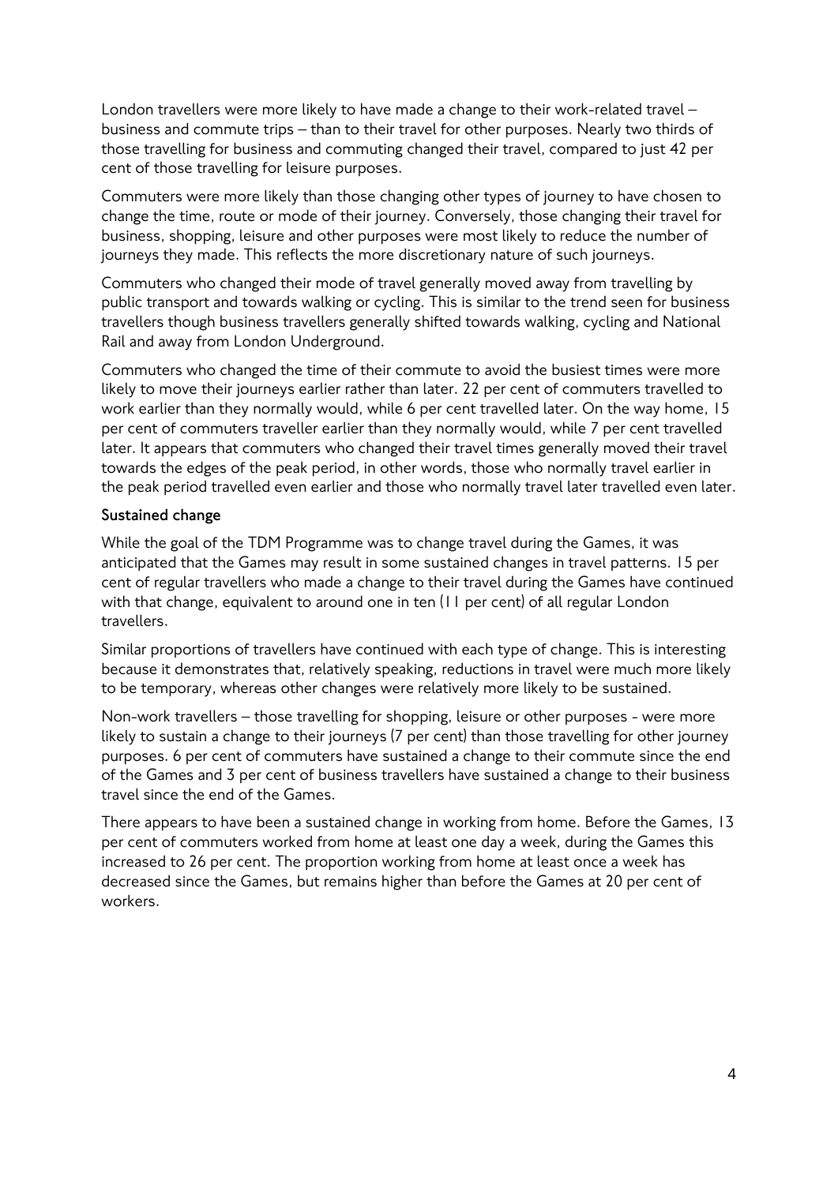London travellers were more likely to have made a change to their work-related travel – business and commute trips – than to their travel for other purposes. Nearly two thirds of those travelling for business and commuting changed their travel, compared to just 42 per cent of those travelling for leisure purposes.

Commuters were more likely than those changing other types of journey to have chosen to change the time, route or mode of their journey. Conversely, those changing their travel for business, shopping, leisure and other purposes were most likely to reduce the number of journeys they made. This reflects the more discretionary nature of such journeys.

Commuters who changed their mode of travel generally moved away from travelling by public transport and towards walking or cycling. This is similar to the trend seen for business travellers though business travellers generally shifted towards walking, cycling and National Rail and away from London Underground.

Commuters who changed the time of their commute to avoid the busiest times were more likely to move their journeys earlier rather than later. 22 per cent of commuters travelled to work earlier than they normally would, while 6 per cent travelled later. On the way home, 15 per cent of commuters traveller earlier than they normally would, while 7 per cent travelled later. It appears that commuters who changed their travel times generally moved their travel towards the edges of the peak period, in other words, those who normally travel earlier in the peak period travelled even earlier and those who normally travel later travelled even later.

**Sustained change**

While the goal of the TDM Programme was to change travel during the Games, it was anticipated that the Games may result in some sustained changes in travel patterns. 15 per cent of regular travellers who made a change to their travel during the Games have continued with that change, equivalent to around one in ten (11 per cent) of all regular London travellers.

Similar proportions of travellers have continued with each type of change. This is interesting because it demonstrates that, relatively speaking, reductions in travel were much more likely to be temporary, whereas other changes were relatively more likely to be sustained.

Non-work travellers – those travelling for shopping, leisure or other purposes - were more likely to sustain a change to their journeys (7 per cent) than those travelling for other journey purposes. 6 per cent of commuters have sustained a change to their commute since the end of the Games and 3 per cent of business travellers have sustained a change to their business travel since the end of the Games.

There appears to have been a sustained change in working from home. Before the Games, 13 per cent of commuters worked from home at least one day a week, during the Games this increased to 26 per cent. The proportion working from home at least once a week has decreased since the Games, but remains higher than before the Games at 20 per cent of workers.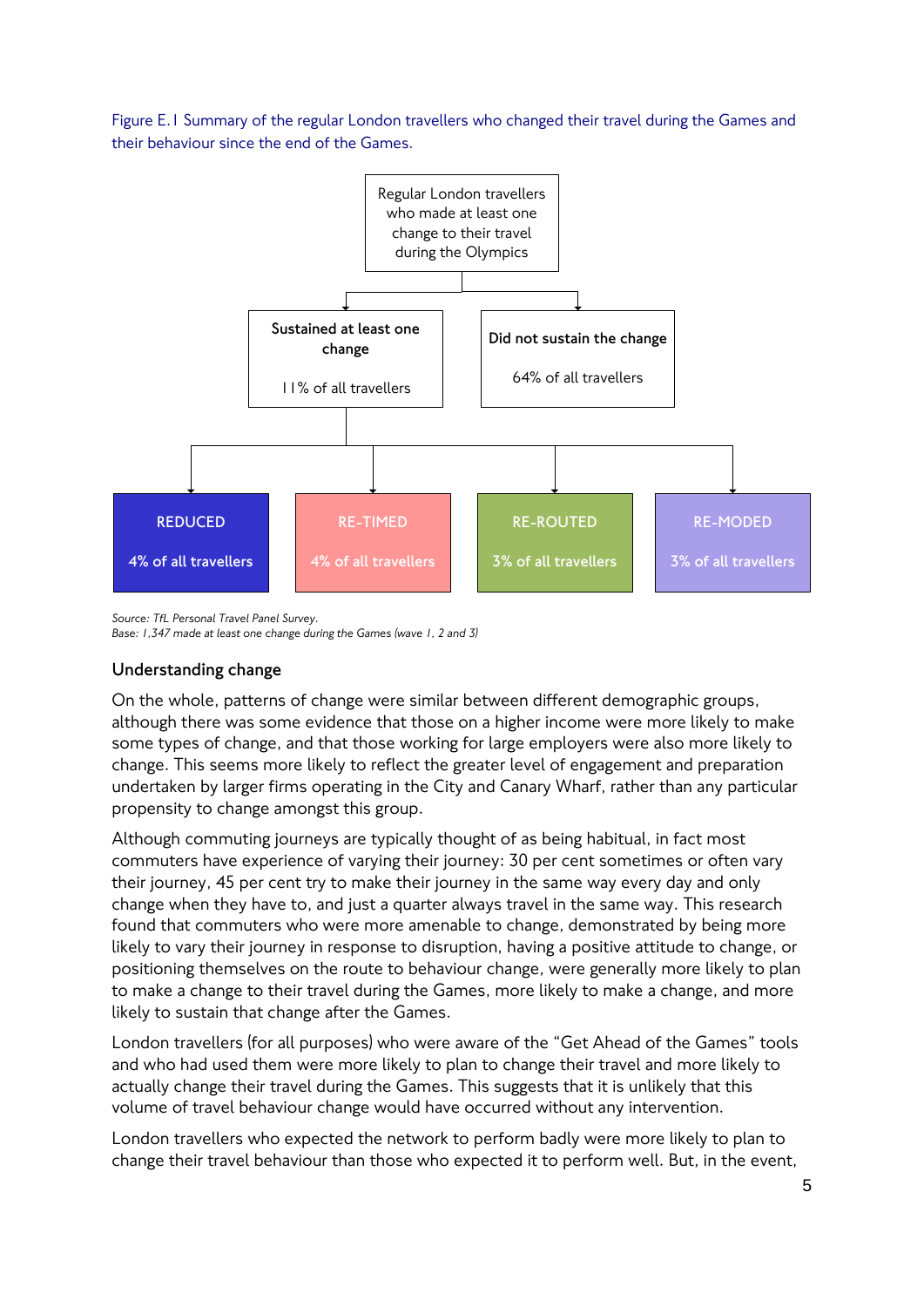Figure E.1 Summary of the regular London travellers who changed their travel during the Games and their behaviour since the end of the Games.

Regular London travellers who made at least one change to their travel during the Olympics

- **Sustained at least one change** — 11% of all travellers
  - REDUCED — 4% of all travellers
  - RE-TIMED — 4% of all travellers
  - RE-ROUTED — 3% of all travellers
  - RE-MODED — 3% of all travellers
- **Did not sustain the change** — 64% of all travellers

*Source: TfL Personal Travel Panel Survey.*
*Base: 1,347 made at least one change during the Games (wave 1, 2 and 3)*

## Understanding change

On the whole, patterns of change were similar between different demographic groups, although there was some evidence that those on a higher income were more likely to make some types of change, and that those working for large employers were also more likely to change. This seems more likely to reflect the greater level of engagement and preparation undertaken by larger firms operating in the City and Canary Wharf, rather than any particular propensity to change amongst this group.

Although commuting journeys are typically thought of as being habitual, in fact most commuters have experience of varying their journey: 30 per cent sometimes or often vary their journey, 45 per cent try to make their journey in the same way every day and only change when they have to, and just a quarter always travel in the same way. This research found that commuters who were more amenable to change, demonstrated by being more likely to vary their journey in response to disruption, having a positive attitude to change, or positioning themselves on the route to behaviour change, were generally more likely to plan to make a change to their travel during the Games, more likely to make a change, and more likely to sustain that change after the Games.

London travellers (for all purposes) who were aware of the "Get Ahead of the Games" tools and who had used them were more likely to plan to change their travel and more likely to actually change their travel during the Games. This suggests that it is unlikely that this volume of travel behaviour change would have occurred without any intervention.

London travellers who expected the network to perform badly were more likely to plan to change their travel behaviour than those who expected it to perform well. But, in the event,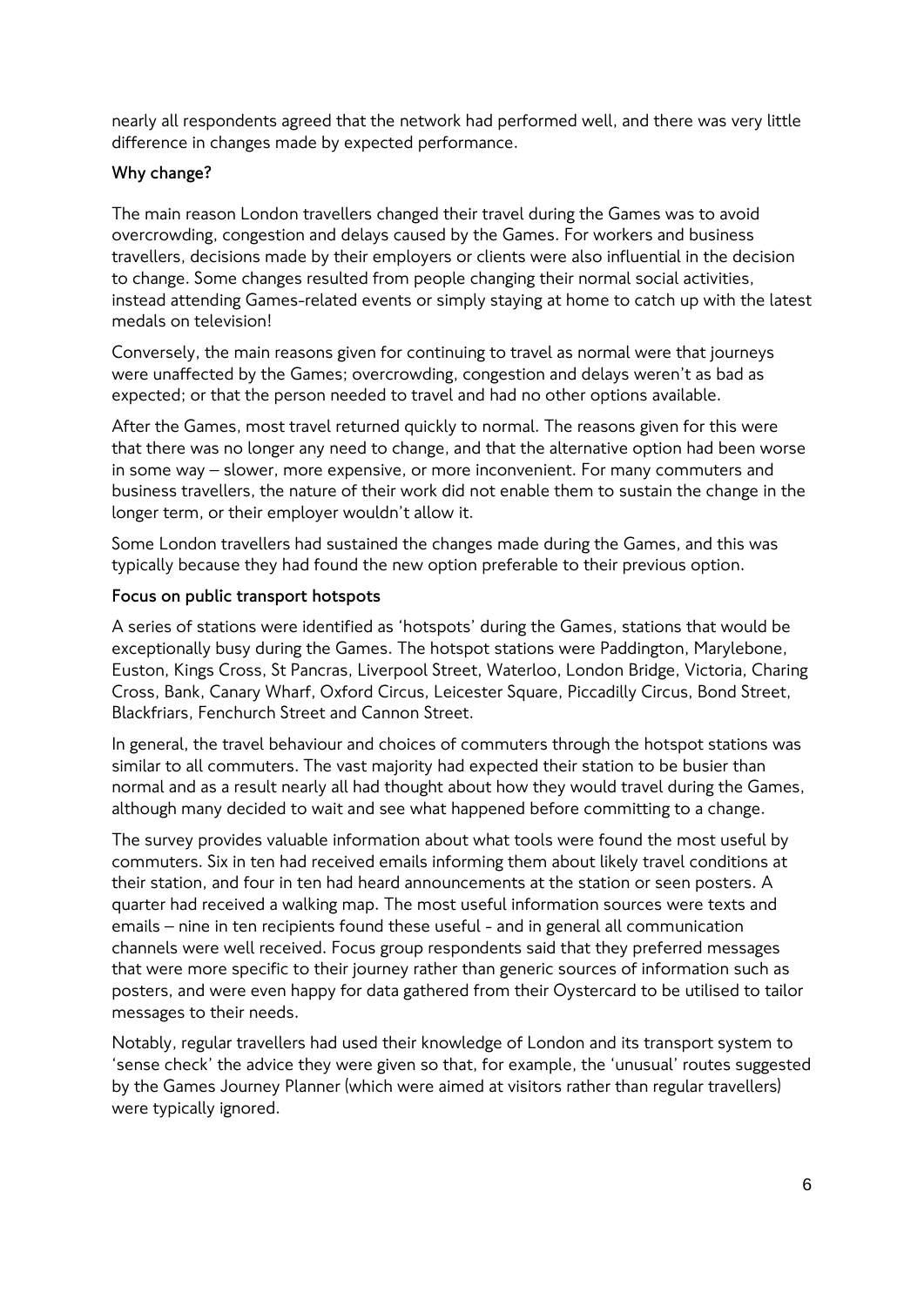nearly all respondents agreed that the network had performed well, and there was very little difference in changes made by expected performance.

### Why change?

The main reason London travellers changed their travel during the Games was to avoid overcrowding, congestion and delays caused by the Games. For workers and business travellers, decisions made by their employers or clients were also influential in the decision to change. Some changes resulted from people changing their normal social activities, instead attending Games-related events or simply staying at home to catch up with the latest medals on television!

Conversely, the main reasons given for continuing to travel as normal were that journeys were unaffected by the Games; overcrowding, congestion and delays weren't as bad as expected; or that the person needed to travel and had no other options available.

After the Games, most travel returned quickly to normal. The reasons given for this were that there was no longer any need to change, and that the alternative option had been worse in some way – slower, more expensive, or more inconvenient. For many commuters and business travellers, the nature of their work did not enable them to sustain the change in the longer term, or their employer wouldn't allow it.

Some London travellers had sustained the changes made during the Games, and this was typically because they had found the new option preferable to their previous option.

### Focus on public transport hotspots

A series of stations were identified as 'hotspots' during the Games, stations that would be exceptionally busy during the Games. The hotspot stations were Paddington, Marylebone, Euston, Kings Cross, St Pancras, Liverpool Street, Waterloo, London Bridge, Victoria, Charing Cross, Bank, Canary Wharf, Oxford Circus, Leicester Square, Piccadilly Circus, Bond Street, Blackfriars, Fenchurch Street and Cannon Street.

In general, the travel behaviour and choices of commuters through the hotspot stations was similar to all commuters. The vast majority had expected their station to be busier than normal and as a result nearly all had thought about how they would travel during the Games, although many decided to wait and see what happened before committing to a change.

The survey provides valuable information about what tools were found the most useful by commuters. Six in ten had received emails informing them about likely travel conditions at their station, and four in ten had heard announcements at the station or seen posters. A quarter had received a walking map. The most useful information sources were texts and emails – nine in ten recipients found these useful - and in general all communication channels were well received. Focus group respondents said that they preferred messages that were more specific to their journey rather than generic sources of information such as posters, and were even happy for data gathered from their Oystercard to be utilised to tailor messages to their needs.

Notably, regular travellers had used their knowledge of London and its transport system to 'sense check' the advice they were given so that, for example, the 'unusual' routes suggested by the Games Journey Planner (which were aimed at visitors rather than regular travellers) were typically ignored.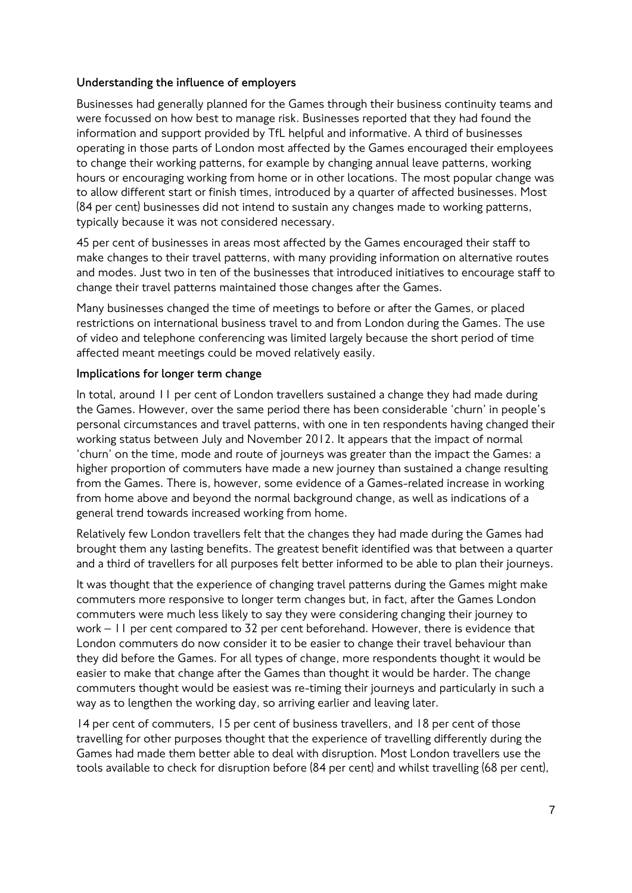### Understanding the influence of employers

Businesses had generally planned for the Games through their business continuity teams and were focussed on how best to manage risk. Businesses reported that they had found the information and support provided by TfL helpful and informative. A third of businesses operating in those parts of London most affected by the Games encouraged their employees to change their working patterns, for example by changing annual leave patterns, working hours or encouraging working from home or in other locations. The most popular change was to allow different start or finish times, introduced by a quarter of affected businesses. Most (84 per cent) businesses did not intend to sustain any changes made to working patterns, typically because it was not considered necessary.

45 per cent of businesses in areas most affected by the Games encouraged their staff to make changes to their travel patterns, with many providing information on alternative routes and modes. Just two in ten of the businesses that introduced initiatives to encourage staff to change their travel patterns maintained those changes after the Games.

Many businesses changed the time of meetings to before or after the Games, or placed restrictions on international business travel to and from London during the Games. The use of video and telephone conferencing was limited largely because the short period of time affected meant meetings could be moved relatively easily.

### Implications for longer term change

In total, around 11 per cent of London travellers sustained a change they had made during the Games. However, over the same period there has been considerable 'churn' in people's personal circumstances and travel patterns, with one in ten respondents having changed their working status between July and November 2012. It appears that the impact of normal 'churn' on the time, mode and route of journeys was greater than the impact the Games: a higher proportion of commuters have made a new journey than sustained a change resulting from the Games. There is, however, some evidence of a Games-related increase in working from home above and beyond the normal background change, as well as indications of a general trend towards increased working from home.

Relatively few London travellers felt that the changes they had made during the Games had brought them any lasting benefits. The greatest benefit identified was that between a quarter and a third of travellers for all purposes felt better informed to be able to plan their journeys.

It was thought that the experience of changing travel patterns during the Games might make commuters more responsive to longer term changes but, in fact, after the Games London commuters were much less likely to say they were considering changing their journey to work – 11 per cent compared to 32 per cent beforehand. However, there is evidence that London commuters do now consider it to be easier to change their travel behaviour than they did before the Games. For all types of change, more respondents thought it would be easier to make that change after the Games than thought it would be harder. The change commuters thought would be easiest was re-timing their journeys and particularly in such a way as to lengthen the working day, so arriving earlier and leaving later.

14 per cent of commuters, 15 per cent of business travellers, and 18 per cent of those travelling for other purposes thought that the experience of travelling differently during the Games had made them better able to deal with disruption. Most London travellers use the tools available to check for disruption before (84 per cent) and whilst travelling (68 per cent),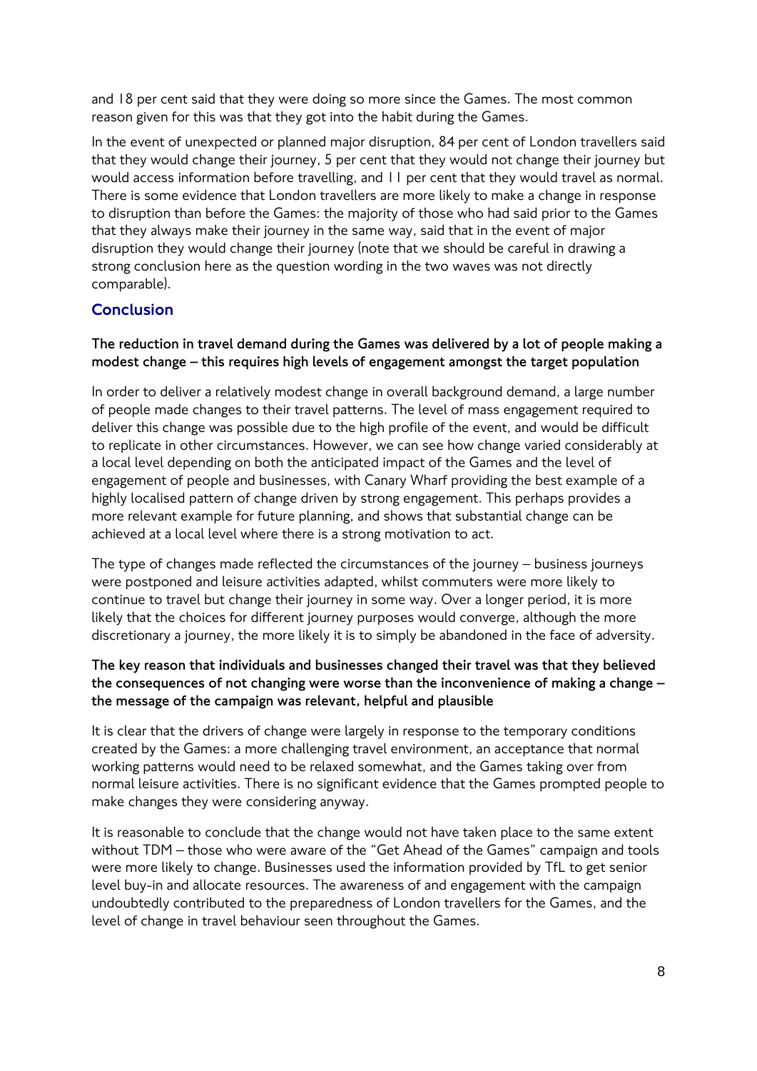and 18 per cent said that they were doing so more since the Games. The most common reason given for this was that they got into the habit during the Games.

In the event of unexpected or planned major disruption, 84 per cent of London travellers said that they would change their journey, 5 per cent that they would not change their journey but would access information before travelling, and 11 per cent that they would travel as normal. There is some evidence that London travellers are more likely to make a change in response to disruption than before the Games: the majority of those who had said prior to the Games that they always make their journey in the same way, said that in the event of major disruption they would change their journey (note that we should be careful in drawing a strong conclusion here as the question wording in the two waves was not directly comparable).

## Conclusion

**The reduction in travel demand during the Games was delivered by a lot of people making a modest change – this requires high levels of engagement amongst the target population**

In order to deliver a relatively modest change in overall background demand, a large number of people made changes to their travel patterns. The level of mass engagement required to deliver this change was possible due to the high profile of the event, and would be difficult to replicate in other circumstances. However, we can see how change varied considerably at a local level depending on both the anticipated impact of the Games and the level of engagement of people and businesses, with Canary Wharf providing the best example of a highly localised pattern of change driven by strong engagement. This perhaps provides a more relevant example for future planning, and shows that substantial change can be achieved at a local level where there is a strong motivation to act.

The type of changes made reflected the circumstances of the journey – business journeys were postponed and leisure activities adapted, whilst commuters were more likely to continue to travel but change their journey in some way. Over a longer period, it is more likely that the choices for different journey purposes would converge, although the more discretionary a journey, the more likely it is to simply be abandoned in the face of adversity.

**The key reason that individuals and businesses changed their travel was that they believed the consequences of not changing were worse than the inconvenience of making a change – the message of the campaign was relevant, helpful and plausible**

It is clear that the drivers of change were largely in response to the temporary conditions created by the Games: a more challenging travel environment, an acceptance that normal working patterns would need to be relaxed somewhat, and the Games taking over from normal leisure activities. There is no significant evidence that the Games prompted people to make changes they were considering anyway.

It is reasonable to conclude that the change would not have taken place to the same extent without TDM – those who were aware of the "Get Ahead of the Games" campaign and tools were more likely to change. Businesses used the information provided by TfL to get senior level buy-in and allocate resources. The awareness of and engagement with the campaign undoubtedly contributed to the preparedness of London travellers for the Games, and the level of change in travel behaviour seen throughout the Games.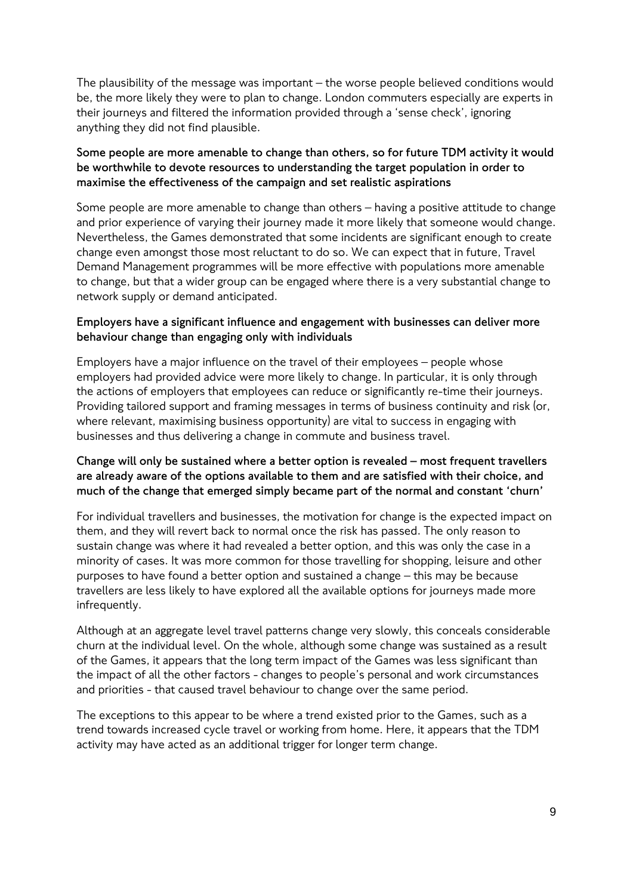The plausibility of the message was important – the worse people believed conditions would be, the more likely they were to plan to change. London commuters especially are experts in their journeys and filtered the information provided through a 'sense check', ignoring anything they did not find plausible.

**Some people are more amenable to change than others, so for future TDM activity it would be worthwhile to devote resources to understanding the target population in order to maximise the effectiveness of the campaign and set realistic aspirations**

Some people are more amenable to change than others – having a positive attitude to change and prior experience of varying their journey made it more likely that someone would change. Nevertheless, the Games demonstrated that some incidents are significant enough to create change even amongst those most reluctant to do so. We can expect that in future, Travel Demand Management programmes will be more effective with populations more amenable to change, but that a wider group can be engaged where there is a very substantial change to network supply or demand anticipated.

**Employers have a significant influence and engagement with businesses can deliver more behaviour change than engaging only with individuals**

Employers have a major influence on the travel of their employees – people whose employers had provided advice were more likely to change. In particular, it is only through the actions of employers that employees can reduce or significantly re-time their journeys. Providing tailored support and framing messages in terms of business continuity and risk (or, where relevant, maximising business opportunity) are vital to success in engaging with businesses and thus delivering a change in commute and business travel.

**Change will only be sustained where a better option is revealed – most frequent travellers are already aware of the options available to them and are satisfied with their choice, and much of the change that emerged simply became part of the normal and constant 'churn'**

For individual travellers and businesses, the motivation for change is the expected impact on them, and they will revert back to normal once the risk has passed. The only reason to sustain change was where it had revealed a better option, and this was only the case in a minority of cases. It was more common for those travelling for shopping, leisure and other purposes to have found a better option and sustained a change – this may be because travellers are less likely to have explored all the available options for journeys made more infrequently.

Although at an aggregate level travel patterns change very slowly, this conceals considerable churn at the individual level. On the whole, although some change was sustained as a result of the Games, it appears that the long term impact of the Games was less significant than the impact of all the other factors - changes to people's personal and work circumstances and priorities - that caused travel behaviour to change over the same period.

The exceptions to this appear to be where a trend existed prior to the Games, such as a trend towards increased cycle travel or working from home. Here, it appears that the TDM activity may have acted as an additional trigger for longer term change.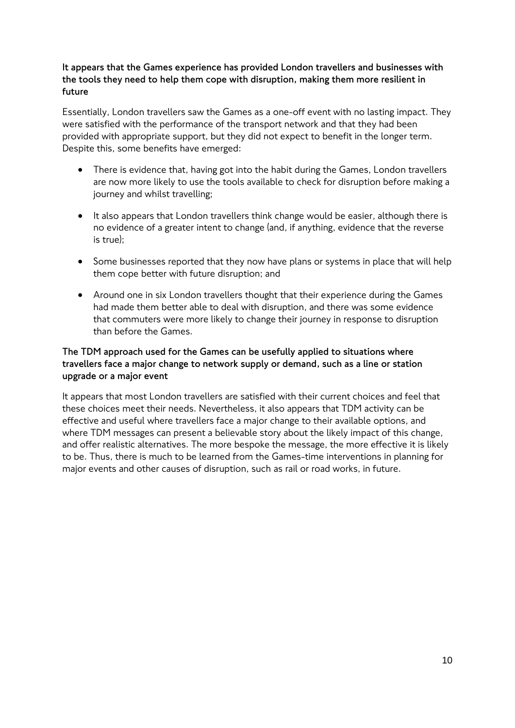**It appears that the Games experience has provided London travellers and businesses with the tools they need to help them cope with disruption, making them more resilient in future**

Essentially, London travellers saw the Games as a one-off event with no lasting impact. They were satisfied with the performance of the transport network and that they had been provided with appropriate support, but they did not expect to benefit in the longer term. Despite this, some benefits have emerged:

- There is evidence that, having got into the habit during the Games, London travellers are now more likely to use the tools available to check for disruption before making a journey and whilst travelling;
- It also appears that London travellers think change would be easier, although there is no evidence of a greater intent to change (and, if anything, evidence that the reverse is true);
- Some businesses reported that they now have plans or systems in place that will help them cope better with future disruption; and
- Around one in six London travellers thought that their experience during the Games had made them better able to deal with disruption, and there was some evidence that commuters were more likely to change their journey in response to disruption than before the Games.

**The TDM approach used for the Games can be usefully applied to situations where travellers face a major change to network supply or demand, such as a line or station upgrade or a major event**

It appears that most London travellers are satisfied with their current choices and feel that these choices meet their needs. Nevertheless, it also appears that TDM activity can be effective and useful where travellers face a major change to their available options, and where TDM messages can present a believable story about the likely impact of this change, and offer realistic alternatives. The more bespoke the message, the more effective it is likely to be. Thus, there is much to be learned from the Games-time interventions in planning for major events and other causes of disruption, such as rail or road works, in future.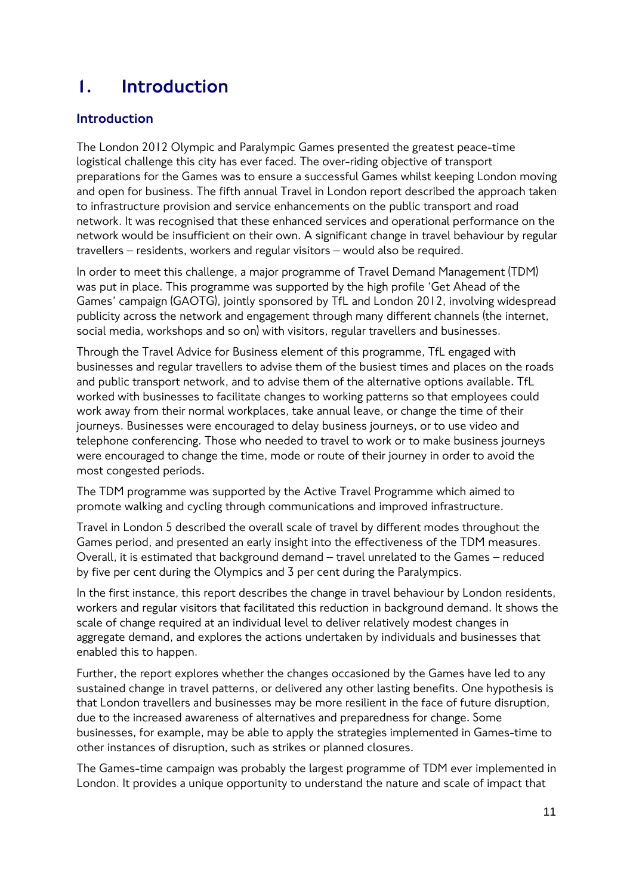# 1. Introduction

## Introduction

The London 2012 Olympic and Paralympic Games presented the greatest peace-time logistical challenge this city has ever faced. The over-riding objective of transport preparations for the Games was to ensure a successful Games whilst keeping London moving and open for business. The fifth annual Travel in London report described the approach taken to infrastructure provision and service enhancements on the public transport and road network. It was recognised that these enhanced services and operational performance on the network would be insufficient on their own. A significant change in travel behaviour by regular travellers – residents, workers and regular visitors – would also be required.

In order to meet this challenge, a major programme of Travel Demand Management (TDM) was put in place. This programme was supported by the high profile 'Get Ahead of the Games' campaign (GAOTG), jointly sponsored by TfL and London 2012, involving widespread publicity across the network and engagement through many different channels (the internet, social media, workshops and so on) with visitors, regular travellers and businesses.

Through the Travel Advice for Business element of this programme, TfL engaged with businesses and regular travellers to advise them of the busiest times and places on the roads and public transport network, and to advise them of the alternative options available. TfL worked with businesses to facilitate changes to working patterns so that employees could work away from their normal workplaces, take annual leave, or change the time of their journeys. Businesses were encouraged to delay business journeys, or to use video and telephone conferencing. Those who needed to travel to work or to make business journeys were encouraged to change the time, mode or route of their journey in order to avoid the most congested periods.

The TDM programme was supported by the Active Travel Programme which aimed to promote walking and cycling through communications and improved infrastructure.

Travel in London 5 described the overall scale of travel by different modes throughout the Games period, and presented an early insight into the effectiveness of the TDM measures. Overall, it is estimated that background demand – travel unrelated to the Games – reduced by five per cent during the Olympics and 3 per cent during the Paralympics.

In the first instance, this report describes the change in travel behaviour by London residents, workers and regular visitors that facilitated this reduction in background demand. It shows the scale of change required at an individual level to deliver relatively modest changes in aggregate demand, and explores the actions undertaken by individuals and businesses that enabled this to happen.

Further, the report explores whether the changes occasioned by the Games have led to any sustained change in travel patterns, or delivered any other lasting benefits. One hypothesis is that London travellers and businesses may be more resilient in the face of future disruption, due to the increased awareness of alternatives and preparedness for change. Some businesses, for example, may be able to apply the strategies implemented in Games-time to other instances of disruption, such as strikes or planned closures.

The Games-time campaign was probably the largest programme of TDM ever implemented in London. It provides a unique opportunity to understand the nature and scale of impact that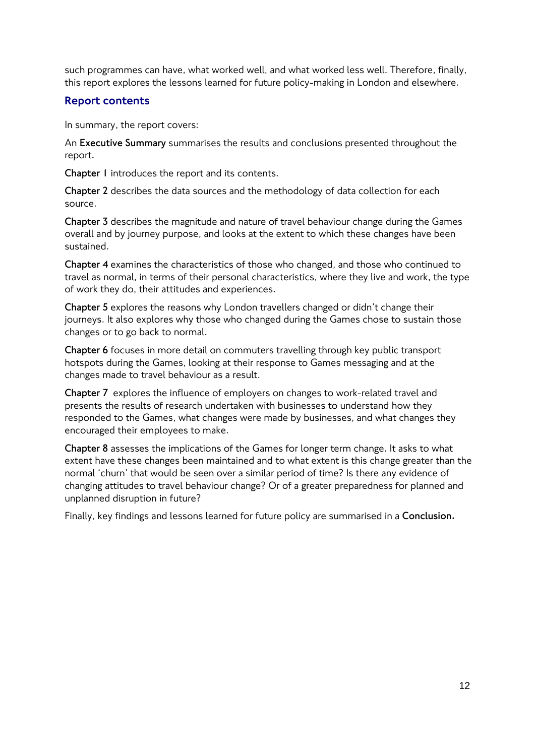such programmes can have, what worked well, and what worked less well. Therefore, finally, this report explores the lessons learned for future policy-making in London and elsewhere.

## Report contents

In summary, the report covers:

An **Executive Summary** summarises the results and conclusions presented throughout the report.

**Chapter 1** introduces the report and its contents.

**Chapter 2** describes the data sources and the methodology of data collection for each source.

**Chapter 3** describes the magnitude and nature of travel behaviour change during the Games overall and by journey purpose, and looks at the extent to which these changes have been sustained.

**Chapter 4** examines the characteristics of those who changed, and those who continued to travel as normal, in terms of their personal characteristics, where they live and work, the type of work they do, their attitudes and experiences.

**Chapter 5** explores the reasons why London travellers changed or didn't change their journeys. It also explores why those who changed during the Games chose to sustain those changes or to go back to normal.

**Chapter 6** focuses in more detail on commuters travelling through key public transport hotspots during the Games, looking at their response to Games messaging and at the changes made to travel behaviour as a result.

**Chapter 7** explores the influence of employers on changes to work-related travel and presents the results of research undertaken with businesses to understand how they responded to the Games, what changes were made by businesses, and what changes they encouraged their employees to make.

**Chapter 8** assesses the implications of the Games for longer term change. It asks to what extent have these changes been maintained and to what extent is this change greater than the normal 'churn' that would be seen over a similar period of time? Is there any evidence of changing attitudes to travel behaviour change? Or of a greater preparedness for planned and unplanned disruption in future?

Finally, key findings and lessons learned for future policy are summarised in a **Conclusion.**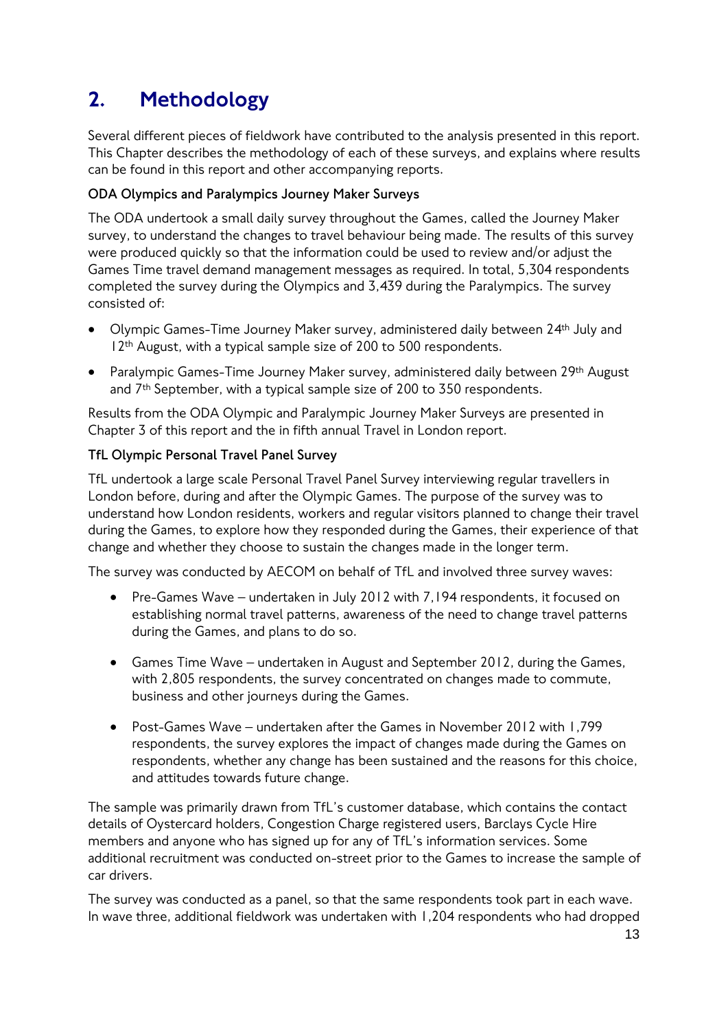# 2. Methodology

Several different pieces of fieldwork have contributed to the analysis presented in this report. This Chapter describes the methodology of each of these surveys, and explains where results can be found in this report and other accompanying reports.

**ODA Olympics and Paralympics Journey Maker Surveys**

The ODA undertook a small daily survey throughout the Games, called the Journey Maker survey, to understand the changes to travel behaviour being made. The results of this survey were produced quickly so that the information could be used to review and/or adjust the Games Time travel demand management messages as required. In total, 5,304 respondents completed the survey during the Olympics and 3,439 during the Paralympics. The survey consisted of:

- Olympic Games-Time Journey Maker survey, administered daily between 24th July and 12th August, with a typical sample size of 200 to 500 respondents.
- Paralympic Games-Time Journey Maker survey, administered daily between 29th August and 7th September, with a typical sample size of 200 to 350 respondents.

Results from the ODA Olympic and Paralympic Journey Maker Surveys are presented in Chapter 3 of this report and the in fifth annual Travel in London report.

**TfL Olympic Personal Travel Panel Survey**

TfL undertook a large scale Personal Travel Panel Survey interviewing regular travellers in London before, during and after the Olympic Games. The purpose of the survey was to understand how London residents, workers and regular visitors planned to change their travel during the Games, to explore how they responded during the Games, their experience of that change and whether they choose to sustain the changes made in the longer term.

The survey was conducted by AECOM on behalf of TfL and involved three survey waves:

- Pre-Games Wave – undertaken in July 2012 with 7,194 respondents, it focused on establishing normal travel patterns, awareness of the need to change travel patterns during the Games, and plans to do so.
- Games Time Wave – undertaken in August and September 2012, during the Games, with 2,805 respondents, the survey concentrated on changes made to commute, business and other journeys during the Games.
- Post-Games Wave – undertaken after the Games in November 2012 with 1,799 respondents, the survey explores the impact of changes made during the Games on respondents, whether any change has been sustained and the reasons for this choice, and attitudes towards future change.

The sample was primarily drawn from TfL's customer database, which contains the contact details of Oystercard holders, Congestion Charge registered users, Barclays Cycle Hire members and anyone who has signed up for any of TfL's information services. Some additional recruitment was conducted on-street prior to the Games to increase the sample of car drivers.

The survey was conducted as a panel, so that the same respondents took part in each wave. In wave three, additional fieldwork was undertaken with 1,204 respondents who had dropped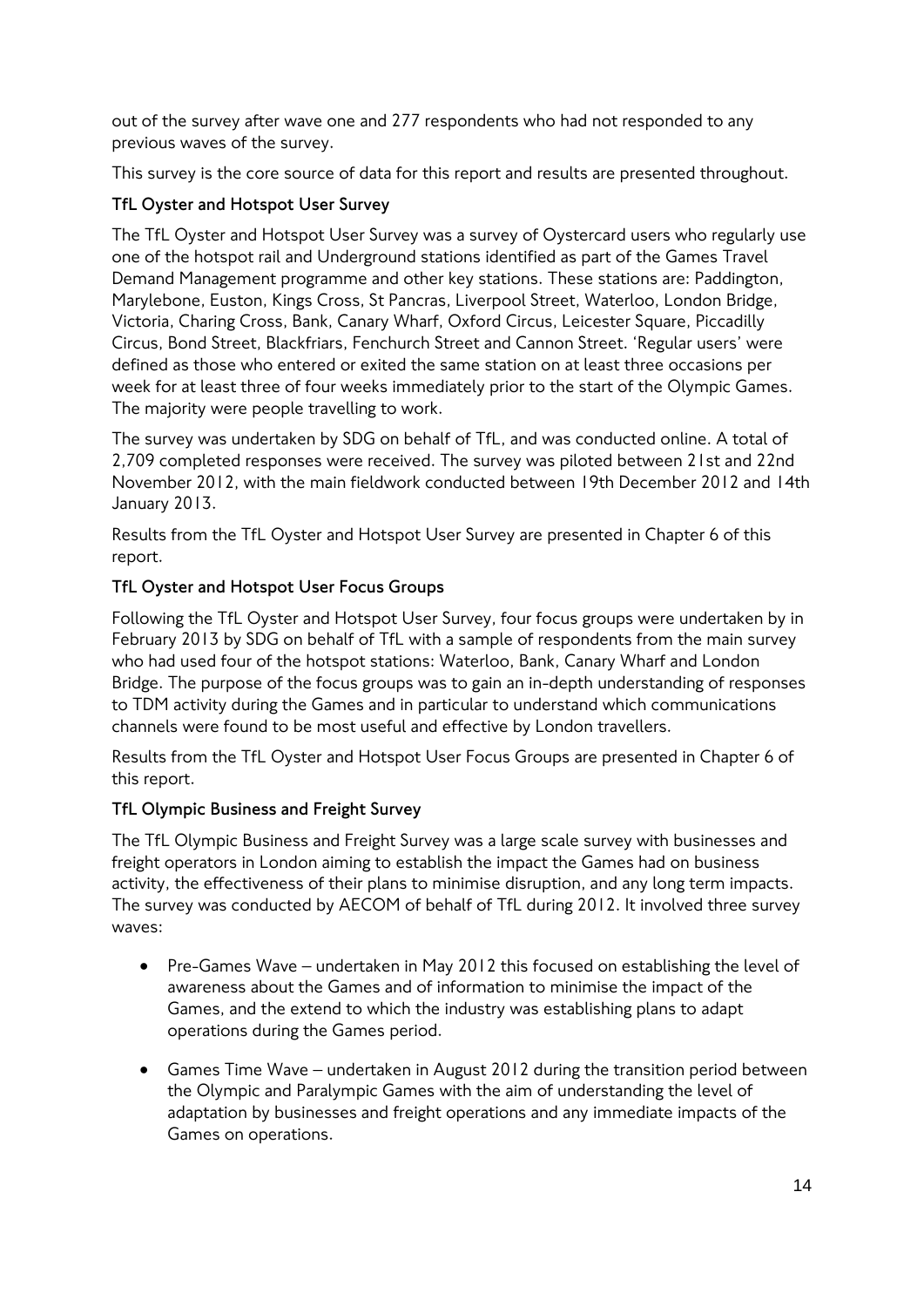out of the survey after wave one and 277 respondents who had not responded to any previous waves of the survey.

This survey is the core source of data for this report and results are presented throughout.

### TfL Oyster and Hotspot User Survey

The TfL Oyster and Hotspot User Survey was a survey of Oystercard users who regularly use one of the hotspot rail and Underground stations identified as part of the Games Travel Demand Management programme and other key stations. These stations are: Paddington, Marylebone, Euston, Kings Cross, St Pancras, Liverpool Street, Waterloo, London Bridge, Victoria, Charing Cross, Bank, Canary Wharf, Oxford Circus, Leicester Square, Piccadilly Circus, Bond Street, Blackfriars, Fenchurch Street and Cannon Street. 'Regular users' were defined as those who entered or exited the same station on at least three occasions per week for at least three of four weeks immediately prior to the start of the Olympic Games. The majority were people travelling to work.

The survey was undertaken by SDG on behalf of TfL, and was conducted online. A total of 2,709 completed responses were received. The survey was piloted between 21st and 22nd November 2012, with the main fieldwork conducted between 19th December 2012 and 14th January 2013.

Results from the TfL Oyster and Hotspot User Survey are presented in Chapter 6 of this report.

### TfL Oyster and Hotspot User Focus Groups

Following the TfL Oyster and Hotspot User Survey, four focus groups were undertaken by in February 2013 by SDG on behalf of TfL with a sample of respondents from the main survey who had used four of the hotspot stations: Waterloo, Bank, Canary Wharf and London Bridge. The purpose of the focus groups was to gain an in-depth understanding of responses to TDM activity during the Games and in particular to understand which communications channels were found to be most useful and effective by London travellers.

Results from the TfL Oyster and Hotspot User Focus Groups are presented in Chapter 6 of this report.

### TfL Olympic Business and Freight Survey

The TfL Olympic Business and Freight Survey was a large scale survey with businesses and freight operators in London aiming to establish the impact the Games had on business activity, the effectiveness of their plans to minimise disruption, and any long term impacts. The survey was conducted by AECOM of behalf of TfL during 2012. It involved three survey waves:

- Pre-Games Wave – undertaken in May 2012 this focused on establishing the level of awareness about the Games and of information to minimise the impact of the Games, and the extend to which the industry was establishing plans to adapt operations during the Games period.
- Games Time Wave – undertaken in August 2012 during the transition period between the Olympic and Paralympic Games with the aim of understanding the level of adaptation by businesses and freight operations and any immediate impacts of the Games on operations.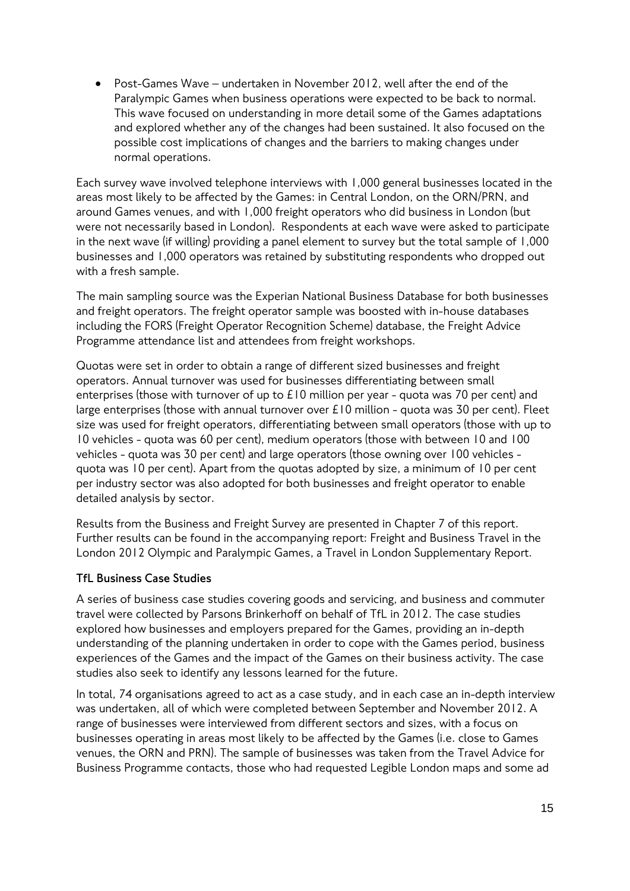- Post-Games Wave – undertaken in November 2012, well after the end of the Paralympic Games when business operations were expected to be back to normal. This wave focused on understanding in more detail some of the Games adaptations and explored whether any of the changes had been sustained. It also focused on the possible cost implications of changes and the barriers to making changes under normal operations.

Each survey wave involved telephone interviews with 1,000 general businesses located in the areas most likely to be affected by the Games: in Central London, on the ORN/PRN, and around Games venues, and with 1,000 freight operators who did business in London (but were not necessarily based in London). Respondents at each wave were asked to participate in the next wave (if willing) providing a panel element to survey but the total sample of 1,000 businesses and 1,000 operators was retained by substituting respondents who dropped out with a fresh sample.

The main sampling source was the Experian National Business Database for both businesses and freight operators. The freight operator sample was boosted with in-house databases including the FORS (Freight Operator Recognition Scheme) database, the Freight Advice Programme attendance list and attendees from freight workshops.

Quotas were set in order to obtain a range of different sized businesses and freight operators. Annual turnover was used for businesses differentiating between small enterprises (those with turnover of up to £10 million per year - quota was 70 per cent) and large enterprises (those with annual turnover over £10 million - quota was 30 per cent). Fleet size was used for freight operators, differentiating between small operators (those with up to 10 vehicles - quota was 60 per cent), medium operators (those with between 10 and 100 vehicles - quota was 30 per cent) and large operators (those owning over 100 vehicles - quota was 10 per cent). Apart from the quotas adopted by size, a minimum of 10 per cent per industry sector was also adopted for both businesses and freight operator to enable detailed analysis by sector.

Results from the Business and Freight Survey are presented in Chapter 7 of this report. Further results can be found in the accompanying report: Freight and Business Travel in the London 2012 Olympic and Paralympic Games, a Travel in London Supplementary Report.

**TfL Business Case Studies**

A series of business case studies covering goods and servicing, and business and commuter travel were collected by Parsons Brinkerhoff on behalf of TfL in 2012. The case studies explored how businesses and employers prepared for the Games, providing an in-depth understanding of the planning undertaken in order to cope with the Games period, business experiences of the Games and the impact of the Games on their business activity. The case studies also seek to identify any lessons learned for the future.

In total, 74 organisations agreed to act as a case study, and in each case an in-depth interview was undertaken, all of which were completed between September and November 2012. A range of businesses were interviewed from different sectors and sizes, with a focus on businesses operating in areas most likely to be affected by the Games (i.e. close to Games venues, the ORN and PRN). The sample of businesses was taken from the Travel Advice for Business Programme contacts, those who had requested Legible London maps and some ad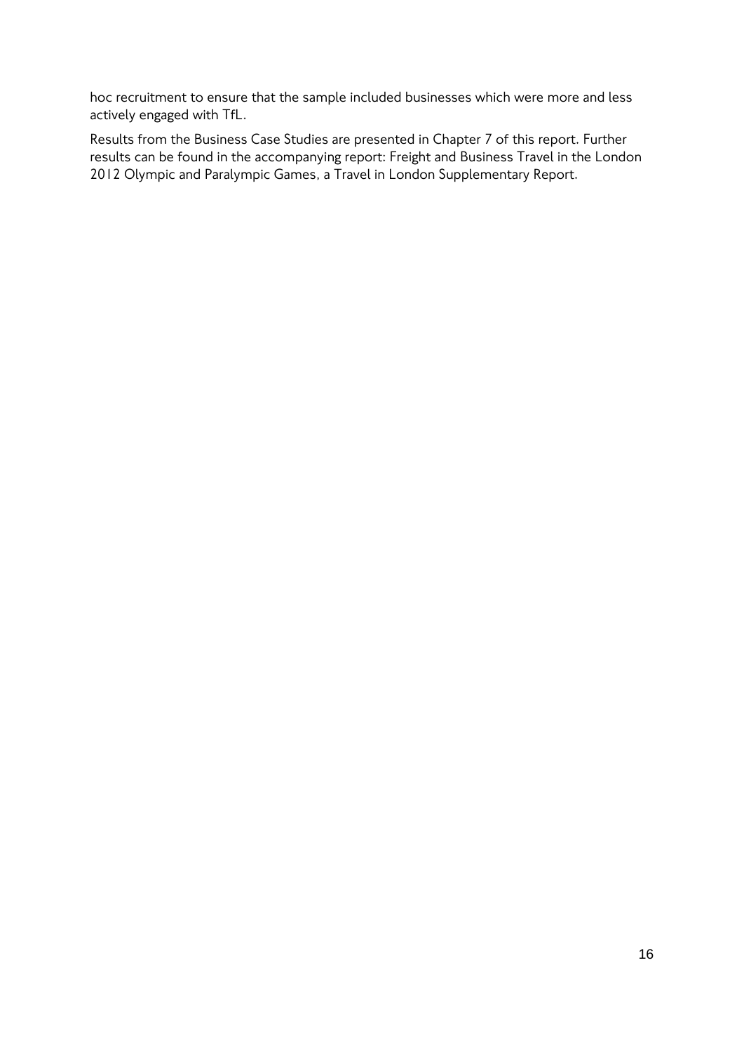hoc recruitment to ensure that the sample included businesses which were more and less actively engaged with TfL.

Results from the Business Case Studies are presented in Chapter 7 of this report. Further results can be found in the accompanying report: Freight and Business Travel in the London 2012 Olympic and Paralympic Games, a Travel in London Supplementary Report.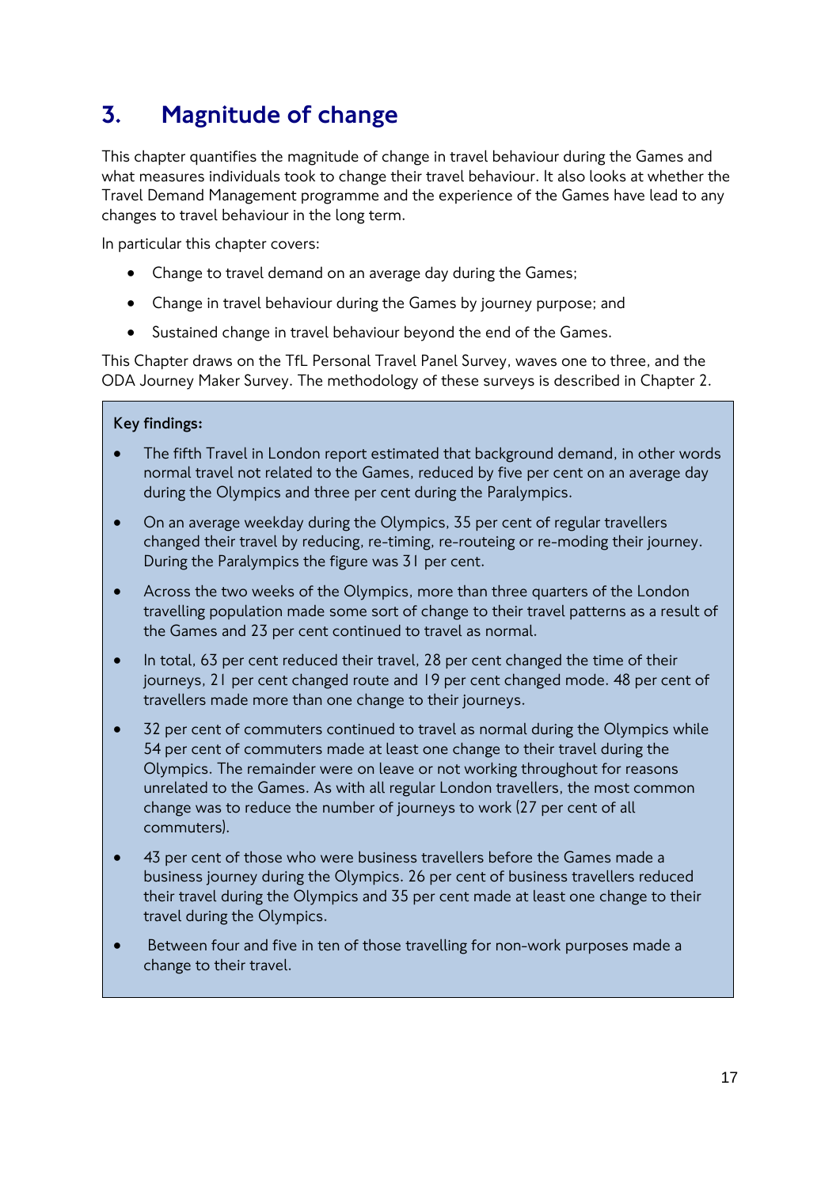# 3. Magnitude of change

This chapter quantifies the magnitude of change in travel behaviour during the Games and what measures individuals took to change their travel behaviour. It also looks at whether the Travel Demand Management programme and the experience of the Games have lead to any changes to travel behaviour in the long term.

In particular this chapter covers:

- Change to travel demand on an average day during the Games;
- Change in travel behaviour during the Games by journey purpose; and
- Sustained change in travel behaviour beyond the end of the Games.

This Chapter draws on the TfL Personal Travel Panel Survey, waves one to three, and the ODA Journey Maker Survey. The methodology of these surveys is described in Chapter 2.

**Key findings:**

- The fifth Travel in London report estimated that background demand, in other words normal travel not related to the Games, reduced by five per cent on an average day during the Olympics and three per cent during the Paralympics.
- On an average weekday during the Olympics, 35 per cent of regular travellers changed their travel by reducing, re-timing, re-routeing or re-moding their journey. During the Paralympics the figure was 31 per cent.
- Across the two weeks of the Olympics, more than three quarters of the London travelling population made some sort of change to their travel patterns as a result of the Games and 23 per cent continued to travel as normal.
- In total, 63 per cent reduced their travel, 28 per cent changed the time of their journeys, 21 per cent changed route and 19 per cent changed mode. 48 per cent of travellers made more than one change to their journeys.
- 32 per cent of commuters continued to travel as normal during the Olympics while 54 per cent of commuters made at least one change to their travel during the Olympics. The remainder were on leave or not working throughout for reasons unrelated to the Games. As with all regular London travellers, the most common change was to reduce the number of journeys to work (27 per cent of all commuters).
- 43 per cent of those who were business travellers before the Games made a business journey during the Olympics. 26 per cent of business travellers reduced their travel during the Olympics and 35 per cent made at least one change to their travel during the Olympics.
- Between four and five in ten of those travelling for non-work purposes made a change to their travel.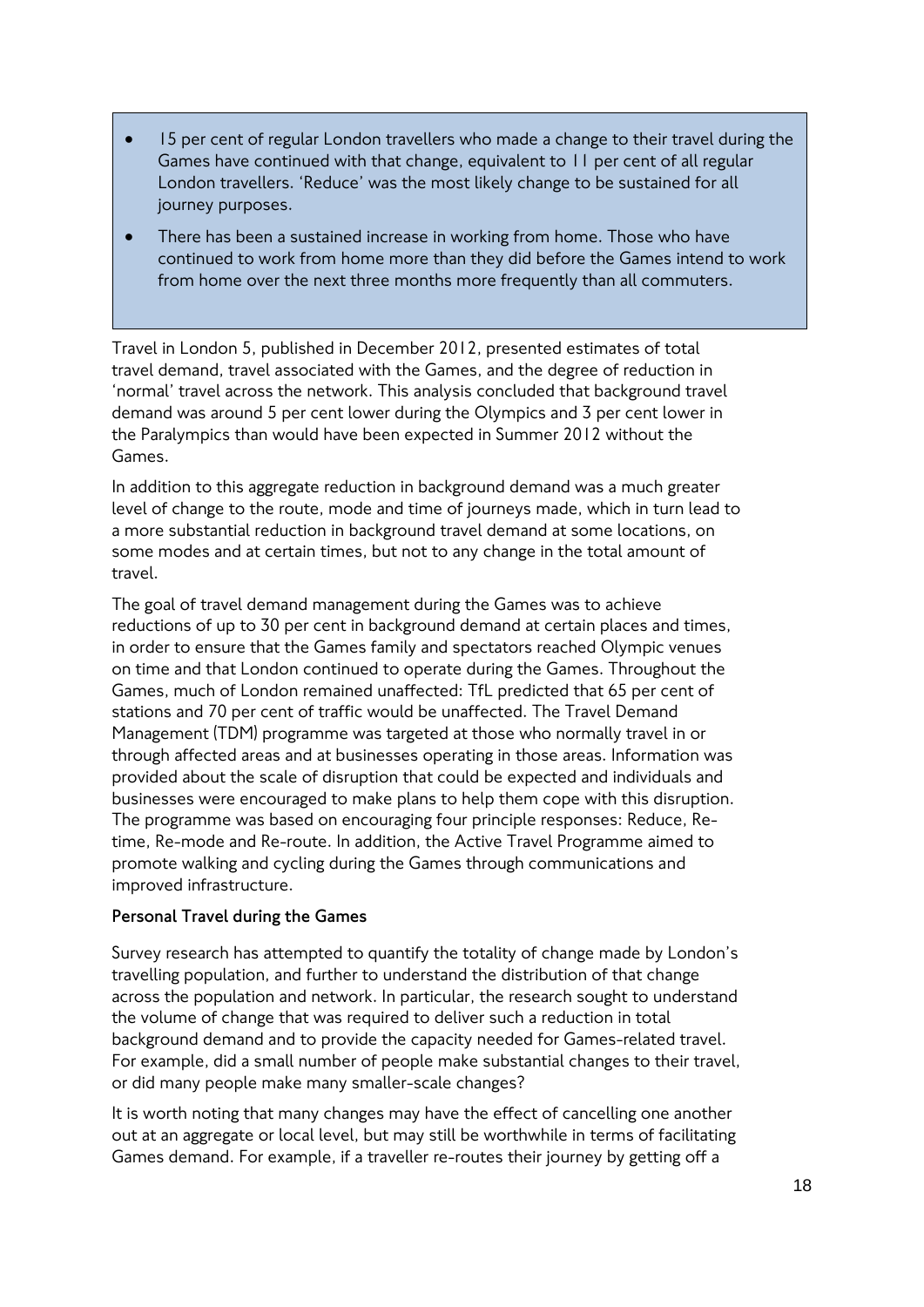- 15 per cent of regular London travellers who made a change to their travel during the Games have continued with that change, equivalent to 11 per cent of all regular London travellers. 'Reduce' was the most likely change to be sustained for all journey purposes.
- There has been a sustained increase in working from home. Those who have continued to work from home more than they did before the Games intend to work from home over the next three months more frequently than all commuters.

Travel in London 5, published in December 2012, presented estimates of total travel demand, travel associated with the Games, and the degree of reduction in 'normal' travel across the network. This analysis concluded that background travel demand was around 5 per cent lower during the Olympics and 3 per cent lower in the Paralympics than would have been expected in Summer 2012 without the Games.

In addition to this aggregate reduction in background demand was a much greater level of change to the route, mode and time of journeys made, which in turn lead to a more substantial reduction in background travel demand at some locations, on some modes and at certain times, but not to any change in the total amount of travel.

The goal of travel demand management during the Games was to achieve reductions of up to 30 per cent in background demand at certain places and times, in order to ensure that the Games family and spectators reached Olympic venues on time and that London continued to operate during the Games. Throughout the Games, much of London remained unaffected: TfL predicted that 65 per cent of stations and 70 per cent of traffic would be unaffected. The Travel Demand Management (TDM) programme was targeted at those who normally travel in or through affected areas and at businesses operating in those areas. Information was provided about the scale of disruption that could be expected and individuals and businesses were encouraged to make plans to help them cope with this disruption. The programme was based on encouraging four principle responses: Reduce, Re-time, Re-mode and Re-route. In addition, the Active Travel Programme aimed to promote walking and cycling during the Games through communications and improved infrastructure.

**Personal Travel during the Games**

Survey research has attempted to quantify the totality of change made by London's travelling population, and further to understand the distribution of that change across the population and network. In particular, the research sought to understand the volume of change that was required to deliver such a reduction in total background demand and to provide the capacity needed for Games-related travel. For example, did a small number of people make substantial changes to their travel, or did many people make many smaller-scale changes?

It is worth noting that many changes may have the effect of cancelling one another out at an aggregate or local level, but may still be worthwhile in terms of facilitating Games demand. For example, if a traveller re-routes their journey by getting off a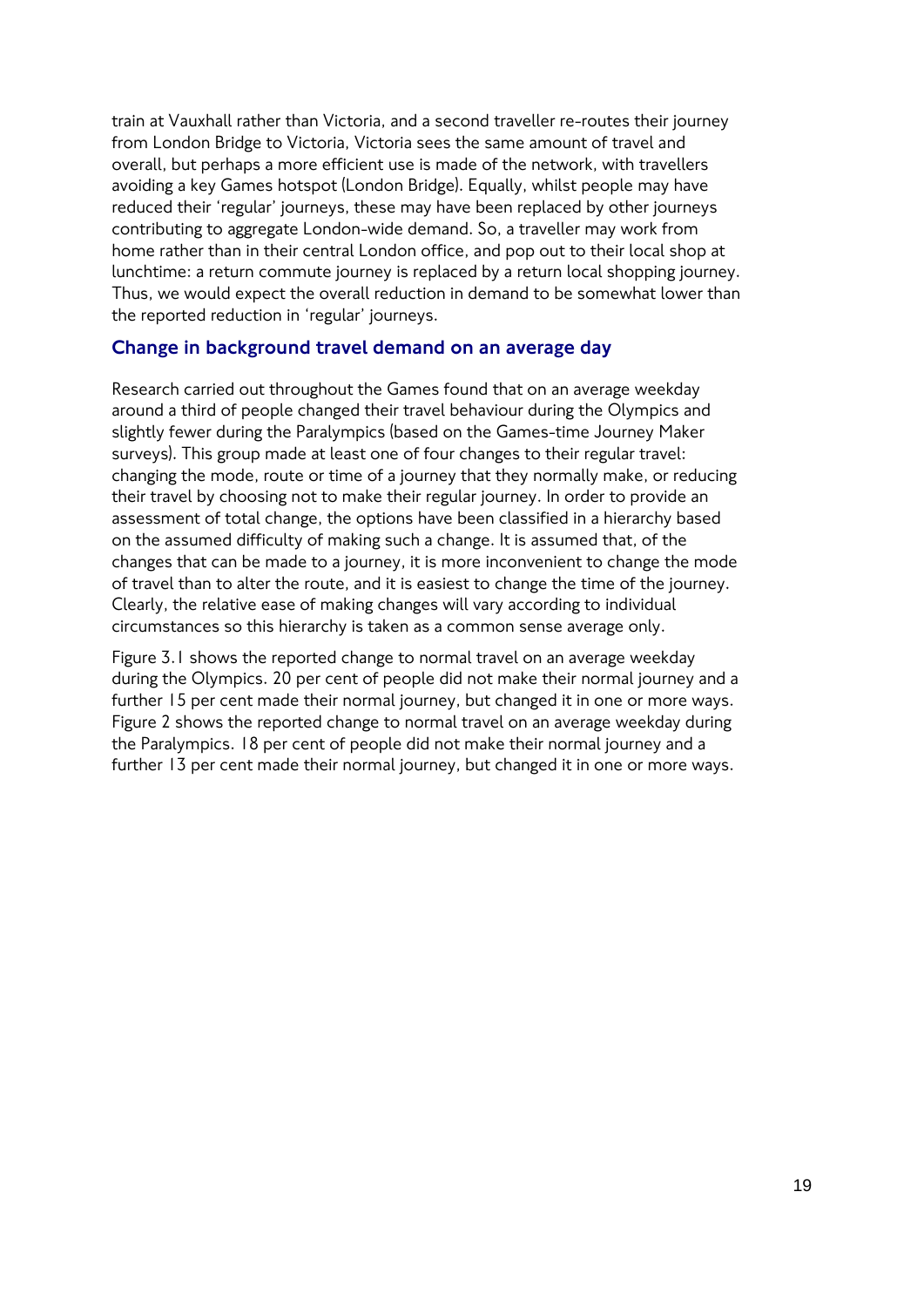train at Vauxhall rather than Victoria, and a second traveller re-routes their journey from London Bridge to Victoria, Victoria sees the same amount of travel and overall, but perhaps a more efficient use is made of the network, with travellers avoiding a key Games hotspot (London Bridge). Equally, whilst people may have reduced their 'regular' journeys, these may have been replaced by other journeys contributing to aggregate London-wide demand. So, a traveller may work from home rather than in their central London office, and pop out to their local shop at lunchtime: a return commute journey is replaced by a return local shopping journey. Thus, we would expect the overall reduction in demand to be somewhat lower than the reported reduction in 'regular' journeys.

### Change in background travel demand on an average day

Research carried out throughout the Games found that on an average weekday around a third of people changed their travel behaviour during the Olympics and slightly fewer during the Paralympics (based on the Games-time Journey Maker surveys). This group made at least one of four changes to their regular travel: changing the mode, route or time of a journey that they normally make, or reducing their travel by choosing not to make their regular journey. In order to provide an assessment of total change, the options have been classified in a hierarchy based on the assumed difficulty of making such a change. It is assumed that, of the changes that can be made to a journey, it is more inconvenient to change the mode of travel than to alter the route, and it is easiest to change the time of the journey. Clearly, the relative ease of making changes will vary according to individual circumstances so this hierarchy is taken as a common sense average only.

Figure 3.1 shows the reported change to normal travel on an average weekday during the Olympics. 20 per cent of people did not make their normal journey and a further 15 per cent made their normal journey, but changed it in one or more ways. Figure 2 shows the reported change to normal travel on an average weekday during the Paralympics. 18 per cent of people did not make their normal journey and a further 13 per cent made their normal journey, but changed it in one or more ways.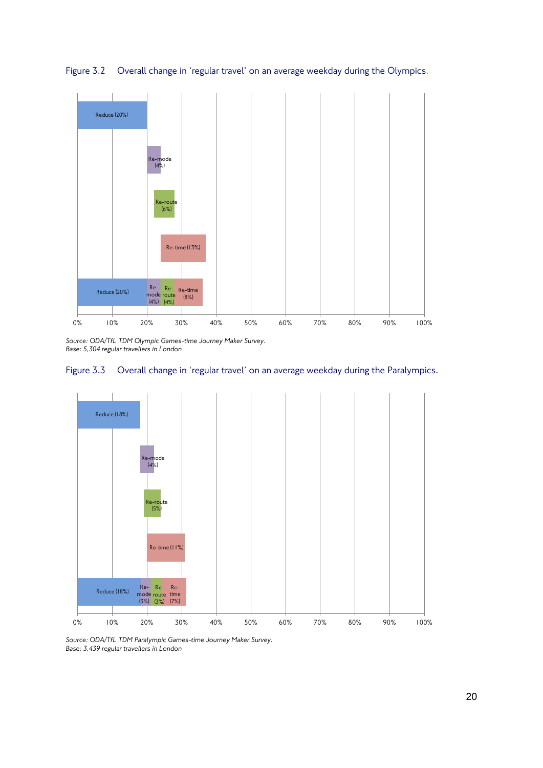Figure 3.2 Overall change in 'regular travel' on an average weekday during the Olympics.

| Change | Start | Value |
|---|---|---|
| Reduce | 0% | 20% |
| Re-mode | 20% | 4% |
| Re-route | 22% | 6% |
| Re-time | 24% | 13% |
| Total: Reduce (20%), Re-mode (4%), Re-route (4%), Re-time (8%) | 0% | 36% |

*Source: ODA/TfL TDM Olympic Games-time Journey Maker Survey.*
*Base: 5,304 regular travellers in London*

Figure 3.3 Overall change in 'regular travel' on an average weekday during the Paralympics.

| Change | Start | Value |
|---|---|---|
| Reduce | 0% | 18% |
| Re-mode | 18% | 4% |
| Re-route | 19% | 5% |
| Re-time | 20% | 11% |
| Total: Reduce (18%), Re-mode (3%), Re-route (3%), Re-time (7%) | 0% | 31% |

*Source: ODA/TfL TDM Paralympic Games-time Journey Maker Survey.*
*Base: 3,439 regular travellers in London*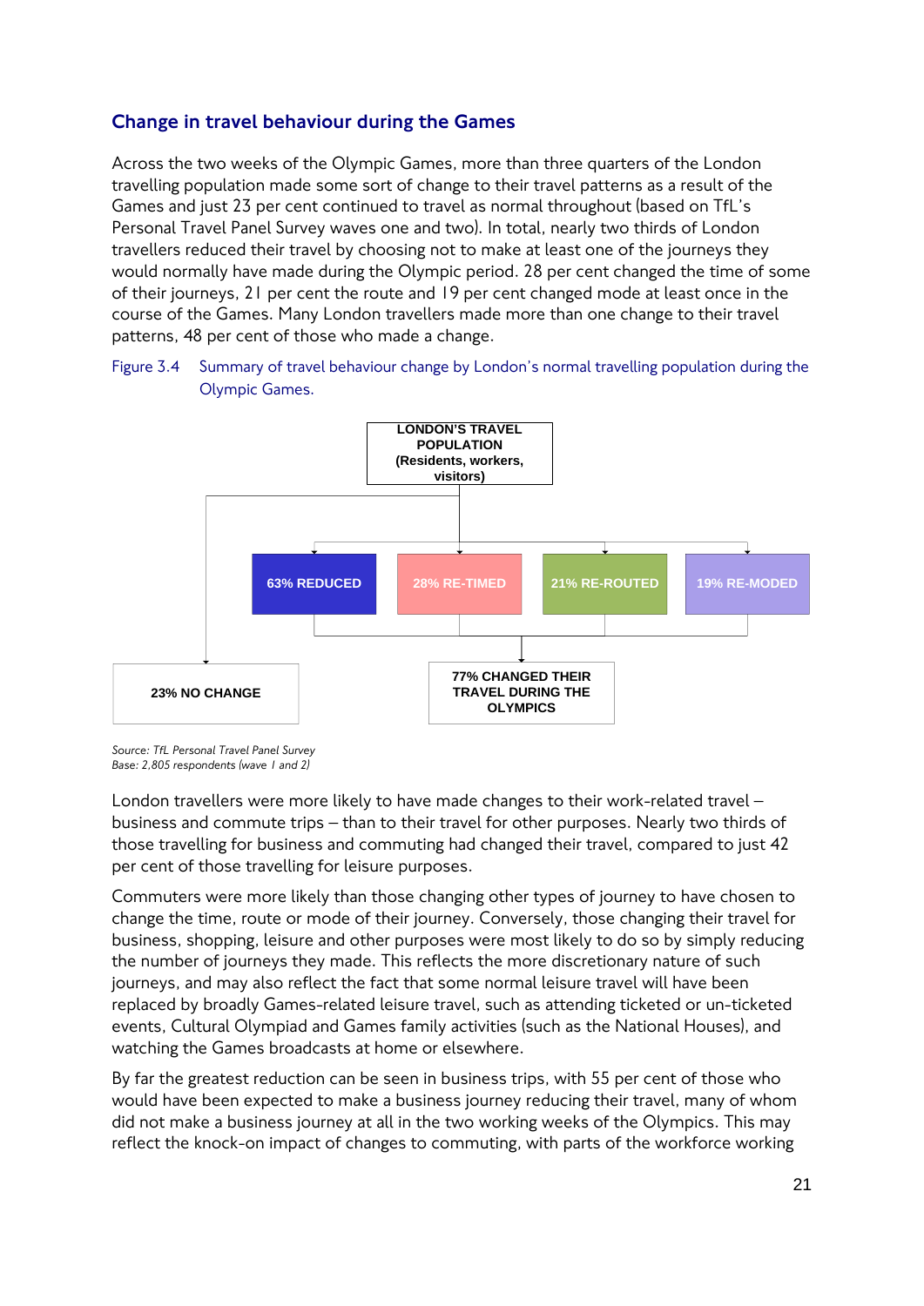## Change in travel behaviour during the Games

Across the two weeks of the Olympic Games, more than three quarters of the London travelling population made some sort of change to their travel patterns as a result of the Games and just 23 per cent continued to travel as normal throughout (based on TfL's Personal Travel Panel Survey waves one and two). In total, nearly two thirds of London travellers reduced their travel by choosing not to make at least one of the journeys they would normally have made during the Olympic period. 28 per cent changed the time of some of their journeys, 21 per cent the route and 19 per cent changed mode at least once in the course of the Games. Many London travellers made more than one change to their travel patterns, 48 per cent of those who made a change.

Figure 3.4 Summary of travel behaviour change by London's normal travelling population during the Olympic Games.

LONDON'S TRAVEL POPULATION (Residents, workers, visitors)

63% REDUCED | 28% RE-TIMED | 21% RE-ROUTED | 19% RE-MODED

23% NO CHANGE

77% CHANGED THEIR TRAVEL DURING THE OLYMPICS

*Source: TfL Personal Travel Panel Survey*
*Base: 2,805 respondents (wave 1 and 2)*

London travellers were more likely to have made changes to their work-related travel – business and commute trips – than to their travel for other purposes. Nearly two thirds of those travelling for business and commuting had changed their travel, compared to just 42 per cent of those travelling for leisure purposes.

Commuters were more likely than those changing other types of journey to have chosen to change the time, route or mode of their journey. Conversely, those changing their travel for business, shopping, leisure and other purposes were most likely to do so by simply reducing the number of journeys they made. This reflects the more discretionary nature of such journeys, and may also reflect the fact that some normal leisure travel will have been replaced by broadly Games-related leisure travel, such as attending ticketed or un-ticketed events, Cultural Olympiad and Games family activities (such as the National Houses), and watching the Games broadcasts at home or elsewhere.

By far the greatest reduction can be seen in business trips, with 55 per cent of those who would have been expected to make a business journey reducing their travel, many of whom did not make a business journey at all in the two working weeks of the Olympics. This may reflect the knock-on impact of changes to commuting, with parts of the workforce working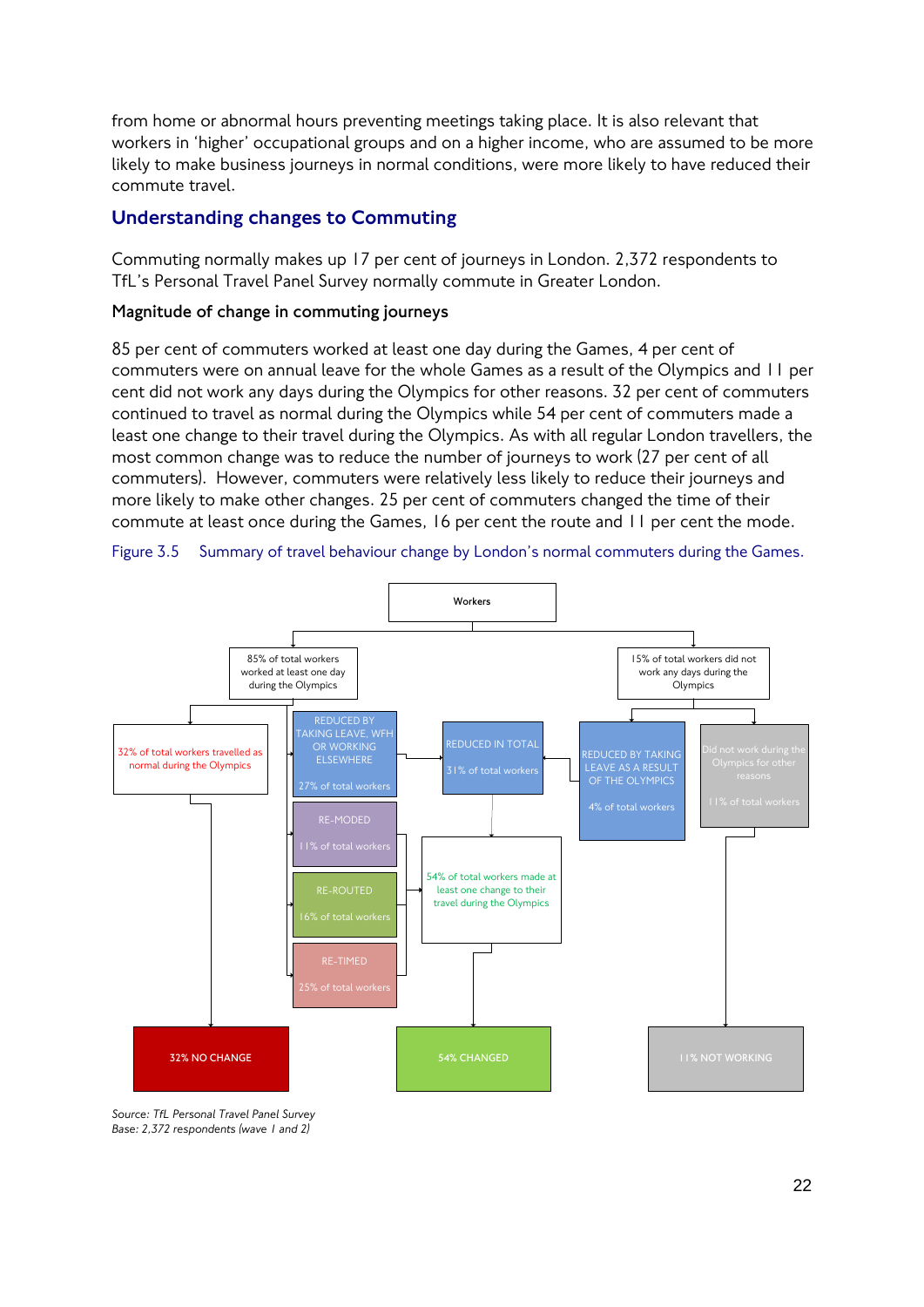from home or abnormal hours preventing meetings taking place. It is also relevant that workers in 'higher' occupational groups and on a higher income, who are assumed to be more likely to make business journeys in normal conditions, were more likely to have reduced their commute travel.

## Understanding changes to Commuting

Commuting normally makes up 17 per cent of journeys in London. 2,372 respondents to TfL's Personal Travel Panel Survey normally commute in Greater London.

### Magnitude of change in commuting journeys

85 per cent of commuters worked at least one day during the Games, 4 per cent of commuters were on annual leave for the whole Games as a result of the Olympics and 11 per cent did not work any days during the Olympics for other reasons. 32 per cent of commuters continued to travel as normal during the Olympics while 54 per cent of commuters made a least one change to their travel during the Olympics. As with all regular London travellers, the most common change was to reduce the number of journeys to work (27 per cent of all commuters). However, commuters were relatively less likely to reduce their journeys and more likely to make other changes. 25 per cent of commuters changed the time of their commute at least once during the Games, 16 per cent the route and 11 per cent the mode.

Figure 3.5 Summary of travel behaviour change by London's normal commuters during the Games.

Workers

- 85% of total workers worked at least one day during the Olympics
  - 32% of total workers travelled as normal during the Olympics → 32% NO CHANGE
  - REDUCED BY TAKING LEAVE, WFH OR WORKING ELSEWHERE – 27% of total workers
  - RE-MODED – 11% of total workers
  - RE-ROUTED – 16% of total workers
  - RE-TIMED – 25% of total workers
- 15% of total workers did not work any days during the Olympics
  - REDUCED BY TAKING LEAVE AS A RESULT OF THE OLYMPICS – 4% of total workers
  - Did not work during the Olympics for other reasons – 11% of total workers → 11% NOT WORKING

REDUCED IN TOTAL – 31% of total workers

54% of total workers made at least one change to their travel during the Olympics → 54% CHANGED

*Source: TfL Personal Travel Panel Survey*
*Base: 2,372 respondents (wave 1 and 2)*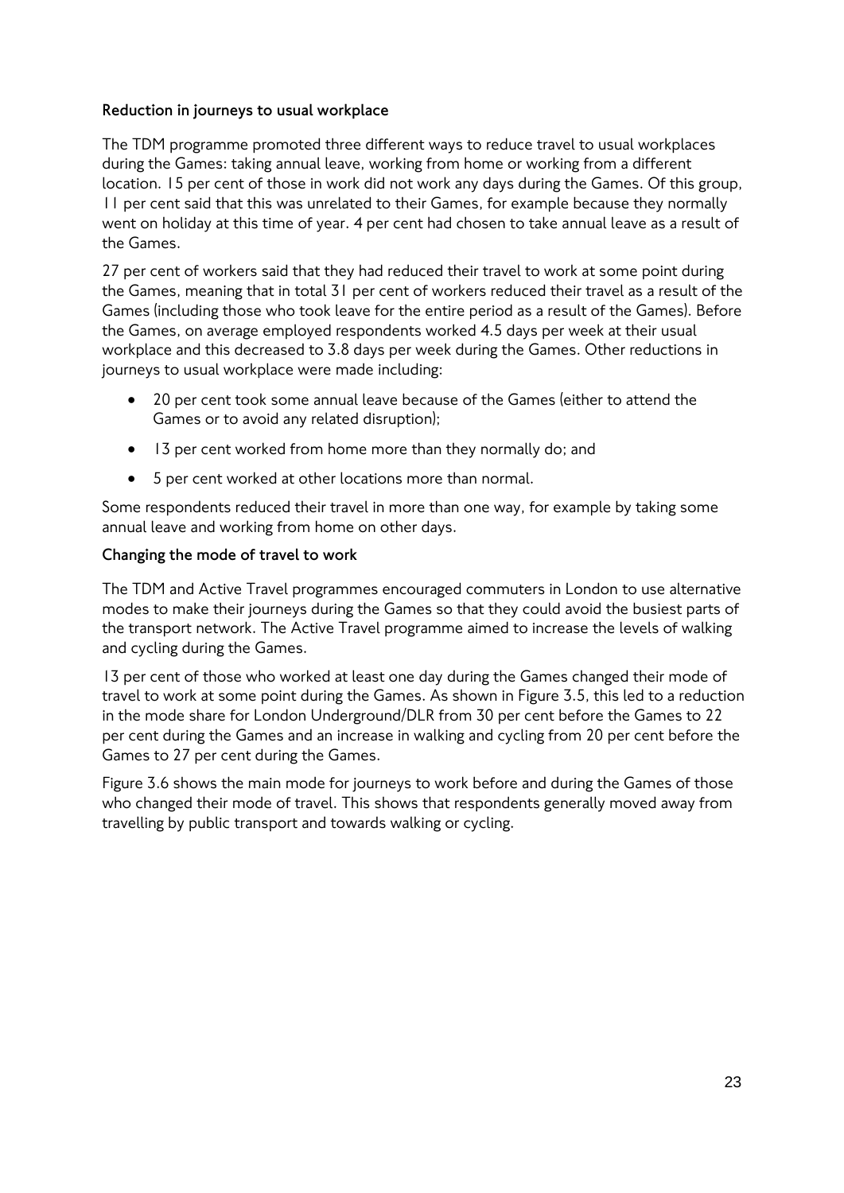**Reduction in journeys to usual workplace**

The TDM programme promoted three different ways to reduce travel to usual workplaces during the Games: taking annual leave, working from home or working from a different location. 15 per cent of those in work did not work any days during the Games. Of this group, 11 per cent said that this was unrelated to their Games, for example because they normally went on holiday at this time of year. 4 per cent had chosen to take annual leave as a result of the Games.

27 per cent of workers said that they had reduced their travel to work at some point during the Games, meaning that in total 31 per cent of workers reduced their travel as a result of the Games (including those who took leave for the entire period as a result of the Games). Before the Games, on average employed respondents worked 4.5 days per week at their usual workplace and this decreased to 3.8 days per week during the Games. Other reductions in journeys to usual workplace were made including:

- 20 per cent took some annual leave because of the Games (either to attend the Games or to avoid any related disruption);
- 13 per cent worked from home more than they normally do; and
- 5 per cent worked at other locations more than normal.

Some respondents reduced their travel in more than one way, for example by taking some annual leave and working from home on other days.

**Changing the mode of travel to work**

The TDM and Active Travel programmes encouraged commuters in London to use alternative modes to make their journeys during the Games so that they could avoid the busiest parts of the transport network. The Active Travel programme aimed to increase the levels of walking and cycling during the Games.

13 per cent of those who worked at least one day during the Games changed their mode of travel to work at some point during the Games. As shown in Figure 3.5, this led to a reduction in the mode share for London Underground/DLR from 30 per cent before the Games to 22 per cent during the Games and an increase in walking and cycling from 20 per cent before the Games to 27 per cent during the Games.

Figure 3.6 shows the main mode for journeys to work before and during the Games of those who changed their mode of travel. This shows that respondents generally moved away from travelling by public transport and towards walking or cycling.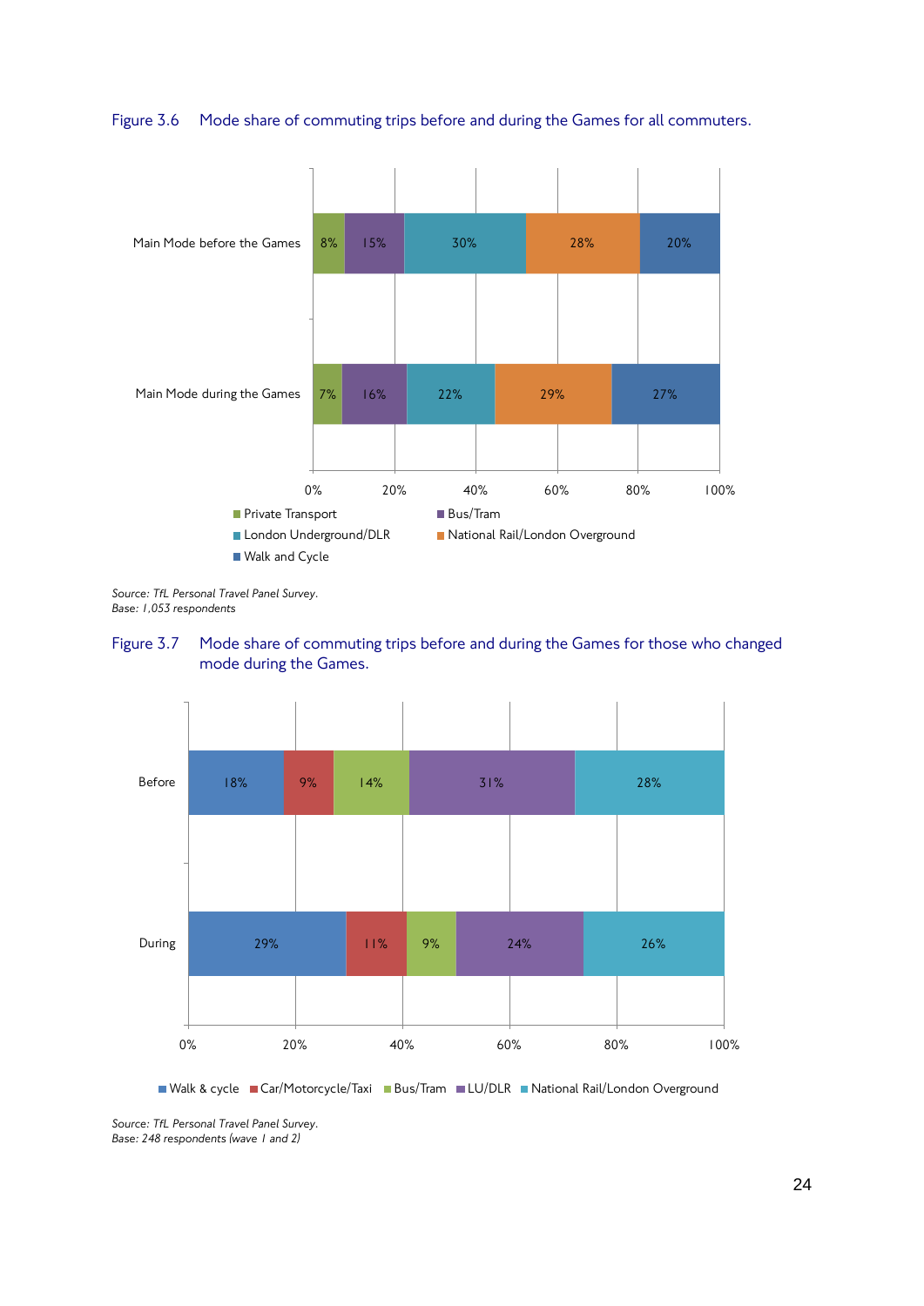Figure 3.6 Mode share of commuting trips before and during the Games for all commuters.

| | Private Transport | Bus/Tram | London Underground/DLR | National Rail/London Overground | Walk and Cycle |
|---|---|---|---|---|---|
| Main Mode before the Games | 8% | 15% | 30% | 28% | 20% |
| Main Mode during the Games | 7% | 16% | 22% | 29% | 27% |

*Source: TfL Personal Travel Panel Survey.*
*Base: 1,053 respondents*

Figure 3.7 Mode share of commuting trips before and during the Games for those who changed mode during the Games.

| | Walk & cycle | Car/Motorcycle/Taxi | Bus/Tram | LU/DLR | National Rail/London Overground |
|---|---|---|---|---|---|
| Before | 18% | 9% | 14% | 31% | 28% |
| During | 29% | 11% | 9% | 24% | 26% |

*Source: TfL Personal Travel Panel Survey.*
*Base: 248 respondents (wave 1 and 2)*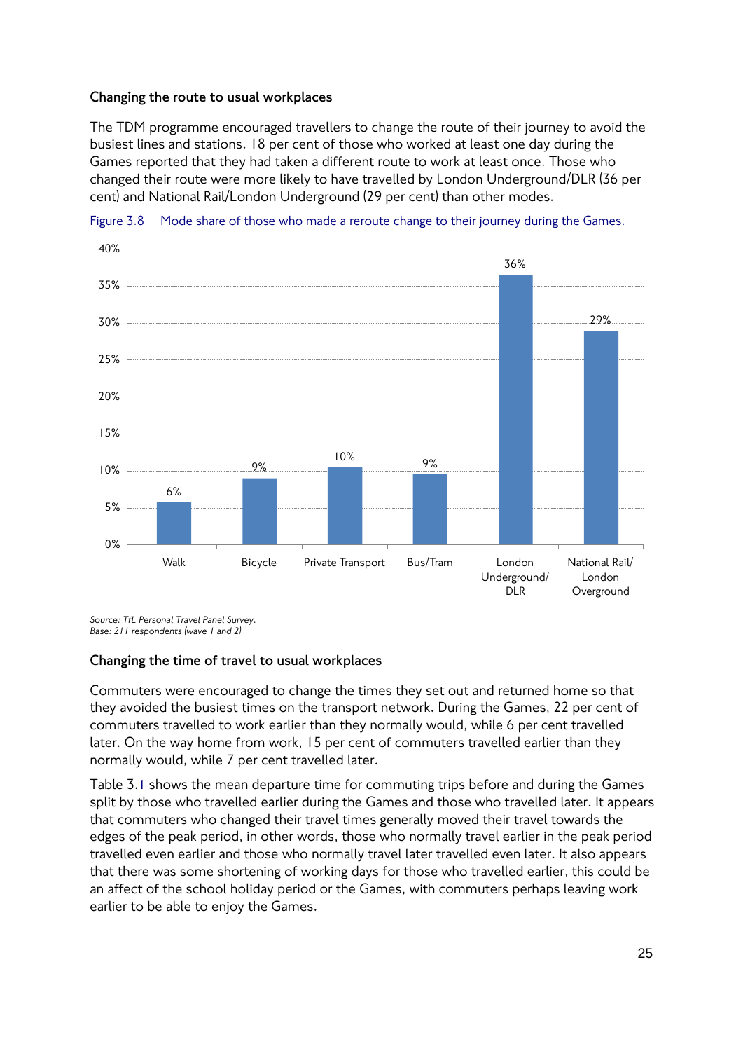### Changing the route to usual workplaces

The TDM programme encouraged travellers to change the route of their journey to avoid the busiest lines and stations. 18 per cent of those who worked at least one day during the Games reported that they had taken a different route to work at least once. Those who changed their route were more likely to have travelled by London Underground/DLR (36 per cent) and National Rail/London Underground (29 per cent) than other modes.

Figure 3.8 Mode share of those who made a reroute change to their journey during the Games.

| Mode | Share |
|---|---|
| Walk | 6% |
| Bicycle | 9% |
| Private Transport | 10% |
| Bus/Tram | 9% |
| London Underground/ DLR | 36% |
| National Rail/ London Overground | 29% |

*Source: TfL Personal Travel Panel Survey.*
*Base: 211 respondents (wave 1 and 2)*

### Changing the time of travel to usual workplaces

Commuters were encouraged to change the times they set out and returned home so that they avoided the busiest times on the transport network. During the Games, 22 per cent of commuters travelled to work earlier than they normally would, while 6 per cent travelled later. On the way home from work, 15 per cent of commuters travelled earlier than they normally would, while 7 per cent travelled later.

Table 3.1 shows the mean departure time for commuting trips before and during the Games split by those who travelled earlier during the Games and those who travelled later. It appears that commuters who changed their travel times generally moved their travel towards the edges of the peak period, in other words, those who normally travel earlier in the peak period travelled even earlier and those who normally travel later travelled even later. It also appears that there was some shortening of working days for those who travelled earlier, this could be an affect of the school holiday period or the Games, with commuters perhaps leaving work earlier to be able to enjoy the Games.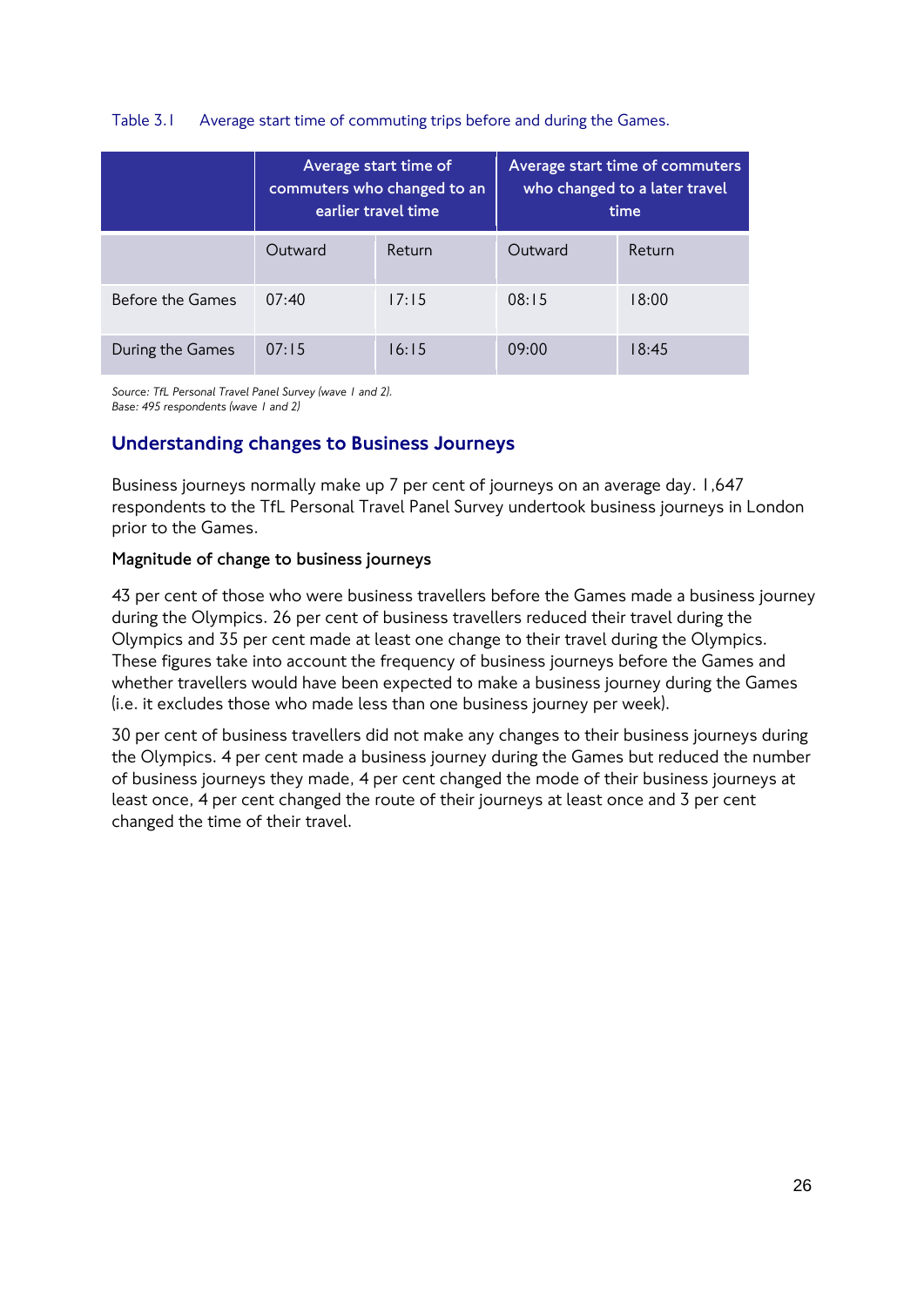Table 3.1 Average start time of commuting trips before and during the Games.

| | Average start time of commuters who changed to an earlier travel time | | Average start time of commuters who changed to a later travel time | |
|---|---|---|---|---|
| | Outward | Return | Outward | Return |
| Before the Games | 07:40 | 17:15 | 08:15 | 18:00 |
| During the Games | 07:15 | 16:15 | 09:00 | 18:45 |

*Source: TfL Personal Travel Panel Survey (wave 1 and 2).*
*Base: 495 respondents (wave 1 and 2)*

## Understanding changes to Business Journeys

Business journeys normally make up 7 per cent of journeys on an average day. 1,647 respondents to the TfL Personal Travel Panel Survey undertook business journeys in London prior to the Games.

### Magnitude of change to business journeys

43 per cent of those who were business travellers before the Games made a business journey during the Olympics. 26 per cent of business travellers reduced their travel during the Olympics and 35 per cent made at least one change to their travel during the Olympics. These figures take into account the frequency of business journeys before the Games and whether travellers would have been expected to make a business journey during the Games (i.e. it excludes those who made less than one business journey per week).

30 per cent of business travellers did not make any changes to their business journeys during the Olympics. 4 per cent made a business journey during the Games but reduced the number of business journeys they made, 4 per cent changed the mode of their business journeys at least once, 4 per cent changed the route of their journeys at least once and 3 per cent changed the time of their travel.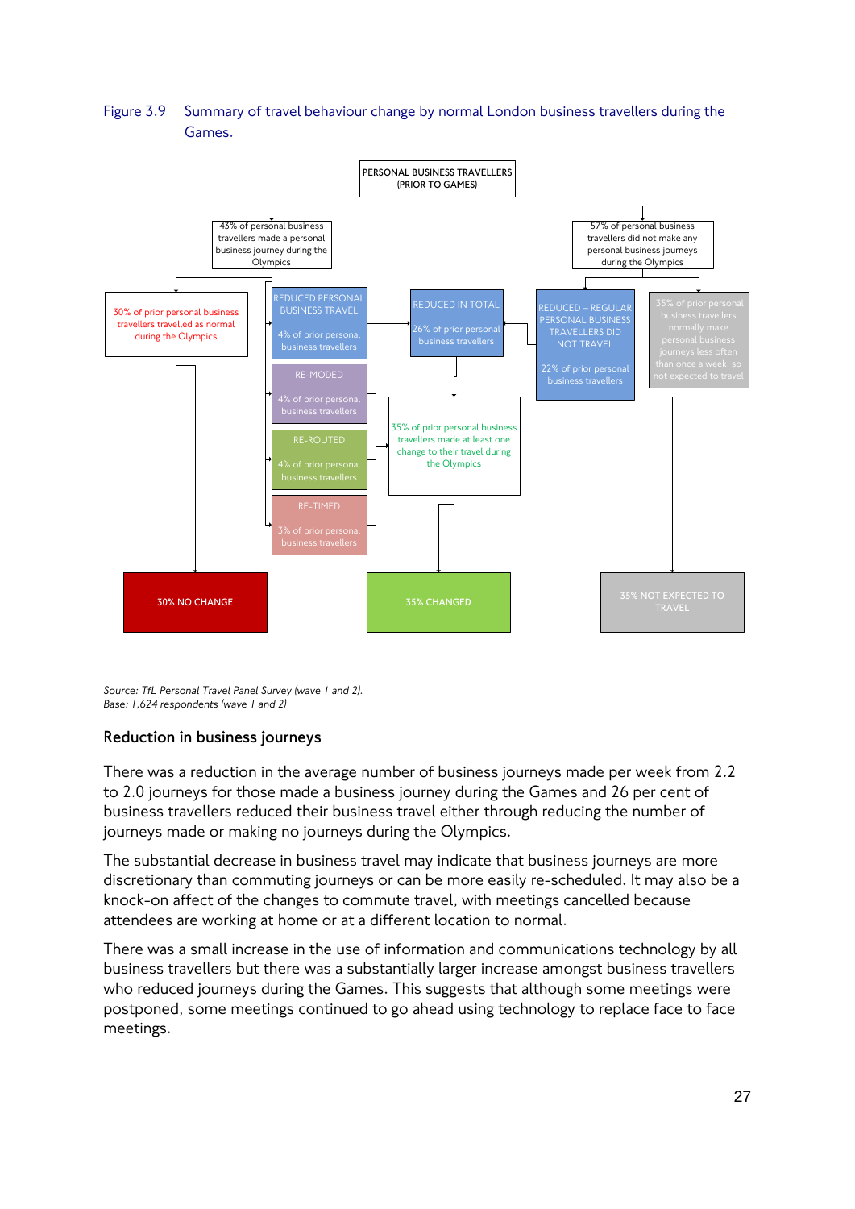Figure 3.9 Summary of travel behaviour change by normal London business travellers during the Games.

PERSONAL BUSINESS TRAVELLERS (PRIOR TO GAMES)

- 43% of personal business travellers made a personal business journey during the Olympics
  - 30% of prior personal business travellers travelled as normal during the Olympics → 30% NO CHANGE
  - REDUCED PERSONAL BUSINESS TRAVEL: 4% of prior personal business travellers
  - RE-MODED: 4% of prior personal business travellers
  - RE-ROUTED: 4% of prior personal business travellers
  - RE-TIMED: 3% of prior personal business travellers
- 57% of personal business travellers did not make any personal business journeys during the Olympics
  - REDUCED – REGULAR PERSONAL BUSINESS TRAVELLERS DID NOT TRAVEL: 22% of prior personal business travellers
  - 35% of prior personal business travellers normally make personal business journeys less often than once a week, so not expected to travel → 35% NOT EXPECTED TO TRAVEL

REDUCED IN TOTAL: 26% of prior personal business travellers

35% of prior personal business travellers made at least one change to their travel during the Olympics → 35% CHANGED

*Source: TfL Personal Travel Panel Survey (wave 1 and 2).*
*Base: 1,624 respondents (wave 1 and 2)*

### Reduction in business journeys

There was a reduction in the average number of business journeys made per week from 2.2 to 2.0 journeys for those made a business journey during the Games and 26 per cent of business travellers reduced their business travel either through reducing the number of journeys made or making no journeys during the Olympics.

The substantial decrease in business travel may indicate that business journeys are more discretionary than commuting journeys or can be more easily re-scheduled. It may also be a knock-on affect of the changes to commute travel, with meetings cancelled because attendees are working at home or at a different location to normal.

There was a small increase in the use of information and communications technology by all business travellers but there was a substantially larger increase amongst business travellers who reduced journeys during the Games. This suggests that although some meetings were postponed, some meetings continued to go ahead using technology to replace face to face meetings.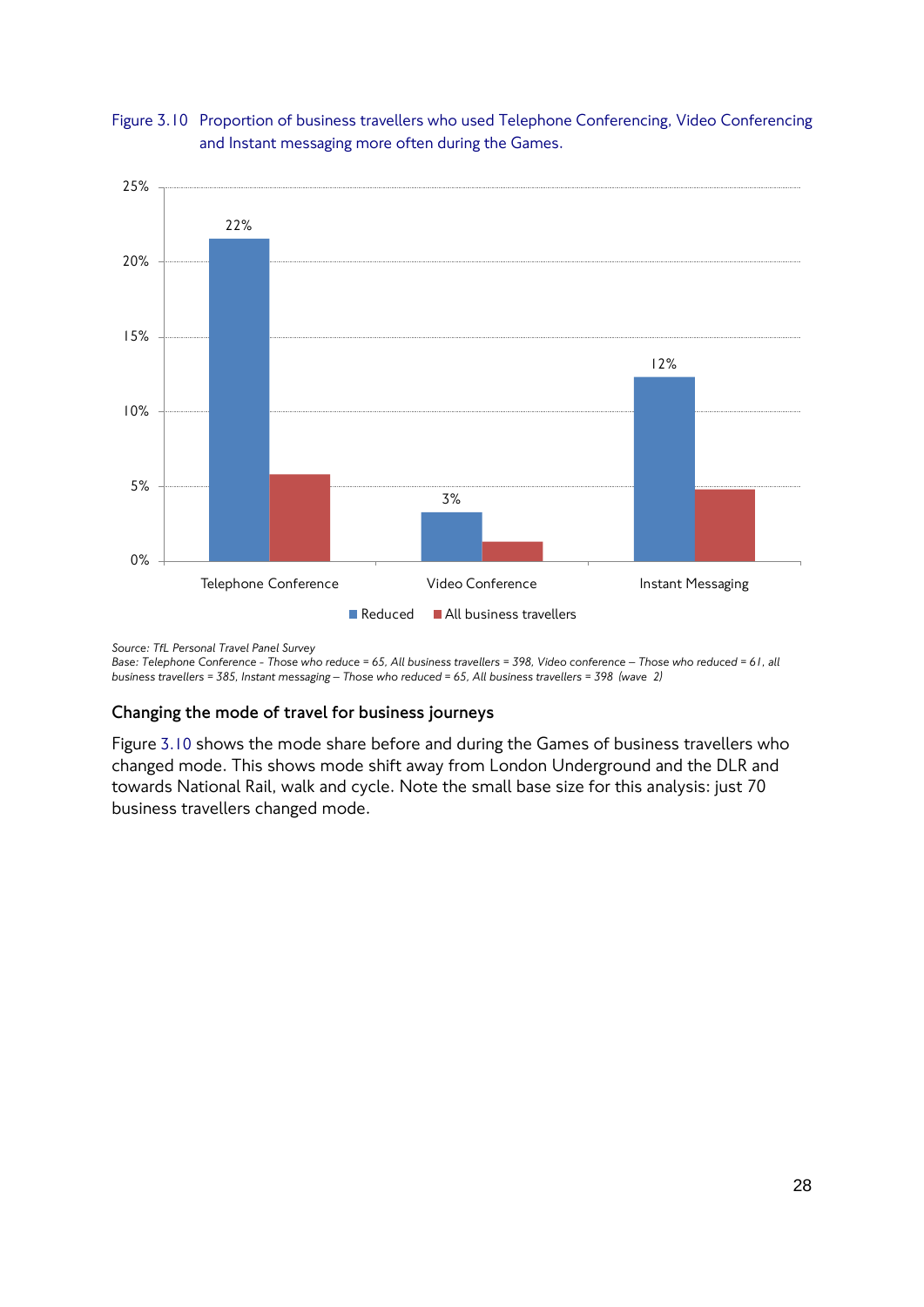Figure 3.10 Proportion of business travellers who used Telephone Conferencing, Video Conferencing and Instant messaging more often during the Games.

| | Reduced | All business travellers |
|---|---|---|
| Telephone Conference | 22% | |
| Video Conference | 3% | |
| Instant Messaging | 12% | |

*Source: TfL Personal Travel Panel Survey*
*Base: Telephone Conference - Those who reduce = 65, All business travellers = 398, Video conference – Those who reduced = 61, all business travellers = 385, Instant messaging – Those who reduced = 65, All business travellers = 398 (wave 2)*

### Changing the mode of travel for business journeys

Figure 3.10 shows the mode share before and during the Games of business travellers who changed mode. This shows mode shift away from London Underground and the DLR and towards National Rail, walk and cycle. Note the small base size for this analysis: just 70 business travellers changed mode.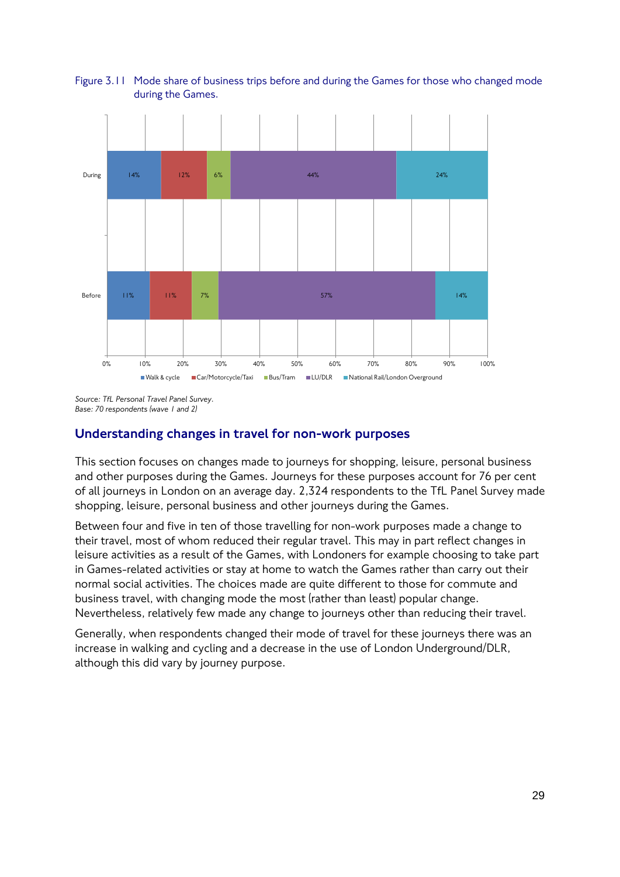Figure 3.11 Mode share of business trips before and during the Games for those who changed mode during the Games.

| | Walk & cycle | Car/Motorcycle/Taxi | Bus/Tram | LU/DLR | National Rail/London Overground |
|---|---|---|---|---|---|
| During | 14% | 12% | 6% | 44% | 24% |
| Before | 11% | 11% | 7% | 57% | 14% |

*Source: TfL Personal Travel Panel Survey.*
*Base: 70 respondents (wave 1 and 2)*

## Understanding changes in travel for non-work purposes

This section focuses on changes made to journeys for shopping, leisure, personal business and other purposes during the Games. Journeys for these purposes account for 76 per cent of all journeys in London on an average day. 2,324 respondents to the TfL Panel Survey made shopping, leisure, personal business and other journeys during the Games.

Between four and five in ten of those travelling for non-work purposes made a change to their travel, most of whom reduced their regular travel. This may in part reflect changes in leisure activities as a result of the Games, with Londoners for example choosing to take part in Games-related activities or stay at home to watch the Games rather than carry out their normal social activities. The choices made are quite different to those for commute and business travel, with changing mode the most (rather than least) popular change. Nevertheless, relatively few made any change to journeys other than reducing their travel.

Generally, when respondents changed their mode of travel for these journeys there was an increase in walking and cycling and a decrease in the use of London Underground/DLR, although this did vary by journey purpose.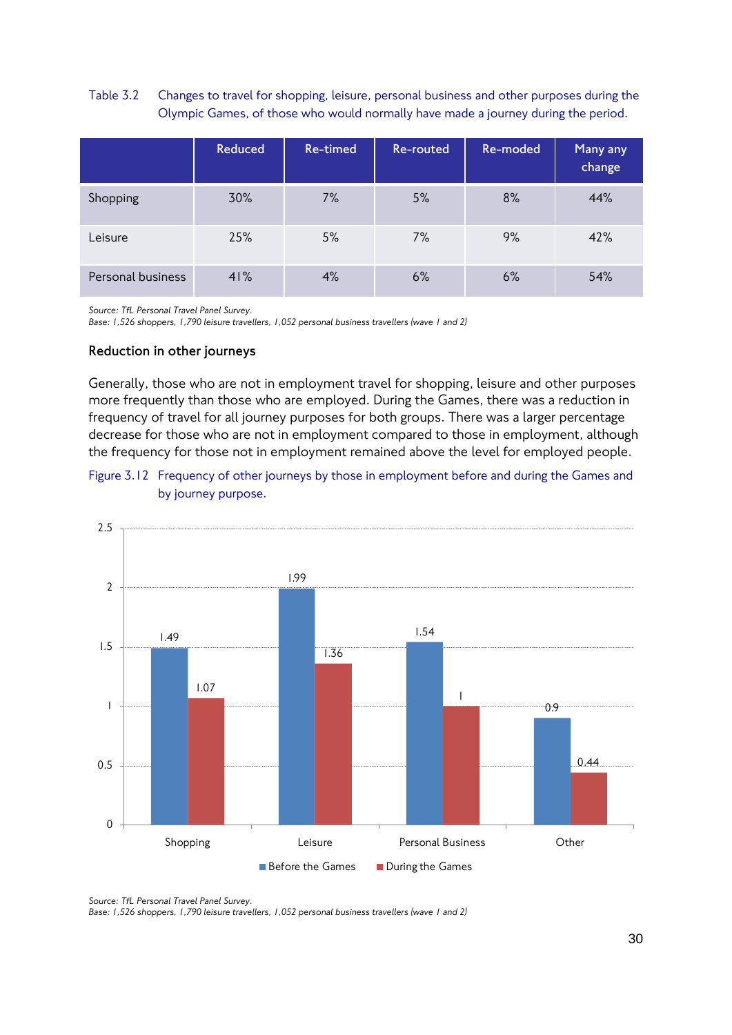Table 3.2 Changes to travel for shopping, leisure, personal business and other purposes during the Olympic Games, of those who would normally have made a journey during the period.

| | Reduced | Re-timed | Re-routed | Re-moded | Many any change |
|---|---|---|---|---|---|
| Shopping | 30% | 7% | 5% | 8% | 44% |
| Leisure | 25% | 5% | 7% | 9% | 42% |
| Personal business | 41% | 4% | 6% | 6% | 54% |

*Source: TfL Personal Travel Panel Survey.*
*Base: 1,526 shoppers, 1,790 leisure travellers, 1,052 personal business travellers (wave 1 and 2)*

### Reduction in other journeys

Generally, those who are not in employment travel for shopping, leisure and other purposes more frequently than those who are employed. During the Games, there was a reduction in frequency of travel for all journey purposes for both groups. There was a larger percentage decrease for those who are not in employment compared to those in employment, although the frequency for those not in employment remained above the level for employed people.

Figure 3.12 Frequency of other journeys by those in employment before and during the Games and by journey purpose.

| | Before the Games | During the Games |
|---|---|---|
| Shopping | 1.49 | 1.07 |
| Leisure | 1.99 | 1.36 |
| Personal Business | 1.54 | 1 |
| Other | 0.9 | 0.44 |

*Source: TfL Personal Travel Panel Survey.*
*Base: 1,526 shoppers, 1,790 leisure travellers, 1,052 personal business travellers (wave 1 and 2)*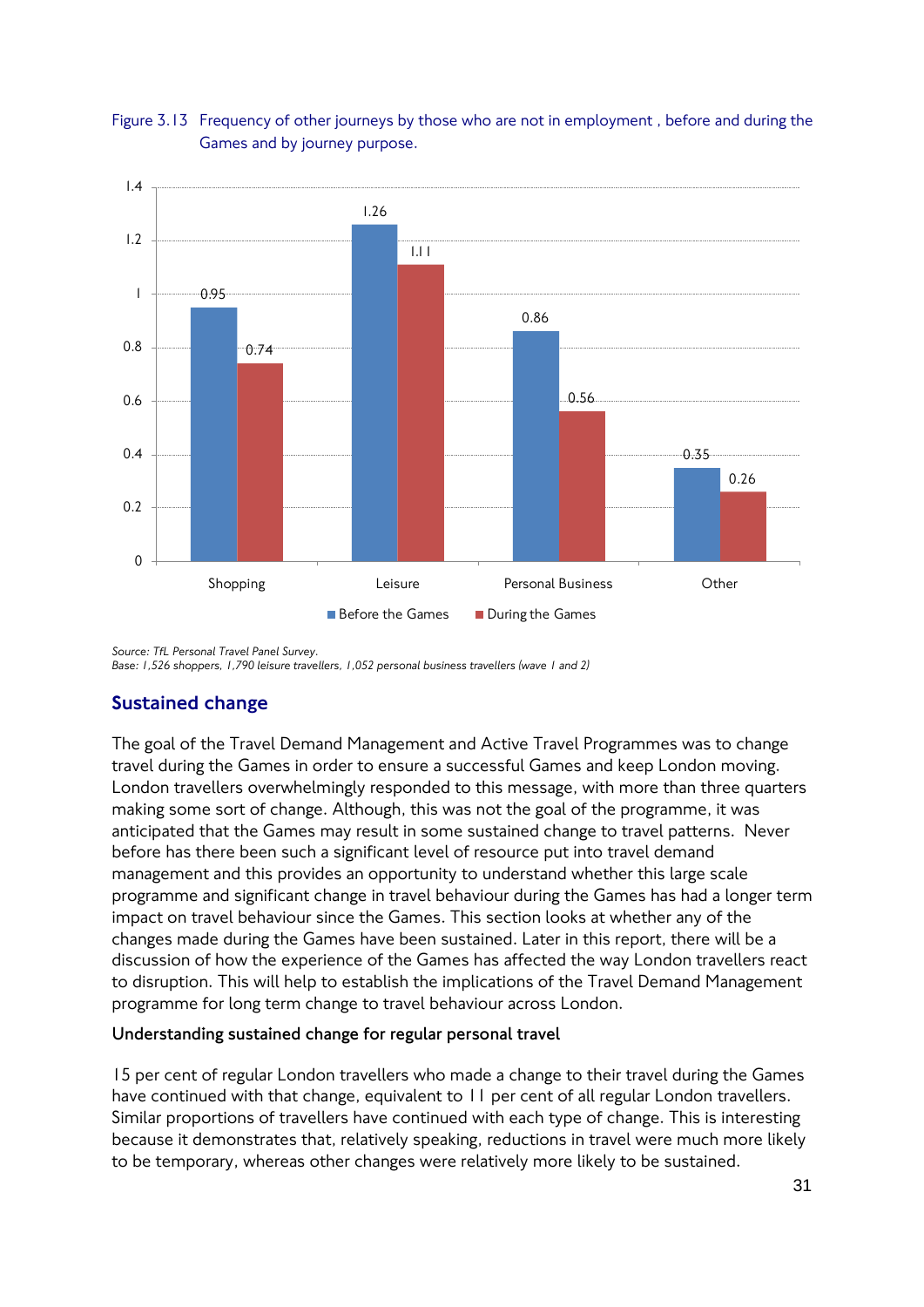Figure 3.13 Frequency of other journeys by those who are not in employment , before and during the Games and by journey purpose.

| | Before the Games | During the Games |
|---|---|---|
| Shopping | 0.95 | 0.74 |
| Leisure | 1.26 | 1.11 |
| Personal Business | 0.86 | 0.56 |
| Other | 0.35 | 0.26 |

*Source: TfL Personal Travel Panel Survey.*
*Base: 1,526 shoppers, 1,790 leisure travellers, 1,052 personal business travellers (wave 1 and 2)*

## Sustained change

The goal of the Travel Demand Management and Active Travel Programmes was to change travel during the Games in order to ensure a successful Games and keep London moving. London travellers overwhelmingly responded to this message, with more than three quarters making some sort of change. Although, this was not the goal of the programme, it was anticipated that the Games may result in some sustained change to travel patterns. Never before has there been such a significant level of resource put into travel demand management and this provides an opportunity to understand whether this large scale programme and significant change in travel behaviour during the Games has had a longer term impact on travel behaviour since the Games. This section looks at whether any of the changes made during the Games have been sustained. Later in this report, there will be a discussion of how the experience of the Games has affected the way London travellers react to disruption. This will help to establish the implications of the Travel Demand Management programme for long term change to travel behaviour across London.

### Understanding sustained change for regular personal travel

15 per cent of regular London travellers who made a change to their travel during the Games have continued with that change, equivalent to 11 per cent of all regular London travellers. Similar proportions of travellers have continued with each type of change. This is interesting because it demonstrates that, relatively speaking, reductions in travel were much more likely to be temporary, whereas other changes were relatively more likely to be sustained.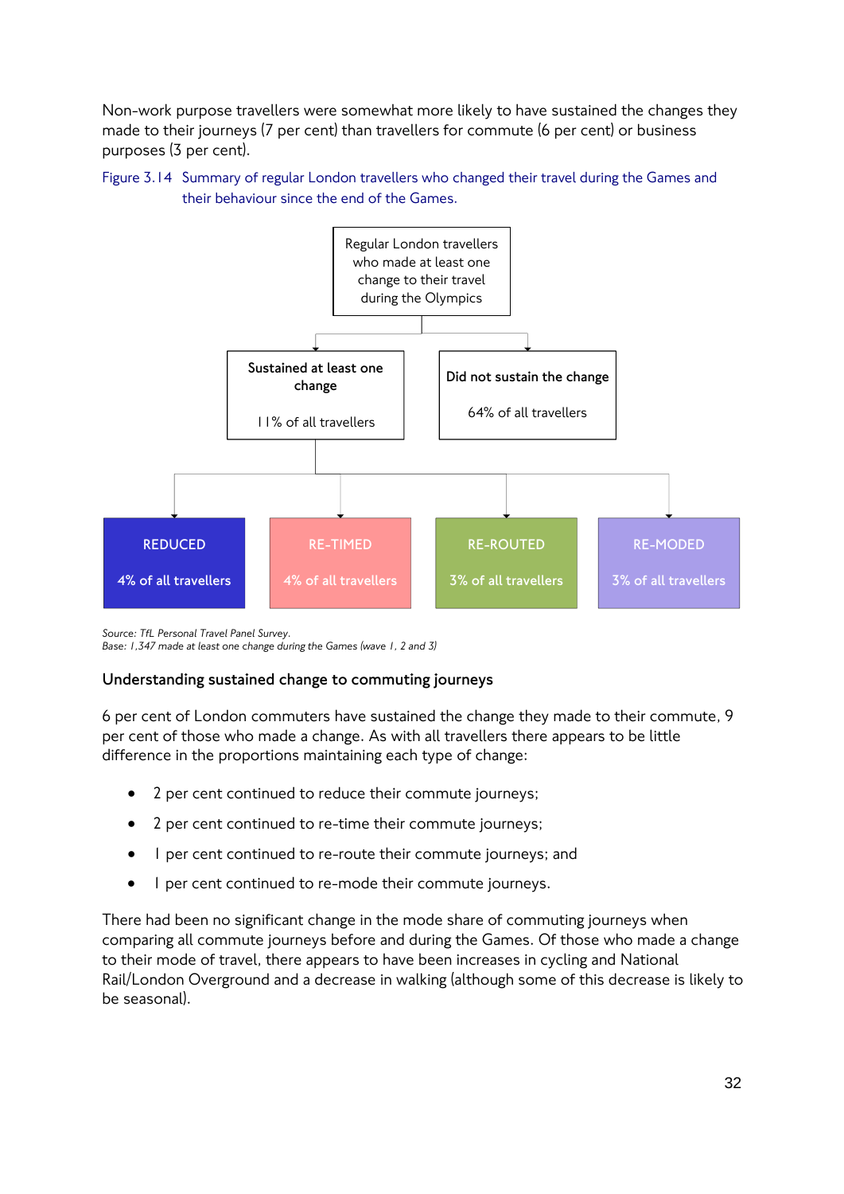Non-work purpose travellers were somewhat more likely to have sustained the changes they made to their journeys (7 per cent) than travellers for commute (6 per cent) or business purposes (3 per cent).

Figure 3.14 Summary of regular London travellers who changed their travel during the Games and their behaviour since the end of the Games.

Regular London travellers who made at least one change to their travel during the Olympics

- **Sustained at least one change** — 11% of all travellers
  - REDUCED — 4% of all travellers
  - RE-TIMED — 4% of all travellers
  - RE-ROUTED — 3% of all travellers
  - RE-MODED — 3% of all travellers
- **Did not sustain the change** — 64% of all travellers

*Source: TfL Personal Travel Panel Survey.*
*Base: 1,347 made at least one change during the Games (wave 1, 2 and 3)*

### Understanding sustained change to commuting journeys

6 per cent of London commuters have sustained the change they made to their commute, 9 per cent of those who made a change. As with all travellers there appears to be little difference in the proportions maintaining each type of change:

- 2 per cent continued to reduce their commute journeys;
- 2 per cent continued to re-time their commute journeys;
- 1 per cent continued to re-route their commute journeys; and
- 1 per cent continued to re-mode their commute journeys.

There had been no significant change in the mode share of commuting journeys when comparing all commute journeys before and during the Games. Of those who made a change to their mode of travel, there appears to have been increases in cycling and National Rail/London Overground and a decrease in walking (although some of this decrease is likely to be seasonal).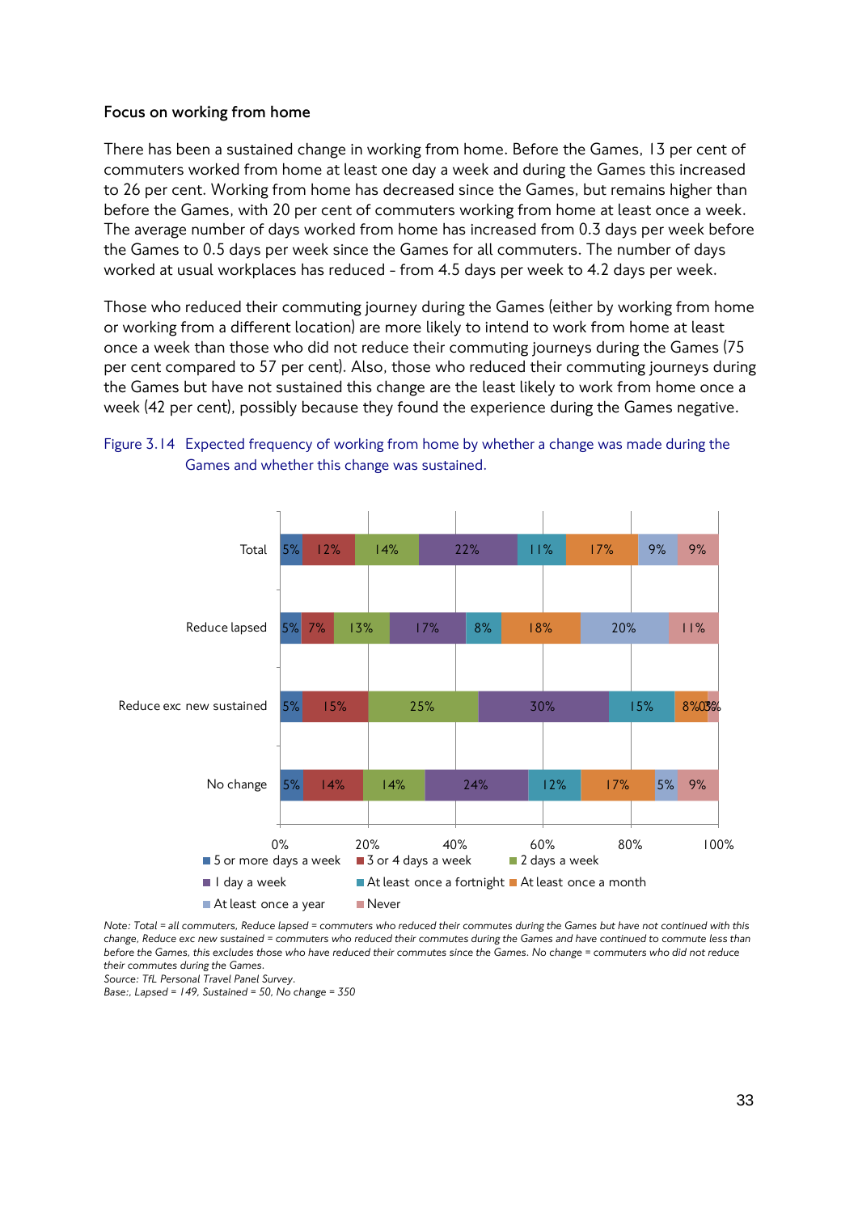### Focus on working from home

There has been a sustained change in working from home. Before the Games, 13 per cent of commuters worked from home at least one day a week and during the Games this increased to 26 per cent. Working from home has decreased since the Games, but remains higher than before the Games, with 20 per cent of commuters working from home at least once a week. The average number of days worked from home has increased from 0.3 days per week before the Games to 0.5 days per week since the Games for all commuters. The number of days worked at usual workplaces has reduced - from 4.5 days per week to 4.2 days per week.

Those who reduced their commuting journey during the Games (either by working from home or working from a different location) are more likely to intend to work from home at least once a week than those who did not reduce their commuting journeys during the Games (75 per cent compared to 57 per cent). Also, those who reduced their commuting journeys during the Games but have not sustained this change are the least likely to work from home once a week (42 per cent), possibly because they found the experience during the Games negative.

Figure 3.14 Expected frequency of working from home by whether a change was made during the Games and whether this change was sustained.

| | 5 or more days a week | 3 or 4 days a week | 2 days a week | 1 day a week | At least once a fortnight | At least once a month | At least once a year | Never |
|---|---|---|---|---|---|---|---|---|
| Total | 5% | 12% | 14% | 22% | 11% | 17% | 9% | 9% |
| Reduce lapsed | 5% | 7% | 13% | 17% | 8% | 18% | 20% | 11% |
| Reduce exc new sustained | 5% | 15% | 25% | 30% | 15% | 8% | 0% | 3% |
| No change | 5% | 14% | 14% | 24% | 12% | 17% | 5% | 9% |

*Note: Total = all commuters, Reduce lapsed = commuters who reduced their commutes during the Games but have not continued with this change, Reduce exc new sustained = commuters who reduced their commutes during the Games and have continued to commute less than before the Games, this excludes those who have reduced their commutes since the Games. No change = commuters who did not reduce their commutes during the Games.*
*Source: TfL Personal Travel Panel Survey.*
*Base:, Lapsed = 149, Sustained = 50, No change = 350*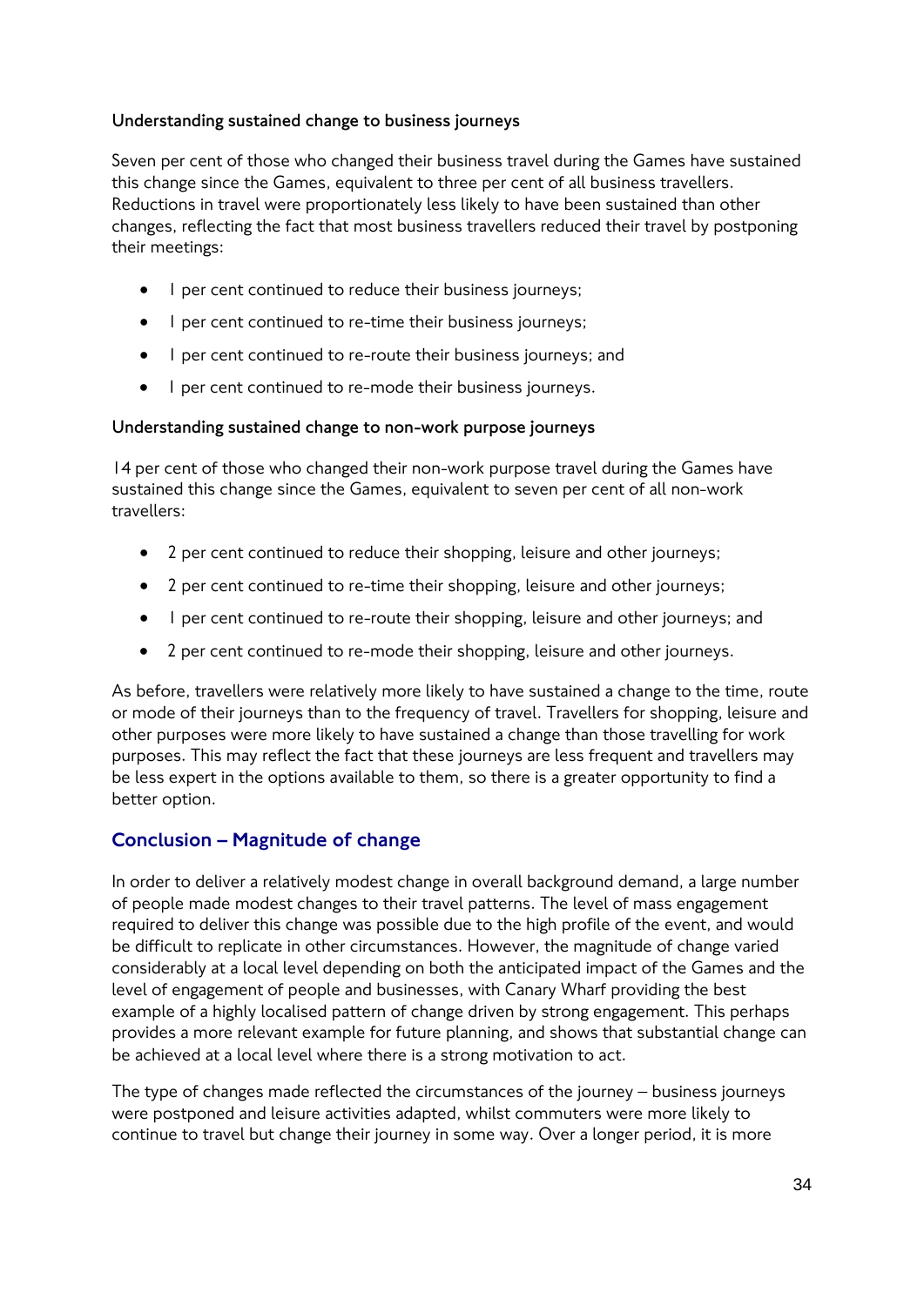#### Understanding sustained change to business journeys

Seven per cent of those who changed their business travel during the Games have sustained this change since the Games, equivalent to three per cent of all business travellers. Reductions in travel were proportionately less likely to have been sustained than other changes, reflecting the fact that most business travellers reduced their travel by postponing their meetings:

- 1 per cent continued to reduce their business journeys;
- 1 per cent continued to re-time their business journeys;
- 1 per cent continued to re-route their business journeys; and
- 1 per cent continued to re-mode their business journeys.

#### Understanding sustained change to non-work purpose journeys

14 per cent of those who changed their non-work purpose travel during the Games have sustained this change since the Games, equivalent to seven per cent of all non-work travellers:

- 2 per cent continued to reduce their shopping, leisure and other journeys;
- 2 per cent continued to re-time their shopping, leisure and other journeys;
- 1 per cent continued to re-route their shopping, leisure and other journeys; and
- 2 per cent continued to re-mode their shopping, leisure and other journeys.

As before, travellers were relatively more likely to have sustained a change to the time, route or mode of their journeys than to the frequency of travel. Travellers for shopping, leisure and other purposes were more likely to have sustained a change than those travelling for work purposes. This may reflect the fact that these journeys are less frequent and travellers may be less expert in the options available to them, so there is a greater opportunity to find a better option.

### Conclusion – Magnitude of change

In order to deliver a relatively modest change in overall background demand, a large number of people made modest changes to their travel patterns. The level of mass engagement required to deliver this change was possible due to the high profile of the event, and would be difficult to replicate in other circumstances. However, the magnitude of change varied considerably at a local level depending on both the anticipated impact of the Games and the level of engagement of people and businesses, with Canary Wharf providing the best example of a highly localised pattern of change driven by strong engagement. This perhaps provides a more relevant example for future planning, and shows that substantial change can be achieved at a local level where there is a strong motivation to act.

The type of changes made reflected the circumstances of the journey – business journeys were postponed and leisure activities adapted, whilst commuters were more likely to continue to travel but change their journey in some way. Over a longer period, it is more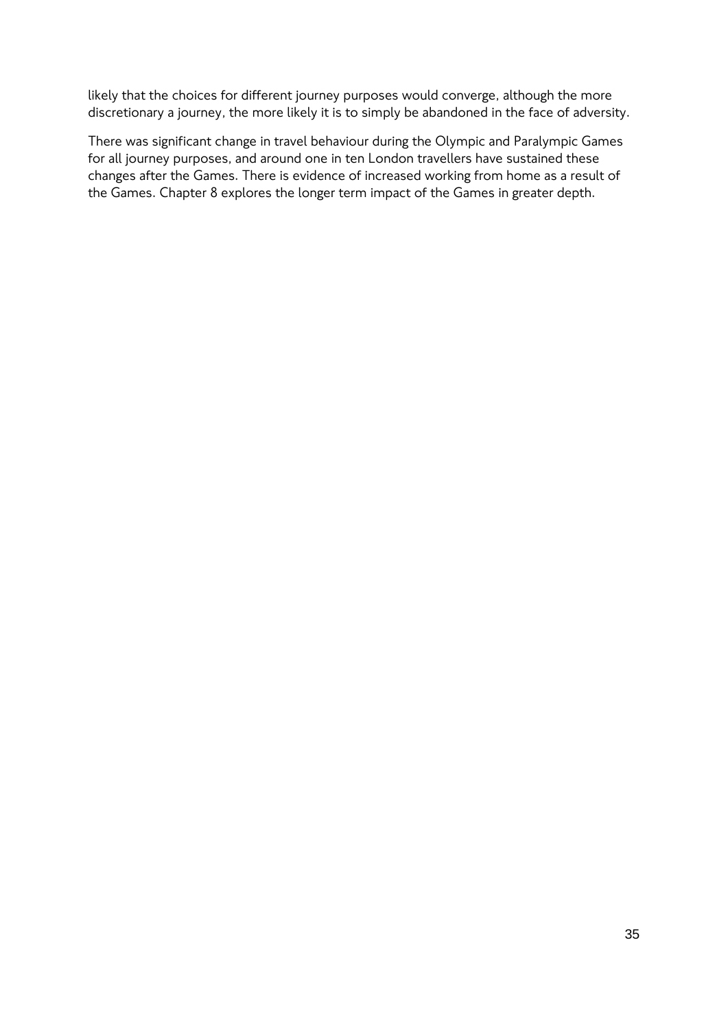likely that the choices for different journey purposes would converge, although the more discretionary a journey, the more likely it is to simply be abandoned in the face of adversity.

There was significant change in travel behaviour during the Olympic and Paralympic Games for all journey purposes, and around one in ten London travellers have sustained these changes after the Games. There is evidence of increased working from home as a result of the Games. Chapter 8 explores the longer term impact of the Games in greater depth.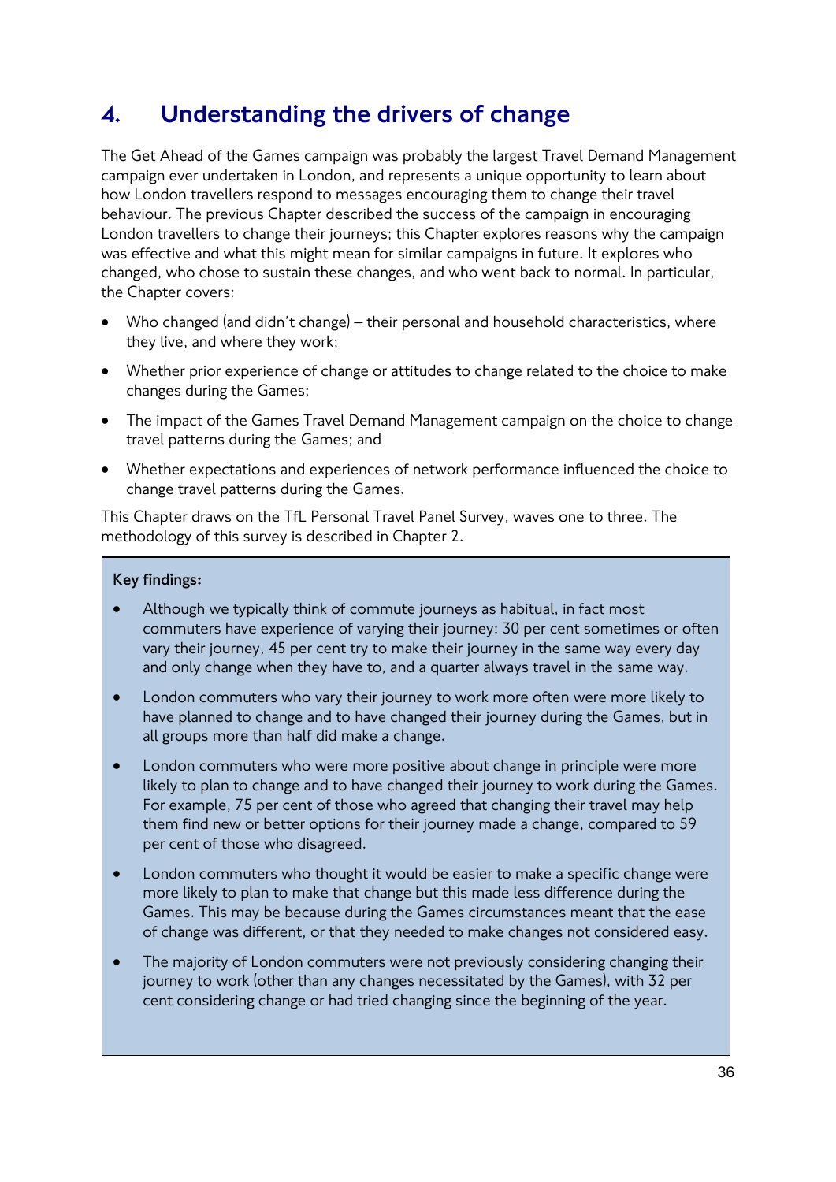# 4. Understanding the drivers of change

The Get Ahead of the Games campaign was probably the largest Travel Demand Management campaign ever undertaken in London, and represents a unique opportunity to learn about how London travellers respond to messages encouraging them to change their travel behaviour. The previous Chapter described the success of the campaign in encouraging London travellers to change their journeys; this Chapter explores reasons why the campaign was effective and what this might mean for similar campaigns in future. It explores who changed, who chose to sustain these changes, and who went back to normal. In particular, the Chapter covers:

- Who changed (and didn't change) – their personal and household characteristics, where they live, and where they work;
- Whether prior experience of change or attitudes to change related to the choice to make changes during the Games;
- The impact of the Games Travel Demand Management campaign on the choice to change travel patterns during the Games; and
- Whether expectations and experiences of network performance influenced the choice to change travel patterns during the Games.

This Chapter draws on the TfL Personal Travel Panel Survey, waves one to three. The methodology of this survey is described in Chapter 2.

**Key findings:**

- Although we typically think of commute journeys as habitual, in fact most commuters have experience of varying their journey: 30 per cent sometimes or often vary their journey, 45 per cent try to make their journey in the same way every day and only change when they have to, and a quarter always travel in the same way.
- London commuters who vary their journey to work more often were more likely to have planned to change and to have changed their journey during the Games, but in all groups more than half did make a change.
- London commuters who were more positive about change in principle were more likely to plan to change and to have changed their journey to work during the Games. For example, 75 per cent of those who agreed that changing their travel may help them find new or better options for their journey made a change, compared to 59 per cent of those who disagreed.
- London commuters who thought it would be easier to make a specific change were more likely to plan to make that change but this made less difference during the Games. This may be because during the Games circumstances meant that the ease of change was different, or that they needed to make changes not considered easy.
- The majority of London commuters were not previously considering changing their journey to work (other than any changes necessitated by the Games), with 32 per cent considering change or had tried changing since the beginning of the year.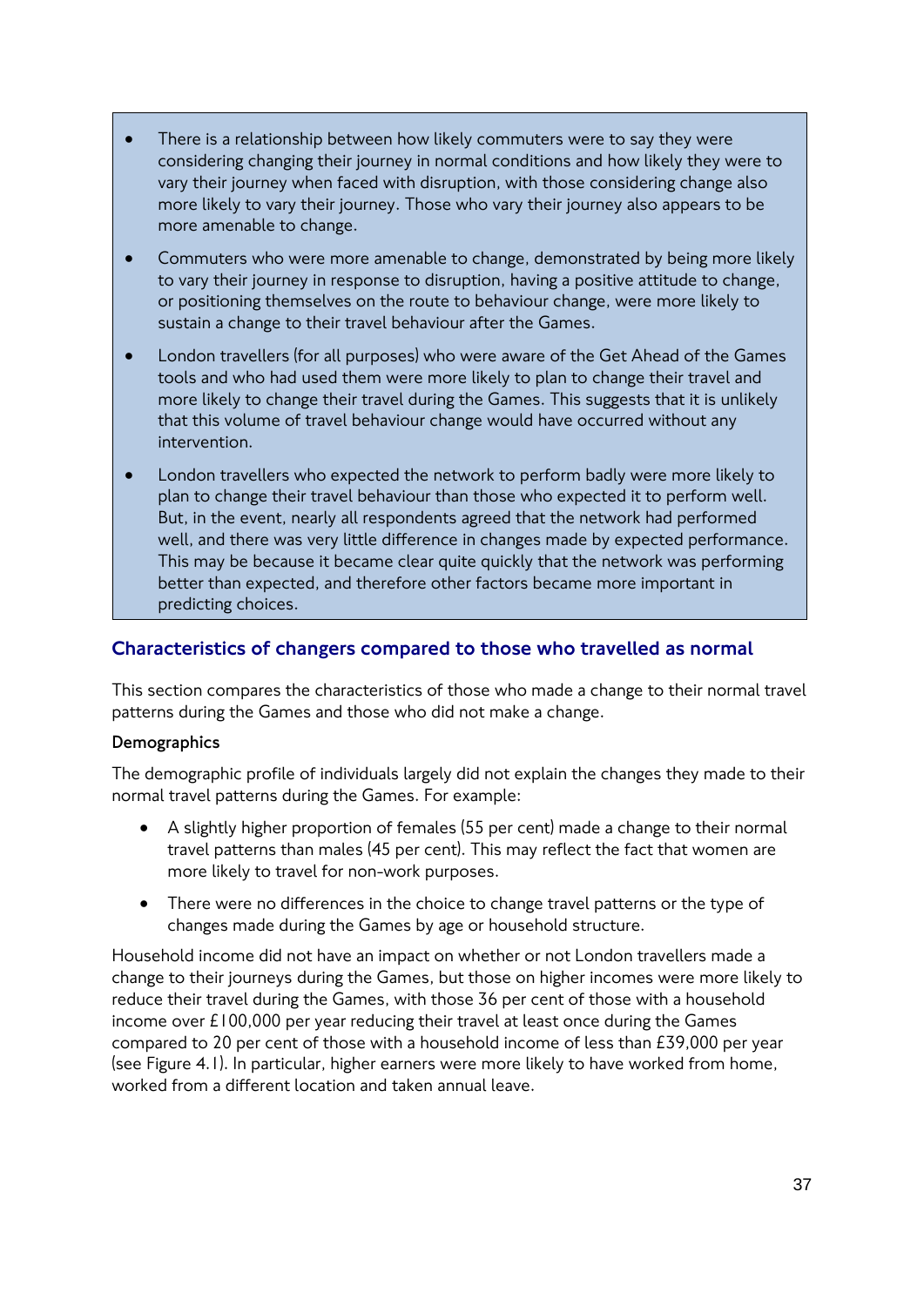- There is a relationship between how likely commuters were to say they were considering changing their journey in normal conditions and how likely they were to vary their journey when faced with disruption, with those considering change also more likely to vary their journey. Those who vary their journey also appears to be more amenable to change.
- Commuters who were more amenable to change, demonstrated by being more likely to vary their journey in response to disruption, having a positive attitude to change, or positioning themselves on the route to behaviour change, were more likely to sustain a change to their travel behaviour after the Games.
- London travellers (for all purposes) who were aware of the Get Ahead of the Games tools and who had used them were more likely to plan to change their travel and more likely to change their travel during the Games. This suggests that it is unlikely that this volume of travel behaviour change would have occurred without any intervention.
- London travellers who expected the network to perform badly were more likely to plan to change their travel behaviour than those who expected it to perform well. But, in the event, nearly all respondents agreed that the network had performed well, and there was very little difference in changes made by expected performance. This may be because it became clear quite quickly that the network was performing better than expected, and therefore other factors became more important in predicting choices.

## Characteristics of changers compared to those who travelled as normal

This section compares the characteristics of those who made a change to their normal travel patterns during the Games and those who did not make a change.

**Demographics**

The demographic profile of individuals largely did not explain the changes they made to their normal travel patterns during the Games. For example:

- A slightly higher proportion of females (55 per cent) made a change to their normal travel patterns than males (45 per cent). This may reflect the fact that women are more likely to travel for non-work purposes.
- There were no differences in the choice to change travel patterns or the type of changes made during the Games by age or household structure.

Household income did not have an impact on whether or not London travellers made a change to their journeys during the Games, but those on higher incomes were more likely to reduce their travel during the Games, with those 36 per cent of those with a household income over £100,000 per year reducing their travel at least once during the Games compared to 20 per cent of those with a household income of less than £39,000 per year (see Figure 4.1). In particular, higher earners were more likely to have worked from home, worked from a different location and taken annual leave.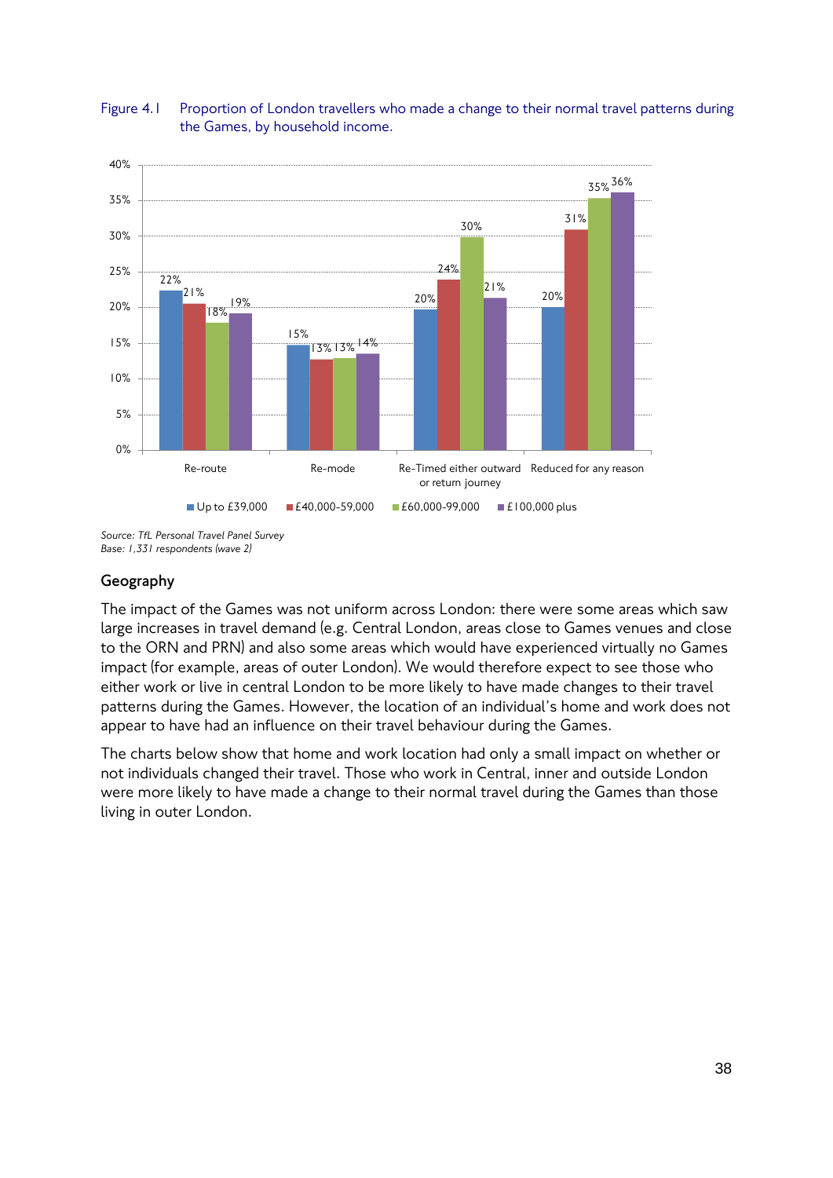Figure 4.1 Proportion of London travellers who made a change to their normal travel patterns during the Games, by household income.

| | Up to £39,000 | £40,000-59,000 | £60,000-99,000 | £100,000 plus |
|---|---|---|---|---|
| Re-route | 22% | 21% | 18% | 19% |
| Re-mode | 15% | 13% | 13% | 14% |
| Re-Timed either outward or return journey | 20% | 24% | 30% | 21% |
| Reduced for any reason | 20% | 31% | 35% | 36% |

*Source: TfL Personal Travel Panel Survey*
*Base: 1,331 respondents (wave 2)*

## Geography

The impact of the Games was not uniform across London: there were some areas which saw large increases in travel demand (e.g. Central London, areas close to Games venues and close to the ORN and PRN) and also some areas which would have experienced virtually no Games impact (for example, areas of outer London). We would therefore expect to see those who either work or live in central London to be more likely to have made changes to their travel patterns during the Games. However, the location of an individual's home and work does not appear to have had an influence on their travel behaviour during the Games.

The charts below show that home and work location had only a small impact on whether or not individuals changed their travel. Those who work in Central, inner and outside London were more likely to have made a change to their normal travel during the Games than those living in outer London.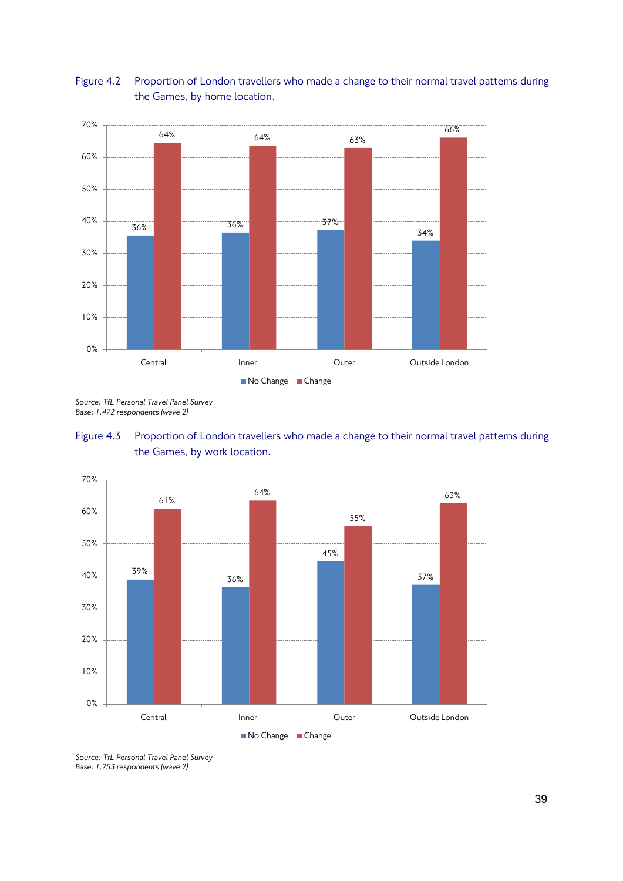Figure 4.2 Proportion of London travellers who made a change to their normal travel patterns during the Games, by home location.

| Home location | No Change | Change |
|---|---|---|
| Central | 36% | 64% |
| Inner | 36% | 64% |
| Outer | 37% | 63% |
| Outside London | 34% | 66% |

*Source: TfL Personal Travel Panel Survey*
*Base: 1,472 respondents (wave 2)*

Figure 4.3 Proportion of London travellers who made a change to their normal travel patterns during the Games, by work location.

| Work location | No Change | Change |
|---|---|---|
| Central | 39% | 61% |
| Inner | 36% | 64% |
| Outer | 45% | 55% |
| Outside London | 37% | 63% |

*Source: TfL Personal Travel Panel Survey*
*Base: 1,253 respondents (wave 2)*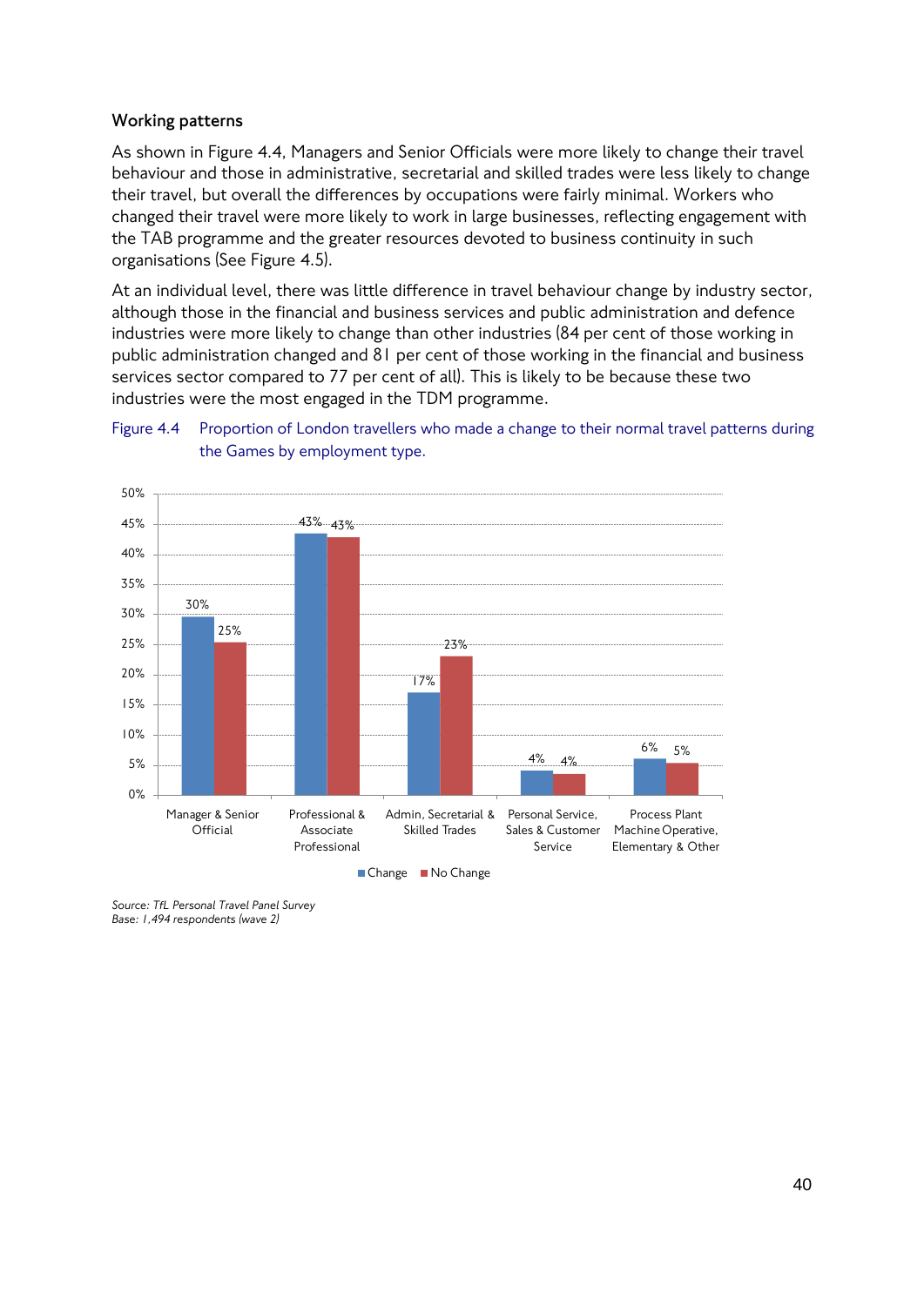### Working patterns

As shown in Figure 4.4, Managers and Senior Officials were more likely to change their travel behaviour and those in administrative, secretarial and skilled trades were less likely to change their travel, but overall the differences by occupations were fairly minimal. Workers who changed their travel were more likely to work in large businesses, reflecting engagement with the TAB programme and the greater resources devoted to business continuity in such organisations (See Figure 4.5).

At an individual level, there was little difference in travel behaviour change by industry sector, although those in the financial and business services and public administration and defence industries were more likely to change than other industries (84 per cent of those working in public administration changed and 81 per cent of those working in the financial and business services sector compared to 77 per cent of all). This is likely to be because these two industries were the most engaged in the TDM programme.

Figure 4.4 Proportion of London travellers who made a change to their normal travel patterns during the Games by employment type.

| Employment type | Change | No Change |
|---|---|---|
| Manager & Senior Official | 30% | 25% |
| Professional & Associate Professional | 43% | 43% |
| Admin, Secretarial & Skilled Trades | 17% | 23% |
| Personal Service, Sales & Customer Service | 4% | 4% |
| Process Plant Machine Operative, Elementary & Other | 6% | 5% |

*Source: TfL Personal Travel Panel Survey*
*Base: 1,494 respondents (wave 2)*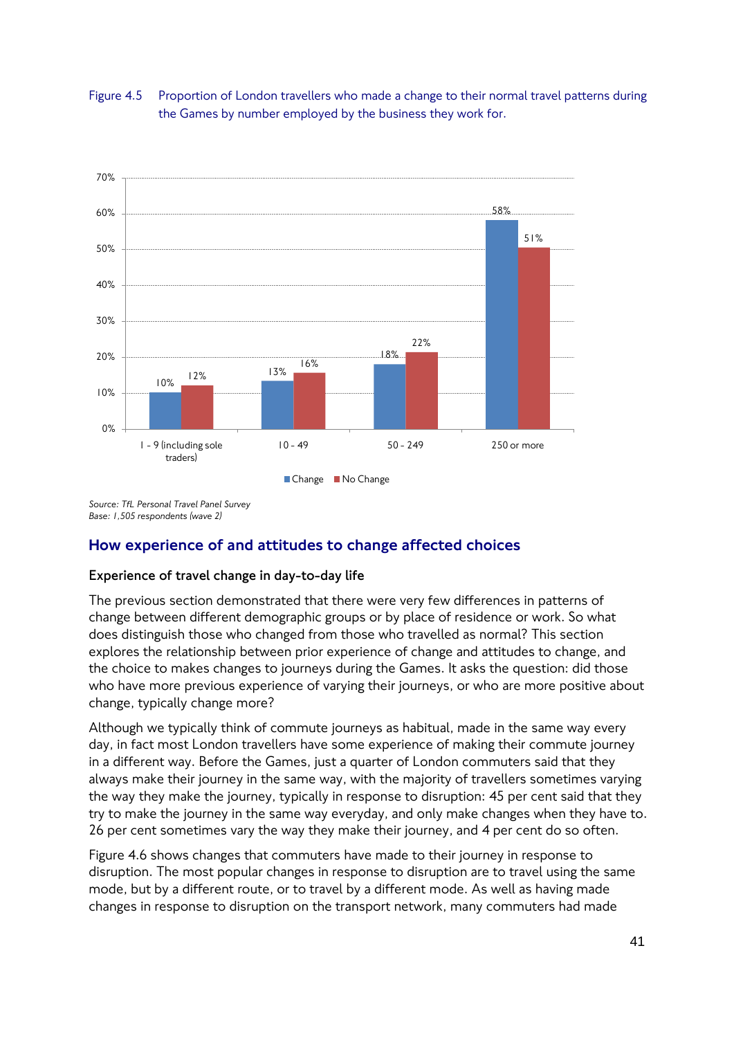Figure 4.5 Proportion of London travellers who made a change to their normal travel patterns during the Games by number employed by the business they work for.

| | Change | No Change |
|---|---|---|
| 1 - 9 (including sole traders) | 10% | 12% |
| 10 - 49 | 13% | 16% |
| 50 - 249 | 18% | 22% |
| 250 or more | 58% | 51% |

*Source: TfL Personal Travel Panel Survey*
*Base: 1,505 respondents (wave 2)*

## How experience of and attitudes to change affected choices

### Experience of travel change in day-to-day life

The previous section demonstrated that there were very few differences in patterns of change between different demographic groups or by place of residence or work. So what does distinguish those who changed from those who travelled as normal? This section explores the relationship between prior experience of change and attitudes to change, and the choice to makes changes to journeys during the Games. It asks the question: did those who have more previous experience of varying their journeys, or who are more positive about change, typically change more?

Although we typically think of commute journeys as habitual, made in the same way every day, in fact most London travellers have some experience of making their commute journey in a different way. Before the Games, just a quarter of London commuters said that they always make their journey in the same way, with the majority of travellers sometimes varying the way they make the journey, typically in response to disruption: 45 per cent said that they try to make the journey in the same way everyday, and only make changes when they have to. 26 per cent sometimes vary the way they make their journey, and 4 per cent do so often.

Figure 4.6 shows changes that commuters have made to their journey in response to disruption. The most popular changes in response to disruption are to travel using the same mode, but by a different route, or to travel by a different mode. As well as having made changes in response to disruption on the transport network, many commuters had made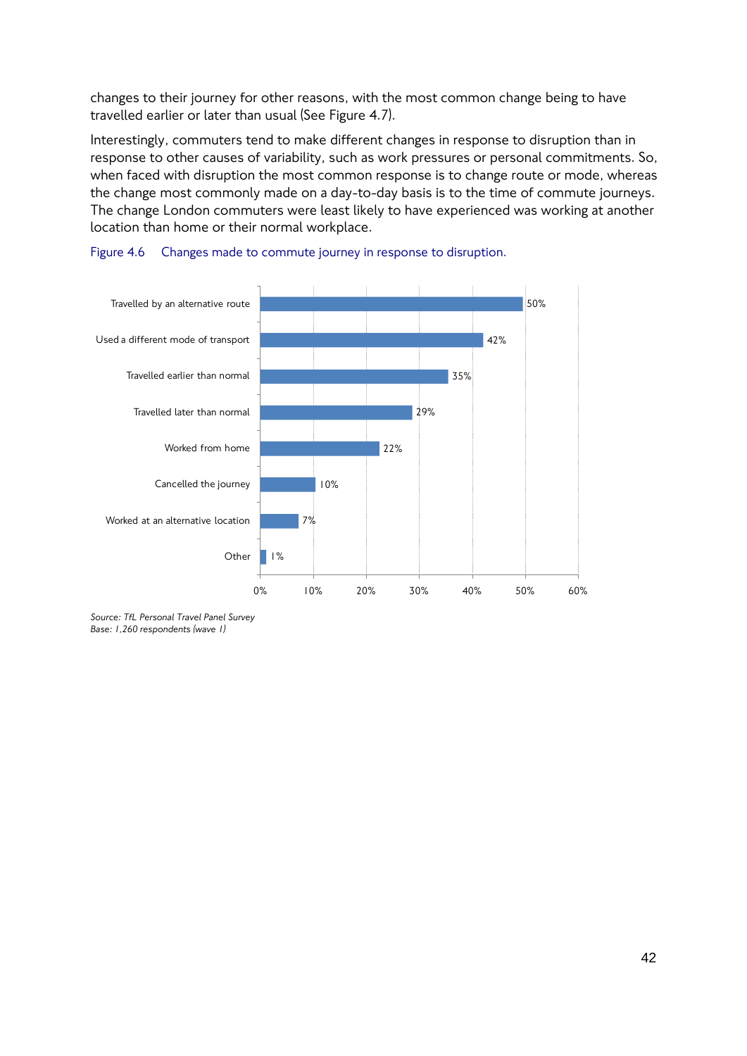changes to their journey for other reasons, with the most common change being to have travelled earlier or later than usual (See Figure 4.7).

Interestingly, commuters tend to make different changes in response to disruption than in response to other causes of variability, such as work pressures or personal commitments. So, when faced with disruption the most common response is to change route or mode, whereas the change most commonly made on a day-to-day basis is to the time of commute journeys. The London commuters were least likely to have experienced was working at another location than home or their normal workplace.

Figure 4.6 Changes made to commute journey in response to disruption.

| Change | Percentage |
|---|---|
| Travelled by an alternative route | 50% |
| Used a different mode of transport | 42% |
| Travelled earlier than normal | 35% |
| Travelled later than normal | 29% |
| Worked from home | 22% |
| Cancelled the journey | 10% |
| Worked at an alternative location | 7% |
| Other | 1% |

*Source: TfL Personal Travel Panel Survey*
*Base: 1,260 respondents (wave 1)*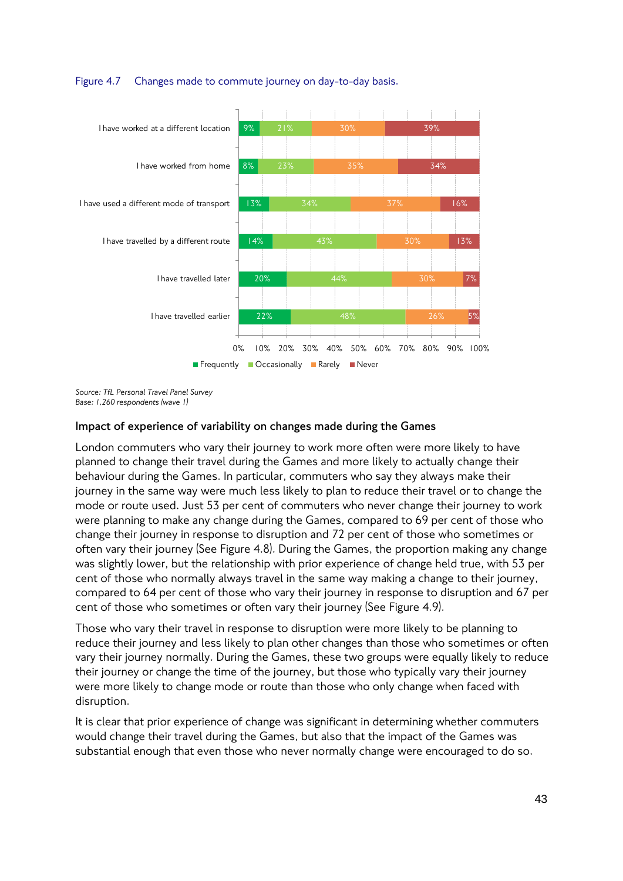Figure 4.7  Changes made to commute journey on day-to-day basis.

| | Frequently | Occasionally | Rarely | Never |
|---|---|---|---|---|
| I have worked at a different location | 9% | 21% | 30% | 39% |
| I have worked from home | 8% | 23% | 35% | 34% |
| I have used a different mode of transport | 13% | 34% | 37% | 16% |
| I have travelled by a different route | 14% | 43% | 30% | 13% |
| I have travelled later | 20% | 44% | 30% | 7% |
| I have travelled earlier | 22% | 48% | 26% | 5% |

*Source: TfL Personal Travel Panel Survey*
*Base: 1,260 respondents (wave 1)*

### Impact of experience of variability on changes made during the Games

London commuters who vary their journey to work more often were more likely to have planned to change their travel during the Games and more likely to actually change their behaviour during the Games. In particular, commuters who say they always make their journey in the same way were much less likely to plan to reduce their travel or to change the mode or route used. Just 53 per cent of commuters who never change their journey to work were planning to make any change during the Games, compared to 69 per cent of those who change their journey in response to disruption and 72 per cent of those who sometimes or often vary their journey (See Figure 4.8). During the Games, the proportion making any change was slightly lower, but the relationship with prior experience of change held true, with 53 per cent of those who normally always travel in the same way making a change to their journey, compared to 64 per cent of those who vary their journey in response to disruption and 67 per cent of those who sometimes or often vary their journey (See Figure 4.9).

Those who vary their travel in response to disruption were more likely to be planning to reduce their journey and less likely to plan other changes than those who sometimes or often vary their journey normally. During the Games, these two groups were equally likely to reduce their journey or change the time of the journey, but those who typically vary their journey were more likely to change mode or route than those who only change when faced with disruption.

It is clear that prior experience of change was significant in determining whether commuters would change their travel during the Games, but also that the impact of the Games was substantial enough that even those who never normally change were encouraged to do so.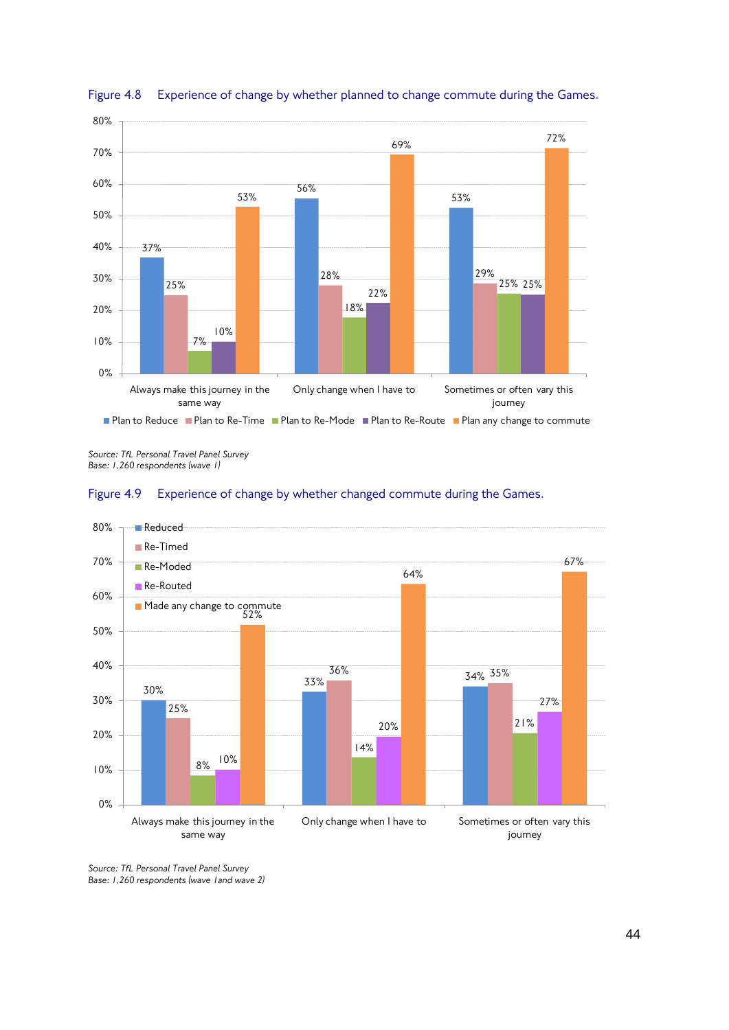Figure 4.8 Experience of change by whether planned to change commute during the Games.

| | Plan to Reduce | Plan to Re-Time | Plan to Re-Mode | Plan to Re-Route | Plan any change to commute |
|---|---|---|---|---|---|
| Always make this journey in the same way | 37% | 25% | 7% | 10% | 53% |
| Only change when I have to | 56% | 28% | 18% | 22% | 69% |
| Sometimes or often vary this journey | 53% | 29% | 25% | 25% | 72% |

*Source: TfL Personal Travel Panel Survey*
*Base: 1,260 respondents (wave 1)*

Figure 4.9 Experience of change by whether changed commute during the Games.

| | Reduced | Re-Timed | Re-Moded | Re-Routed | Made any change to commute |
|---|---|---|---|---|---|
| Always make this journey in the same way | 30% | 25% | 8% | 10% | 52% |
| Only change when I have to | 33% | 36% | 14% | 20% | 64% |
| Sometimes or often vary this journey | 34% | 35% | 21% | 27% | 67% |

*Source: TfL Personal Travel Panel Survey*
*Base: 1,260 respondents (wave 1and wave 2)*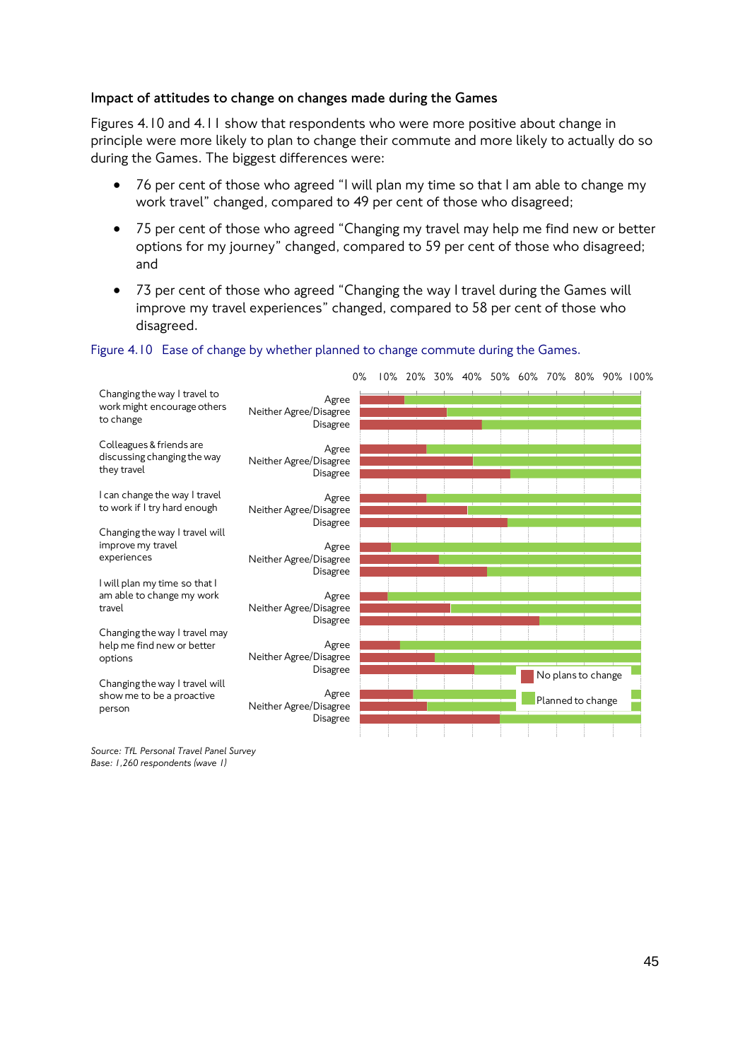### Impact of attitudes to change on changes made during the Games

Figures 4.10 and 4.11 show that respondents who were more positive about change in principle were more likely to plan to change their commute and more likely to actually do so during the Games. The biggest differences were:

- 76 per cent of those who agreed "I will plan my time so that I am able to change my work travel" changed, compared to 49 per cent of those who disagreed;
- 75 per cent of those who agreed "Changing my travel may help me find new or better options for my journey" changed, compared to 59 per cent of those who disagreed; and
- 73 per cent of those who agreed "Changing the way I travel during the Games will improve my travel experiences" changed, compared to 58 per cent of those who disagreed.

Figure 4.10 Ease of change by whether planned to change commute during the Games.

| Statement | Response | No plans to change | Planned to change |
|---|---|---|---|
| Changing the way I travel to work might encourage others to change | Agree | ~16% | ~84% |
| | Neither Agree/Disagree | ~31% | ~69% |
| | Disagree | ~43% | ~57% |
| Colleagues & friends are discussing changing the way they travel | Agree | ~24% | ~76% |
| | Neither Agree/Disagree | ~40% | ~60% |
| | Disagree | ~54% | ~46% |
| I can change the way I travel to work if I try hard enough | Agree | ~24% | ~76% |
| | Neither Agree/Disagree | ~38% | ~62% |
| | Disagree | ~53% | ~47% |
| Changing the way I travel will improve my travel experiences | Agree | ~11% | ~89% |
| | Neither Agree/Disagree | ~28% | ~72% |
| | Disagree | ~45% | ~55% |
| I will plan my time so that I am able to change my work travel | Agree | ~10% | ~90% |
| | Neither Agree/Disagree | ~32% | ~68% |
| | Disagree | ~64% | ~36% |
| Changing the way I travel may help me find new or better options | Agree | ~14% | ~86% |
| | Neither Agree/Disagree | ~27% | ~73% |
| | Disagree | ~41% | ~59% |
| Changing the way I travel will show me to be a proactive person | Agree | ~19% | ~81% |
| | Neither Agree/Disagree | ~24% | ~76% |
| | Disagree | ~50% | ~50% |

*Source: TfL Personal Travel Panel Survey*
*Base: 1,260 respondents (wave 1)*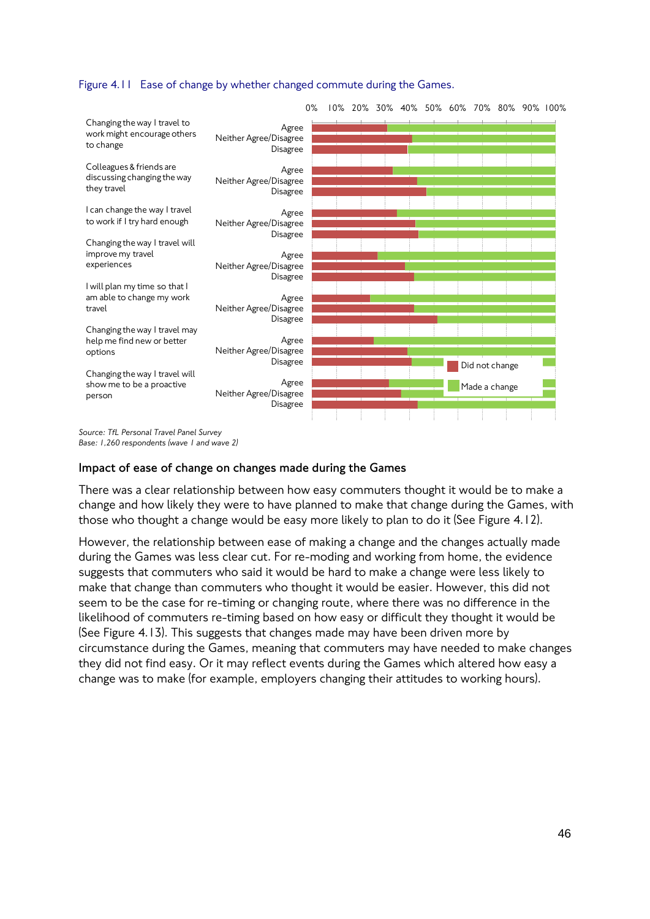Figure 4.11 Ease of change by whether changed commute during the Games.

| Statement | Response | Did not change | Made a change |
|---|---|---|---|
| Changing the way I travel to work might encourage others to change | Agree | | |
| | Neither Agree/Disagree | | |
| | Disagree | | |
| Colleagues & friends are discussing changing the way they travel | Agree | | |
| | Neither Agree/Disagree | | |
| | Disagree | | |
| I can change the way I travel to work if I try hard enough | Agree | | |
| | Neither Agree/Disagree | | |
| | Disagree | | |
| Changing the way I travel will improve my travel experiences | Agree | | |
| | Neither Agree/Disagree | | |
| | Disagree | | |
| I will plan my time so that I am able to change my work travel | Agree | | |
| | Neither Agree/Disagree | | |
| | Disagree | | |
| Changing the way I travel may help me find new or better options | Agree | | |
| | Neither Agree/Disagree | | |
| | Disagree | | |
| Changing the way I travel will show me to be a proactive person | Agree | | |
| | Neither Agree/Disagree | | |
| | Disagree | | |

*Source: TfL Personal Travel Panel Survey*
*Base: 1,260 respondents (wave 1 and wave 2)*

## Impact of ease of change on changes made during the Games

There was a clear relationship between how easy commuters thought it would be to make a change and how likely they were to have planned to make that change during the Games, with those who thought a change would be easy more likely to plan to do it (See Figure 4.12).

However, the relationship between ease of making a change and the changes actually made during the Games was less clear cut. For re-moding and working from home, the evidence suggests that commuters who said it would be hard to make a change were less likely to make that change than commuters who thought it would be easier. However, this did not seem to be the case for re-timing or changing route, where there was no difference in the likelihood of commuters re-timing based on how easy or difficult they thought it would be (See Figure 4.13). This suggests that changes made may have been driven more by circumstance during the Games, meaning that commuters may have needed to make changes they did not find easy. Or it may reflect events during the Games which altered how easy a change was to make (for example, employers changing their attitudes to working hours).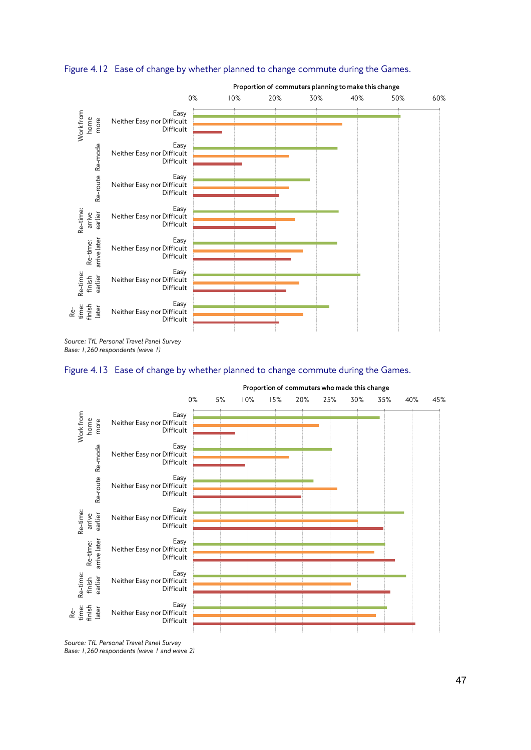Figure 4.12 Ease of change by whether planned to change commute during the Games.

Proportion of commuters planning to make this change

| Change | Ease | Approx. proportion |
|---|---|---|
| Work from home more | Easy | ~50% |
| | Neither Easy nor Difficult | ~36% |
| | Difficult | ~7% |
| Re-mode | Easy | ~35% |
| | Neither Easy nor Difficult | ~23% |
| | Difficult | ~12% |
| Re-route | Easy | ~28% |
| | Neither Easy nor Difficult | ~23% |
| | Difficult | ~21% |
| Re-time: arrive earlier | Easy | ~35% |
| | Neither Easy nor Difficult | ~25% |
| | Difficult | ~20% |
| Re-time: arrive later | Easy | ~35% |
| | Neither Easy nor Difficult | ~27% |
| | Difficult | ~24% |
| Re-time: finish earlier | Easy | ~41% |
| | Neither Easy nor Difficult | ~26% |
| | Difficult | ~23% |
| Re-time: finish later | Easy | ~33% |
| | Neither Easy nor Difficult | ~27% |
| | Difficult | ~21% |

*Source: TfL Personal Travel Panel Survey*
*Base: 1,260 respondents (wave 1)*

Figure 4.13 Ease of change by whether planned to change commute during the Games.

Proportion of commuters who made this change

| Change | Ease | Approx. proportion |
|---|---|---|
| Work from home more | Easy | ~34% |
| | Neither Easy nor Difficult | ~23% |
| | Difficult | ~8% |
| Re-mode | Easy | ~25% |
| | Neither Easy nor Difficult | ~18% |
| | Difficult | ~10% |
| Re-route | Easy | ~22% |
| | Neither Easy nor Difficult | ~26% |
| | Difficult | ~20% |
| Re-time: arrive earlier | Easy | ~38% |
| | Neither Easy nor Difficult | ~30% |
| | Difficult | ~35% |
| Re-time: arrive later | Easy | ~35% |
| | Neither Easy nor Difficult | ~33% |
| | Difficult | ~37% |
| Re-time: finish earlier | Easy | ~39% |
| | Neither Easy nor Difficult | ~29% |
| | Difficult | ~36% |
| Re-time: finish later | Easy | ~35% |
| | Neither Easy nor Difficult | ~33% |
| | Difficult | ~41% |

*Source: TfL Personal Travel Panel Survey*
*Base: 1,260 respondents (wave 1 and wave 2)*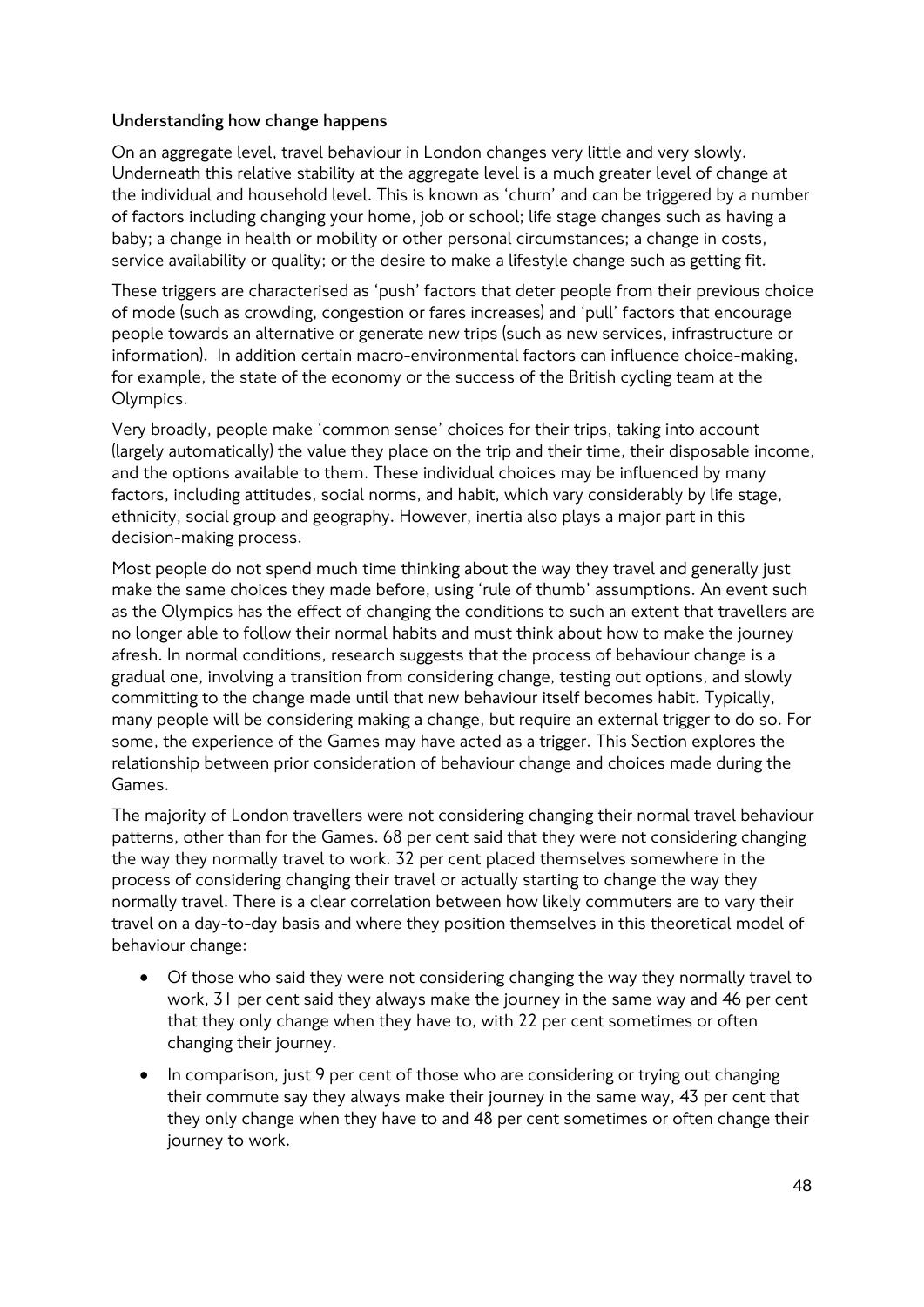**Understanding how change happens**

On an aggregate level, travel behaviour in London changes very little and very slowly. Underneath this relative stability at the aggregate level is a much greater level of change at the individual and household level. This is known as 'churn' and can be triggered by a number of factors including changing your home, job or school; life stage changes such as having a baby; a change in health or mobility or other personal circumstances; a change in costs, service availability or quality; or the desire to make a lifestyle change such as getting fit.

These triggers are characterised as 'push' factors that deter people from their previous choice of mode (such as crowding, congestion or fares increases) and 'pull' factors that encourage people towards an alternative or generate new trips (such as new services, infrastructure or information). In addition certain macro-environmental factors can influence choice-making, for example, the state of the economy or the success of the British cycling team at the Olympics.

Very broadly, people make 'common sense' choices for their trips, taking into account (largely automatically) the value they place on the trip and their time, their disposable income, and the options available to them. These individual choices may be influenced by many factors, including attitudes, social norms, and habit, which vary considerably by life stage, ethnicity, social group and geography. However, inertia also plays a major part in this decision-making process.

Most people do not spend much time thinking about the way they travel and generally just make the same choices they made before, using 'rule of thumb' assumptions. An event such as the Olympics has the effect of changing the conditions to such an extent that travellers are no longer able to follow their normal habits and must think about how to make the journey afresh. In normal conditions, research suggests that the process of behaviour change is a gradual one, involving a transition from considering change, testing out options, and slowly committing to the change made until that new behaviour itself becomes habit. Typically, many people will be considering making a change, but require an external trigger to do so. For some, the experience of the Games may have acted as a trigger. This Section explores the relationship between prior consideration of behaviour change and choices made during the Games.

The majority of London travellers were not considering changing their normal travel behaviour patterns, other than for the Games. 68 per cent said that they were not considering changing the way they normally travel to work. 32 per cent placed themselves somewhere in the process of considering changing their travel or actually starting to change the way they normally travel. There is a clear correlation between how likely commuters are to vary their travel on a day-to-day basis and where they position themselves in this theoretical model of behaviour change:

- Of those who said they were not considering changing the way they normally travel to work, 31 per cent said they always make the journey in the same way and 46 per cent that they only change when they have to, with 22 per cent sometimes or often changing their journey.
- In comparison, just 9 per cent of those who are considering or trying out changing their commute say they always make their journey in the same way, 43 per cent that they only change when they have to and 48 per cent sometimes or often change their journey to work.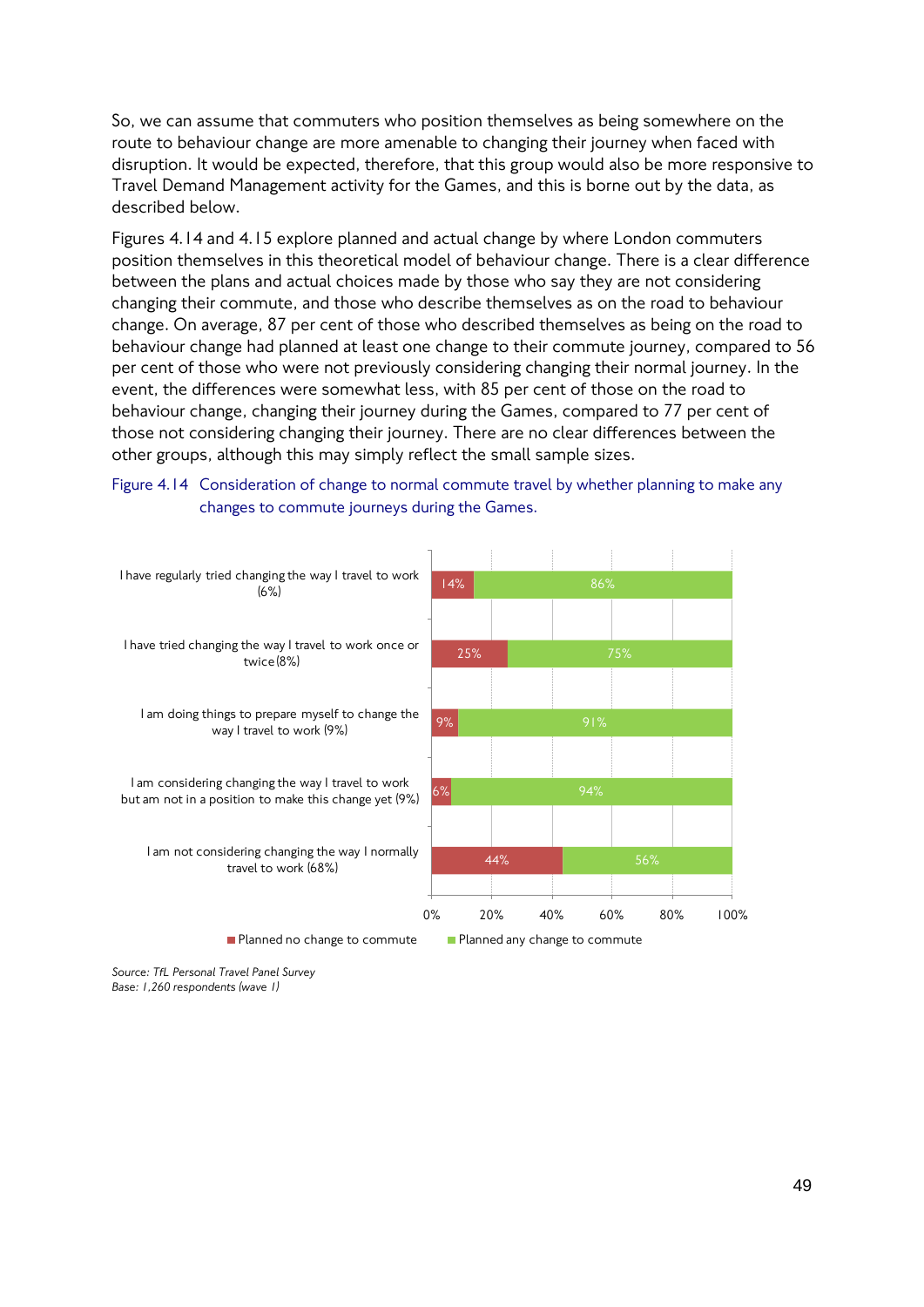So, we can assume that commuters who position themselves as being somewhere on the route to behaviour change are more amenable to changing their journey when faced with disruption. It would be expected, therefore, that this group would also be more responsive to Travel Demand Management activity for the Games, and this is borne out by the data, as described below.

Figures 4.14 and 4.15 explore planned and actual change by where London commuters position themselves in this theoretical model of behaviour change. There is a clear difference between the plans and actual choices made by those who say they are not considering changing their commute, and those who describe themselves as on the road to behaviour change. On average, 87 per cent of those who described themselves as being on the road to behaviour change had planned at least one change to their commute journey, compared to 56 per cent of those who were not previously considering changing their normal journey. In the event, the differences were somewhat less, with 85 per cent of those on the road to behaviour change, changing their journey during the Games, compared to 77 per cent of those not considering changing their journey. There are no clear differences between the other groups, although this may simply reflect the small sample sizes.

Figure 4.14 Consideration of change to normal commute travel by whether planning to make any changes to commute journeys during the Games.

| | Planned no change to commute | Planned any change to commute |
|---|---|---|
| I have regularly tried changing the way I travel to work (6%) | 14% | 86% |
| I have tried changing the way I travel to work once or twice (8%) | 25% | 75% |
| I am doing things to prepare myself to change the way I travel to work (9%) | 9% | 91% |
| I am considering changing the way I travel to work but am not in a position to make this change yet (9%) | 6% | 94% |
| I am not considering changing the way I normally travel to work (68%) | 44% | 56% |

*Source: TfL Personal Travel Panel Survey*
*Base: 1,260 respondents (wave 1)*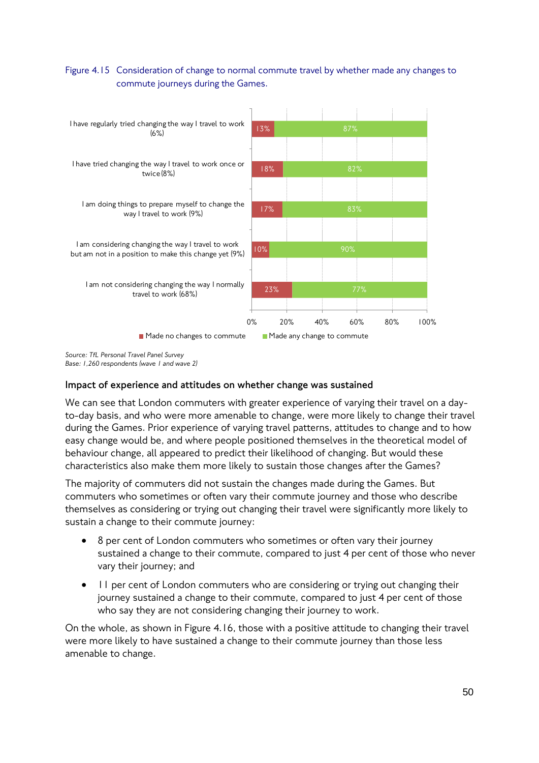Figure 4.15 Consideration of change to normal commute travel by whether made any changes to commute journeys during the Games.

| | Made no changes to commute | Made any change to commute |
|---|---|---|
| I have regularly tried changing the way I travel to work (6%) | 13% | 87% |
| I have tried changing the way I travel to work once or twice (8%) | 18% | 82% |
| I am doing things to prepare myself to change the way I travel to work (9%) | 17% | 83% |
| I am considering changing the way I travel to work but am not in a position to make this change yet (9%) | 10% | 90% |
| I am not considering changing the way I normally travel to work (68%) | 23% | 77% |

*Source: TfL Personal Travel Panel Survey*
*Base: 1,260 respondents (wave 1 and wave 2)*

### Impact of experience and attitudes on whether change was sustained

We can see that London commuters with greater experience of varying their travel on a day-to-day basis, and who were more amenable to change, were more likely to change their travel during the Games. Prior experience of varying travel patterns, attitudes to change and to how easy change would be, and where people positioned themselves in the theoretical model of behaviour change, all appeared to predict their likelihood of changing. But would these characteristics also make them more likely to sustain those changes after the Games?

The majority of commuters did not sustain the changes made during the Games. But commuters who sometimes or often vary their commute journey and those who describe themselves as considering or trying out changing their travel were significantly more likely to sustain a change to their commute journey:

- 8 per cent of London commuters who sometimes or often vary their journey sustained a change to their commute, compared to just 4 per cent of those who never vary their journey; and
- 11 per cent of London commuters who are considering or trying out changing their journey sustained a change to their commute, compared to just 4 per cent of those who say they are not considering changing their journey to work.

On the whole, as shown in Figure 4.16, those with a positive attitude to changing their travel were more likely to have sustained a change to their commute journey than those less amenable to change.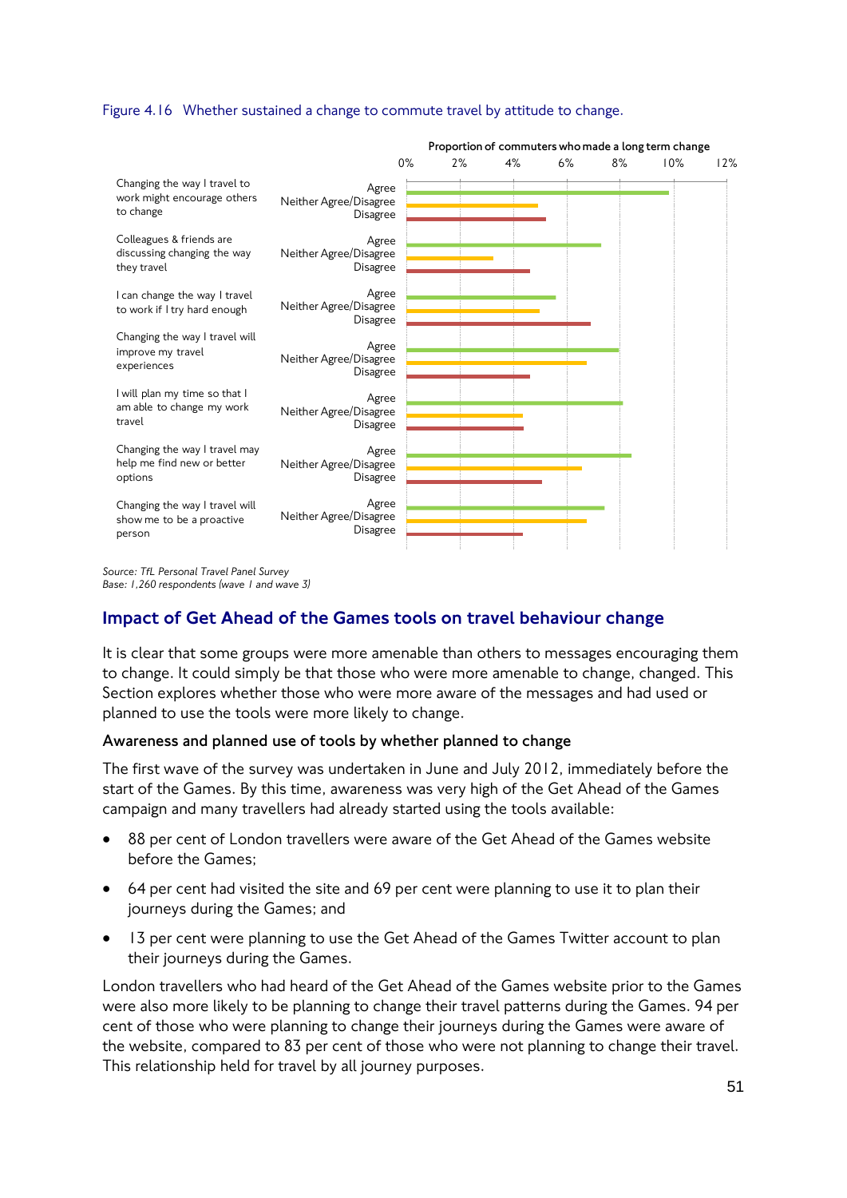Figure 4.16 Whether sustained a change to commute travel by attitude to change.

Source: TfL Personal Travel Panel Survey
Base: 1,260 respondents (wave 1 and wave 3)

## Impact of Get Ahead of the Games tools on travel behaviour change

It is clear that some groups were more amenable than others to messages encouraging them to change. It could simply be that those who were more amenable to change, changed. This Section explores whether those who were more aware of the messages and had used or planned to use the tools were more likely to change.

### Awareness and planned use of tools by whether planned to change

The first wave of the survey was undertaken in June and July 2012, immediately before the start of the Games. By this time, awareness was very high of the Get Ahead of the Games campaign and many travellers had already started using the tools available:

- 88 per cent of London travellers were aware of the Get Ahead of the Games website before the Games;
- 64 per cent had visited the site and 69 per cent were planning to use it to plan their journeys during the Games; and
- 13 per cent were planning to use the Get Ahead of the Games Twitter account to plan their journeys during the Games.

London travellers who had heard of the Get Ahead of the Games website prior to the Games were also more likely to be planning to change their travel patterns during the Games. 94 per cent of those who were planning to change their journeys during the Games were aware of the website, compared to 83 per cent of those who were not planning to change their travel. This relationship held for travel by all journey purposes.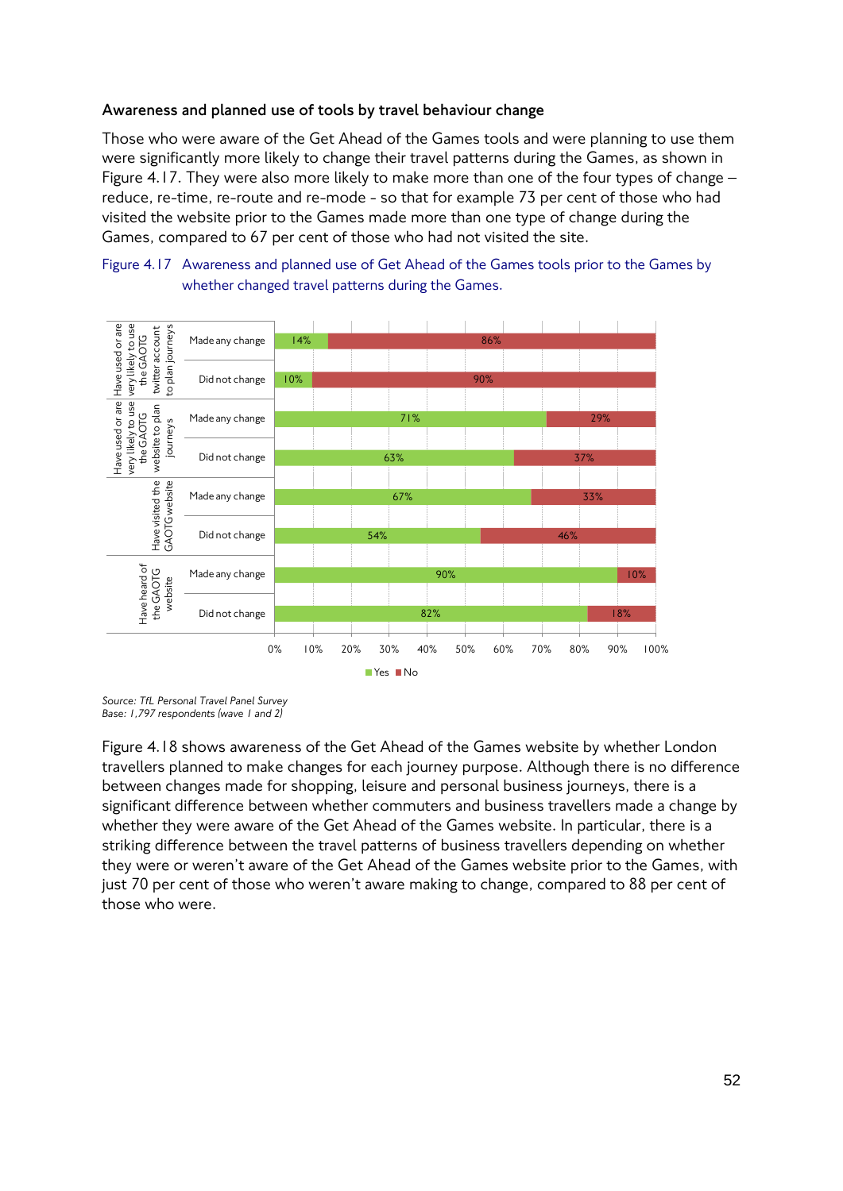### Awareness and planned use of tools by travel behaviour change

Those who were aware of the Get Ahead of the Games tools and were planning to use them were significantly more likely to change their travel patterns during the Games, as shown in Figure 4.17. They were also more likely to make more than one of the four types of change – reduce, re-time, re-route and re-mode - so that for example 73 per cent of those who had visited the website prior to the Games made more than one type of change during the Games, compared to 67 per cent of those who had not visited the site.

Figure 4.17 Awareness and planned use of Get Ahead of the Games tools prior to the Games by whether changed travel patterns during the Games.

| | | Yes | No |
|---|---|---|---|
| Have used or are very likely to use the GAOTG twitter account to plan journeys | Made any change | 14% | 86% |
| | Did not change | 10% | 90% |
| Have used or are very likely to use the GAOTG website to plan journeys | Made any change | 71% | 29% |
| | Did not change | 63% | 37% |
| Have visited the GAOTG website | Made any change | 67% | 33% |
| | Did not change | 54% | 46% |
| Have heard of the GAOTG website | Made any change | 90% | 10% |
| | Did not change | 82% | 18% |

*Source: TfL Personal Travel Panel Survey*
*Base: 1,797 respondents (wave 1 and 2)*

Figure 4.18 shows awareness of the Get Ahead of the Games website by whether London travellers planned to make changes for each journey purpose. Although there is no difference between changes made for shopping, leisure and personal business journeys, there is a significant difference between whether commuters and business travellers made a change by whether they were aware of the Get Ahead of the Games website. In particular, there is a striking difference between the travel patterns of business travellers depending on whether they were or weren't aware of the Get Ahead of the Games website prior to the Games, with just 70 per cent of those who weren't aware making to change, compared to 88 per cent of those who were.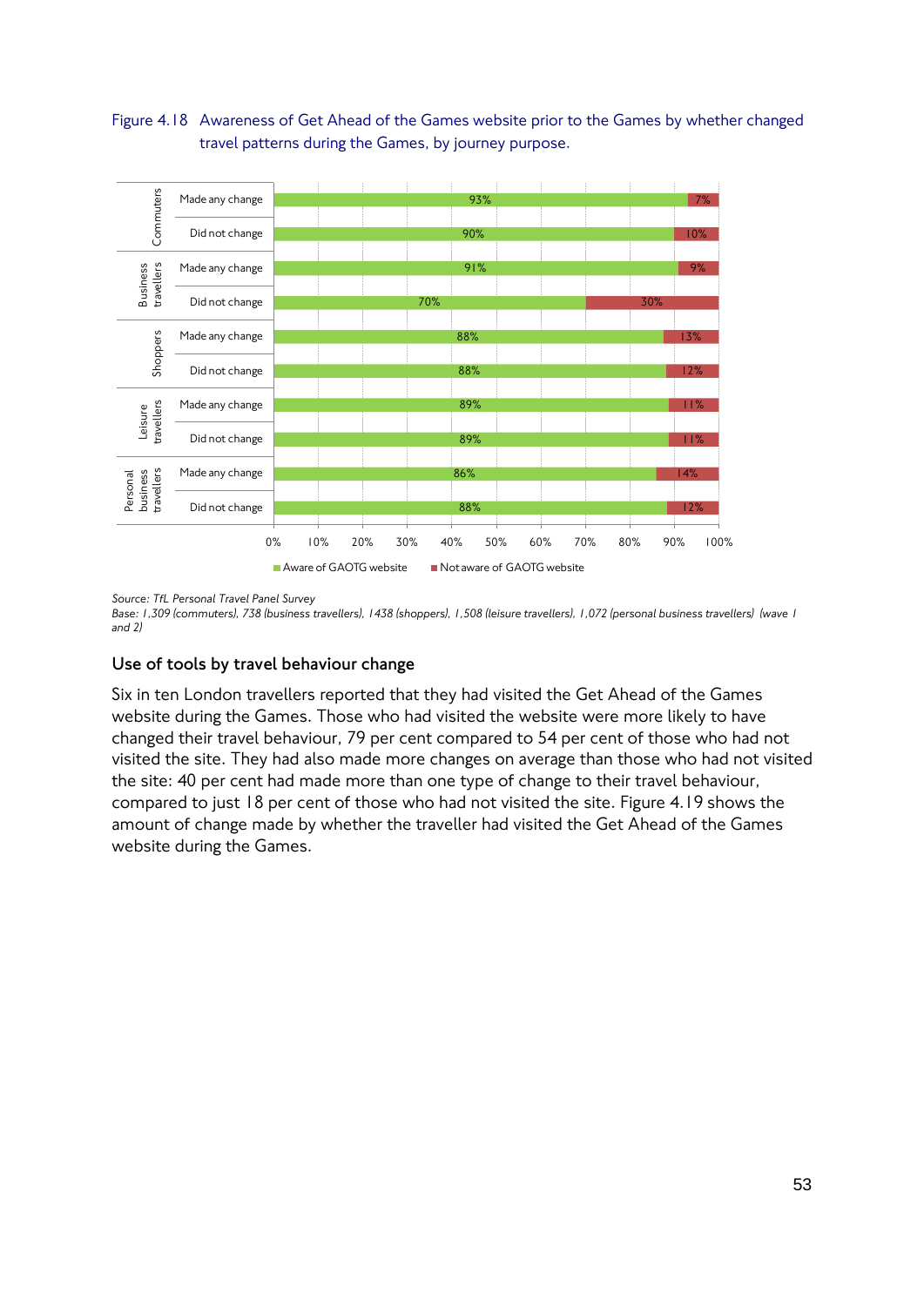Figure 4.18 Awareness of Get Ahead of the Games website prior to the Games by whether changed travel patterns during the Games, by journey purpose.

| Journey purpose | Travel pattern | Aware of GAOTG website | Not aware of GAOTG website |
|---|---|---|---|
| Commuters | Made any change | 93% | 7% |
| | Did not change | 90% | 10% |
| Business travellers | Made any change | 91% | 9% |
| | Did not change | 70% | 30% |
| Shoppers | Made any change | 88% | 13% |
| | Did not change | 88% | 12% |
| Leisure travellers | Made any change | 89% | 11% |
| | Did not change | 89% | 11% |
| Personal business travellers | Made any change | 86% | 14% |
| | Did not change | 88% | 12% |

*Source: TfL Personal Travel Panel Survey*
*Base: 1,309 (commuters), 738 (business travellers), 1438 (shoppers), 1,508 (leisure travellers), 1,072 (personal business travellers) (wave 1 and 2)*

### Use of tools by travel behaviour change

Six in ten London travellers reported that they had visited the Get Ahead of the Games website during the Games. Those who had visited the website were more likely to have changed their travel behaviour, 79 per cent compared to 54 per cent of those who had not visited the site. They had also made more changes on average than those who had not visited the site: 40 per cent had made more than one type of change to their travel behaviour, compared to just 18 per cent of those who had not visited the site. Figure 4.19 shows the amount of change made by whether the traveller had visited the Get Ahead of the Games website during the Games.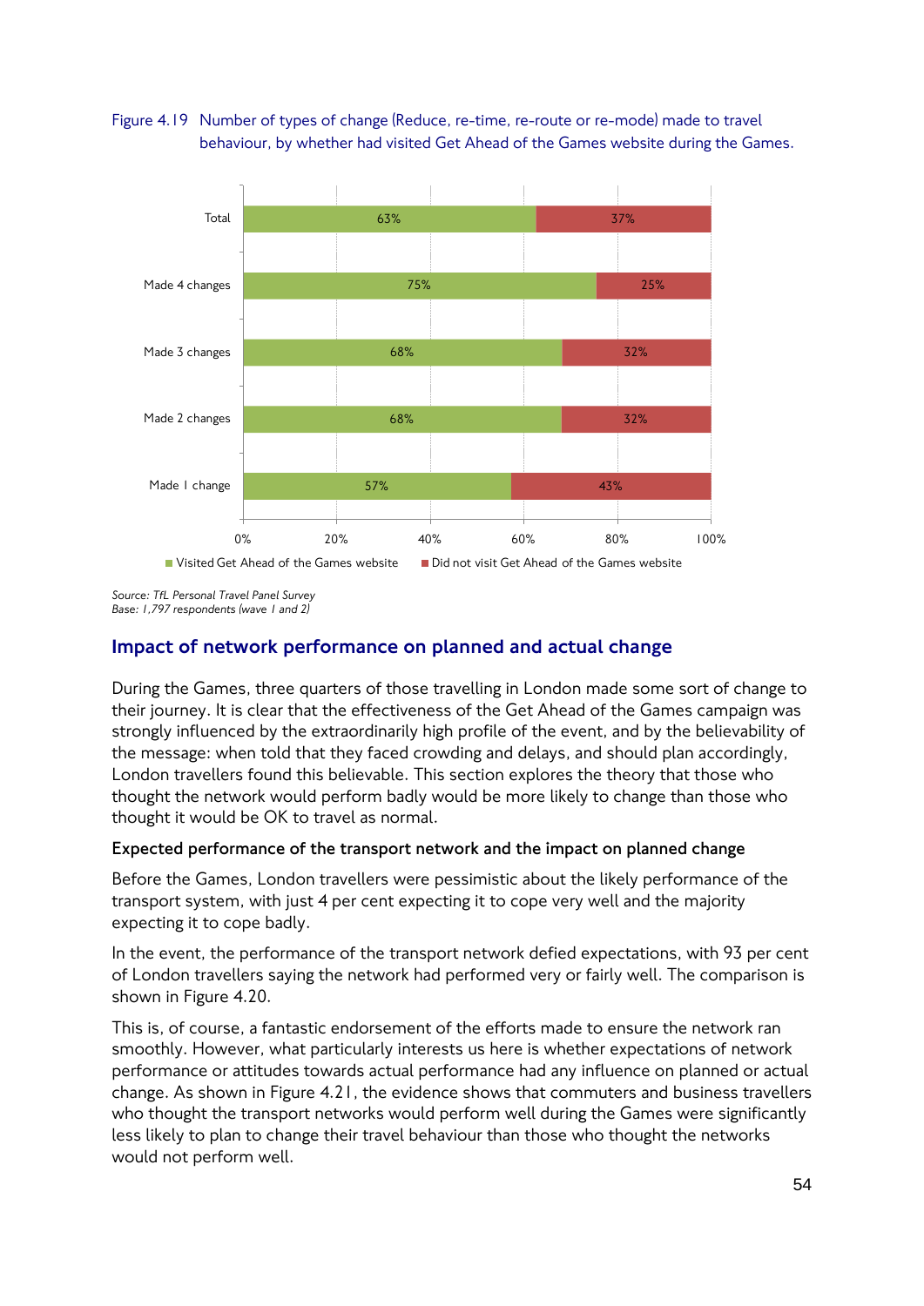Figure 4.19 Number of types of change (Reduce, re-time, re-route or re-mode) made to travel behaviour, by whether had visited Get Ahead of the Games website during the Games.

| | Visited Get Ahead of the Games website | Did not visit Get Ahead of the Games website |
|---|---|---|
| Total | 63% | 37% |
| Made 4 changes | 75% | 25% |
| Made 3 changes | 68% | 32% |
| Made 2 changes | 68% | 32% |
| Made 1 change | 57% | 43% |

*Source: TfL Personal Travel Panel Survey*
*Base: 1,797 respondents (wave 1 and 2)*

## Impact of network performance on planned and actual change

During the Games, three quarters of those travelling in London made some sort of change to their journey. It is clear that the effectiveness of the Get Ahead of the Games campaign was strongly influenced by the extraordinarily high profile of the event, and by the believability of the message: when told that they faced crowding and delays, and should plan accordingly, London travellers found this believable. This section explores the theory that those who thought the network would perform badly would be more likely to change than those who thought it would be OK to travel as normal.

### Expected performance of the transport network and the impact on planned change

Before the Games, London travellers were pessimistic about the likely performance of the transport system, with just 4 per cent expecting it to cope very well and the majority expecting it to cope badly.

In the event, the performance of the transport network defied expectations, with 93 per cent of London travellers saying the network had performed very or fairly well. The comparison is shown in Figure 4.20.

This is, of course, a fantastic endorsement of the efforts made to ensure the network ran smoothly. However, what particularly interests us here is whether expectations of network performance or attitudes towards actual performance had any influence on planned or actual change. As shown in Figure 4.21, the evidence shows that commuters and business travellers who thought the transport networks would perform well during the Games were significantly less likely to plan to change their travel behaviour than those who thought the networks would not perform well.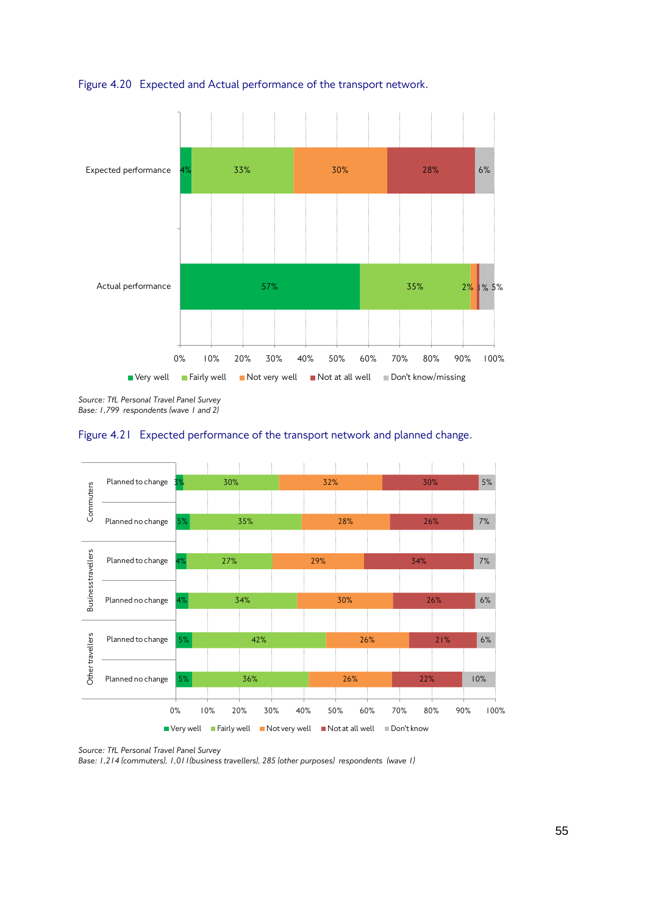Figure 4.20 Expected and Actual performance of the transport network.

| | Very well | Fairly well | Not very well | Not at all well | Don't know/missing |
|---|---|---|---|---|---|
| Expected performance | 4% | 33% | 30% | 28% | 6% |
| Actual performance | 57% | 35% | 2% | 1% | 5% |

*Source: TfL Personal Travel Panel Survey*
*Base: 1,799 respondents (wave 1 and 2)*

Figure 4.21 Expected performance of the transport network and planned change.

| | | Very well | Fairly well | Not very well | Not at all well | Don't know |
|---|---|---|---|---|---|---|
| Commuters | Planned to change | 3% | 30% | 32% | 30% | 5% |
| | Planned no change | 5% | 35% | 28% | 26% | 7% |
| Business travellers | Planned to change | 4% | 27% | 29% | 34% | 7% |
| | Planned no change | 4% | 34% | 30% | 26% | 6% |
| Other travellers | Planned to change | 5% | 42% | 26% | 21% | 6% |
| | Planned no change | 5% | 36% | 26% | 22% | 10% |

*Source: TfL Personal Travel Panel Survey*
*Base: 1,214 (commuters), 1,011(business travellers), 285 (other purposes) respondents (wave 1)*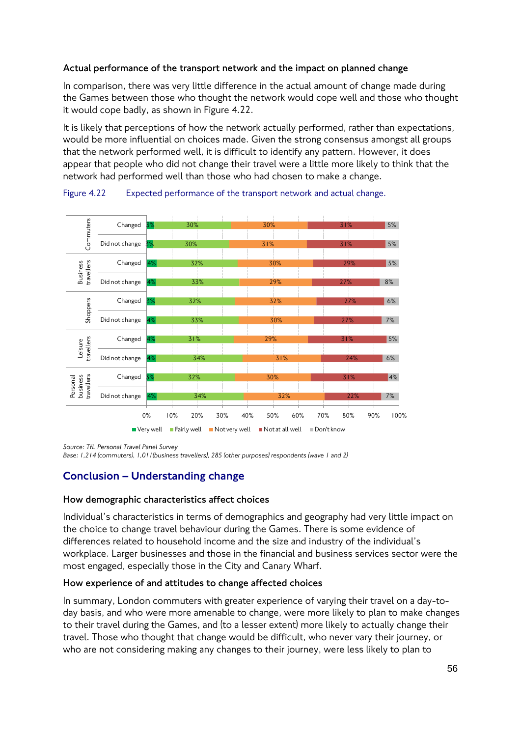### Actual performance of the transport network and the impact on planned change

In comparison, there was very little difference in the actual amount of change made during the Games between those who thought the network would cope well and those who thought it would cope badly, as shown in Figure 4.22.

It is likely that perceptions of how the network actually performed, rather than expectations, would be more influential on choices made. Given the strong consensus amongst all groups that the network performed well, it is difficult to identify any pattern. However, it does appear that people who did not change their travel were a little more likely to think that the network had performed well than those who had chosen to make a change.

Figure 4.22 Expected performance of the transport network and actual change.

| Group | | Very well | Fairly well | Not very well | Not at all well | Don't know |
|---|---|---|---|---|---|---|
| Commuters | Changed | 3% | 30% | 30% | 31% | 5% |
| | Did not change | 3% | 30% | 31% | 31% | 5% |
| Business travellers | Changed | 4% | 32% | 30% | 29% | 5% |
| | Did not change | 4% | 33% | 29% | 27% | 8% |
| Shoppers | Changed | 3% | 32% | 32% | 27% | 6% |
| | Did not change | 4% | 33% | 30% | 27% | 7% |
| Leisure travellers | Changed | 4% | 31% | 29% | 31% | 5% |
| | Did not change | 4% | 34% | 31% | 24% | 6% |
| Personal business travellers | Changed | 3% | 32% | 30% | 31% | 4% |
| | Did not change | 4% | 34% | 32% | 22% | 7% |

*Source: TfL Personal Travel Panel Survey*
*Base: 1,214 (commuters), 1,011 (business travellers), 285 (other purposes) respondents (wave 1 and 2)*

## Conclusion – Understanding change

### How demographic characteristics affect choices

Individual's characteristics in terms of demographics and geography had very little impact on the choice to change travel behaviour during the Games. There is some evidence of differences related to household income and the size and industry of the individual's workplace. Larger businesses and those in the financial and business services sector were the most engaged, especially those in the City and Canary Wharf.

### How experience of and attitudes to change affected choices

In summary, London commuters with greater experience of varying their travel on a day-to-day basis, and who were more amenable to change, were more likely to plan to make changes to their travel during the Games, and (to a lesser extent) more likely to actually change their travel. Those who thought that change would be difficult, who never vary their journey, or who are not considering making any changes to their journey, were less likely to plan to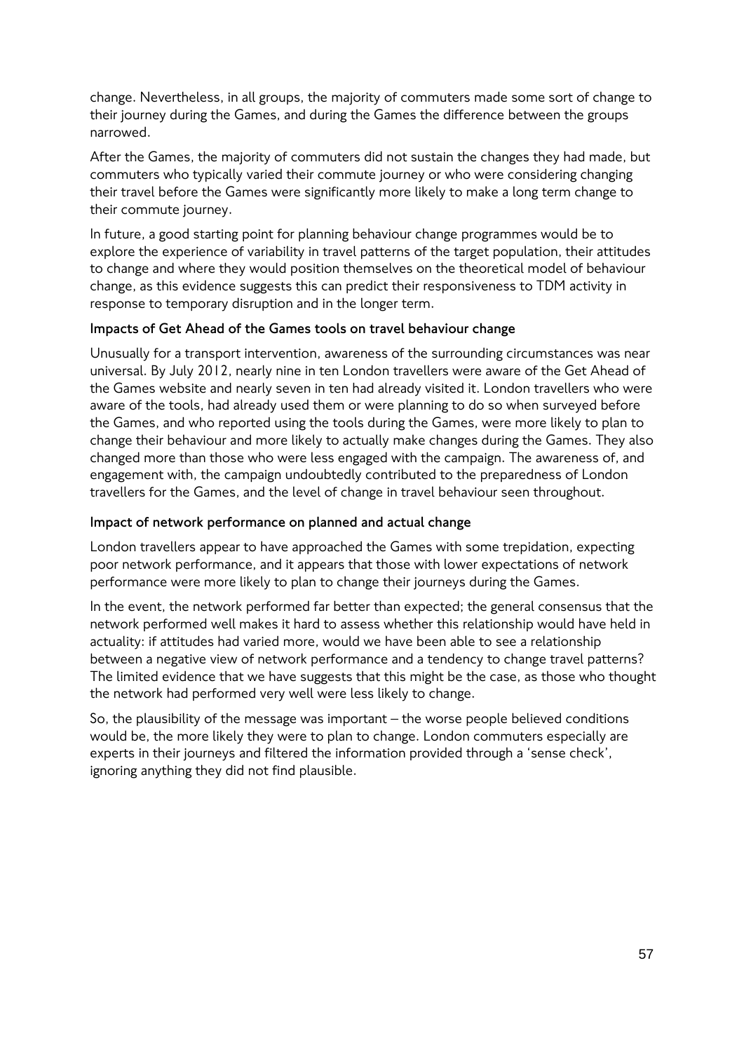change. Nevertheless, in all groups, the majority of commuters made some sort of change to their journey during the Games, and during the Games the difference between the groups narrowed.

After the Games, the majority of commuters did not sustain the changes they had made, but commuters who typically varied their commute journey or who were considering changing their travel before the Games were significantly more likely to make a long term change to their commute journey.

In future, a good starting point for planning behaviour change programmes would be to explore the experience of variability in travel patterns of the target population, their attitudes to change and where they would position themselves on the theoretical model of behaviour change, as this evidence suggests this can predict their responsiveness to TDM activity in response to temporary disruption and in the longer term.

### Impacts of Get Ahead of the Games tools on travel behaviour change

Unusually for a transport intervention, awareness of the surrounding circumstances was near universal. By July 2012, nearly nine in ten London travellers were aware of the Get Ahead of the Games website and nearly seven in ten had already visited it. London travellers who were aware of the tools, had already used them or were planning to do so when surveyed before the Games, and who reported using the tools during the Games, were more likely to plan to change their behaviour and more likely to actually make changes during the Games. They also changed more than those who were less engaged with the campaign. The awareness of, and engagement with, the campaign undoubtedly contributed to the preparedness of London travellers for the Games, and the level of change in travel behaviour seen throughout.

### Impact of network performance on planned and actual change

London travellers appear to have approached the Games with some trepidation, expecting poor network performance, and it appears that those with lower expectations of network performance were more likely to plan to change their journeys during the Games.

In the event, the network performed far better than expected; the general consensus that the network performed well makes it hard to assess whether this relationship would have held in actuality: if attitudes had varied more, would we have been able to see a relationship between a negative view of network performance and a tendency to change travel patterns? The limited evidence that we have suggests that this might be the case, as those who thought the network had performed very well were less likely to change.

So, the plausibility of the message was important – the worse people believed conditions would be, the more likely they were to plan to change. London commuters especially are experts in their journeys and filtered the information provided through a 'sense check', ignoring anything they did not find plausible.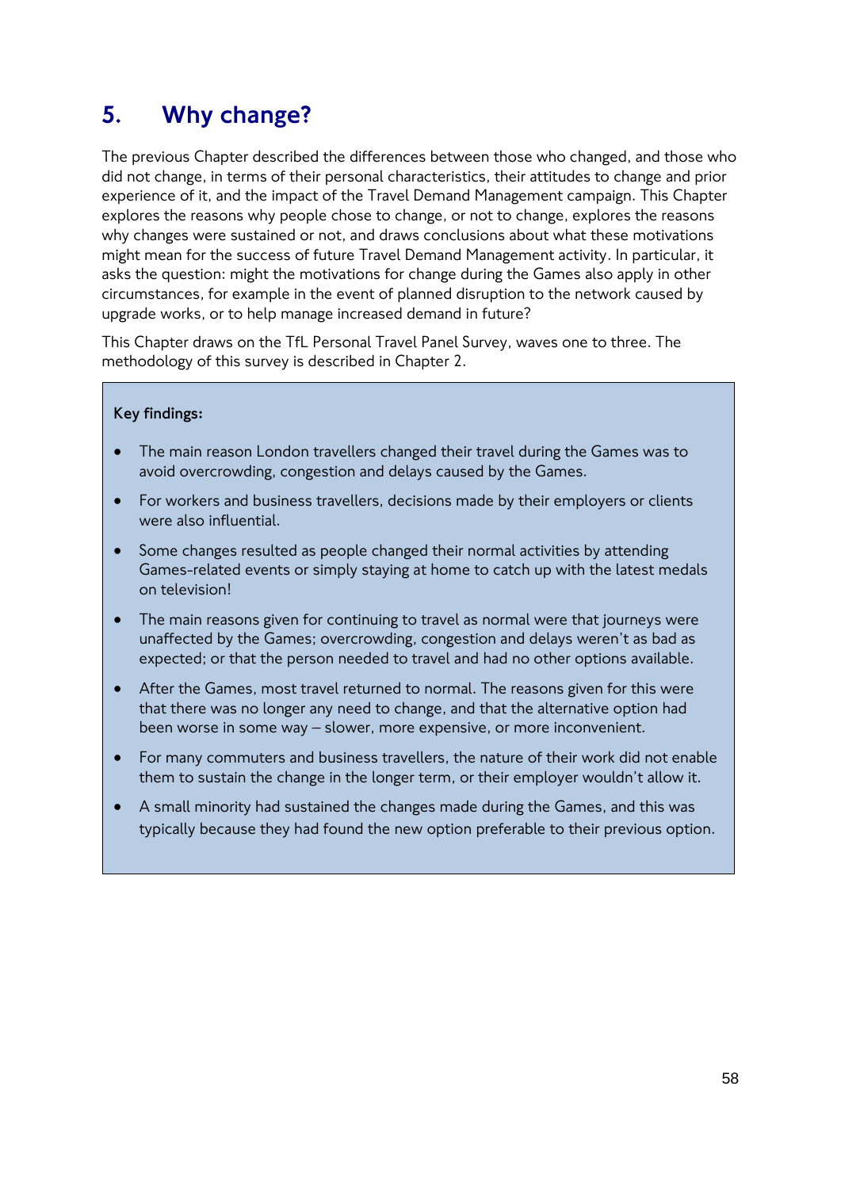# 5. Why change?

The previous Chapter described the differences between those who changed, and those who did not change, in terms of their personal characteristics, their attitudes to change and prior experience of it, and the impact of the Travel Demand Management campaign. This Chapter explores the reasons why people chose to change, or not to change, explores the reasons why changes were sustained or not, and draws conclusions about what these motivations might mean for the success of future Travel Demand Management activity. In particular, it asks the question: might the motivations for change during the Games also apply in other circumstances, for example in the event of planned disruption to the network caused by upgrade works, or to help manage increased demand in future?

This Chapter draws on the TfL Personal Travel Panel Survey, waves one to three. The methodology of this survey is described in Chapter 2.

**Key findings:**

- The main reason London travellers changed their travel during the Games was to avoid overcrowding, congestion and delays caused by the Games.
- For workers and business travellers, decisions made by their employers or clients were also influential.
- Some changes resulted as people changed their normal activities by attending Games-related events or simply staying at home to catch up with the latest medals on television!
- The main reasons given for continuing to travel as normal were that journeys were unaffected by the Games; overcrowding, congestion and delays weren't as bad as expected; or that the person needed to travel and had no other options available.
- After the Games, most travel returned to normal. The reasons given for this were that there was no longer any need to change, and that the alternative option had been worse in some way – slower, more expensive, or more inconvenient.
- For many commuters and business travellers, the nature of their work did not enable them to sustain the change in the longer term, or their employer wouldn't allow it.
- A small minority had sustained the changes made during the Games, and this was typically because they had found the new option preferable to their previous option.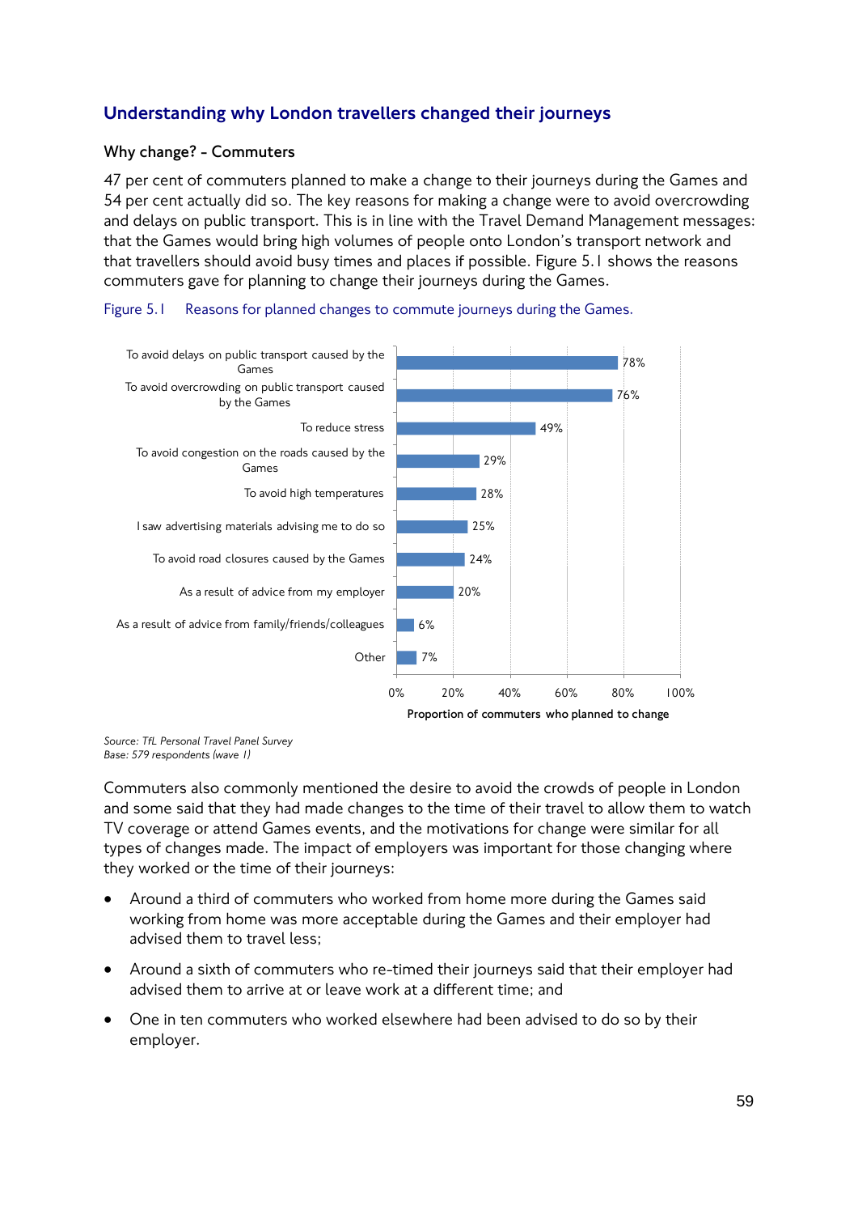## Understanding why London travellers changed their journeys

### Why change? - Commuters

47 per cent of commuters planned to make a change to their journeys during the Games and 54 per cent actually did so. The key reasons for making a change were to avoid overcrowding and delays on public transport. This is in line with the Travel Demand Management messages: that the Games would bring high volumes of people onto London's transport network and that travellers should avoid busy times and places if possible. Figure 5.1 shows the reasons commuters gave for planning to change their journeys during the Games.

Figure 5.1 Reasons for planned changes to commute journeys during the Games.

| Reason | Proportion of commuters who planned to change |
|---|---|
| To avoid delays on public transport caused by the Games | 78% |
| To avoid overcrowding on public transport caused by the Games | 76% |
| To reduce stress | 49% |
| To avoid congestion on the roads caused by the Games | 29% |
| To avoid high temperatures | 28% |
| I saw advertising materials advising me to do so | 25% |
| To avoid road closures caused by the Games | 24% |
| As a result of advice from my employer | 20% |
| As a result of advice from family/friends/colleagues | 6% |
| Other | 7% |

*Source: TfL Personal Travel Panel Survey*
*Base: 579 respondents (wave 1)*

Commuters also commonly mentioned the desire to avoid the crowds of people in London and some said that they had made changes to the time of their travel to allow them to watch TV coverage or attend Games events, and the motivations for change were similar for all types of changes made. The impact of employers was important for those changing where they worked or the time of their journeys:

- Around a third of commuters who worked from home more during the Games said working from home was more acceptable during the Games and their employer had advised them to travel less;
- Around a sixth of commuters who re-timed their journeys said that their employer had advised them to arrive at or leave work at a different time; and
- One in ten commuters who worked elsewhere had been advised to do so by their employer.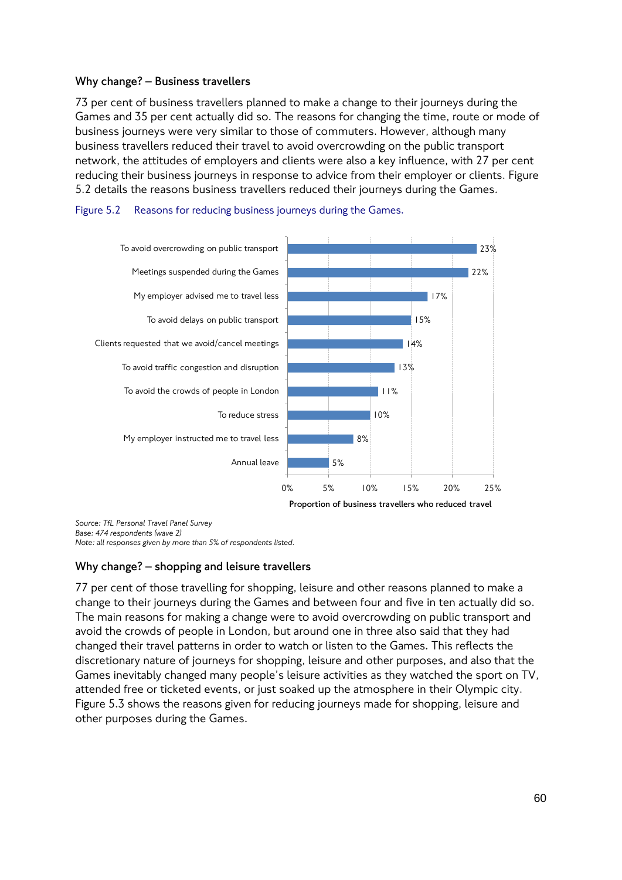### Why change? – Business travellers

73 per cent of business travellers planned to make a change to their journeys during the Games and 35 per cent actually did so. The reasons for changing the time, route or mode of business journeys were very similar to those of commuters. However, although many business travellers reduced their travel to avoid overcrowding on the public transport network, the attitudes of employers and clients were also a key influence, with 27 per cent reducing their business journeys in response to advice from their employer or clients. Figure 5.2 details the reasons business travellers reduced their journeys during the Games.

Figure 5.2 Reasons for reducing business journeys during the Games.

| Reason | Proportion of business travellers who reduced travel |
|---|---|
| To avoid overcrowding on public transport | 23% |
| Meetings suspended during the Games | 22% |
| My employer advised me to travel less | 17% |
| To avoid delays on public transport | 15% |
| Clients requested that we avoid/cancel meetings | 14% |
| To avoid traffic congestion and disruption | 13% |
| To avoid the crowds of people in London | 11% |
| To reduce stress | 10% |
| My employer instructed me to travel less | 8% |
| Annual leave | 5% |

*Source: TfL Personal Travel Panel Survey*
*Base: 474 respondents (wave 2)*
*Note: all responses given by more than 5% of respondents listed.*

### Why change? – shopping and leisure travellers

77 per cent of those travelling for shopping, leisure and other reasons planned to make a change to their journeys during the Games and between four and five in ten actually did so. The main reasons for making a change were to avoid overcrowding on public transport and avoid the crowds of people in London, but around one in three also said that they had changed their travel patterns in order to watch or listen to the Games. This reflects the discretionary nature of journeys for shopping, leisure and other purposes, and also that the Games inevitably changed many people's leisure activities as they watched the sport on TV, attended free or ticketed events, or just soaked up the atmosphere in their Olympic city. Figure 5.3 shows the reasons given for reducing journeys made for shopping, leisure and other purposes during the Games.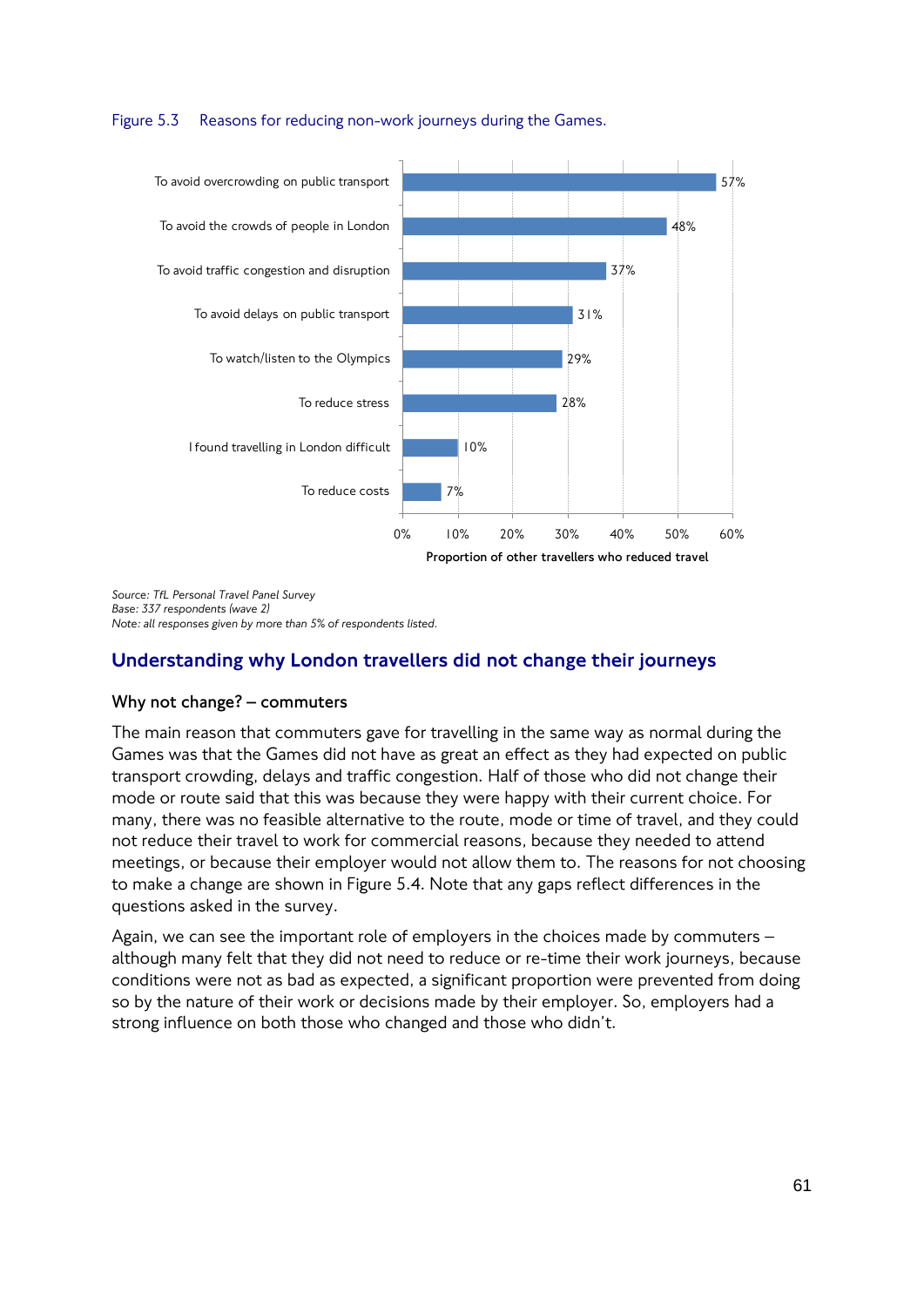Figure 5.3 Reasons for reducing non-work journeys during the Games.

| Reason | Proportion of other travellers who reduced travel |
|---|---|
| To avoid overcrowding on public transport | 57% |
| To avoid the crowds of people in London | 48% |
| To avoid traffic congestion and disruption | 37% |
| To avoid delays on public transport | 31% |
| To watch/listen to the Olympics | 29% |
| To reduce stress | 28% |
| I found travelling in London difficult | 10% |
| To reduce costs | 7% |

*Source: TfL Personal Travel Panel Survey*
*Base: 337 respondents (wave 2)*
*Note: all responses given by more than 5% of respondents listed.*

## Understanding why London travellers did not change their journeys

### Why not change? – commuters

The main reason that commuters gave for travelling in the same way as normal during the Games was that the Games did not have as great an effect as they had expected on public transport crowding, delays and traffic congestion. Half of those who did not change their mode or route said that this was because they were happy with their current choice. For many, there was no feasible alternative to the route, mode or time of travel, and they could not reduce their travel to work for commercial reasons, because they needed to attend meetings, or because their employer would not allow them to. The reasons for not choosing to make a change are shown in Figure 5.4. Note that any gaps reflect differences in the questions asked in the survey.

Again, we can see the important role of employers in the choices made by commuters – although many felt that they did not need to reduce or re-time their work journeys, because conditions were not as bad as expected, a significant proportion were prevented from doing so by the nature of their work or decisions made by their employer. So, employers had a strong influence on both those who changed and those who didn't.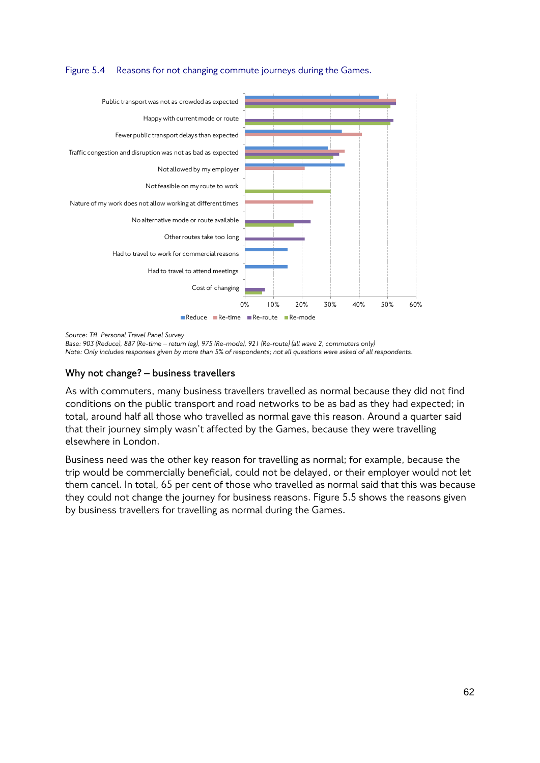Figure 5.4 Reasons for not changing commute journeys during the Games.

| Reason | Reduce | Re-time | Re-route | Re-mode |
|---|---|---|---|---|
| Public transport was not as crowded as expected | 47% | 53% | 53% | 51% |
| Happy with current mode or route | | | 52% | 51% |
| Fewer public transport delays than expected | 34% | 41% | | |
| Traffic congestion and disruption was not as bad as expected | 29% | 35% | 33% | 31% |
| Not allowed by my employer | 35% | 21% | | |
| Not feasible on my route to work | | | | 30% |
| Nature of my work does not allow working at different times | | 24% | | |
| No alternative mode or route available | | | 23% | 17% |
| Other routes take too long | | | 21% | |
| Had to travel to work for commercial reasons | 15% | | | |
| Had to travel to attend meetings | 15% | | | |
| Cost of changing | | | 7% | 6% |

*Source: TfL Personal Travel Panel Survey*
*Base: 903 (Reduce), 887 (Re-time – return leg), 975 (Re-mode), 921 (Re-route) (all wave 2, commuters only)*
*Note: Only includes responses given by more than 5% of respondents; not all questions were asked of all respondents.*

### Why not change? – business travellers

As with commuters, many business travellers travelled as normal because they did not find conditions on the public transport and road networks to be as bad as they had expected; in total, around half all those who travelled as normal gave this reason. Around a quarter said that their journey simply wasn't affected by the Games, because they were travelling elsewhere in London.

Business need was the other key reason for travelling as normal; for example, because the trip would be commercially beneficial, could not be delayed, or their employer would not let them cancel. In total, 65 per cent of those who travelled as normal said that this was because they could not change the journey for business reasons. Figure 5.5 shows the reasons given by business travellers for travelling as normal during the Games.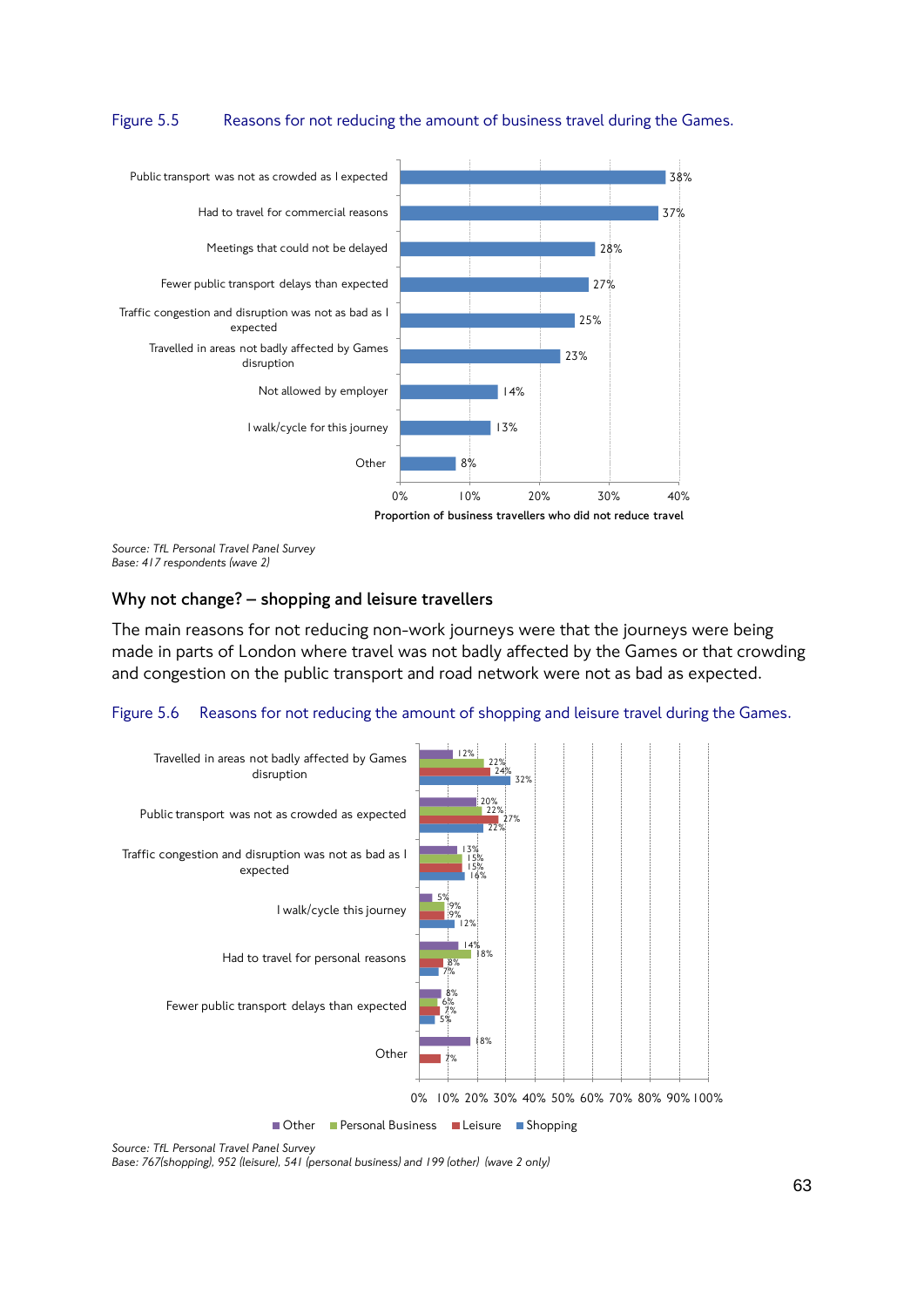Figure 5.5 Reasons for not reducing the amount of business travel during the Games.

| Reason | Proportion of business travellers who did not reduce travel |
|---|---|
| Public transport was not as crowded as I expected | 38% |
| Had to travel for commercial reasons | 37% |
| Meetings that could not be delayed | 28% |
| Fewer public transport delays than expected | 27% |
| Traffic congestion and disruption was not as bad as I expected | 25% |
| Travelled in areas not badly affected by Games disruption | 23% |
| Not allowed by employer | 14% |
| I walk/cycle for this journey | 13% |
| Other | 8% |

*Source: TfL Personal Travel Panel Survey*
*Base: 417 respondents (wave 2)*

## Why not change? – shopping and leisure travellers

The main reasons for not reducing non-work journeys were that the journeys were being made in parts of London where travel was not badly affected by the Games or that crowding and congestion on the public transport and road network were not as bad as expected.

Figure 5.6 Reasons for not reducing the amount of shopping and leisure travel during the Games.

| Reason | Other | Personal Business | Leisure | Shopping |
|---|---|---|---|---|
| Travelled in areas not badly affected by Games disruption | 12% | 22% | 24% | 32% |
| Public transport was not as crowded as expected | 20% | 22% | 27% | 22% |
| Traffic congestion and disruption was not as bad as I expected | 13% | 15% | 15% | 16% |
| I walk/cycle this journey | 5% | 9% | 9% | 12% |
| Had to travel for personal reasons | 14% | 18% | 8% | 7% |
| Fewer public transport delays than expected | 8% | 6% | 7% | 5% |
| Other | 18% | | 7% | |

*Source: TfL Personal Travel Panel Survey*
*Base: 767(shopping), 952 (leisure), 541 (personal business) and 199 (other) (wave 2 only)*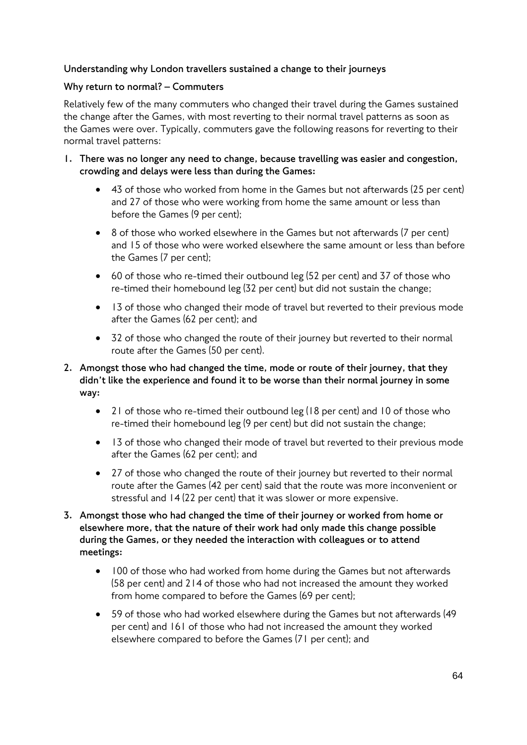**Understanding why London travellers sustained a change to their journeys**

**Why return to normal? – Commuters**

Relatively few of the many commuters who changed their travel during the Games sustained the change after the Games, with most reverting to their normal travel patterns as soon as the Games were over. Typically, commuters gave the following reasons for reverting to their normal travel patterns:

1. **There was no longer any need to change, because travelling was easier and congestion, crowding and delays were less than during the Games:**

   - 43 of those who worked from home in the Games but not afterwards (25 per cent) and 27 of those who were working from home the same amount or less than before the Games (9 per cent);
   - 8 of those who worked elsewhere in the Games but not afterwards (7 per cent) and 15 of those who were worked elsewhere the same amount or less than before the Games (7 per cent);
   - 60 of those who re-timed their outbound leg (52 per cent) and 37 of those who re-timed their homebound leg (32 per cent) but did not sustain the change;
   - 13 of those who changed their mode of travel but reverted to their previous mode after the Games (62 per cent); and
   - 32 of those who changed the route of their journey but reverted to their normal route after the Games (50 per cent).

2. **Amongst those who had changed the time, mode or route of their journey, that they didn't like the experience and found it to be worse than their normal journey in some way:**

   - 21 of those who re-timed their outbound leg (18 per cent) and 10 of those who re-timed their homebound leg (9 per cent) but did not sustain the change;
   - 13 of those who changed their mode of travel but reverted to their previous mode after the Games (62 per cent); and
   - 27 of those who changed the route of their journey but reverted to their normal route after the Games (42 per cent) said that the route was more inconvenient or stressful and 14 (22 per cent) that it was slower or more expensive.

3. **Amongst those who had changed the time of their journey or worked from home or elsewhere more, that the nature of their work had only made this change possible during the Games, or they needed the interaction with colleagues or to attend meetings:**

   - 100 of those who had worked from home during the Games but not afterwards (58 per cent) and 214 of those who had not increased the amount they worked from home compared to before the Games (69 per cent);
   - 59 of those who had worked elsewhere during the Games but not afterwards (49 per cent) and 161 of those who had not increased the amount they worked elsewhere compared to before the Games (71 per cent); and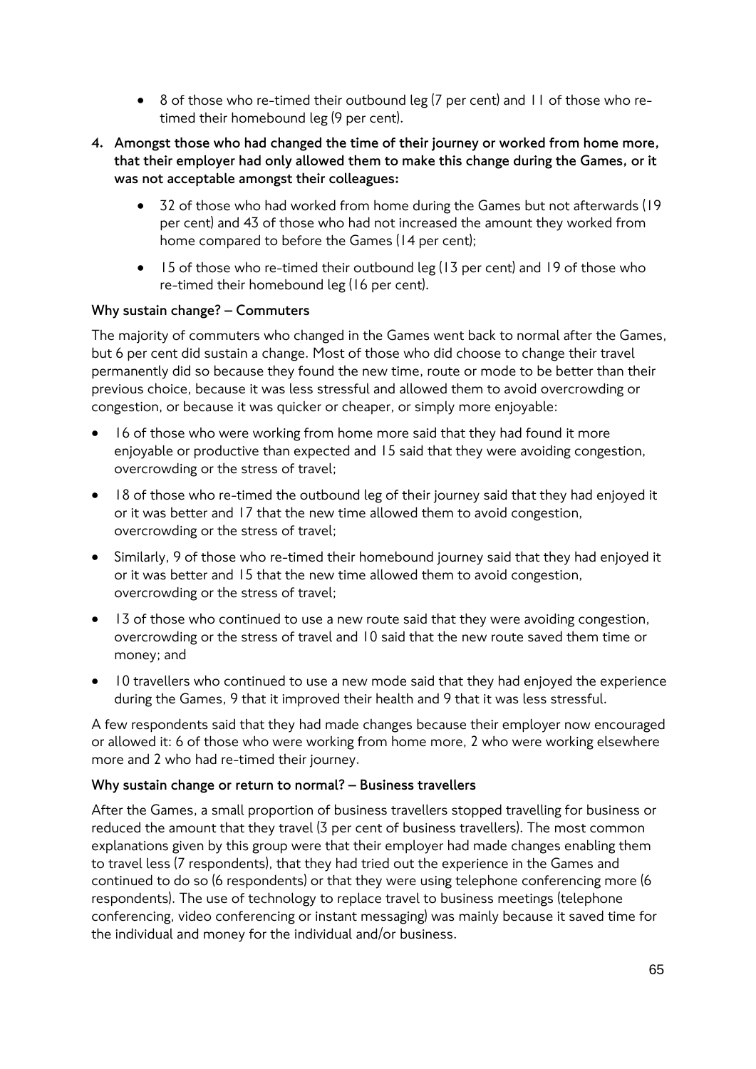- 8 of those who re-timed their outbound leg (7 per cent) and 11 of those who re-timed their homebound leg (9 per cent).

4. **Amongst those who had changed the time of their journey or worked from home more, that their employer had only allowed them to make this change during the Games, or it was not acceptable amongst their colleagues:**

    - 32 of those who had worked from home during the Games but not afterwards (19 per cent) and 43 of those who had not increased the amount they worked from home compared to before the Games (14 per cent);
    - 15 of those who re-timed their outbound leg (13 per cent) and 19 of those who re-timed their homebound leg (16 per cent).

**Why sustain change? – Commuters**

The majority of commuters who changed in the Games went back to normal after the Games, but 6 per cent did sustain a change. Most of those who did choose to change their travel permanently did so because they found the new time, route or mode to be better than their previous choice, because it was less stressful and allowed them to avoid overcrowding or congestion, or because it was quicker or cheaper, or simply more enjoyable:

- 16 of those who were working from home more said that they had found it more enjoyable or productive than expected and 15 said that they were avoiding congestion, overcrowding or the stress of travel;
- 18 of those who re-timed the outbound leg of their journey said that they had enjoyed it or it was better and 17 that the new time allowed them to avoid congestion, overcrowding or the stress of travel;
- Similarly, 9 of those who re-timed their homebound journey said that they had enjoyed it or it was better and 15 that the new time allowed them to avoid congestion, overcrowding or the stress of travel;
- 13 of those who continued to use a new route said that they were avoiding congestion, overcrowding or the stress of travel and 10 said that the new route saved them time or money; and
- 10 travellers who continued to use a new mode said that they had enjoyed the experience during the Games, 9 that it improved their health and 9 that it was less stressful.

A few respondents said that they had made changes because their employer now encouraged or allowed it: 6 of those who were working from home more, 2 who were working elsewhere more and 2 who had re-timed their journey.

**Why sustain change or return to normal? – Business travellers**

After the Games, a small proportion of business travellers stopped travelling for business or reduced the amount that they travel (3 per cent of business travellers). The most common explanations given by this group were that their employer had made changes enabling them to travel less (7 respondents), that they had tried out the experience in the Games and continued to do so (6 respondents) or that they were using telephone conferencing more (6 respondents). The use of technology to replace travel to business meetings (telephone conferencing, video conferencing or instant messaging) was mainly because it saved time for the individual and money for the individual and/or business.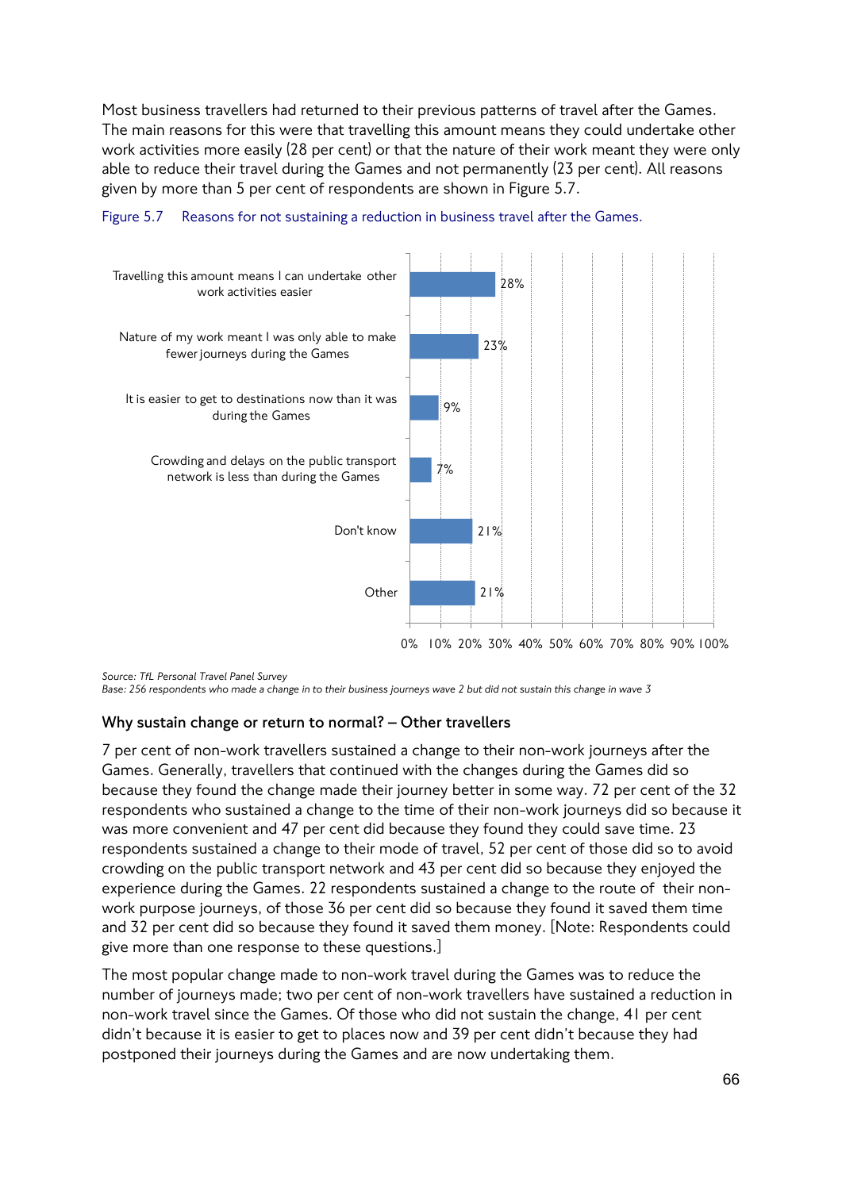Most business travellers had returned to their previous patterns of travel after the Games. The main reasons for this were that travelling this amount means they could undertake other work activities more easily (28 per cent) or that the nature of their work meant they were only able to reduce their travel during the Games and not permanently (23 per cent). All reasons given by more than 5 per cent of respondents are shown in Figure 5.7.

Figure 5.7 Reasons for not sustaining a reduction in business travel after the Games.

| Reason | Per cent |
| --- | --- |
| Travelling this amount means I can undertake other work activities easier | 28% |
| Nature of my work meant I was only able to make fewer journeys during the Games | 23% |
| It is easier to get to destinations now than it was during the Games | 9% |
| Crowding and delays on the public transport network is less than during the Games | 7% |
| Don't know | 21% |
| Other | 21% |

*Source: TfL Personal Travel Panel Survey*
*Base: 256 respondents who made a change in to their business journeys wave 2 but did not sustain this change in wave 3*

### Why sustain change or return to normal? – Other travellers

7 per cent of non-work travellers sustained a change to their non-work journeys after the Games. Generally, travellers that continued with the changes during the Games did so because they found the change made their journey better in some way. 72 per cent of the 32 respondents who sustained a change to the time of their non-work journeys did so because it was more convenient and 47 per cent did because they found they could save time. 23 respondents sustained a change to their mode of travel, 52 per cent of those did so to avoid crowding on the public transport network and 43 per cent did so because they enjoyed the experience during the Games. 22 respondents sustained a change to the route of their non-work purpose journeys, of those 36 per cent did so because they found it saved them time and 32 per cent did so because they found it saved them money. [Note: Respondents could give more than one response to these questions.]

The most popular change made to non-work travel during the Games was to reduce the number of journeys made; two per cent of non-work travellers have sustained a reduction in non-work travel since the Games. Of those who did not sustain the change, 41 per cent didn't because it is easier to get to places now and 39 per cent didn't because they had postponed their journeys during the Games and are now undertaking them.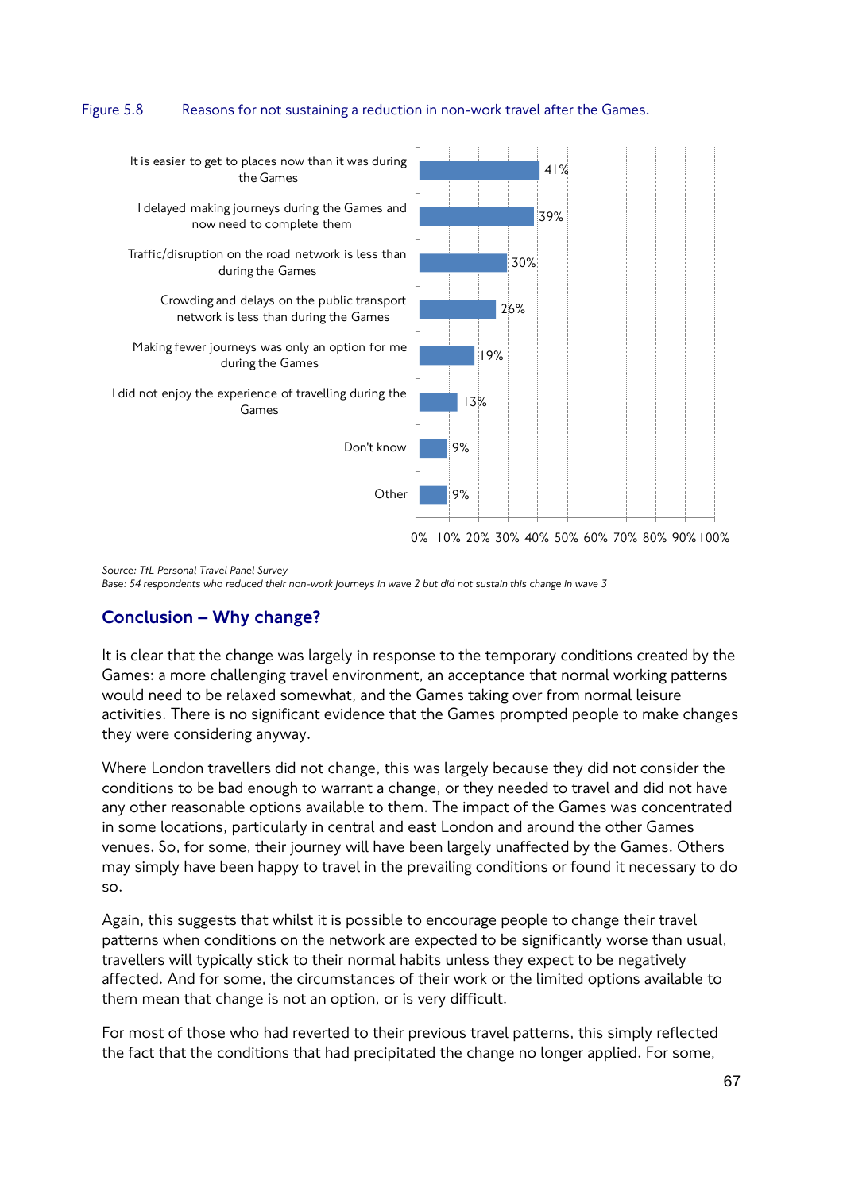Figure 5.8 Reasons for not sustaining a reduction in non-work travel after the Games.

| Reason | % |
|---|---|
| It is easier to get to places now than it was during the Games | 41% |
| I delayed making journeys during the Games and now need to complete them | 39% |
| Traffic/disruption on the road network is less than during the Games | 30% |
| Crowding and delays on the public transport network is less than during the Games | 26% |
| Making fewer journeys was only an option for me during the Games | 19% |
| I did not enjoy the experience of travelling during the Games | 13% |
| Don't know | 9% |
| Other | 9% |

*Source: TfL Personal Travel Panel Survey*
*Base: 54 respondents who reduced their non-work journeys in wave 2 but did not sustain this change in wave 3*

## Conclusion – Why change?

It is clear that the change was largely in response to the temporary conditions created by the Games: a more challenging travel environment, an acceptance that normal working patterns would need to be relaxed somewhat, and the Games taking over from normal leisure activities. There is no significant evidence that the Games prompted people to make changes they were considering anyway.

Where London travellers did not change, this was largely because they did not consider the conditions to be bad enough to warrant a change, or they needed to travel and did not have any other reasonable options available to them. The impact of the Games was concentrated in some locations, particularly in central and east London and around the other Games venues. So, for some, their journey will have been largely unaffected by the Games. Others may simply have been happy to travel in the prevailing conditions or found it necessary to do so.

Again, this suggests that whilst it is possible to encourage people to change their travel patterns when conditions on the network are expected to be significantly worse than usual, travellers will typically stick to their normal habits unless they expect to be negatively affected. And for some, the circumstances of their work or the limited options available to them mean that change is not an option, or is very difficult.

For most of those who had reverted to their previous travel patterns, this simply reflected the fact that the conditions that had precipitated the change no longer applied. For some,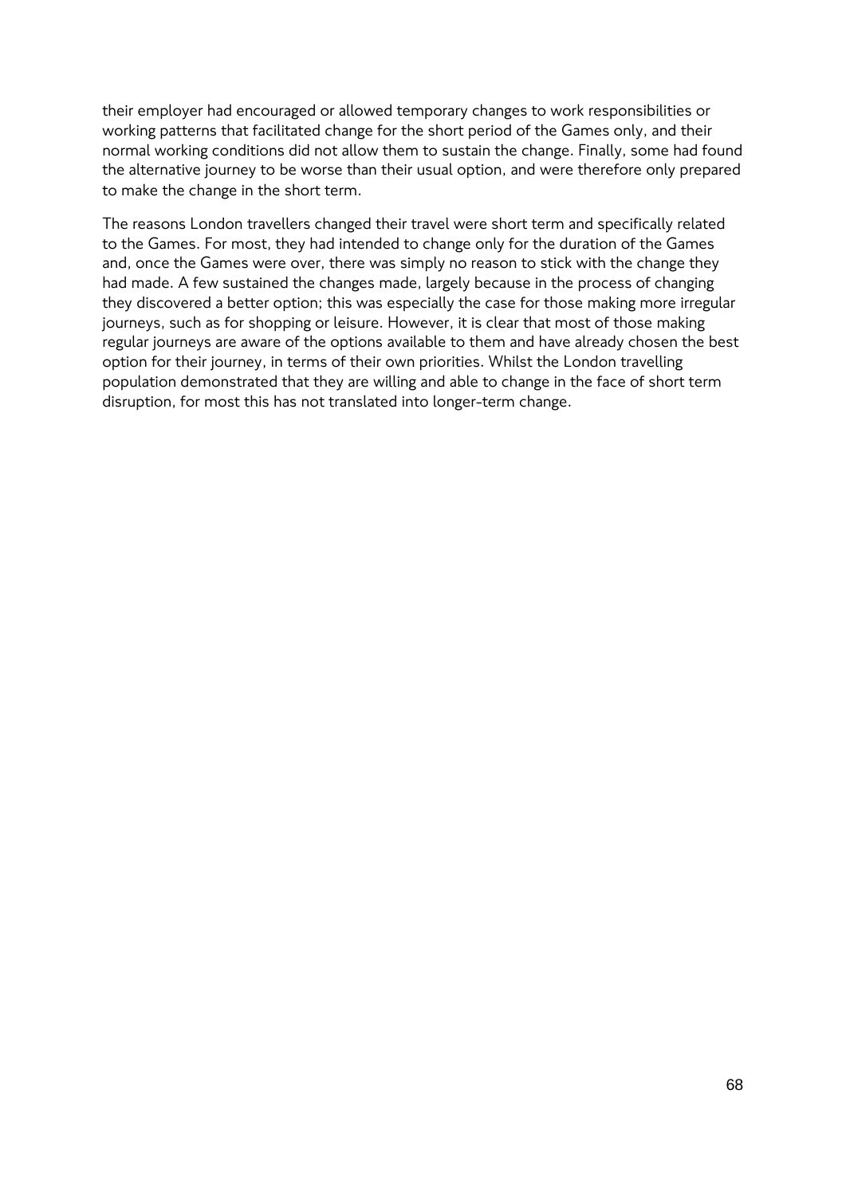their employer had encouraged or allowed temporary changes to work responsibilities or working patterns that facilitated change for the short period of the Games only, and their normal working conditions did not allow them to sustain the change. Finally, some had found the alternative journey to be worse than their usual option, and were therefore only prepared to make the change in the short term.

The reasons London travellers changed their travel were short term and specifically related to the Games. For most, they had intended to change only for the duration of the Games and, once the Games were over, there was simply no reason to stick with the change they had made. A few sustained the changes made, largely because in the process of changing they discovered a better option; this was especially the case for those making more irregular journeys, such as for shopping or leisure. However, it is clear that most of those making regular journeys are aware of the options available to them and have already chosen the best option for their journey, in terms of their own priorities. Whilst the London travelling population demonstrated that they are willing and able to change in the face of short term disruption, for most this has not translated into longer-term change.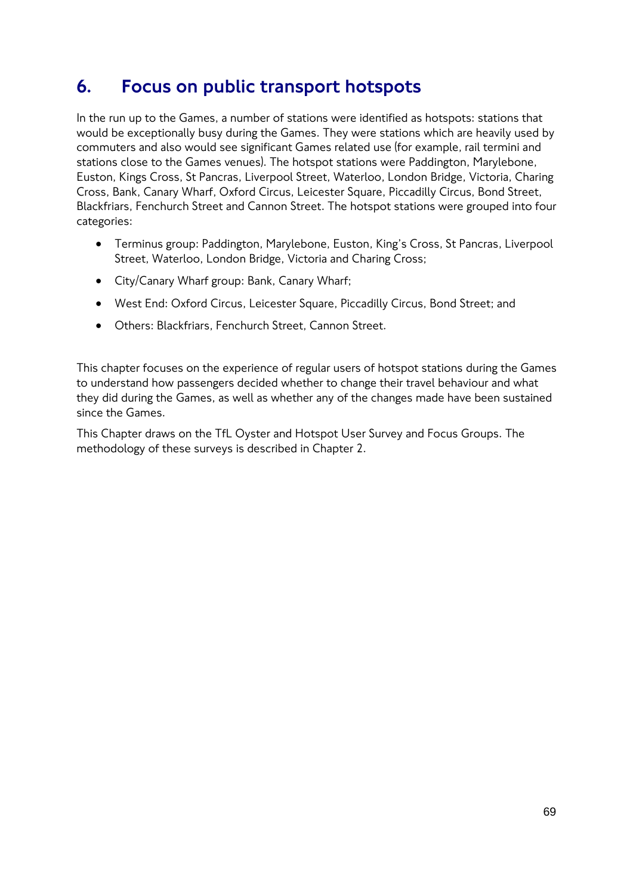# 6. Focus on public transport hotspots

In the run up to the Games, a number of stations were identified as hotspots: stations that would be exceptionally busy during the Games. They were stations which are heavily used by commuters and also would see significant Games related use (for example, rail termini and stations close to the Games venues). The hotspot stations were Paddington, Marylebone, Euston, Kings Cross, St Pancras, Liverpool Street, Waterloo, London Bridge, Victoria, Charing Cross, Bank, Canary Wharf, Oxford Circus, Leicester Square, Piccadilly Circus, Bond Street, Blackfriars, Fenchurch Street and Cannon Street. The hotspot stations were grouped into four categories:

- Terminus group: Paddington, Marylebone, Euston, King's Cross, St Pancras, Liverpool Street, Waterloo, London Bridge, Victoria and Charing Cross;
- City/Canary Wharf group: Bank, Canary Wharf;
- West End: Oxford Circus, Leicester Square, Piccadilly Circus, Bond Street; and
- Others: Blackfriars, Fenchurch Street, Cannon Street.

This chapter focuses on the experience of regular users of hotspot stations during the Games to understand how passengers decided whether to change their travel behaviour and what they did during the Games, as well as whether any of the changes made have been sustained since the Games.

This Chapter draws on the TfL Oyster and Hotspot User Survey and Focus Groups. The methodology of these surveys is described in Chapter 2.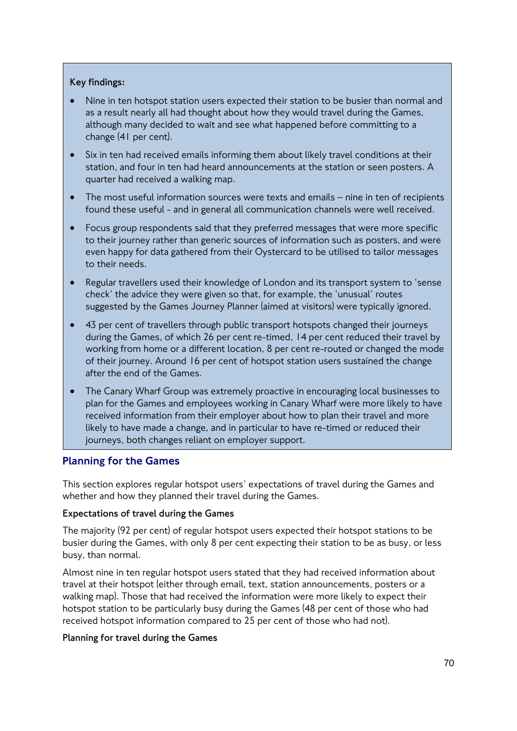**Key findings:**

- Nine in ten hotspot station users expected their station to be busier than normal and as a result nearly all had thought about how they would travel during the Games, although many decided to wait and see what happened before committing to a change (41 per cent).
- Six in ten had received emails informing them about likely travel conditions at their station, and four in ten had heard announcements at the station or seen posters. A quarter had received a walking map.
- The most useful information sources were texts and emails – nine in ten of recipients found these useful - and in general all communication channels were well received.
- Focus group respondents said that they preferred messages that were more specific to their journey rather than generic sources of information such as posters, and were even happy for data gathered from their Oystercard to be utilised to tailor messages to their needs.
- Regular travellers used their knowledge of London and its transport system to 'sense check' the advice they were given so that, for example, the 'unusual' routes suggested by the Games Journey Planner (aimed at visitors) were typically ignored.
- 43 per cent of travellers through public transport hotspots changed their journeys during the Games, of which 26 per cent re-timed, 14 per cent reduced their travel by working from home or a different location, 8 per cent re-routed or changed the mode of their journey. Around 16 per cent of hotspot station users sustained the change after the end of the Games.
- The Canary Wharf Group was extremely proactive in encouraging local businesses to plan for the Games and employees working in Canary Wharf were more likely to have received information from their employer about how to plan their travel and more likely to have made a change, and in particular to have re-timed or reduced their journeys, both changes reliant on employer support.

## Planning for the Games

This section explores regular hotspot users' expectations of travel during the Games and whether and how they planned their travel during the Games.

#### Expectations of travel during the Games

The majority (92 per cent) of regular hotspot users expected their hotspot stations to be busier during the Games, with only 8 per cent expecting their station to be as busy, or less busy, than normal.

Almost nine in ten regular hotspot users stated that they had received information about travel at their hotspot (either through email, text, station announcements, posters or a walking map). Those that had received the information were more likely to expect their hotspot station to be particularly busy during the Games (48 per cent of those who had received hotspot information compared to 25 per cent of those who had not).

#### Planning for travel during the Games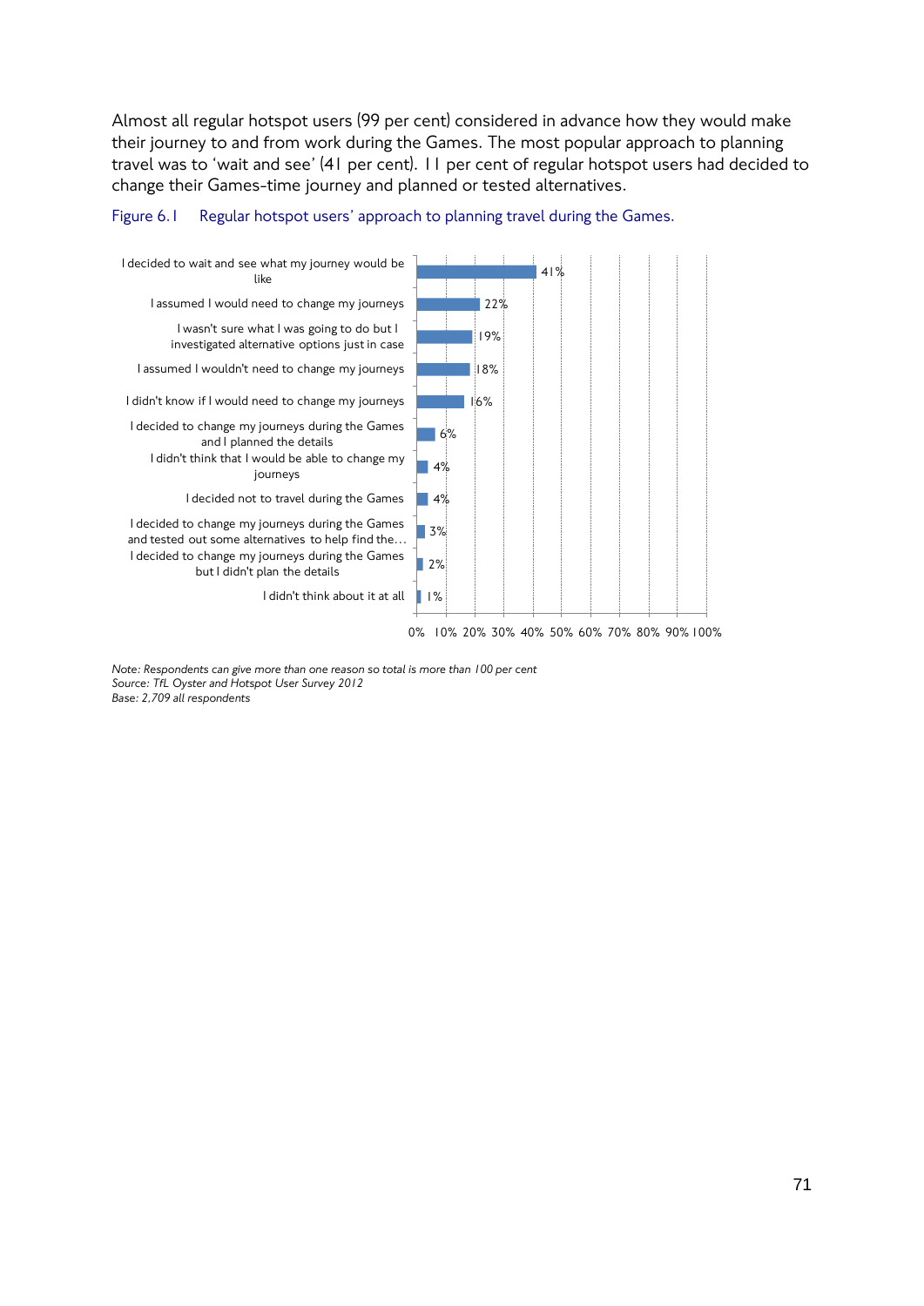Almost all regular hotspot users (99 per cent) considered in advance how they would make their journey to and from work during the Games. The most popular approach to planning travel was to 'wait and see' (41 per cent). 11 per cent of regular hotspot users had decided to change their Games-time journey and planned or tested alternatives.

Figure 6.1 Regular hotspot users' approach to planning travel during the Games.

| Approach | Per cent |
|---|---|
| I decided to wait and see what my journey would be like | 41% |
| I assumed I would need to change my journeys | 22% |
| I wasn't sure what I was going to do but I investigated alternative options just in case | 19% |
| I assumed I wouldn't need to change my journeys | 18% |
| I didn't know if I would need to change my journeys | 16% |
| I decided to change my journeys during the Games and I planned the details | 6% |
| I didn't think that I would be able to change my journeys | 4% |
| I decided not to travel during the Games | 4% |
| I decided to change my journeys during the Games and tested out some alternatives to help find the… | 3% |
| I decided to change my journeys during the Games but I didn't plan the details | 2% |
| I didn't think about it at all | 1% |

*Note: Respondents can give more than one reason so total is more than 100 per cent*
*Source: TfL Oyster and Hotspot User Survey 2012*
*Base: 2,709 all respondents*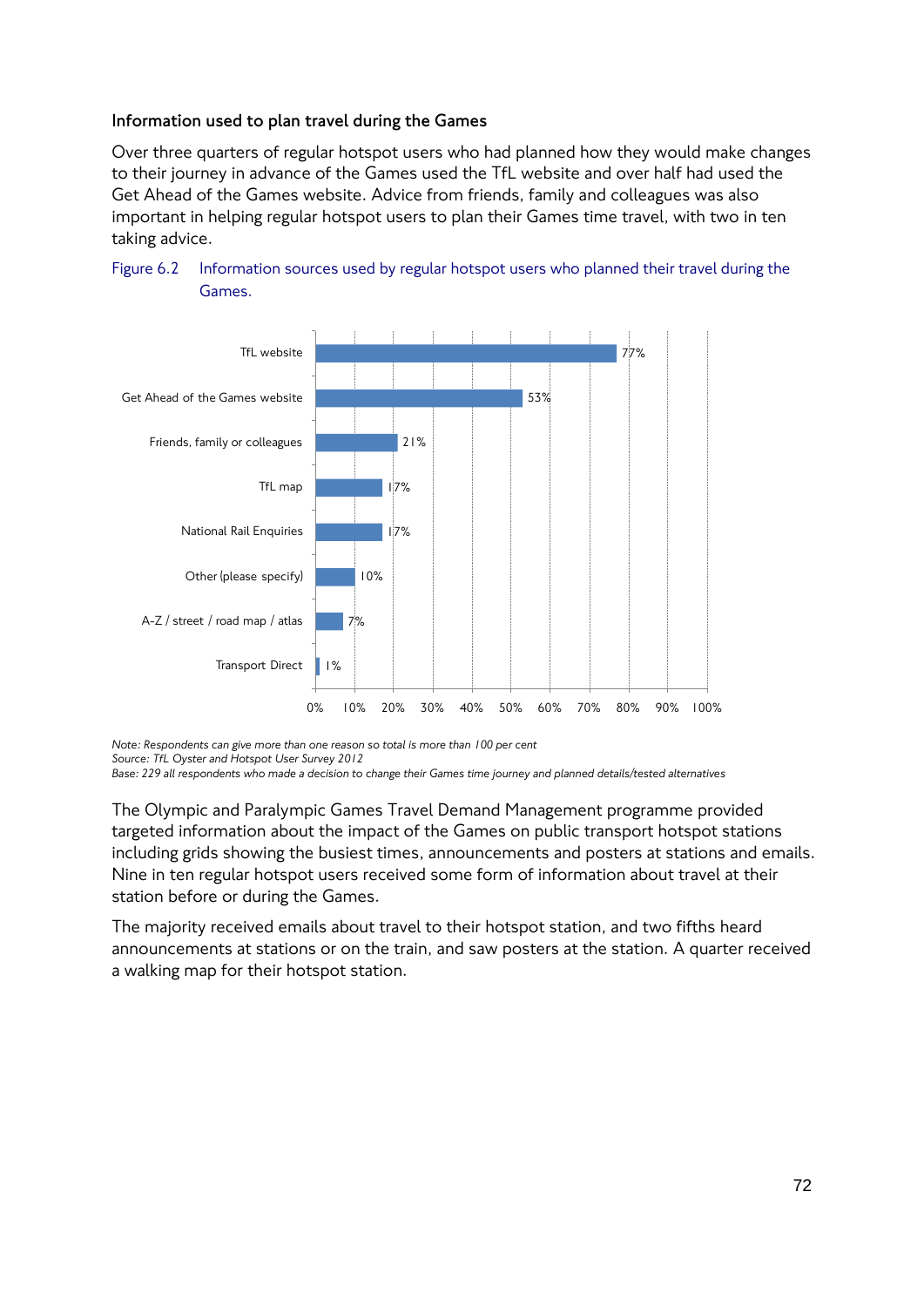### Information used to plan travel during the Games

Over three quarters of regular hotspot users who had planned how they would make changes to their journey in advance of the Games used the TfL website and over half had used the Get Ahead of the Games website. Advice from friends, family and colleagues was also important in helping regular hotspot users to plan their Games time travel, with two in ten taking advice.

Figure 6.2 Information sources used by regular hotspot users who planned their travel during the Games.

| Information source | Percentage |
|---|---|
| TfL website | 77% |
| Get Ahead of the Games website | 53% |
| Friends, family or colleagues | 21% |
| TfL map | 17% |
| National Rail Enquiries | 17% |
| Other (please specify) | 10% |
| A-Z / street / road map / atlas | 7% |
| Transport Direct | 1% |

*Note: Respondents can give more than one reason so total is more than 100 per cent*
*Source: TfL Oyster and Hotspot User Survey 2012*
*Base: 229 all respondents who made a decision to change their Games time journey and planned details/tested alternatives*

The Olympic and Paralympic Games Travel Demand Management programme provided targeted information about the impact of the Games on public transport hotspot stations including grids showing the busiest times, announcements and posters at stations and emails. Nine in ten regular hotspot users received some form of information about travel at their station before or during the Games.

The majority received emails about travel to their hotspot station, and two fifths heard announcements at stations or on the train, and saw posters at the station. A quarter received a walking map for their hotspot station.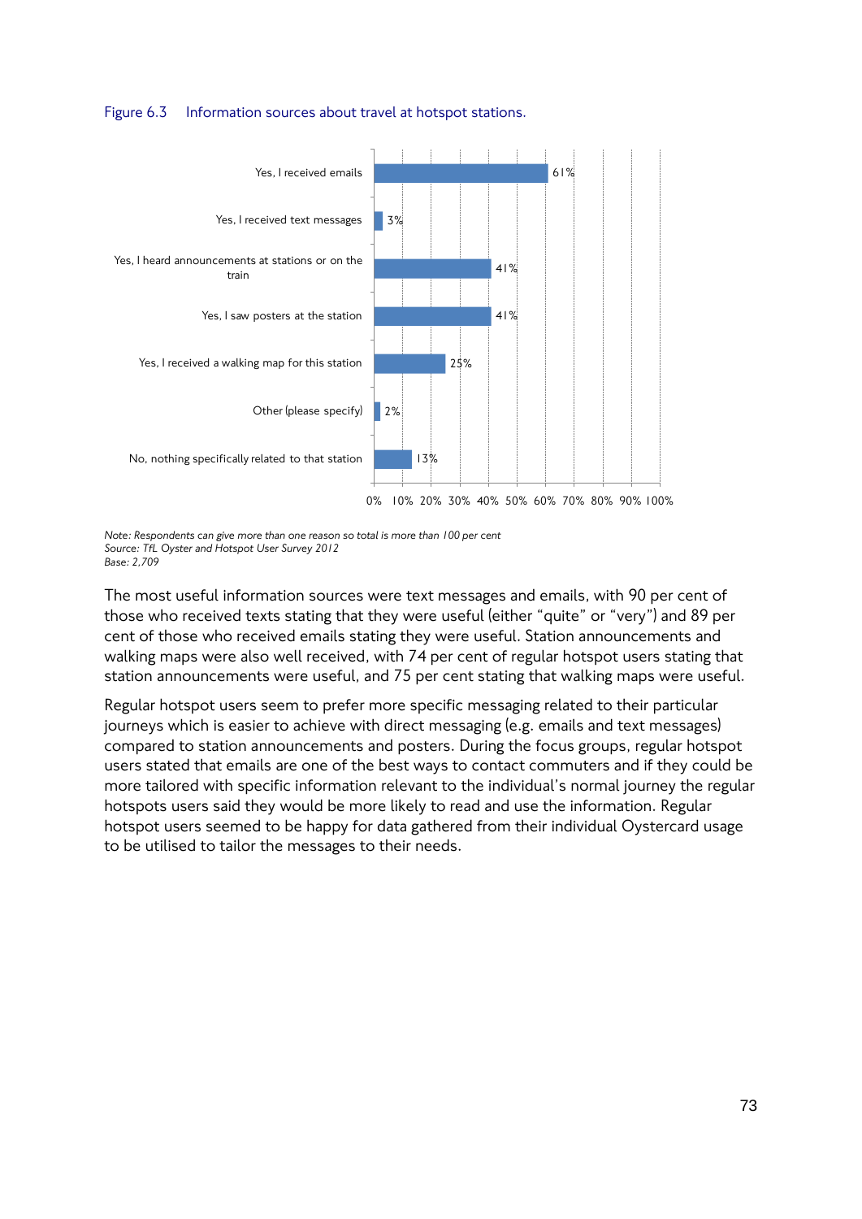Figure 6.3 Information sources about travel at hotspot stations.

| Information source | Per cent |
|---|---|
| Yes, I received emails | 61% |
| Yes, I received text messages | 3% |
| Yes, I heard announcements at stations or on the train | 41% |
| Yes, I saw posters at the station | 41% |
| Yes, I received a walking map for this station | 25% |
| Other (please specify) | 2% |
| No, nothing specifically related to that station | 13% |

*Note: Respondents can give more than one reason so total is more than 100 per cent*
*Source: TfL Oyster and Hotspot User Survey 2012*
*Base: 2,709*

The most useful information sources were text messages and emails, with 90 per cent of those who received texts stating that they were useful (either "quite" or "very") and 89 per cent of those who received emails stating they were useful. Station announcements and walking maps were also well received, with 74 per cent of regular hotspot users stating that station announcements were useful, and 75 per cent stating that walking maps were useful.

Regular hotspot users seem to prefer more specific messaging related to their particular journeys which is easier to achieve with direct messaging (e.g. emails and text messages) compared to station announcements and posters. During the focus groups, regular hotspot users stated that emails are one of the best ways to contact commuters and if they could be more tailored with specific information relevant to the individual's normal journey the regular hotspots users said they would be more likely to read and use the information. Regular hotspot users seemed to be happy for data gathered from their individual Oystercard usage to be utilised to tailor the messages to their needs.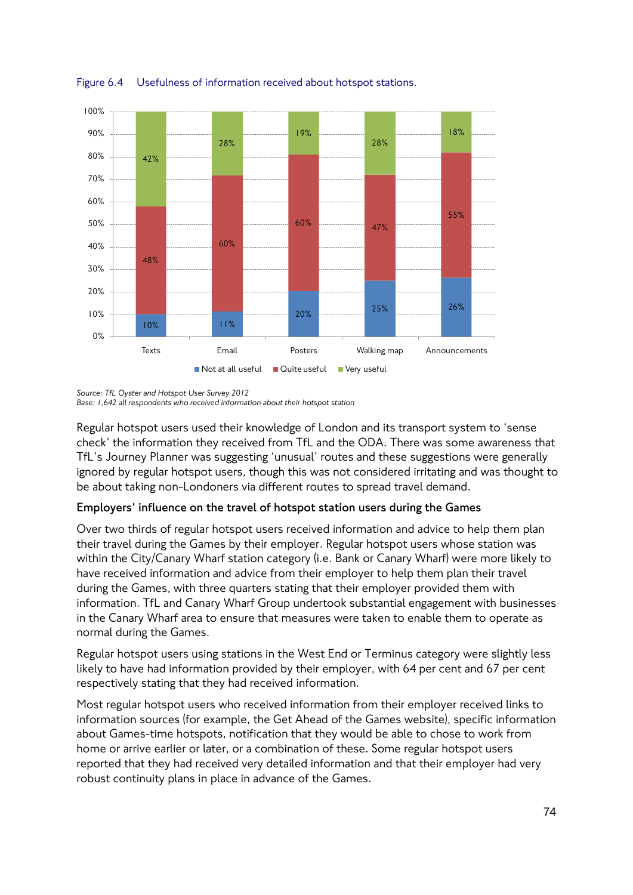Figure 6.4 Usefulness of information received about hotspot stations.

| | Not at all useful | Quite useful | Very useful |
|---|---|---|---|
| Texts | 10% | 48% | 42% |
| Email | 11% | 60% | 28% |
| Posters | 20% | 60% | 19% |
| Walking map | 25% | 47% | 28% |
| Announcements | 26% | 55% | 18% |

*Source: TfL Oyster and Hotspot User Survey 2012*
*Base: 1,642 all respondents who received information about their hotspot station*

Regular hotspot users used their knowledge of London and its transport system to 'sense check' the information they received from TfL and the ODA. There was some awareness that TfL's Journey Planner was suggesting 'unusual' routes and these suggestions were generally ignored by regular hotspot users, though this was not considered irritating and was thought to be about taking non-Londoners via different routes to spread travel demand.

**Employers' influence on the travel of hotspot station users during the Games**

Over two thirds of regular hotspot users received information and advice to help them plan their travel during the Games by their employer. Regular hotspot users whose station was within the City/Canary Wharf station category (i.e. Bank or Canary Wharf) were more likely to have received information and advice from their employer to help them plan their travel during the Games, with three quarters stating that their employer provided them with information. TfL and Canary Wharf Group undertook substantial engagement with businesses in the Canary Wharf area to ensure that measures were taken to enable them to operate as normal during the Games.

Regular hotspot users using stations in the West End or Terminus category were slightly less likely to have had information provided by their employer, with 64 per cent and 67 per cent respectively stating that they had received information.

Most regular hotspot users who received information from their employer received links to information sources (for example, the Get Ahead of the Games website), specific information about Games-time hotspots, notification that they would be able to chose to work from home or arrive earlier or later, or a combination of these. Some regular hotspot users reported that they had received very detailed information and that their employer had very robust continuity plans in place in advance of the Games.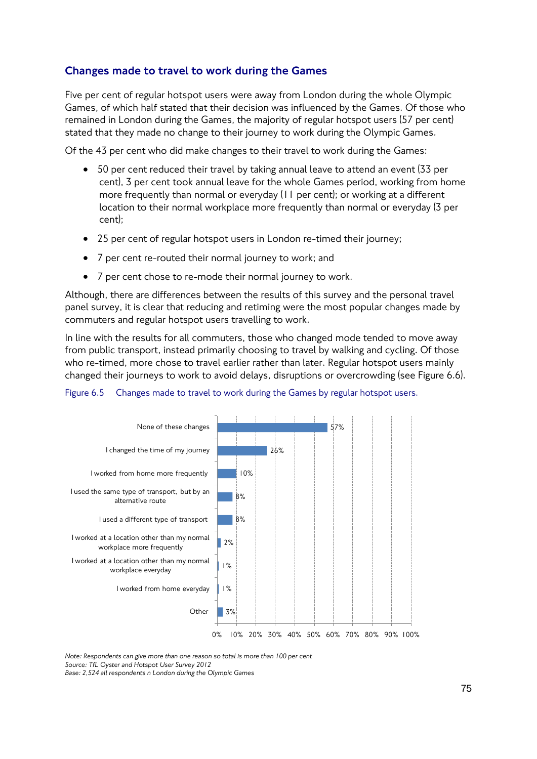### Changes made to travel to work during the Games

Five per cent of regular hotspot users were away from London during the whole Olympic Games, of which half stated that their decision was influenced by the Games. Of those who remained in London during the Games, the majority of regular hotspot users (57 per cent) stated that they made no change to their journey to work during the Olympic Games.

Of the 43 per cent who did make changes to their travel to work during the Games:

- 50 per cent reduced their travel by taking annual leave to attend an event (33 per cent), 3 per cent took annual leave for the whole Games period, working from home more frequently than normal or everyday (11 per cent); or working at a different location to their normal workplace more frequently than normal or everyday (3 per cent);
- 25 per cent of regular hotspot users in London re-timed their journey;
- 7 per cent re-routed their normal journey to work; and
- 7 per cent chose to re-mode their normal journey to work.

Although, there are differences between the results of this survey and the personal travel panel survey, it is clear that reducing and retiming were the most popular changes made by commuters and regular hotspot users travelling to work.

In line with the results for all commuters, those who changed mode tended to move away from public transport, instead primarily choosing to travel by walking and cycling. Of those who re-timed, more chose to travel earlier rather than later. Regular hotspot users mainly changed their journeys to work to avoid delays, disruptions or overcrowding (see Figure 6.6).

Figure 6.5 Changes made to travel to work during the Games by regular hotspot users.

| Change | Per cent |
|---|---|
| None of these changes | 57% |
| I changed the time of my journey | 26% |
| I worked from home more frequently | 10% |
| I used the same type of transport, but by an alternative route | 8% |
| I used a different type of transport | 8% |
| I worked at a location other than my normal workplace more frequently | 2% |
| I worked at a location other than my normal workplace everyday | 1% |
| I worked from home everyday | 1% |
| Other | 3% |

*Note: Respondents can give more than one reason so total is more than 100 per cent*
*Source: TfL Oyster and Hotspot User Survey 2012*
*Base: 2,524 all respondents n London during the Olympic Games*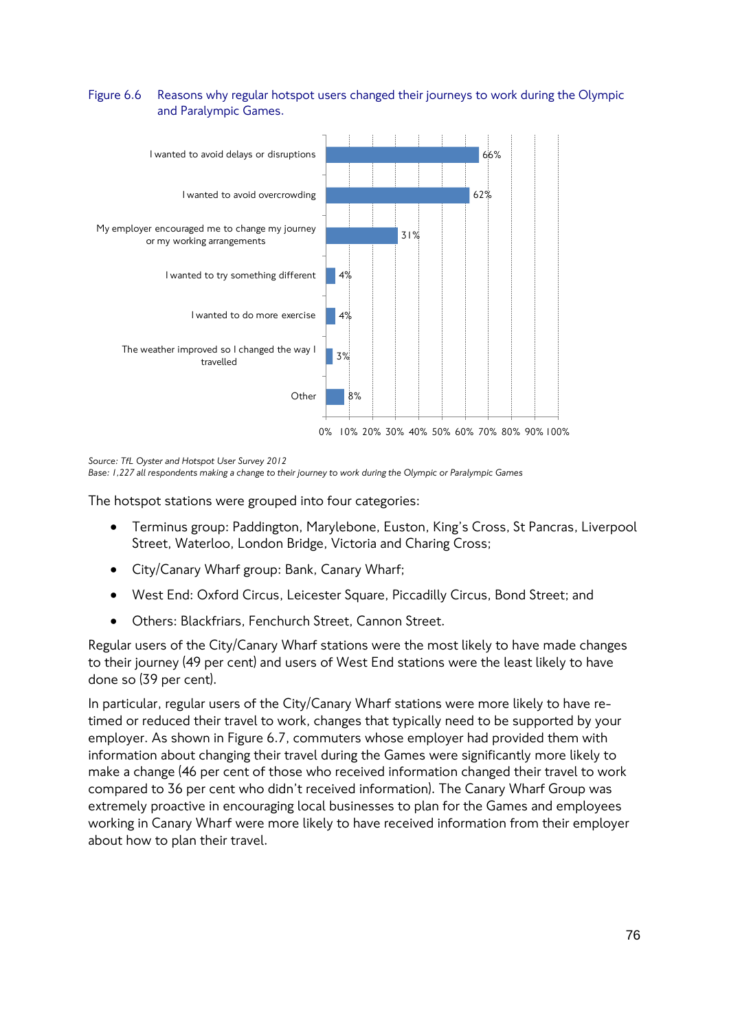Figure 6.6 Reasons why regular hotspot users changed their journeys to work during the Olympic and Paralympic Games.

| Reason | Percentage |
|---|---|
| I wanted to avoid delays or disruptions | 66% |
| I wanted to avoid overcrowding | 62% |
| My employer encouraged me to change my journey or my working arrangements | 31% |
| I wanted to try something different | 4% |
| I wanted to do more exercise | 4% |
| The weather improved so I changed the way I travelled | 3% |
| Other | 8% |

*Source: TfL Oyster and Hotspot User Survey 2012*
*Base: 1,227 all respondents making a change to their journey to work during the Olympic or Paralympic Games*

The hotspot stations were grouped into four categories:

- Terminus group: Paddington, Marylebone, Euston, King's Cross, St Pancras, Liverpool Street, Waterloo, London Bridge, Victoria and Charing Cross;
- City/Canary Wharf group: Bank, Canary Wharf;
- West End: Oxford Circus, Leicester Square, Piccadilly Circus, Bond Street; and
- Others: Blackfriars, Fenchurch Street, Cannon Street.

Regular users of the City/Canary Wharf stations were the most likely to have made changes to their journey (49 per cent) and users of West End stations were the least likely to have done so (39 per cent).

In particular, regular users of the City/Canary Wharf stations were more likely to have re-timed or reduced their travel to work, changes that typically need to be supported by your employer. As shown in Figure 6.7, commuters whose employer had provided them with information about changing their travel during the Games were significantly more likely to make a change (46 per cent of those who received information changed their travel to work compared to 36 per cent who didn't received information). The Canary Wharf Group was extremely proactive in encouraging local businesses to plan for the Games and employees working in Canary Wharf were more likely to have received information from their employer about how to plan their travel.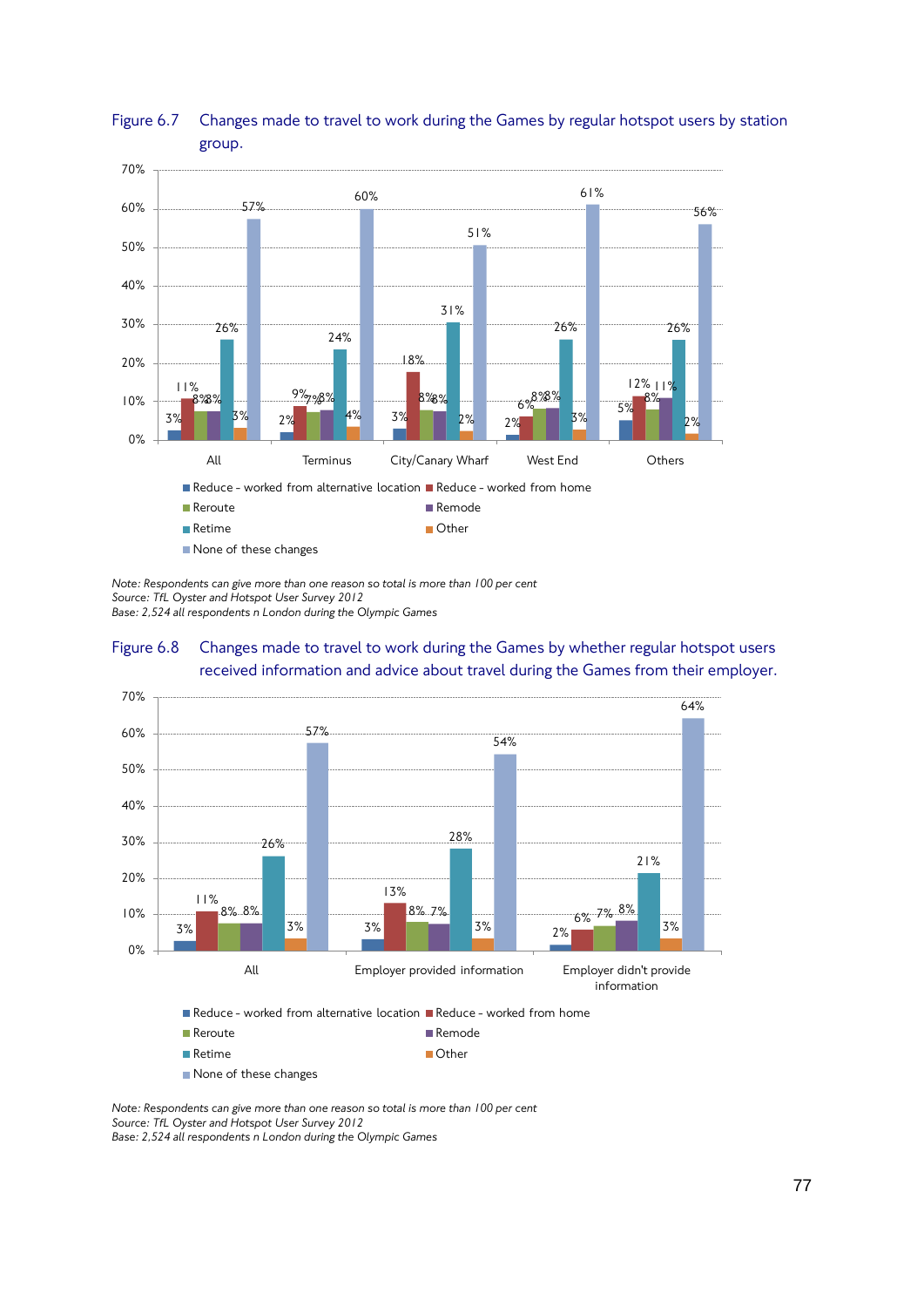Figure 6.7 Changes made to travel to work during the Games by regular hotspot users by station group.

| | Reduce - worked from alternative location | Reduce - worked from home | Reroute | Remode | Retime | Other | None of these changes |
|---|---|---|---|---|---|---|---|
| All | 3% | 11% | 8% | 8% | 26% | 3% | 57% |
| Terminus | 2% | 9% | 7% | 8% | 24% | 4% | 60% |
| City/Canary Wharf | 3% | 18% | 8% | 8% | 31% | 2% | 51% |
| West End | 2% | 6% | 8% | 8% | 26% | 3% | 61% |
| Others | 5% | 12% | 8% | 11% | 26% | 2% | 56% |

*Note: Respondents can give more than one reason so total is more than 100 per cent*
*Source: TfL Oyster and Hotspot User Survey 2012*
*Base: 2,524 all respondents n London during the Olympic Games*

Figure 6.8 Changes made to travel to work during the Games by whether regular hotspot users received information and advice about travel during the Games from their employer.

| | Reduce - worked from alternative location | Reduce - worked from home | Reroute | Remode | Retime | Other | None of these changes |
|---|---|---|---|---|---|---|---|
| All | 3% | 11% | 8% | 8% | 26% | 3% | 57% |
| Employer provided information | 3% | 13% | 8% | 7% | 28% | 3% | 54% |
| Employer didn't provide information | 2% | 6% | 7% | 8% | 21% | 3% | 64% |

*Note: Respondents can give more than one reason so total is more than 100 per cent*
*Source: TfL Oyster and Hotspot User Survey 2012*
*Base: 2,524 all respondents n London during the Olympic Games*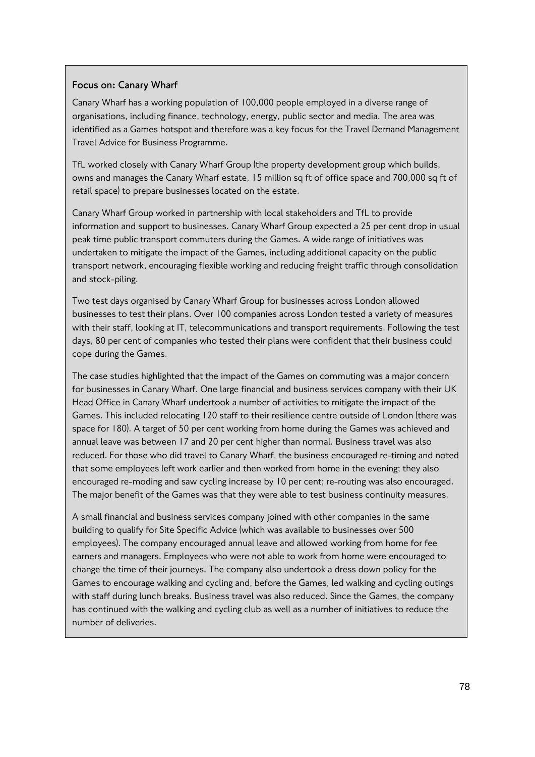### Focus on: Canary Wharf

Canary Wharf has a working population of 100,000 people employed in a diverse range of organisations, including finance, technology, energy, public sector and media. The area was identified as a Games hotspot and therefore was a key focus for the Travel Demand Management Travel Advice for Business Programme.

TfL worked closely with Canary Wharf Group (the property development group which builds, owns and manages the Canary Wharf estate, 15 million sq ft of office space and 700,000 sq ft of retail space) to prepare businesses located on the estate.

Canary Wharf Group worked in partnership with local stakeholders and TfL to provide information and support to businesses. Canary Wharf Group expected a 25 per cent drop in usual peak time public transport commuters during the Games. A wide range of initiatives was undertaken to mitigate the impact of the Games, including additional capacity on the public transport network, encouraging flexible working and reducing freight traffic through consolidation and stock-piling.

Two test days organised by Canary Wharf Group for businesses across London allowed businesses to test their plans. Over 100 companies across London tested a variety of measures with their staff, looking at IT, telecommunications and transport requirements. Following the test days, 80 per cent of companies who tested their plans were confident that their business could cope during the Games.

The case studies highlighted that the impact of the Games on commuting was a major concern for businesses in Canary Wharf. One large financial and business services company with their UK Head Office in Canary Wharf undertook a number of activities to mitigate the impact of the Games. This included relocating 120 staff to their resilience centre outside of London (there was space for 180). A target of 50 per cent working from home during the Games was achieved and annual leave was between 17 and 20 per cent higher than normal. Business travel was also reduced. For those who did travel to Canary Wharf, the business encouraged re-timing and noted that some employees left work earlier and then worked from home in the evening; they also encouraged re-moding and saw cycling increase by 10 per cent; re-routing was also encouraged. The major benefit of the Games was that they were able to test business continuity measures.

A small financial and business services company joined with other companies in the same building to qualify for Site Specific Advice (which was available to businesses over 500 employees). The company encouraged annual leave and allowed working from home for fee earners and managers. Employees who were not able to work from home were encouraged to change the time of their journeys. The company also undertook a dress down policy for the Games to encourage walking and cycling and, before the Games, led walking and cycling outings with staff during lunch breaks. Business travel was also reduced. Since the Games, the company has continued with the walking and cycling club as well as a number of initiatives to reduce the number of deliveries.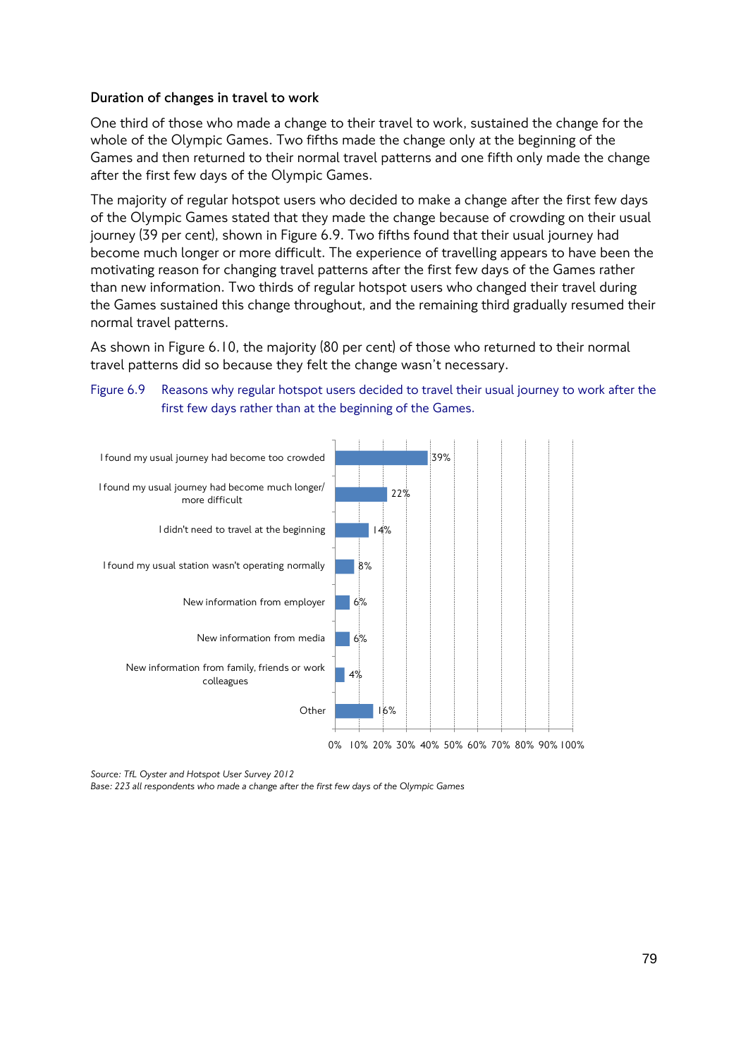### Duration of changes in travel to work

One third of those who made a change to their travel to work, sustained the change for the whole of the Olympic Games. Two fifths made the change only at the beginning of the Games and then returned to their normal travel patterns and one fifth only made the change after the first few days of the Olympic Games.

The majority of regular hotspot users who decided to make a change after the first few days of the Olympic Games stated that they made the change because of crowding on their usual journey (39 per cent), shown in Figure 6.9. Two fifths found that their usual journey had become much longer or more difficult. The experience of travelling appears to have been the motivating reason for changing travel patterns after the first few days of the Games rather than new information. Two thirds of regular hotspot users who changed their travel during the Games sustained this change throughout, and the remaining third gradually resumed their normal travel patterns.

As shown in Figure 6.10, the majority (80 per cent) of those who returned to their normal travel patterns did so because they felt the change wasn't necessary.

Figure 6.9 Reasons why regular hotspot users decided to travel their usual journey to work after the first few days rather than at the beginning of the Games.

| Reason | Per cent |
|---|---|
| I found my usual journey had become too crowded | 39% |
| I found my usual journey had become much longer/ more difficult | 22% |
| I didn't need to travel at the beginning | 14% |
| I found my usual station wasn't operating normally | 8% |
| New information from employer | 6% |
| New information from media | 6% |
| New information from family, friends or work colleagues | 4% |
| Other | 16% |

*Source: TfL Oyster and Hotspot User Survey 2012*
*Base: 223 all respondents who made a change after the first few days of the Olympic Games*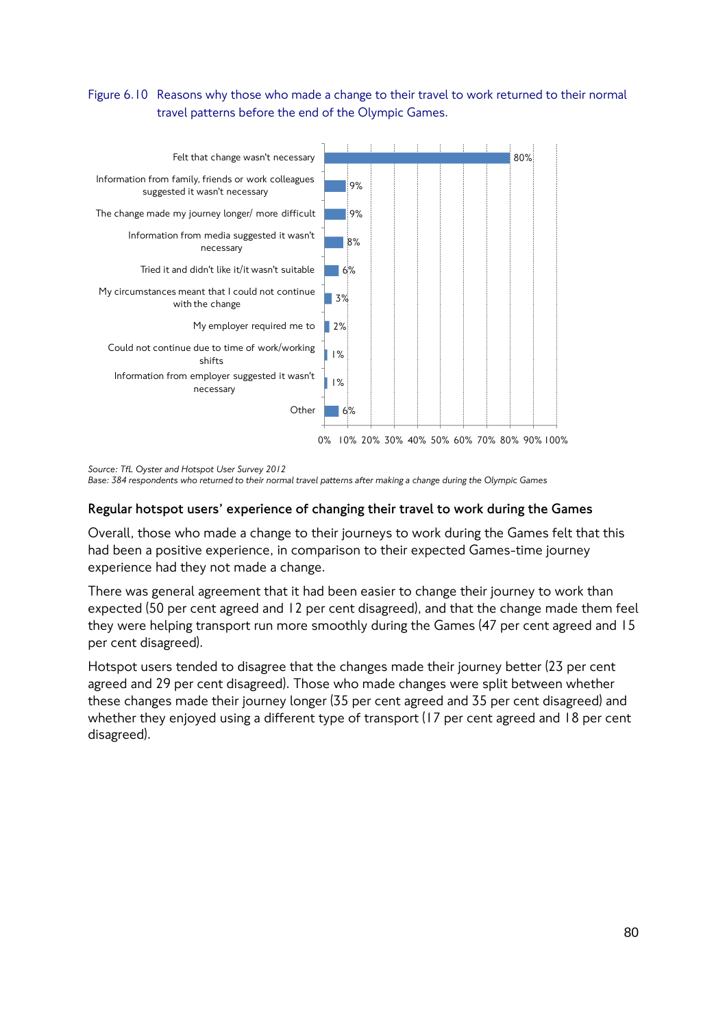Figure 6.10 Reasons why those who made a change to their travel to work returned to their normal travel patterns before the end of the Olympic Games.

| Reason | Percentage |
|---|---|
| Felt that change wasn't necessary | 80% |
| Information from family, friends or work colleagues suggested it wasn't necessary | 9% |
| The change made my journey longer/ more difficult | 9% |
| Information from media suggested it wasn't necessary | 8% |
| Tried it and didn't like it/it wasn't suitable | 6% |
| My circumstances meant that I could not continue with the change | 3% |
| My employer required me to | 2% |
| Could not continue due to time of work/working shifts | 1% |
| Information from employer suggested it wasn't necessary | 1% |
| Other | 6% |

*Source: TfL Oyster and Hotspot User Survey 2012*
*Base: 384 respondents who returned to their normal travel patterns after making a change during the Olympic Games*

### Regular hotspot users' experience of changing their travel to work during the Games

Overall, those who made a change to their journeys to work during the Games felt that this had been a positive experience, in comparison to their expected Games-time journey experience had they not made a change.

There was general agreement that it had been easier to change their journey to work than expected (50 per cent agreed and 12 per cent disagreed), and that the change made them feel they were helping transport run more smoothly during the Games (47 per cent agreed and 15 per cent disagreed).

Hotspot users tended to disagree that the changes made their journey better (23 per cent agreed and 29 per cent disagreed). Those who made changes were split between whether these changes made their journey longer (35 per cent agreed and 35 per cent disagreed) and whether they enjoyed using a different type of transport (17 per cent agreed and 18 per cent disagreed).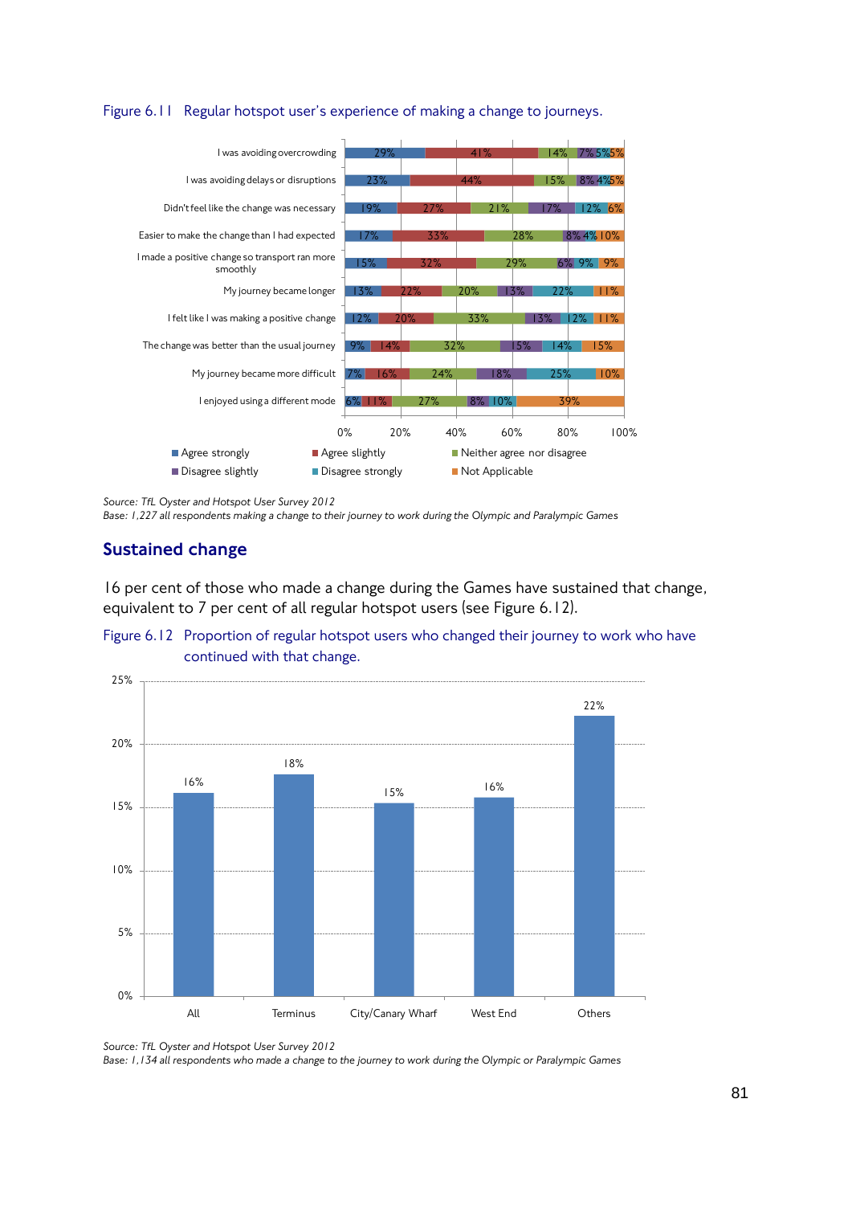Figure 6.11 Regular hotspot user's experience of making a change to journeys.

| | Agree strongly | Agree slightly | Neither agree nor disagree | Disagree slightly | Disagree strongly | Not Applicable |
|---|---|---|---|---|---|---|
| I was avoiding overcrowding | 29% | 41% | 14% | 7% | 5% | 5% |
| I was avoiding delays or disruptions | 23% | 44% | 15% | 8% | 4% | 5% |
| Didn't feel like the change was necessary | 19% | 27% | 21% | 17% | 12% | 6% |
| Easier to make the change than I had expected | 17% | 33% | 28% | 8% | 4% | 10% |
| I made a positive change so transport ran more smoothly | 15% | 32% | 29% | 6% | 9% | 9% |
| My journey became longer | 13% | 22% | 20% | 13% | 22% | 11% |
| I felt like I was making a positive change | 12% | 20% | 33% | 13% | 12% | 11% |
| The change was better than the usual journey | 9% | 14% | 32% | 15% | 14% | 15% |
| My journey became more difficult | 7% | 16% | 24% | 18% | 25% | 10% |
| I enjoyed using a different mode | 6% | 11% | 27% | 8% | 10% | 39% |

*Source: TfL Oyster and Hotspot User Survey 2012*
*Base: 1,227 all respondents making a change to their journey to work during the Olympic and Paralympic Games*

## Sustained change

16 per cent of those who made a change during the Games have sustained that change, equivalent to 7 per cent of all regular hotspot users (see Figure 6.12).

Figure 6.12 Proportion of regular hotspot users who changed their journey to work who have continued with that change.

| | All | Terminus | City/Canary Wharf | West End | Others |
|---|---|---|---|---|---|
| Sustained change | 16% | 18% | 15% | 16% | 22% |

*Source: TfL Oyster and Hotspot User Survey 2012*
*Base: 1,134 all respondents who made a change to the journey to work during the Olympic or Paralympic Games*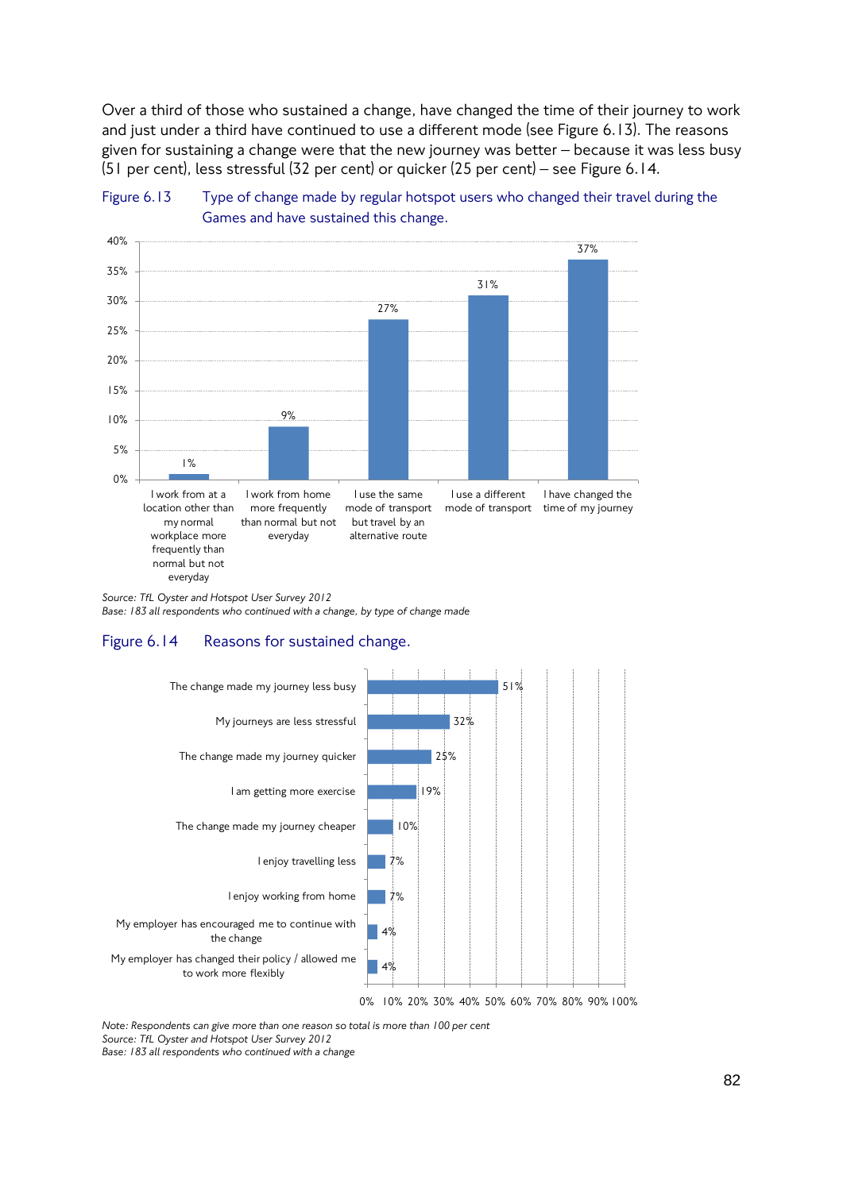Over a third of those who sustained a change, have changed the time of their journey to work and just under a third have continued to use a different mode (see Figure 6.13). The reasons given for sustaining a change were that the new journey was better – because it was less busy (51 per cent), less stressful (32 per cent) or quicker (25 per cent) – see Figure 6.14.

Figure 6.13 Type of change made by regular hotspot users who changed their travel during the Games and have sustained this change.

| Type of change | Per cent |
|---|---|
| I work from at a location other than my normal workplace more frequently than normal but not everyday | 1% |
| I work from home more frequently than normal but not everyday | 9% |
| I use the same mode of transport but travel by an alternative route | 27% |
| I use a different mode of transport | 31% |
| I have changed the time of my journey | 37% |

*Source: TfL Oyster and Hotspot User Survey 2012*
*Base: 183 all respondents who continued with a change, by type of change made*

Figure 6.14 Reasons for sustained change.

| Reason | Per cent |
|---|---|
| The change made my journey less busy | 51% |
| My journeys are less stressful | 32% |
| The change made my journey quicker | 25% |
| I am getting more exercise | 19% |
| The change made my journey cheaper | 10% |
| I enjoy travelling less | 7% |
| I enjoy working from home | 7% |
| My employer has encouraged me to continue with the change | 4% |
| My employer has changed their policy / allowed me to work more flexibly | 4% |

*Note: Respondents can give more than one reason so total is more than 100 per cent*
*Source: TfL Oyster and Hotspot User Survey 2012*
*Base: 183 all respondents who continued with a change*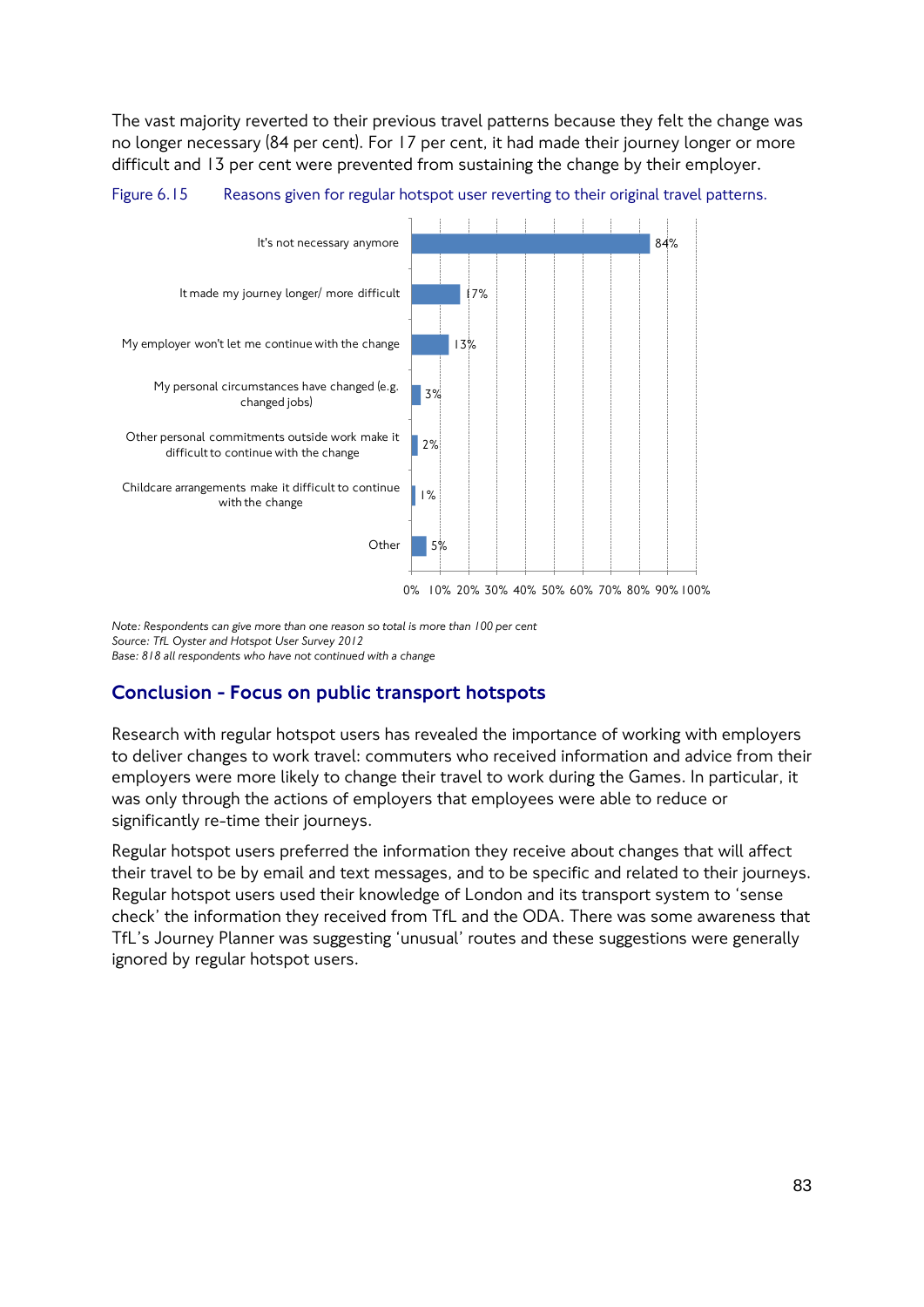The vast majority reverted to their previous travel patterns because they felt the change was no longer necessary (84 per cent). For 17 per cent, it had made their journey longer or more difficult and 13 per cent were prevented from sustaining the change by their employer.

Figure 6.15 Reasons given for regular hotspot user reverting to their original travel patterns.

| Reason | Per cent |
| --- | --- |
| It's not necessary anymore | 84% |
| It made my journey longer/ more difficult | 17% |
| My employer won't let me continue with the change | 13% |
| My personal circumstances have changed (e.g. changed jobs) | 3% |
| Other personal commitments outside work make it difficult to continue with the change | 2% |
| Childcare arrangements make it difficult to continue with the change | 1% |
| Other | 5% |

*Note: Respondents can give more than one reason so total is more than 100 per cent*
*Source: TfL Oyster and Hotspot User Survey 2012*
*Base: 818 all respondents who have not continued with a change*

## Conclusion - Focus on public transport hotspots

Research with regular hotspot users has revealed the importance of working with employers to deliver changes to work travel: commuters who received information and advice from their employers were more likely to change their travel to work during the Games. In particular, it was only through the actions of employers that employees were able to reduce or significantly re-time their journeys.

Regular hotspot users preferred the information they receive about changes that will affect their travel to be by email and text messages, and to be specific and related to their journeys. Regular hotspot users used their knowledge of London and its transport system to 'sense check' the information they received from TfL and the ODA. There was some awareness that TfL's Journey Planner was suggesting 'unusual' routes and these suggestions were generally ignored by regular hotspot users.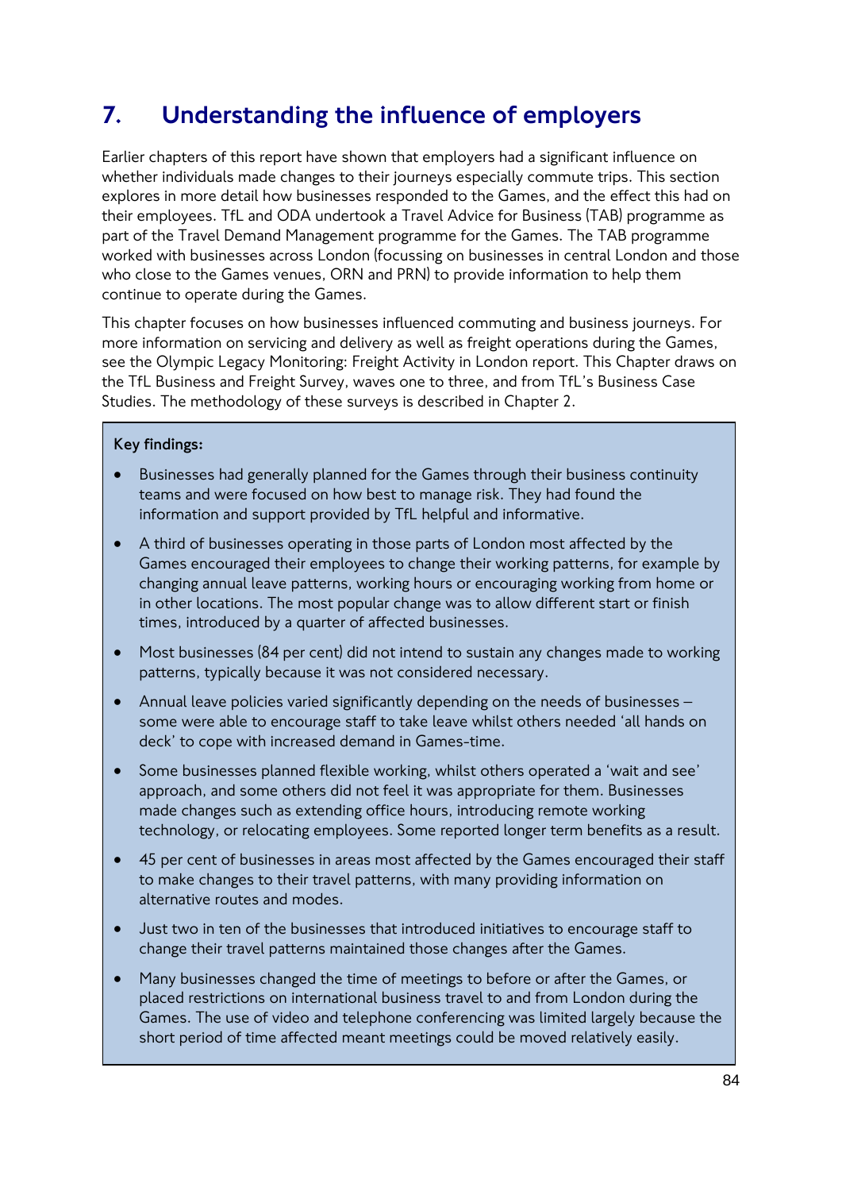# 7. Understanding the influence of employers

Earlier chapters of this report have shown that employers had a significant influence on whether individuals made changes to their journeys especially commute trips. This section explores in more detail how businesses responded to the Games, and the effect this had on their employees. TfL and ODA undertook a Travel Advice for Business (TAB) programme as part of the Travel Demand Management programme for the Games. The TAB programme worked with businesses across London (focussing on businesses in central London and those who close to the Games venues, ORN and PRN) to provide information to help them continue to operate during the Games.

This chapter focuses on how businesses influenced commuting and business journeys. For more information on servicing and delivery as well as freight operations during the Games, see the Olympic Legacy Monitoring: Freight Activity in London report. This Chapter draws on the TfL Business and Freight Survey, waves one to three, and from TfL's Business Case Studies. The methodology of these surveys is described in Chapter 2.

**Key findings:**

- Businesses had generally planned for the Games through their business continuity teams and were focused on how best to manage risk. They had found the information and support provided by TfL helpful and informative.
- A third of businesses operating in those parts of London most affected by the Games encouraged their employees to change their working patterns, for example by changing annual leave patterns, working hours or encouraging working from home or in other locations. The most popular change was to allow different start or finish times, introduced by a quarter of affected businesses.
- Most businesses (84 per cent) did not intend to sustain any changes made to working patterns, typically because it was not considered necessary.
- Annual leave policies varied significantly depending on the needs of businesses – some were able to encourage staff to take leave whilst others needed 'all hands on deck' to cope with increased demand in Games-time.
- Some businesses planned flexible working, whilst others operated a 'wait and see' approach, and some others did not feel it was appropriate for them. Businesses made changes such as extending office hours, introducing remote working technology, or relocating employees. Some reported longer term benefits as a result.
- 45 per cent of businesses in areas most affected by the Games encouraged their staff to make changes to their travel patterns, with many providing information on alternative routes and modes.
- Just two in ten of the businesses that introduced initiatives to encourage staff to change their travel patterns maintained those changes after the Games.
- Many businesses changed the time of meetings to before or after the Games, or placed restrictions on international business travel to and from London during the Games. The use of video and telephone conferencing was limited largely because the short period of time affected meant meetings could be moved relatively easily.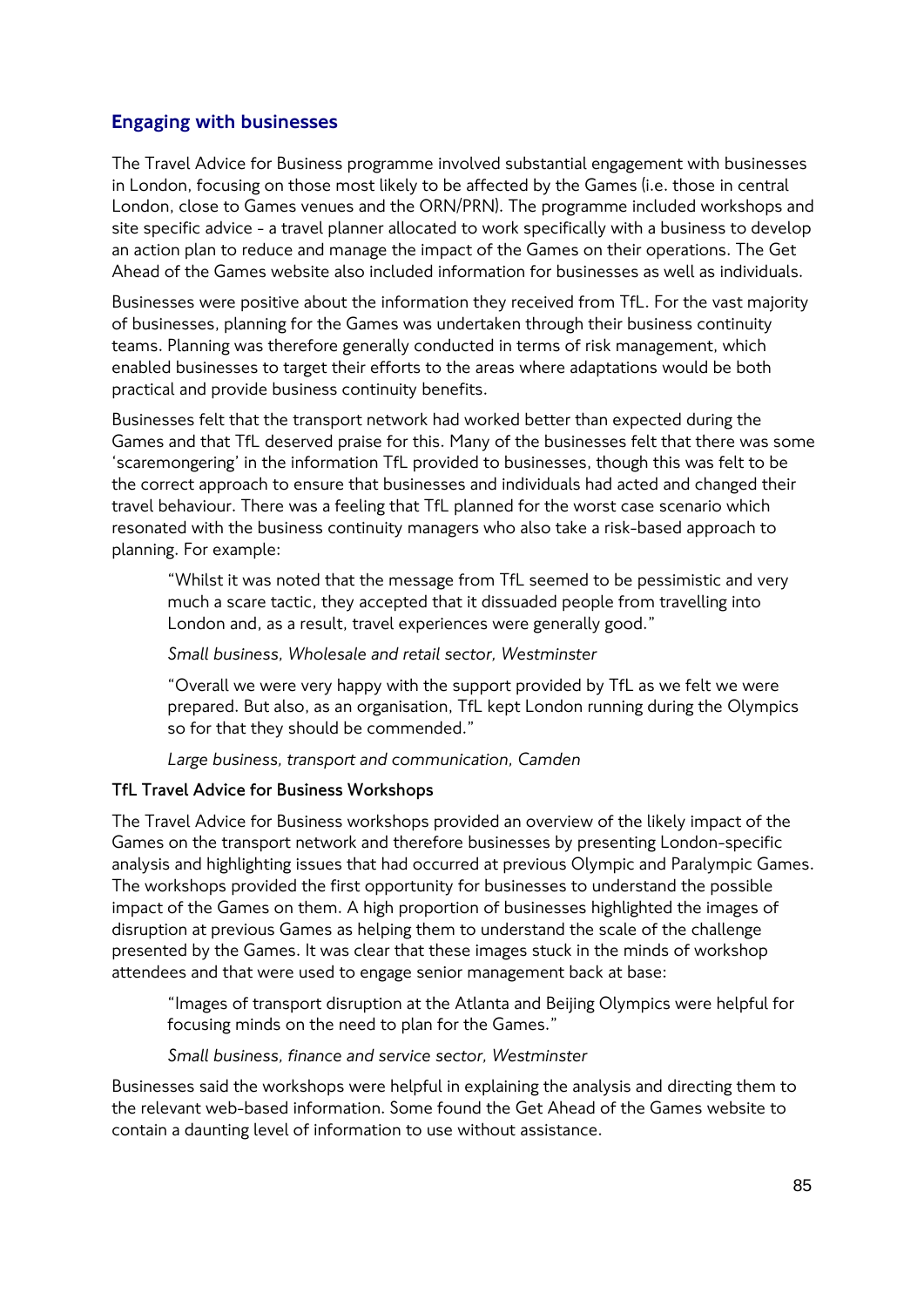## Engaging with businesses

The Travel Advice for Business programme involved substantial engagement with businesses in London, focusing on those most likely to be affected by the Games (i.e. those in central London, close to Games venues and the ORN/PRN). The programme included workshops and site specific advice - a travel planner allocated to work specifically with a business to develop an action plan to reduce and manage the impact of the Games on their operations. The Get Ahead of the Games website also included information for businesses as well as individuals.

Businesses were positive about the information they received from TfL. For the vast majority of businesses, planning for the Games was undertaken through their business continuity teams. Planning was therefore generally conducted in terms of risk management, which enabled businesses to target their efforts to the areas where adaptations would be both practical and provide business continuity benefits.

Businesses felt that the transport network had worked better than expected during the Games and that TfL deserved praise for this. Many of the businesses felt that there was some 'scaremongering' in the information TfL provided to businesses, though this was felt to be the correct approach to ensure that businesses and individuals had acted and changed their travel behaviour. There was a feeling that TfL planned for the worst case scenario which resonated with the business continuity managers who also take a risk-based approach to planning. For example:

> "Whilst it was noted that the message from TfL seemed to be pessimistic and very much a scare tactic, they accepted that it dissuaded people from travelling into London and, as a result, travel experiences were generally good."
>
> *Small business, Wholesale and retail sector, Westminster*

> "Overall we were very happy with the support provided by TfL as we felt we were prepared. But also, as an organisation, TfL kept London running during the Olympics so for that they should be commended."
>
> *Large business, transport and communication, Camden*

**TfL Travel Advice for Business Workshops**

The Travel Advice for Business workshops provided an overview of the likely impact of the Games on the transport network and therefore businesses by presenting London-specific analysis and highlighting issues that had occurred at previous Olympic and Paralympic Games. The workshops provided the first opportunity for businesses to understand the possible impact of the Games on them. A high proportion of businesses highlighted the images of disruption at previous Games as helping them to understand the scale of the challenge presented by the Games. It was clear that these images stuck in the minds of workshop attendees and that were used to engage senior management back at base:

> "Images of transport disruption at the Atlanta and Beijing Olympics were helpful for focusing minds on the need to plan for the Games."
>
> *Small business, finance and service sector, Westminster*

Businesses said the workshops were helpful in explaining the analysis and directing them to the relevant web-based information. Some found the Get Ahead of the Games website to contain a daunting level of information to use without assistance.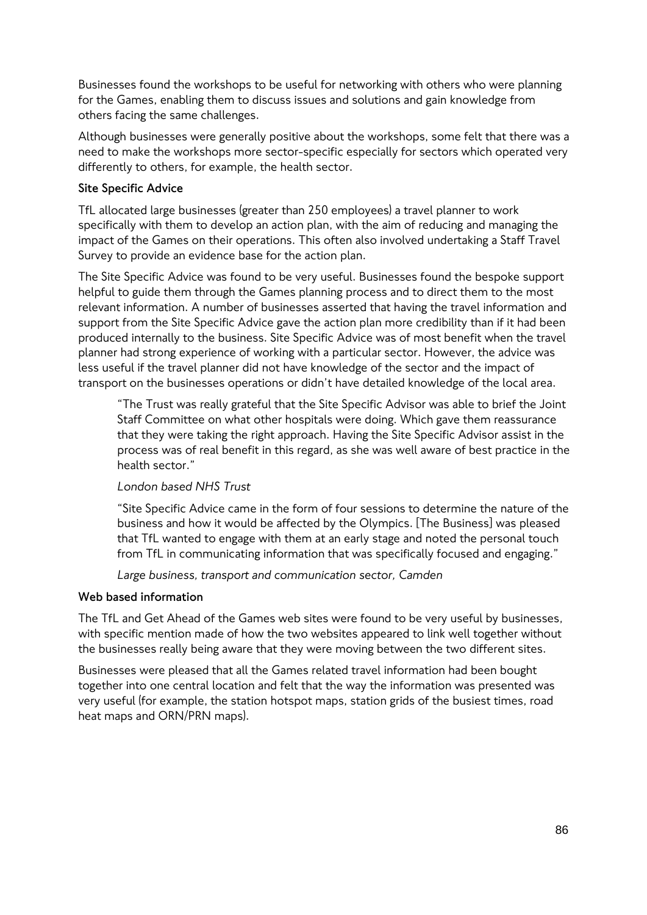Businesses found the workshops to be useful for networking with others who were planning for the Games, enabling them to discuss issues and solutions and gain knowledge from others facing the same challenges.

Although businesses were generally positive about the workshops, some felt that there was a need to make the workshops more sector-specific especially for sectors which operated very differently to others, for example, the health sector.

**Site Specific Advice**

TfL allocated large businesses (greater than 250 employees) a travel planner to work specifically with them to develop an action plan, with the aim of reducing and managing the impact of the Games on their operations. This often also involved undertaking a Staff Travel Survey to provide an evidence base for the action plan.

The Site Specific Advice was found to be very useful. Businesses found the bespoke support helpful to guide them through the Games planning process and to direct them to the most relevant information. A number of businesses asserted that having the travel information and support from the Site Specific Advice gave the action plan more credibility than if it had been produced internally to the business. Site Specific Advice was of most benefit when the travel planner had strong experience of working with a particular sector. However, the advice was less useful if the travel planner did not have knowledge of the sector and the impact of transport on the businesses operations or didn't have detailed knowledge of the local area.

> "The Trust was really grateful that the Site Specific Advisor was able to brief the Joint Staff Committee on what other hospitals were doing. Which gave them reassurance that they were taking the right approach. Having the Site Specific Advisor assist in the process was of real benefit in this regard, as she was well aware of best practice in the health sector."
>
> *London based NHS Trust*

> "Site Specific Advice came in the form of four sessions to determine the nature of the business and how it would be affected by the Olympics. [The Business] was pleased that TfL wanted to engage with them at an early stage and noted the personal touch from TfL in communicating information that was specifically focused and engaging."
>
> *Large business, transport and communication sector, Camden*

**Web based information**

The TfL and Get Ahead of the Games web sites were found to be very useful by businesses, with specific mention made of how the two websites appeared to link well together without the businesses really being aware that they were moving between the two different sites.

Businesses were pleased that all the Games related travel information had been bought together into one central location and felt that the way the information was presented was very useful (for example, the station hotspot maps, station grids of the busiest times, road heat maps and ORN/PRN maps).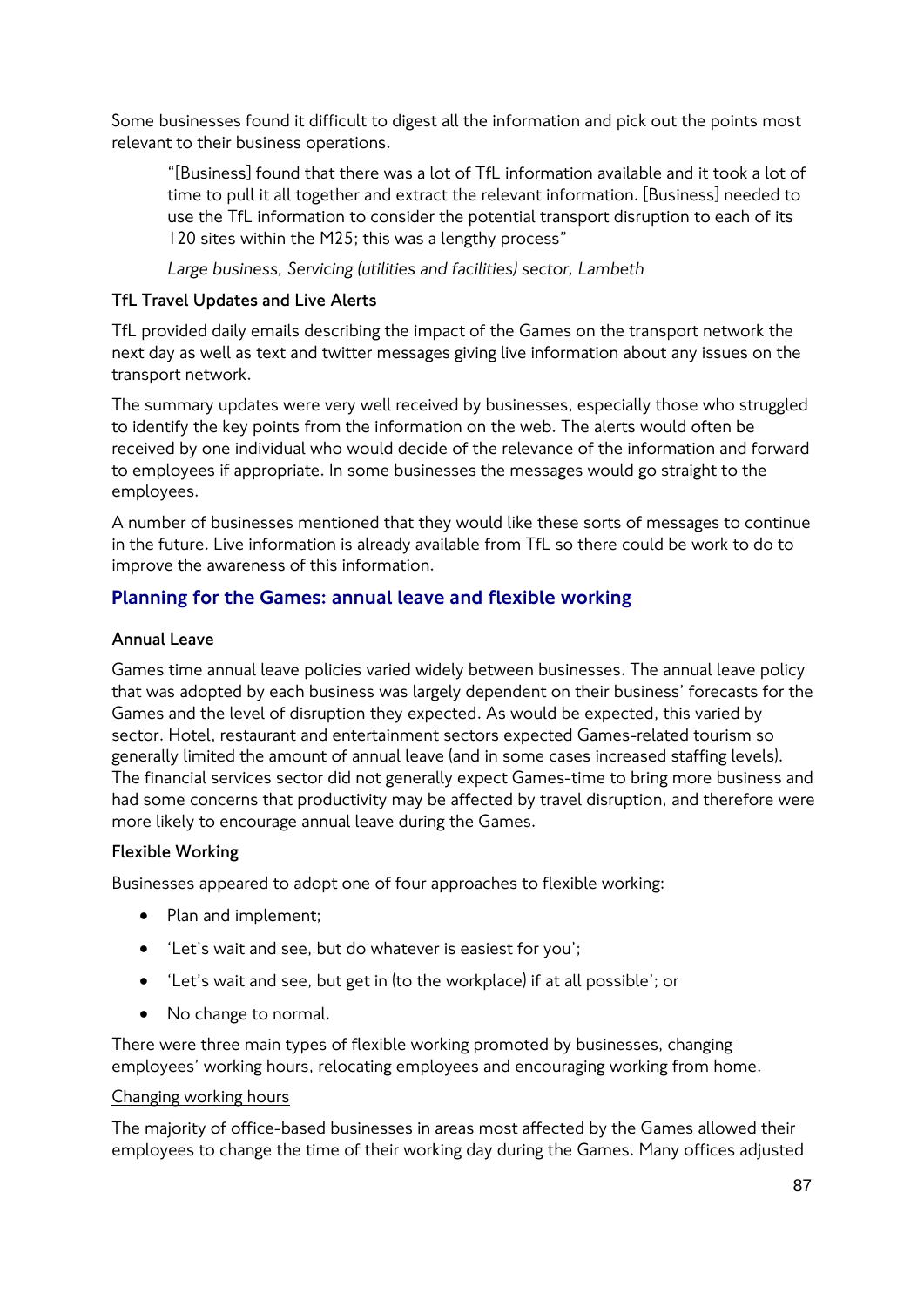Some businesses found it difficult to digest all the information and pick out the points most relevant to their business operations.

> "[Business] found that there was a lot of TfL information available and it took a lot of time to pull it all together and extract the relevant information. [Business] needed to use the TfL information to consider the potential transport disruption to each of its 120 sites within the M25; this was a lengthy process"
>
> *Large business, Servicing (utilities and facilities) sector, Lambeth*

**TfL Travel Updates and Live Alerts**

TfL provided daily emails describing the impact of the Games on the transport network the next day as well as text and twitter messages giving live information about any issues on the transport network.

The summary updates were very well received by businesses, especially those who struggled to identify the key points from the information on the web. The alerts would often be received by one individual who would decide of the relevance of the information and forward to employees if appropriate. In some businesses the messages would go straight to the employees.

A number of businesses mentioned that they would like these sorts of messages to continue in the future. Live information is already available from TfL so there could be work to do to improve the awareness of this information.

## Planning for the Games: annual leave and flexible working

**Annual Leave**

Games time annual leave policies varied widely between businesses. The annual leave policy that was adopted by each business was largely dependent on their business' forecasts for the Games and the level of disruption they expected. As would be expected, this varied by sector. Hotel, restaurant and entertainment sectors expected Games-related tourism so generally limited the amount of annual leave (and in some cases increased staffing levels). The financial services sector did not generally expect Games-time to bring more business and had some concerns that productivity may be affected by travel disruption, and therefore were more likely to encourage annual leave during the Games.

**Flexible Working**

Businesses appeared to adopt one of four approaches to flexible working:

- Plan and implement;
- 'Let's wait and see, but do whatever is easiest for you';
- 'Let's wait and see, but get in (to the workplace) if at all possible'; or
- No change to normal.

There were three main types of flexible working promoted by businesses, changing employees' working hours, relocating employees and encouraging working from home.

<u>Changing working hours</u>

The majority of office-based businesses in areas most affected by the Games allowed their employees to change the time of their working day during the Games. Many offices adjusted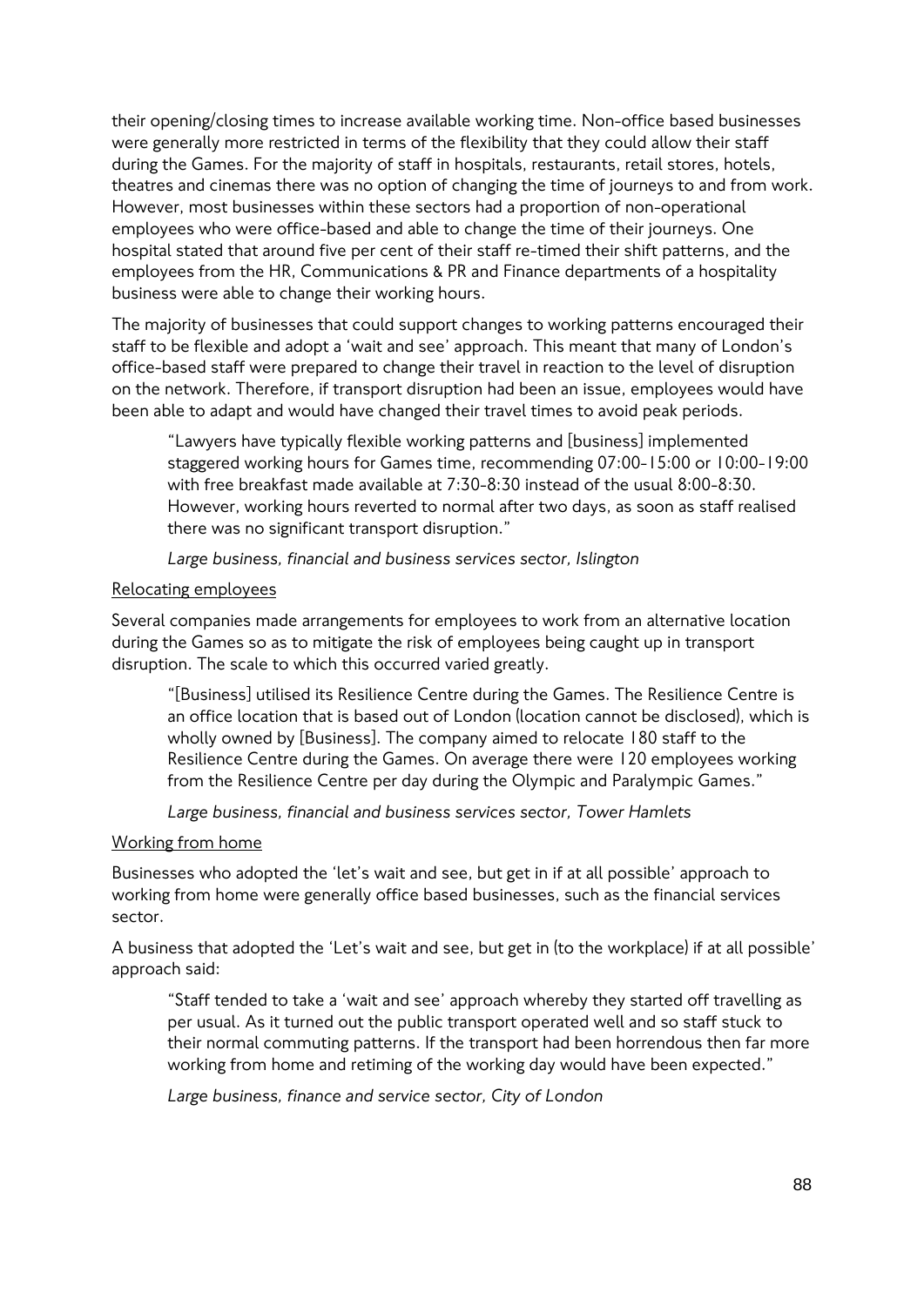their opening/closing times to increase available working time. Non-office based businesses were generally more restricted in terms of the flexibility that they could allow their staff during the Games. For the majority of staff in hospitals, restaurants, retail stores, hotels, theatres and cinemas there was no option of changing the time of journeys to and from work. However, most businesses within these sectors had a proportion of non-operational employees who were office-based and able to change the time of their journeys. One hospital stated that around five per cent of their staff re-timed their shift patterns, and the employees from the HR, Communications & PR and Finance departments of a hospitality business were able to change their working hours.

The majority of businesses that could support changes to working patterns encouraged their staff to be flexible and adopt a 'wait and see' approach. This meant that many of London's office-based staff were prepared to change their travel in reaction to the level of disruption on the network. Therefore, if transport disruption had been an issue, employees would have been able to adapt and would have changed their travel times to avoid peak periods.

> "Lawyers have typically flexible working patterns and [business] implemented staggered working hours for Games time, recommending 07:00-15:00 or 10:00-19:00 with free breakfast made available at 7:30-8:30 instead of the usual 8:00-8:30. However, working hours reverted to normal after two days, as soon as staff realised there was no significant transport disruption."
>
> *Large business, financial and business services sector, Islington*

<u>Relocating employees</u>

Several companies made arrangements for employees to work from an alternative location during the Games so as to mitigate the risk of employees being caught up in transport disruption. The scale to which this occurred varied greatly.

> "[Business] utilised its Resilience Centre during the Games. The Resilience Centre is an office location that is based out of London (location cannot be disclosed), which is wholly owned by [Business]. The company aimed to relocate 180 staff to the Resilience Centre during the Games. On average there were 120 employees working from the Resilience Centre per day during the Olympic and Paralympic Games."
>
> *Large business, financial and business services sector, Tower Hamlets*

<u>Working from home</u>

Businesses who adopted the 'let's wait and see, but get in if at all possible' approach to working from home were generally office based businesses, such as the financial services sector.

A business that adopted the 'Let's wait and see, but get in (to the workplace) if at all possible' approach said:

> "Staff tended to take a 'wait and see' approach whereby they started off travelling as per usual. As it turned out the public transport operated well and so staff stuck to their normal commuting patterns. If the transport had been horrendous then far more working from home and retiming of the working day would have been expected."
>
> *Large business, finance and service sector, City of London*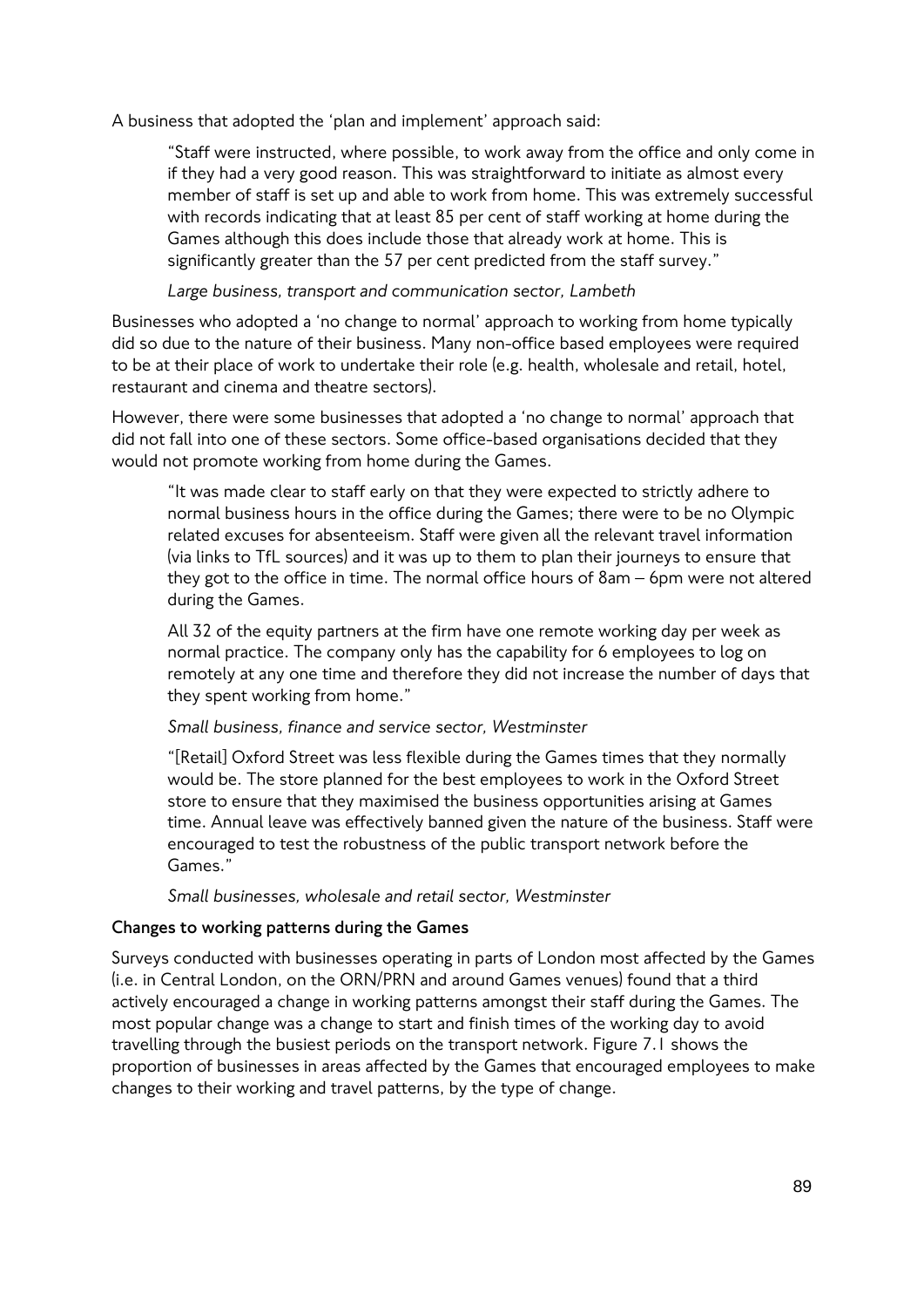A business that adopted the 'plan and implement' approach said:

> "Staff were instructed, where possible, to work away from the office and only come in if they had a very good reason. This was straightforward to initiate as almost every member of staff is set up and able to work from home. This was extremely successful with records indicating that at least 85 per cent of staff working at home during the Games although this does include those that already work at home. This is significantly greater than the 57 per cent predicted from the staff survey."
>
> *Large business, transport and communication sector, Lambeth*

Businesses who adopted a 'no change to normal' approach to working from home typically did so due to the nature of their business. Many non-office based employees were required to be at their place of work to undertake their role (e.g. health, wholesale and retail, hotel, restaurant and cinema and theatre sectors).

However, there were some businesses that adopted a 'no change to normal' approach that did not fall into one of these sectors. Some office-based organisations decided that they would not promote working from home during the Games.

> "It was made clear to staff early on that they were expected to strictly adhere to normal business hours in the office during the Games; there were to be no Olympic related excuses for absenteeism. Staff were given all the relevant travel information (via links to TfL sources) and it was up to them to plan their journeys to ensure that they got to the office in time. The normal office hours of 8am – 6pm were not altered during the Games.
>
> All 32 of the equity partners at the firm have one remote working day per week as normal practice. The company only has the capability for 6 employees to log on remotely at any one time and therefore they did not increase the number of days that they spent working from home."
>
> *Small business, finance and service sector, Westminster*
>
> "[Retail] Oxford Street was less flexible during the Games times that they normally would be. The store planned for the best employees to work in the Oxford Street store to ensure that they maximised the business opportunities arising at Games time. Annual leave was effectively banned given the nature of the business. Staff were encouraged to test the robustness of the public transport network before the Games."
>
> *Small businesses, wholesale and retail sector, Westminster*

**Changes to working patterns during the Games**

Surveys conducted with businesses operating in parts of London most affected by the Games (i.e. in Central London, on the ORN/PRN and around Games venues) found that a third actively encouraged a change in working patterns amongst their staff during the Games. The most popular change was a change to start and finish times of the working day to avoid travelling through the busiest periods on the transport network. Figure 7.1 shows the proportion of businesses in areas affected by the Games that encouraged employees to make changes to their working and travel patterns, by the type of change.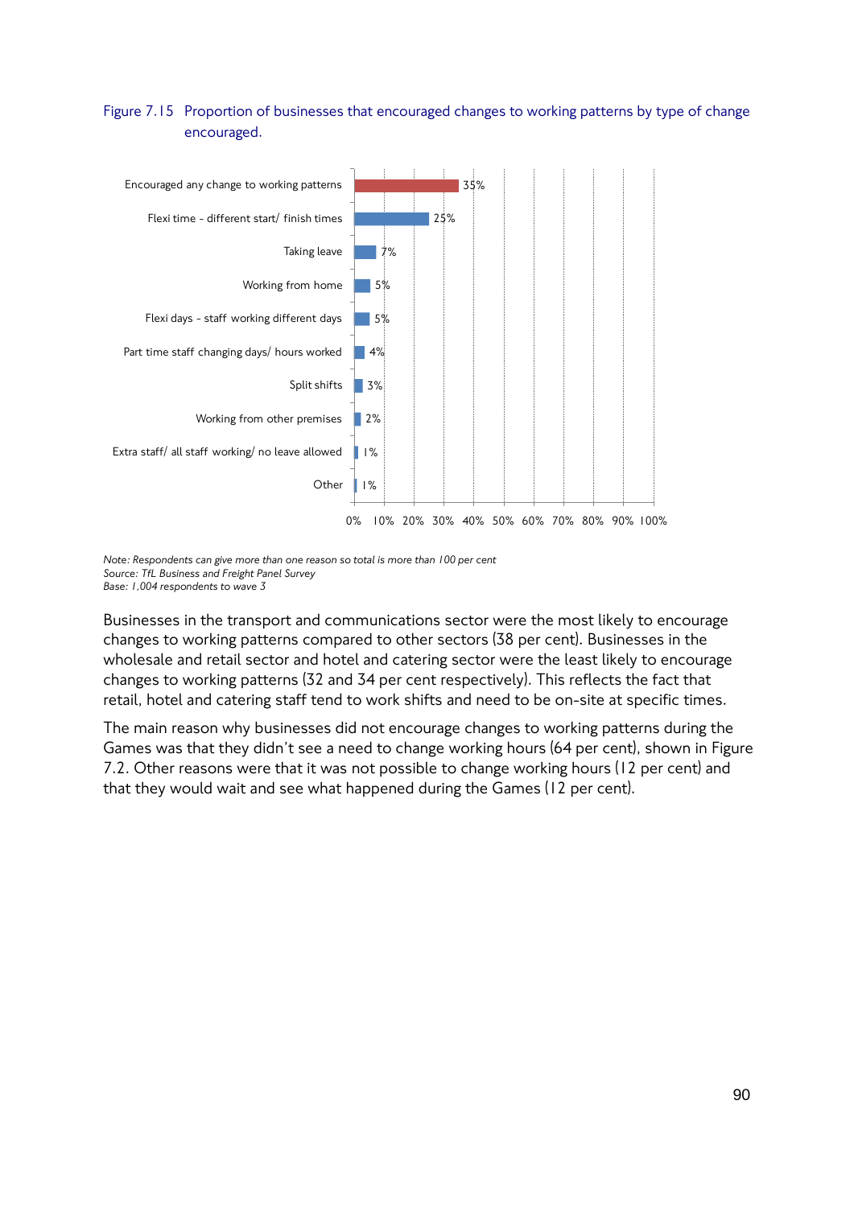Figure 7.15 Proportion of businesses that encouraged changes to working patterns by type of change encouraged.

| Type of change | Per cent |
|---|---|
| Encouraged any change to working patterns | 35% |
| Flexi time - different start/ finish times | 25% |
| Taking leave | 7% |
| Working from home | 5% |
| Flexi days - staff working different days | 5% |
| Part time staff changing days/ hours worked | 4% |
| Split shifts | 3% |
| Working from other premises | 2% |
| Extra staff/ all staff working/ no leave allowed | 1% |
| Other | 1% |

*Note: Respondents can give more than one reason so total is more than 100 per cent*
*Source: TfL Business and Freight Panel Survey*
*Base: 1,004 respondents to wave 3*

Businesses in the transport and communications sector were the most likely to encourage changes to working patterns compared to other sectors (38 per cent). Businesses in the wholesale and retail sector and hotel and catering sector were the least likely to encourage changes to working patterns (32 and 34 per cent respectively). This reflects the fact that retail, hotel and catering staff tend to work shifts and need to be on-site at specific times.

The main reason why businesses did not encourage changes to working patterns during the Games was that they didn't see a need to change working hours (64 per cent), shown in Figure 7.2. Other reasons were that it was not possible to change working hours (12 per cent) and that they would wait and see what happened during the Games (12 per cent).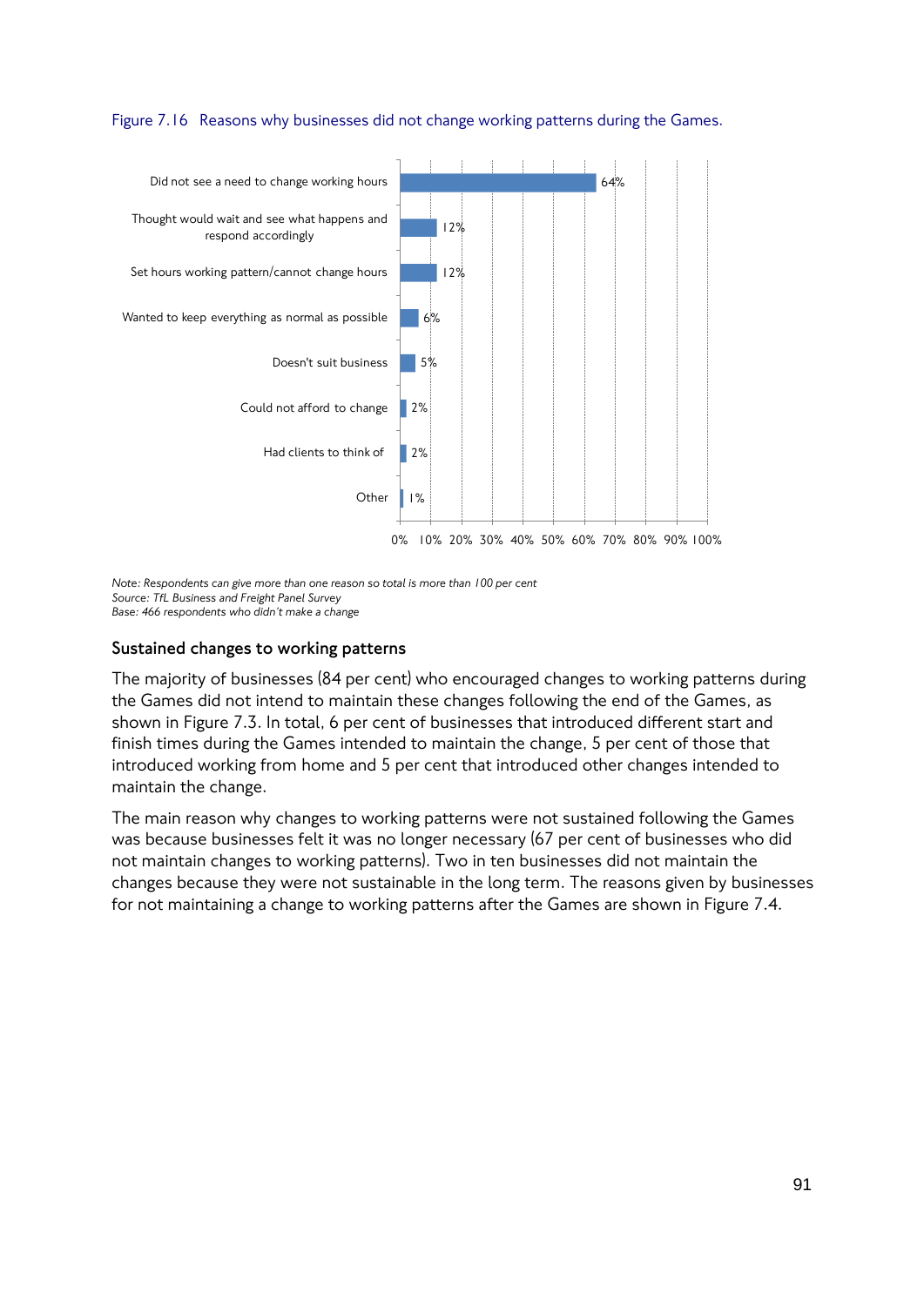Figure 7.16 Reasons why businesses did not change working patterns during the Games.

| Reason | Per cent |
|---|---|
| Did not see a need to change working hours | 64% |
| Thought would wait and see what happens and respond accordingly | 12% |
| Set hours working pattern/cannot change hours | 12% |
| Wanted to keep everything as normal as possible | 6% |
| Doesn't suit business | 5% |
| Could not afford to change | 2% |
| Had clients to think of | 2% |
| Other | 1% |

*Note: Respondents can give more than one reason so total is more than 100 per cent*
*Source: TfL Business and Freight Panel Survey*
*Base: 466 respondents who didn't make a change*

## Sustained changes to working patterns

The majority of businesses (84 per cent) who encouraged changes to working patterns during the Games did not intend to maintain these changes following the end of the Games, as shown in Figure 7.3. In total, 6 per cent of businesses that introduced different start and finish times during the Games intended to maintain the change, 5 per cent of those that introduced working from home and 5 per cent that introduced other changes intended to maintain the change.

The main reason why changes to working patterns were not sustained following the Games was because businesses felt it was no longer necessary (67 per cent of businesses who did not maintain changes to working patterns). Two in ten businesses did not maintain the changes because they were not sustainable in the long term. The reasons given by businesses for not maintaining a change to working patterns after the Games are shown in Figure 7.4.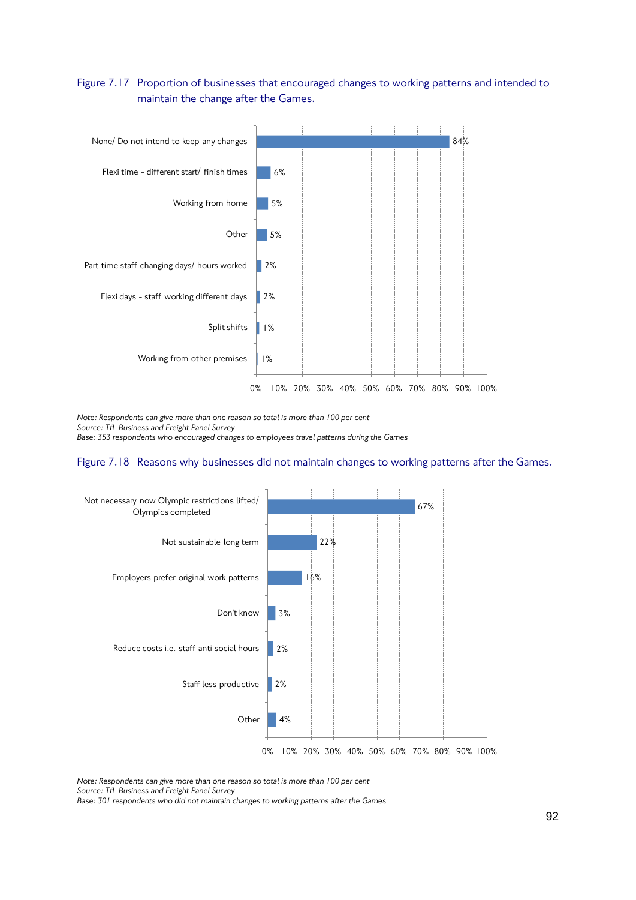Figure 7.17 Proportion of businesses that encouraged changes to working patterns and intended to maintain the change after the Games.

| Response | Proportion |
|---|---|
| None/ Do not intend to keep any changes | 84% |
| Flexi time - different start/ finish times | 6% |
| Working from home | 5% |
| Other | 5% |
| Part time staff changing days/ hours worked | 2% |
| Flexi days - staff working different days | 2% |
| Split shifts | 1% |
| Working from other premises | 1% |

*Note: Respondents can give more than one reason so total is more than 100 per cent*
*Source: TfL Business and Freight Panel Survey*
*Base: 353 respondents who encouraged changes to employees travel patterns during the Games*

Figure 7.18 Reasons why businesses did not maintain changes to working patterns after the Games.

| Reason | Proportion |
|---|---|
| Not necessary now Olympic restrictions lifted/ Olympics completed | 67% |
| Not sustainable long term | 22% |
| Employers prefer original work patterns | 16% |
| Don't know | 3% |
| Reduce costs i.e. staff anti social hours | 2% |
| Staff less productive | 2% |
| Other | 4% |

*Note: Respondents can give more than one reason so total is more than 100 per cent*
*Source: TfL Business and Freight Panel Survey*
*Base: 301 respondents who did not maintain changes to working patterns after the Games*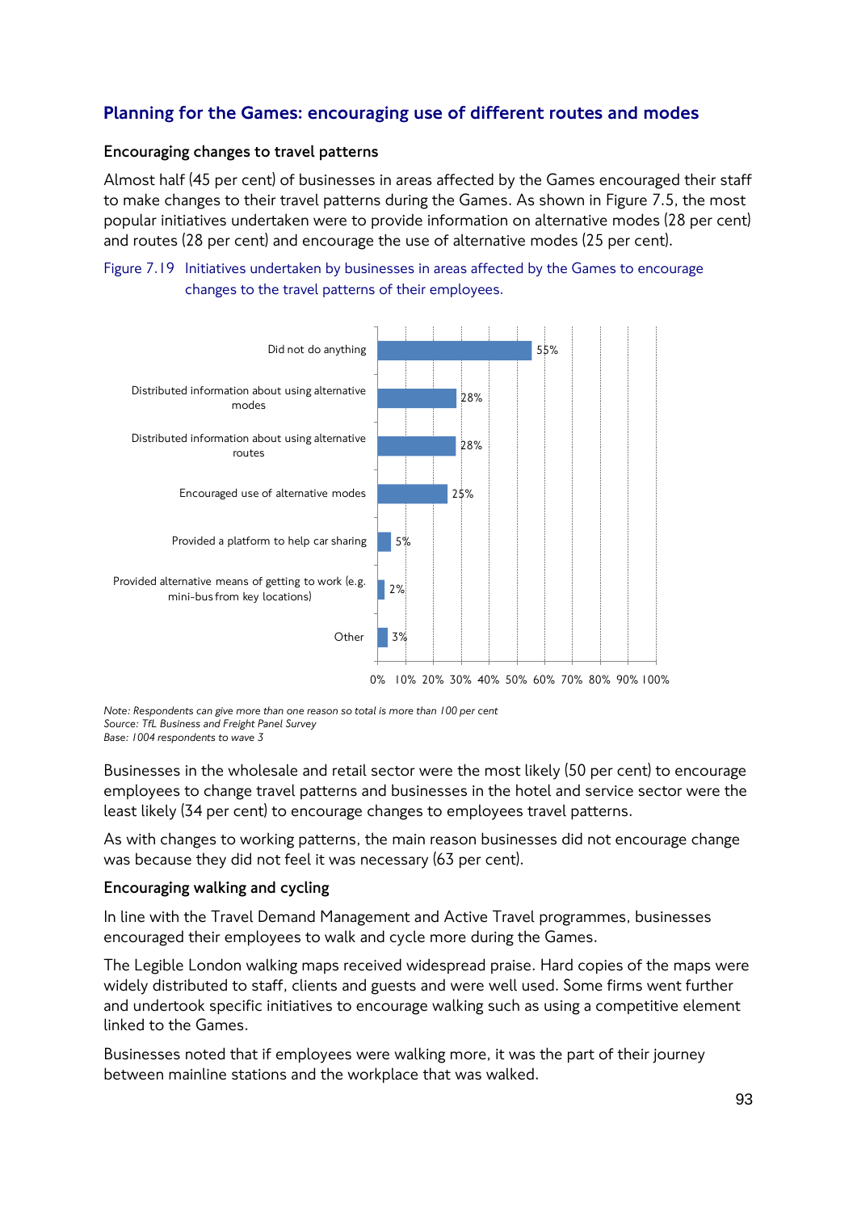## Planning for the Games: encouraging use of different routes and modes

### Encouraging changes to travel patterns

Almost half (45 per cent) of businesses in areas affected by the Games encouraged their staff to make changes to their travel patterns during the Games. As shown in Figure 7.5, the most popular initiatives undertaken were to provide information on alternative modes (28 per cent) and routes (28 per cent) and encourage the use of alternative modes (25 per cent).

Figure 7.19 Initiatives undertaken by businesses in areas affected by the Games to encourage changes to the travel patterns of their employees.

| Initiative | Per cent |
|---|---|
| Did not do anything | 55% |
| Distributed information about using alternative modes | 28% |
| Distributed information about using alternative routes | 28% |
| Encouraged use of alternative modes | 25% |
| Provided a platform to help car sharing | 5% |
| Provided alternative means of getting to work (e.g. mini-bus from key locations) | 2% |
| Other | 3% |

*Note: Respondents can give more than one reason so total is more than 100 per cent*
*Source: TfL Business and Freight Panel Survey*
*Base: 1004 respondents to wave 3*

Businesses in the wholesale and retail sector were the most likely (50 per cent) to encourage employees to change travel patterns and businesses in the hotel and service sector were the least likely (34 per cent) to encourage changes to employees travel patterns.

As with changes to working patterns, the main reason businesses did not encourage change was because they did not feel it was necessary (63 per cent).

### Encouraging walking and cycling

In line with the Travel Demand Management and Active Travel programmes, businesses encouraged their employees to walk and cycle more during the Games.

The Legible London walking maps received widespread praise. Hard copies of the maps were widely distributed to staff, clients and guests and were well used. Some firms went further and undertook specific initiatives to encourage walking such as using a competitive element linked to the Games.

Businesses noted that if employees were walking more, it was the part of their journey between mainline stations and the workplace that was walked.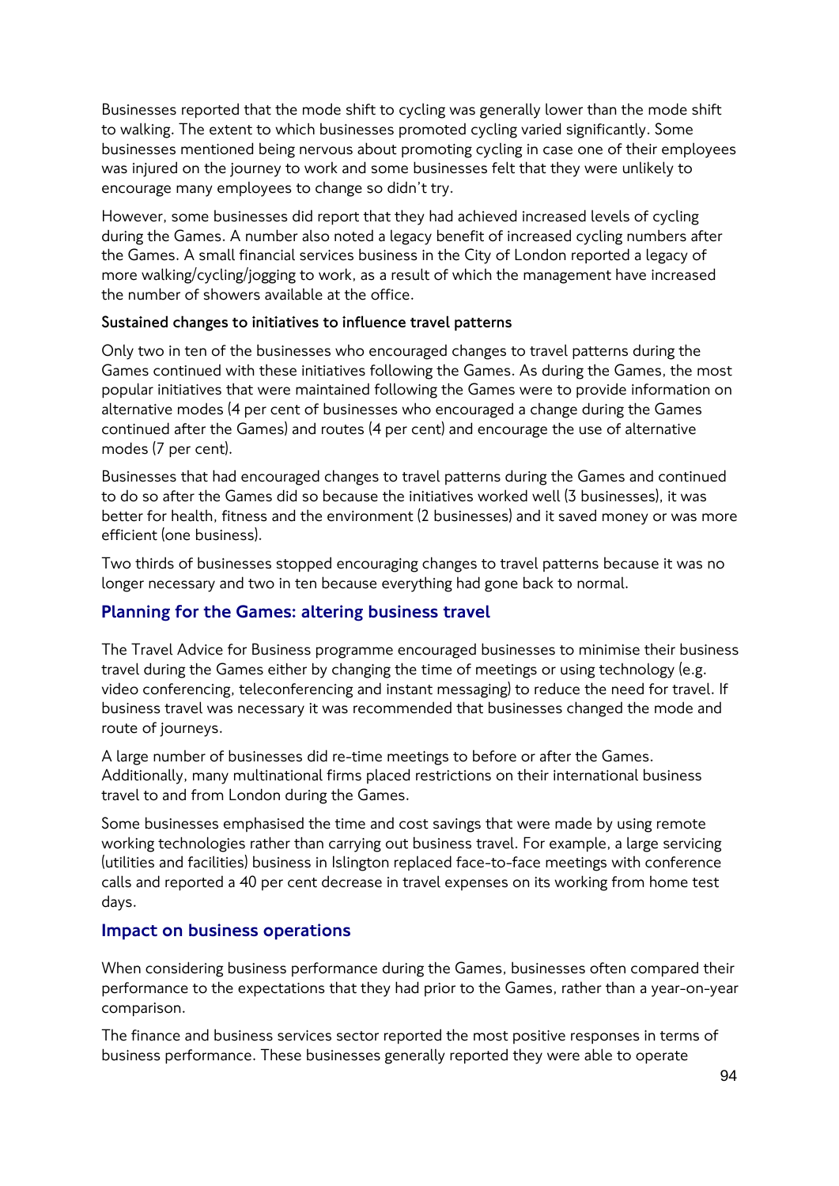Businesses reported that the mode shift to cycling was generally lower than the mode shift to walking. The extent to which businesses promoted cycling varied significantly. Some businesses mentioned being nervous about promoting cycling in case one of their employees was injured on the journey to work and some businesses felt that they were unlikely to encourage many employees to change so didn't try.

However, some businesses did report that they had achieved increased levels of cycling during the Games. A number also noted a legacy benefit of increased cycling numbers after the Games. A small financial services business in the City of London reported a legacy of more walking/cycling/jogging to work, as a result of which the management have increased the number of showers available at the office.

#### Sustained changes to initiatives to influence travel patterns

Only two in ten of the businesses who encouraged changes to travel patterns during the Games continued with these initiatives following the Games. As during the Games, the most popular initiatives that were maintained following the Games were to provide information on alternative modes (4 per cent of businesses who encouraged a change during the Games continued after the Games) and routes (4 per cent) and encourage the use of alternative modes (7 per cent).

Businesses that had encouraged changes to travel patterns during the Games and continued to do so after the Games did so because the initiatives worked well (3 businesses), it was better for health, fitness and the environment (2 businesses) and it saved money or was more efficient (one business).

Two thirds of businesses stopped encouraging changes to travel patterns because it was no longer necessary and two in ten because everything had gone back to normal.

### Planning for the Games: altering business travel

The Travel Advice for Business programme encouraged businesses to minimise their business travel during the Games either by changing the time of meetings or using technology (e.g. video conferencing, teleconferencing and instant messaging) to reduce the need for travel. If business travel was necessary it was recommended that businesses changed the mode and route of journeys.

A large number of businesses did re-time meetings to before or after the Games. Additionally, many multinational firms placed restrictions on their international business travel to and from London during the Games.

Some businesses emphasised the time and cost savings that were made by using remote working technologies rather than carrying out business travel. For example, a large servicing (utilities and facilities) business in Islington replaced face-to-face meetings with conference calls and reported a 40 per cent decrease in travel expenses on its working from home test days.

### Impact on business operations

When considering business performance during the Games, businesses often compared their performance to the expectations that they had prior to the Games, rather than a year-on-year comparison.

The finance and business services sector reported the most positive responses in terms of business performance. These businesses generally reported they were able to operate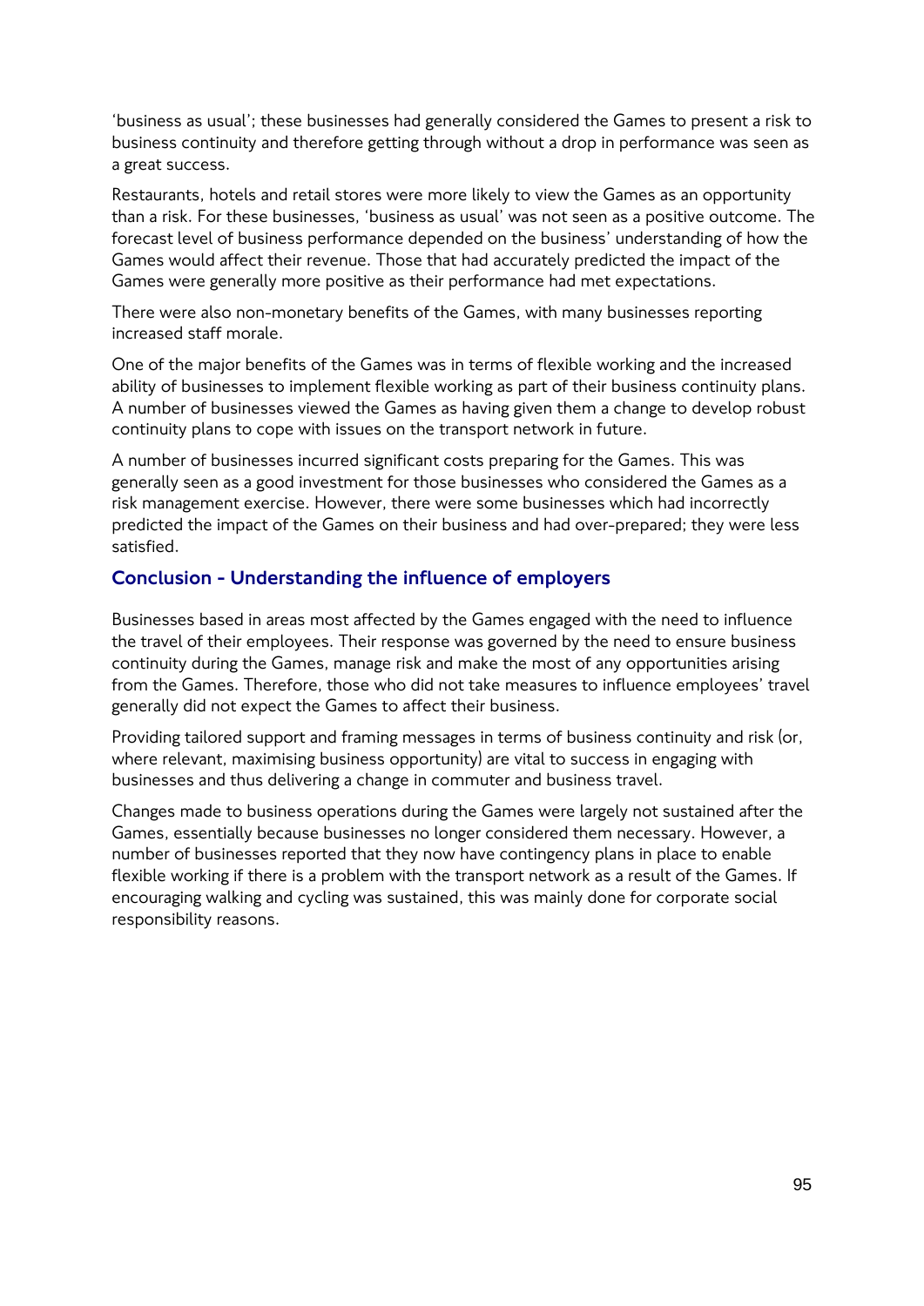'business as usual'; these businesses had generally considered the Games to present a risk to business continuity and therefore getting through without a drop in performance was seen as a great success.

Restaurants, hotels and retail stores were more likely to view the Games as an opportunity than a risk. For these businesses, 'business as usual' was not seen as a positive outcome. The forecast level of business performance depended on the business' understanding of how the Games would affect their revenue. Those that had accurately predicted the impact of the Games were generally more positive as their performance had met expectations.

There were also non-monetary benefits of the Games, with many businesses reporting increased staff morale.

One of the major benefits of the Games was in terms of flexible working and the increased ability of businesses to implement flexible working as part of their business continuity plans. A number of businesses viewed the Games as having given them a change to develop robust continuity plans to cope with issues on the transport network in future.

A number of businesses incurred significant costs preparing for the Games. This was generally seen as a good investment for those businesses who considered the Games as a risk management exercise. However, there were some businesses which had incorrectly predicted the impact of the Games on their business and had over-prepared; they were less satisfied.

## Conclusion - Understanding the influence of employers

Businesses based in areas most affected by the Games engaged with the need to influence the travel of their employees. Their response was governed by the need to ensure business continuity during the Games, manage risk and make the most of any opportunities arising from the Games. Therefore, those who did not take measures to influence employees' travel generally did not expect the Games to affect their business.

Providing tailored support and framing messages in terms of business continuity and risk (or, where relevant, maximising business opportunity) are vital to success in engaging with businesses and thus delivering a change in commuter and business travel.

Changes made to business operations during the Games were largely not sustained after the Games, essentially because businesses no longer considered them necessary. However, a number of businesses reported that they now have contingency plans in place to enable flexible working if there is a problem with the transport network as a result of the Games. If encouraging walking and cycling was sustained, this was mainly done for corporate social responsibility reasons.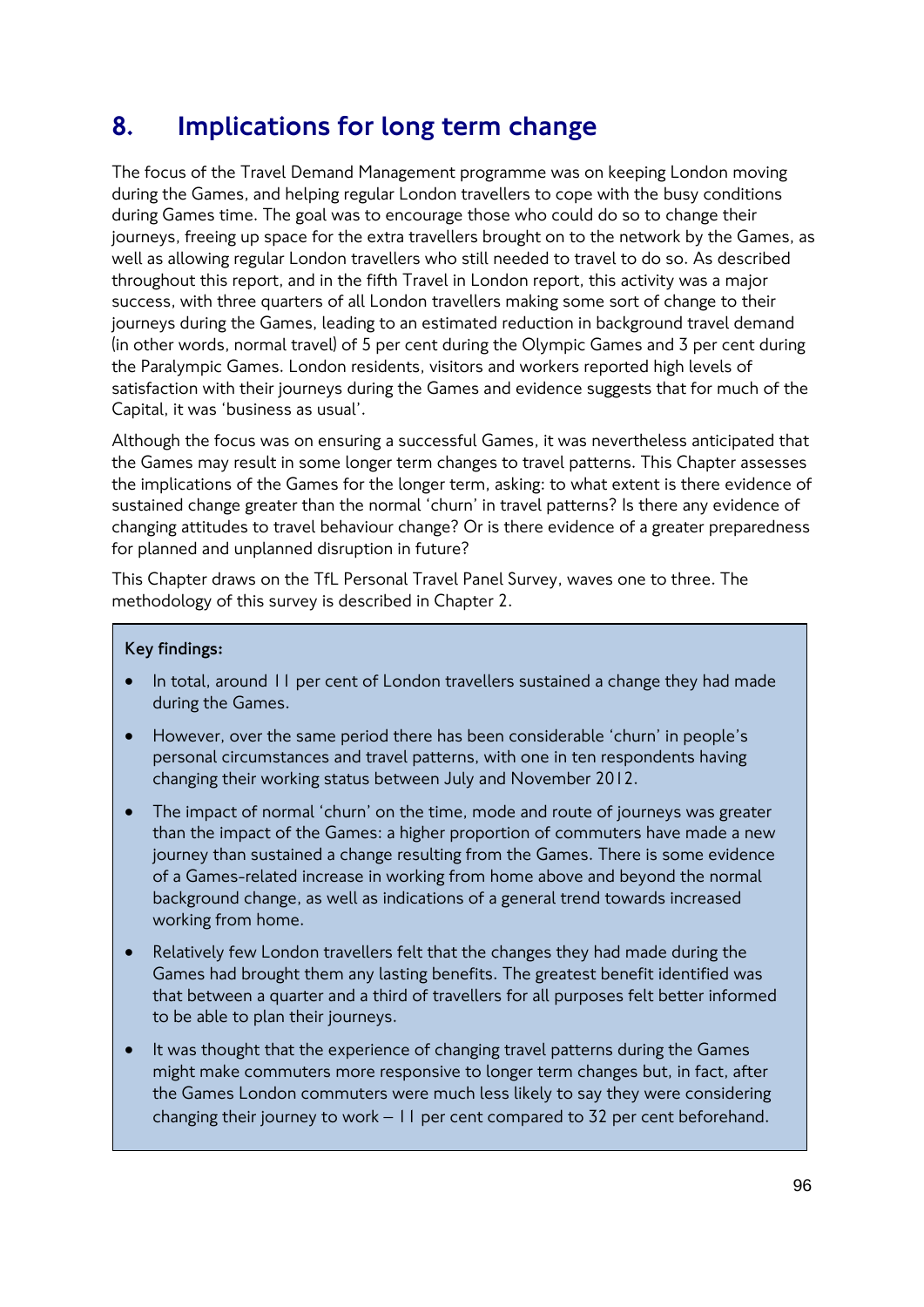# 8. Implications for long term change

The focus of the Travel Demand Management programme was on keeping London moving during the Games, and helping regular London travellers to cope with the busy conditions during Games time. The goal was to encourage those who could do so to change their journeys, freeing up space for the extra travellers brought on to the network by the Games, as well as allowing regular London travellers who still needed to travel to do so. As described throughout this report, and in the fifth Travel in London report, this activity was a major success, with three quarters of all London travellers making some sort of change to their journeys during the Games, leading to an estimated reduction in background travel demand (in other words, normal travel) of 5 per cent during the Olympic Games and 3 per cent during the Paralympic Games. London residents, visitors and workers reported high levels of satisfaction with their journeys during the Games and evidence suggests that for much of the Capital, it was 'business as usual'.

Although the focus was on ensuring a successful Games, it was nevertheless anticipated that the Games may result in some longer term changes to travel patterns. This Chapter assesses the implications of the Games for the longer term, asking: to what extent is there evidence of sustained change greater than the normal 'churn' in travel patterns? Is there any evidence of changing attitudes to travel behaviour change? Or is there evidence of a greater preparedness for planned and unplanned disruption in future?

This Chapter draws on the TfL Personal Travel Panel Survey, waves one to three. The methodology of this survey is described in Chapter 2.

**Key findings:**

- In total, around 11 per cent of London travellers sustained a change they had made during the Games.
- However, over the same period there has been considerable 'churn' in people's personal circumstances and travel patterns, with one in ten respondents having changing their working status between July and November 2012.
- The impact of normal 'churn' on the time, mode and route of journeys was greater than the impact of the Games: a higher proportion of commuters have made a new journey than sustained a change resulting from the Games. There is some evidence of a Games-related increase in working from home above and beyond the normal background change, as well as indications of a general trend towards increased working from home.
- Relatively few London travellers felt that the changes they had made during the Games had brought them any lasting benefits. The greatest benefit identified was that between a quarter and a third of travellers for all purposes felt better informed to be able to plan their journeys.
- It was thought that the experience of changing travel patterns during the Games might make commuters more responsive to longer term changes but, in fact, after the Games London commuters were much less likely to say they were considering changing their journey to work – 11 per cent compared to 32 per cent beforehand.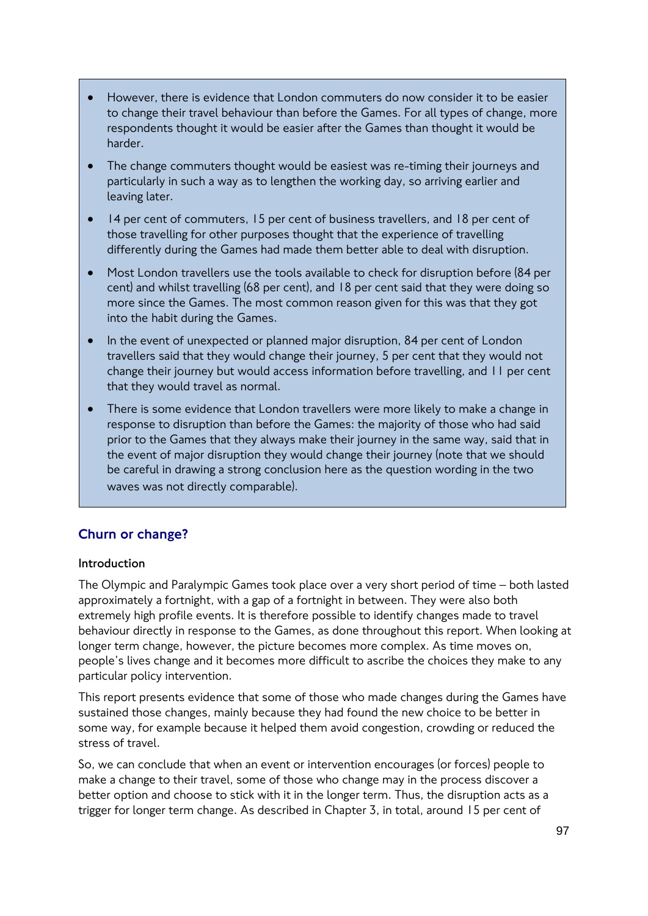- However, there is evidence that London commuters do now consider it to be easier to change their travel behaviour than before the Games. For all types of change, more respondents thought it would be easier after the Games than thought it would be harder.
- The change commuters thought would be easiest was re-timing their journeys and particularly in such a way as to lengthen the working day, so arriving earlier and leaving later.
- 14 per cent of commuters, 15 per cent of business travellers, and 18 per cent of those travelling for other purposes thought that the experience of travelling differently during the Games had made them better able to deal with disruption.
- Most London travellers use the tools available to check for disruption before (84 per cent) and whilst travelling (68 per cent), and 18 per cent said that they were doing so more since the Games. The most common reason given for this was that they got into the habit during the Games.
- In the event of unexpected or planned major disruption, 84 per cent of London travellers said that they would change their journey, 5 per cent that they would not change their journey but would access information before travelling, and 11 per cent that they would travel as normal.
- There is some evidence that London travellers were more likely to make a change in response to disruption than before the Games: the majority of those who had said prior to the Games that they always make their journey in the same way, said that in the event of major disruption they would change their journey (note that we should be careful in drawing a strong conclusion here as the question wording in the two waves was not directly comparable).

## Churn or change?

### Introduction

The Olympic and Paralympic Games took place over a very short period of time – both lasted approximately a fortnight, with a gap of a fortnight in between. They were also both extremely high profile events. It is therefore possible to identify changes made to travel behaviour directly in response to the Games, as done throughout this report. When looking at longer term change, however, the picture becomes more complex. As time moves on, people's lives change and it becomes more difficult to ascribe the choices they make to any particular policy intervention.

This report presents evidence that some of those who made changes during the Games have sustained those changes, mainly because they had found the new choice to be better in some way, for example because it helped them avoid congestion, crowding or reduced the stress of travel.

So, we can conclude that when an event or intervention encourages (or forces) people to make a change to their travel, some of those who change may in the process discover a better option and choose to stick with it in the longer term. Thus, the disruption acts as a trigger for longer term change. As described in Chapter 3, in total, around 15 per cent of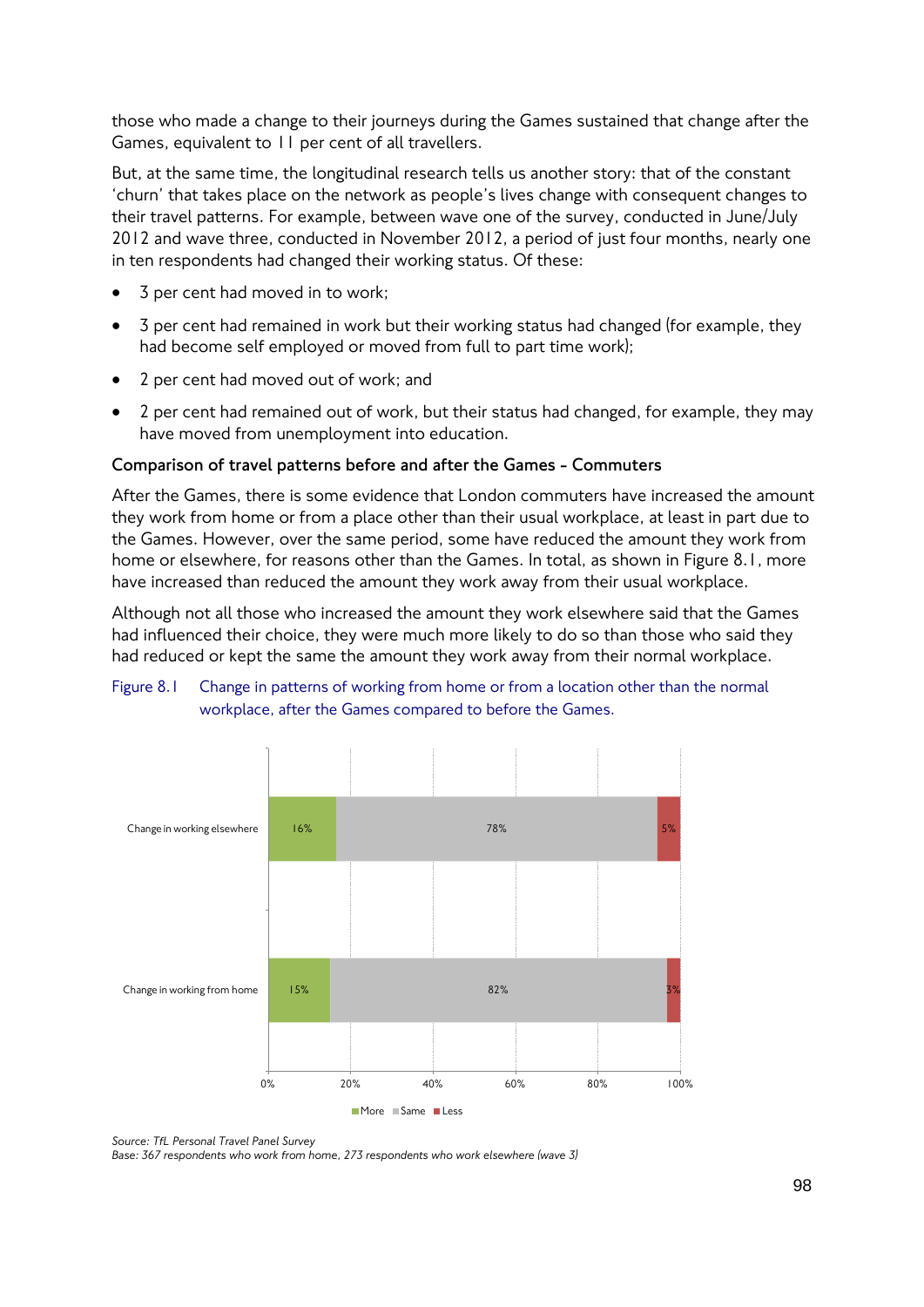those who made a change to their journeys during the Games sustained that change after the Games, equivalent to 11 per cent of all travellers.

But, at the same time, the longitudinal research tells us another story: that of the constant 'churn' that takes place on the network as people's lives change with consequent changes to their travel patterns. For example, between wave one of the survey, conducted in June/July 2012 and wave three, conducted in November 2012, a period of just four months, nearly one in ten respondents had changed their working status. Of these:

- 3 per cent had moved in to work;
- 3 per cent had remained in work but their working status had changed (for example, they had become self employed or moved from full to part time work);
- 2 per cent had moved out of work; and
- 2 per cent had remained out of work, but their status had changed, for example, they may have moved from unemployment into education.

**Comparison of travel patterns before and after the Games - Commuters**

After the Games, there is some evidence that London commuters have increased the amount they work from home or from a place other than their usual workplace, at least in part due to the Games. However, over the same period, some have reduced the amount they work from home or elsewhere, for reasons other than the Games. In total, as shown in Figure 8.1, more have increased than reduced the amount they work away from their usual workplace.

Although not all those who increased the amount they work elsewhere said that the Games had influenced their choice, they were much more likely to do so than those who said they had reduced or kept the same the amount they work away from their normal workplace.

Figure 8.1 Change in patterns of working from home or from a location other than the normal workplace, after the Games compared to before the Games.

| | More | Same | Less |
|---|---|---|---|
| Change in working elsewhere | 16% | 78% | 5% |
| Change in working from home | 15% | 82% | 3% |

*Source: TfL Personal Travel Panel Survey*
*Base: 367 respondents who work from home, 273 respondents who work elsewhere (wave 3)*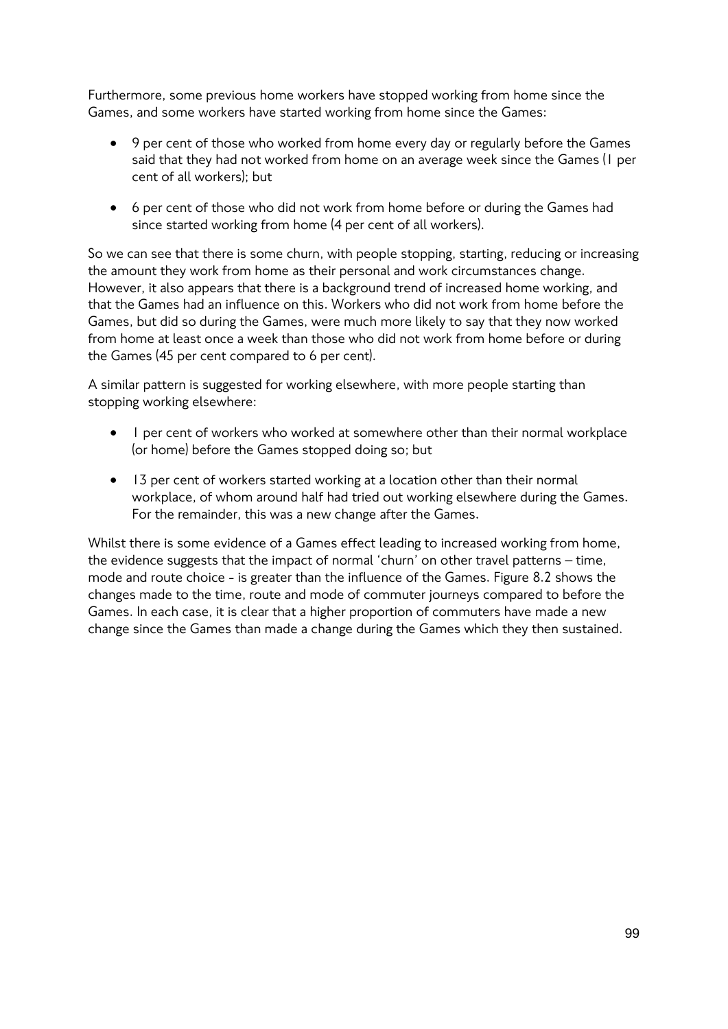Furthermore, some previous home workers have stopped working from home since the Games, and some workers have started working from home since the Games:

- 9 per cent of those who worked from home every day or regularly before the Games said that they had not worked from home on an average week since the Games (1 per cent of all workers); but
- 6 per cent of those who did not work from home before or during the Games had since started working from home (4 per cent of all workers).

So we can see that there is some churn, with people stopping, starting, reducing or increasing the amount they work from home as their personal and work circumstances change. However, it also appears that there is a background trend of increased home working, and that the Games had an influence on this. Workers who did not work from home before the Games, but did so during the Games, were much more likely to say that they now worked from home at least once a week than those who did not work from home before or during the Games (45 per cent compared to 6 per cent).

A similar pattern is suggested for working elsewhere, with more people starting than stopping working elsewhere:

- 1 per cent of workers who worked at somewhere other than their normal workplace (or home) before the Games stopped doing so; but
- 13 per cent of workers started working at a location other than their normal workplace, of whom around half had tried out working elsewhere during the Games. For the remainder, this was a new change after the Games.

Whilst there is some evidence of a Games effect leading to increased working from home, the evidence suggests that the impact of normal 'churn' on other travel patterns – time, mode and route choice - is greater than the influence of the Games. Figure 8.2 shows the changes made to the time, route and mode of commuter journeys compared to before the Games. In each case, it is clear that a higher proportion of commuters have made a new change since the Games than made a change during the Games which they then sustained.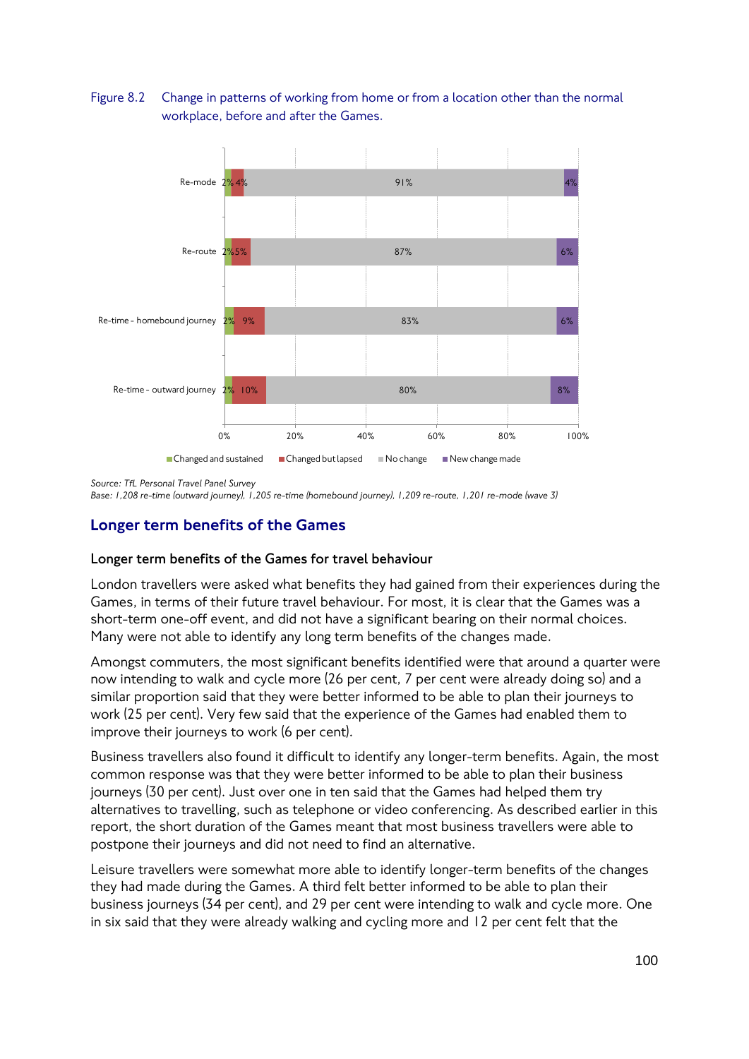Figure 8.2 Change in patterns of working from home or from a location other than the normal workplace, before and after the Games.

| | Changed and sustained | Changed but lapsed | No change | New change made |
|---|---|---|---|---|
| Re-mode | 2% | 4% | 91% | 4% |
| Re-route | 2% | 5% | 87% | 6% |
| Re-time - homebound journey | 2% | 9% | 83% | 6% |
| Re-time - outward journey | 2% | 10% | 80% | 8% |

*Source: TfL Personal Travel Panel Survey*
*Base: 1,208 re-time (outward journey), 1,205 re-time (homebound journey), 1,209 re-route, 1,201 re-mode (wave 3)*

## Longer term benefits of the Games

### Longer term benefits of the Games for travel behaviour

London travellers were asked what benefits they had gained from their experiences during the Games, in terms of their future travel behaviour. For most, it is clear that the Games was a short-term one-off event, and did not have a significant bearing on their normal choices. Many were not able to identify any long term benefits of the changes made.

Amongst commuters, the most significant benefits identified were that around a quarter were now intending to walk and cycle more (26 per cent, 7 per cent were already doing so) and a similar proportion said that they were better informed to be able to plan their journeys to work (25 per cent). Very few said that the experience of the Games had enabled them to improve their journeys to work (6 per cent).

Business travellers also found it difficult to identify any longer-term benefits. Again, the most common response was that they were better informed to be able to plan their business journeys (30 per cent). Just over one in ten said that the Games had helped them try alternatives to travelling, such as telephone or video conferencing. As described earlier in this report, the short duration of the Games meant that most business travellers were able to postpone their journeys and did not need to find an alternative.

Leisure travellers were somewhat more able to identify longer-term benefits of the changes they had made during the Games. A third felt better informed to be able to plan their business journeys (34 per cent), and 29 per cent were intending to walk and cycle more. One in six said that they were already walking and cycling more and 12 per cent felt that the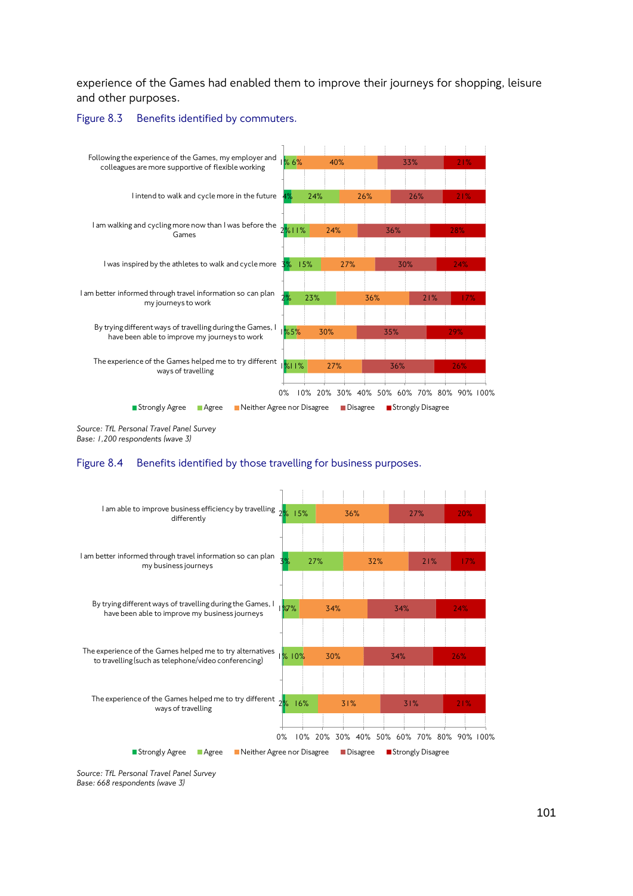experience of the Games had enabled them to improve their journeys for shopping, leisure and other purposes.

Figure 8.3 Benefits identified by commuters.

| Statement | Strongly Agree | Agree | Neither Agree nor Disagree | Disagree | Strongly Disagree |
|---|---|---|---|---|---|
| Following the experience of the Games, my employer and colleagues are more supportive of flexible working | 1% | 6% | 40% | 33% | 21% |
| I intend to walk and cycle more in the future | 4% | 24% | 26% | 26% | 21% |
| I am walking and cycling more now than I was before the Games | 2% | 11% | 24% | 36% | 28% |
| I was inspired by the athletes to walk and cycle more | 3% | 15% | 27% | 30% | 24% |
| I am better informed through travel information so can plan my journeys to work | 2% | 23% | 36% | 21% | 17% |
| By trying different ways of travelling during the Games, I have been able to improve my journeys to work | 1% | 5% | 30% | 35% | 29% |
| The experience of the Games helped me to try different ways of travelling | 1% | 11% | 27% | 36% | 26% |

*Source: TfL Personal Travel Panel Survey*
*Base: 1,200 respondents (wave 3)*

Figure 8.4 Benefits identified by those travelling for business purposes.

| Statement | Strongly Agree | Agree | Neither Agree nor Disagree | Disagree | Strongly Disagree |
|---|---|---|---|---|---|
| I am able to improve business efficiency by travelling differently | 2% | 15% | 36% | 27% | 20% |
| I am better informed through travel information so can plan my business journeys | 3% | 27% | 32% | 21% | 17% |
| By trying different ways of travelling during the Games, I have been able to improve my business journeys | 1% | 7% | 34% | 34% | 24% |
| The experience of the Games helped me to try alternatives to travelling (such as telephone/video conferencing) | 1% | 10% | 30% | 34% | 26% |
| The experience of the Games helped me to try different ways of travelling | 2% | 16% | 31% | 31% | 21% |

*Source: TfL Personal Travel Panel Survey*
*Base: 668 respondents (wave 3)*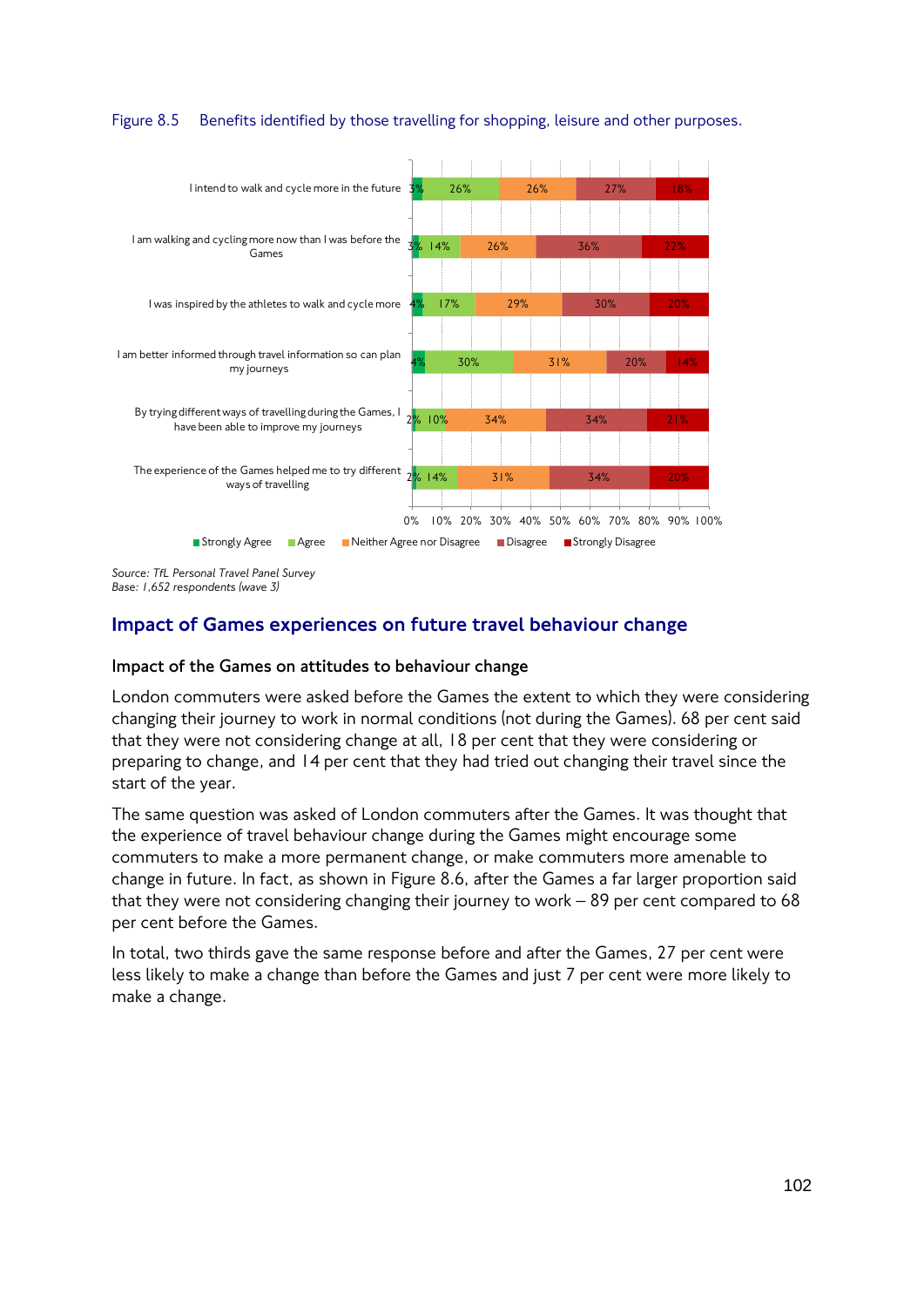Figure 8.5 Benefits identified by those travelling for shopping, leisure and other purposes.

| | Strongly Agree | Agree | Neither Agree nor Disagree | Disagree | Strongly Disagree |
|---|---|---|---|---|---|
| I intend to walk and cycle more in the future | 3% | 26% | 26% | 27% | 18% |
| I am walking and cycling more now than I was before the Games | 3% | 14% | 26% | 36% | 22% |
| I was inspired by the athletes to walk and cycle more | 4% | 17% | 29% | 30% | 20% |
| I am better informed through travel information so can plan my journeys | 4% | 30% | 31% | 20% | 14% |
| By trying different ways of travelling during the Games, I have been able to improve my journeys | 2% | 10% | 34% | 34% | 21% |
| The experience of the Games helped me to try different ways of travelling | 2% | 14% | 31% | 34% | 20% |

*Source: TfL Personal Travel Panel Survey*
*Base: 1,652 respondents (wave 3)*

## Impact of Games experiences on future travel behaviour change

### Impact of the Games on attitudes to behaviour change

London commuters were asked before the Games the extent to which they were considering changing their journey to work in normal conditions (not during the Games). 68 per cent said that they were not considering change at all, 18 per cent that they were considering or preparing to change, and 14 per cent that they had tried out changing their travel since the start of the year.

The same question was asked of London commuters after the Games. It was thought that the experience of travel behaviour change during the Games might encourage some commuters to make a more permanent change, or make commuters more amenable to change in future. In fact, as shown in Figure 8.6, after the Games a far larger proportion said that they were not considering changing their journey to work – 89 per cent compared to 68 per cent before the Games.

In total, two thirds gave the same response before and after the Games, 27 per cent were less likely to make a change than before the Games and just 7 per cent were more likely to make a change.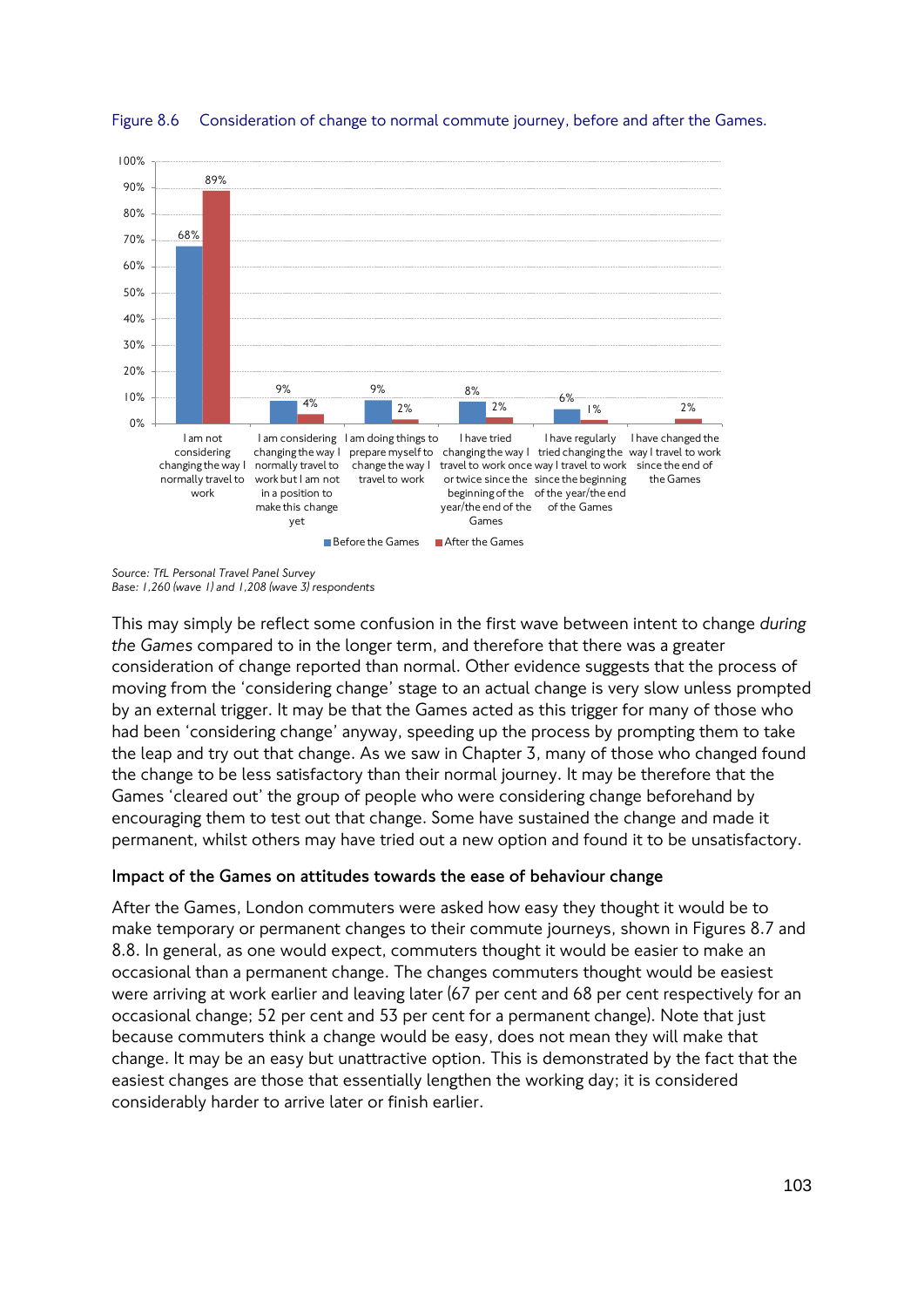Figure 8.6 Consideration of change to normal commute journey, before and after the Games.

| | Before the Games | After the Games |
|---|---|---|
| I am not considering changing the way I normally travel to work | 68% | 89% |
| I am considering changing the way I normally travel to work but I am not in a position to make this change yet | 9% | 4% |
| I am doing things to prepare myself to change the way I travel to work | 9% | 2% |
| I have tried changing the way I travel to work once or twice since the beginning of the year/the end of the Games | 8% | 2% |
| I have regularly tried changing the way I travel to work since the beginning of the year/the end of the Games | 6% | 1% |
| I have changed the way I travel to work since the end of the Games | | 2% |

*Source: TfL Personal Travel Panel Survey*
*Base: 1,260 (wave 1) and 1,208 (wave 3) respondents*

This may simply be reflect some confusion in the first wave between intent to change *during the Games* compared to in the longer term, and therefore that there was a greater consideration of change reported than normal. Other evidence suggests that the process of moving from the 'considering change' stage to an actual change is very slow unless prompted by an external trigger. It may be that the Games acted as this trigger for many of those who had been 'considering change' anyway, speeding up the process by prompting them to take the leap and try out that change. As we saw in Chapter 3, many of those who changed found the change to be less satisfactory than their normal journey. It may be therefore that the Games 'cleared out' the group of people who were considering change beforehand by encouraging them to test out that change. Some have sustained the change and made it permanent, whilst others may have tried out a new option and found it to be unsatisfactory.

### Impact of the Games on attitudes towards the ease of behaviour change

After the Games, London commuters were asked how easy they thought it would be to make temporary or permanent changes to their commute journeys, shown in Figures 8.7 and 8.8. In general, as one would expect, commuters thought it would be easier to make an occasional than a permanent change. The changes commuters thought would be easiest were arriving at work earlier and leaving later (67 per cent and 68 per cent respectively for an occasional change; 52 per cent and 53 per cent for a permanent change). Note that just because commuters think a change would be easy, does not mean they will make that change. It may be an easy but unattractive option. This is demonstrated by the fact that the easiest changes are those that essentially lengthen the working day; it is considered considerably harder to arrive later or finish earlier.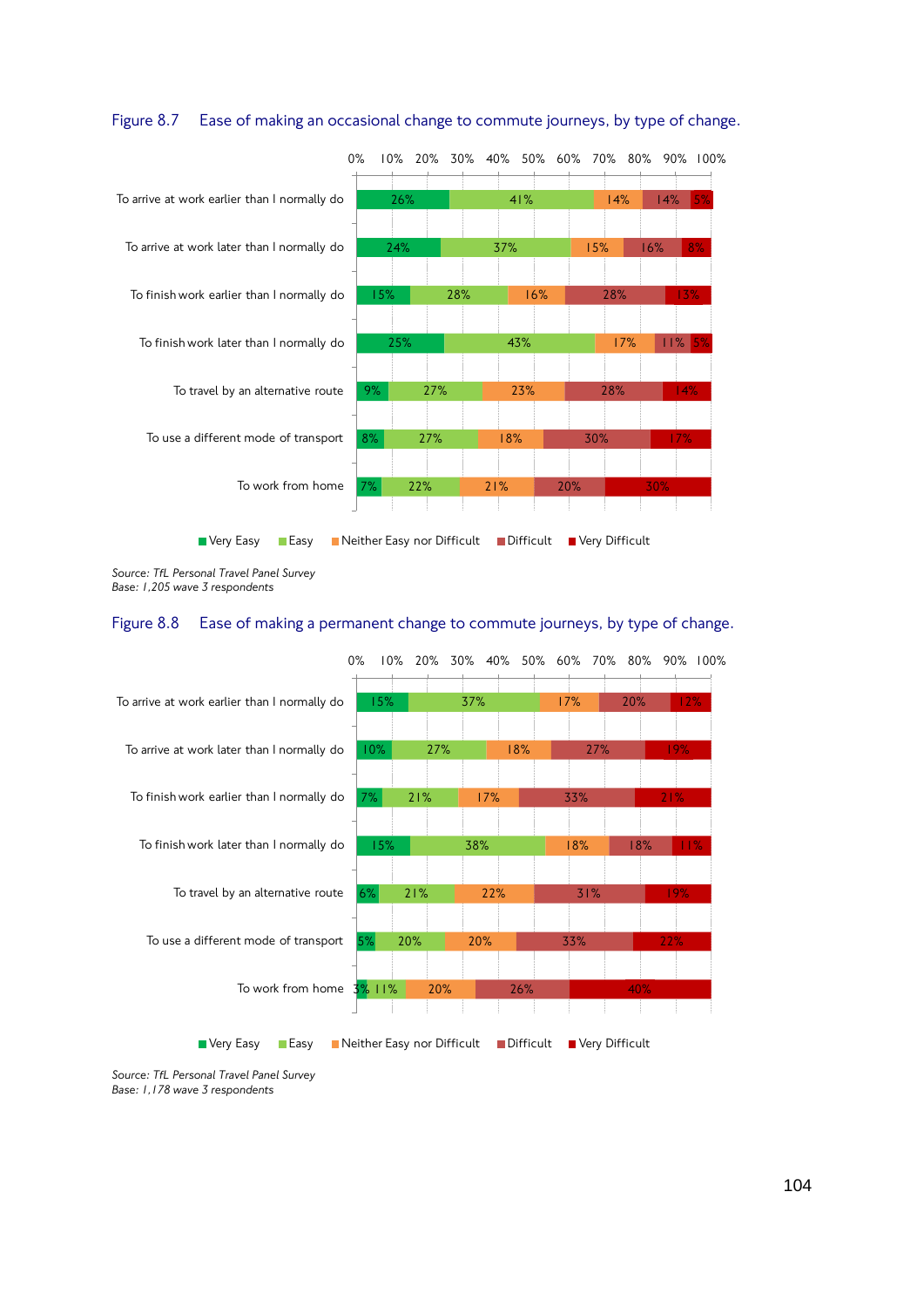Figure 8.7 Ease of making an occasional change to commute journeys, by type of change.

| | Very Easy | Easy | Neither Easy nor Difficult | Difficult | Very Difficult |
|---|---|---|---|---|---|
| To arrive at work earlier than I normally do | 26% | 41% | 14% | 14% | 5% |
| To arrive at work later than I normally do | 24% | 37% | 15% | 16% | 8% |
| To finish work earlier than I normally do | 15% | 28% | 16% | 28% | 13% |
| To finish work later than I normally do | 25% | 43% | 17% | 11% | 5% |
| To travel by an alternative route | 9% | 27% | 23% | 28% | 14% |
| To use a different mode of transport | 8% | 27% | 18% | 30% | 17% |
| To work from home | 7% | 22% | 21% | 20% | 30% |

*Source: TfL Personal Travel Panel Survey*
*Base: 1,205 wave 3 respondents*

Figure 8.8 Ease of making a permanent change to commute journeys, by type of change.

| | Very Easy | Easy | Neither Easy nor Difficult | Difficult | Very Difficult |
|---|---|---|---|---|---|
| To arrive at work earlier than I normally do | 15% | 37% | 17% | 20% | 12% |
| To arrive at work later than I normally do | 10% | 27% | 18% | 27% | 19% |
| To finish work earlier than I normally do | 7% | 21% | 17% | 33% | 21% |
| To finish work later than I normally do | 15% | 38% | 18% | 18% | 11% |
| To travel by an alternative route | 6% | 21% | 22% | 31% | 19% |
| To use a different mode of transport | 5% | 20% | 20% | 33% | 22% |
| To work from home | 3% | 11% | 20% | 26% | 40% |

*Source: TfL Personal Travel Panel Survey*
*Base: 1,178 wave 3 respondents*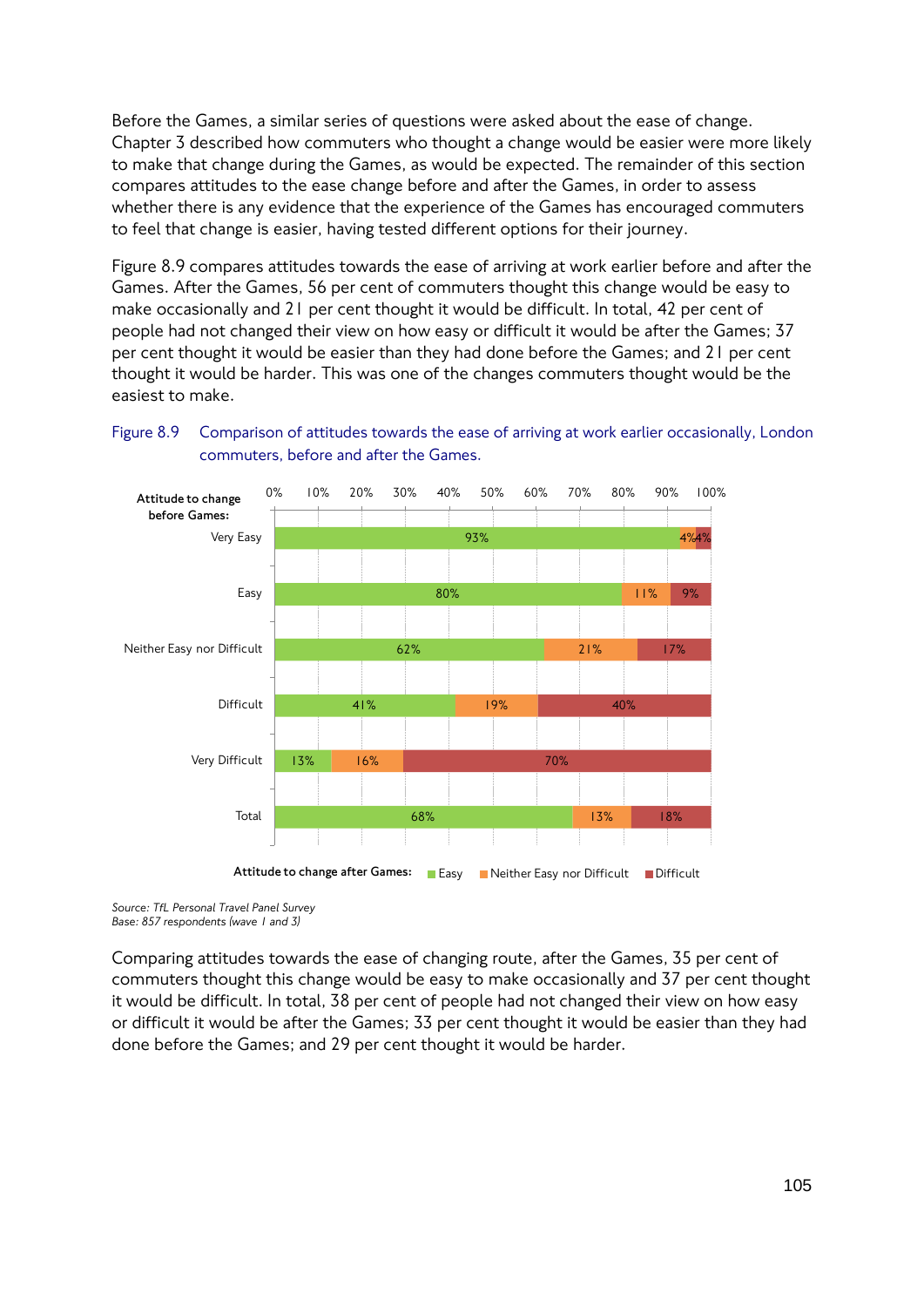Before the Games, a similar series of questions were asked about the ease of change. Chapter 3 described how commuters who thought a change would be easier were more likely to make that change during the Games, as would be expected. The remainder of this section compares attitudes to the ease change before and after the Games, in order to assess whether there is any evidence that the experience of the Games has encouraged commuters to feel that change is easier, having tested different options for their journey.

Figure 8.9 compares attitudes towards the ease of arriving at work earlier before and after the Games. After the Games, 56 per cent of commuters thought this change would be easy to make occasionally and 21 per cent thought it would be difficult. In total, 42 per cent of people had not changed their view on how easy or difficult it would be after the Games; 37 per cent thought it would be easier than they had done before the Games; and 21 per cent thought it would be harder. This was one of the changes commuters thought would be the easiest to make.

Figure 8.9 Comparison of attitudes towards the ease of arriving at work earlier occasionally, London commuters, before and after the Games.

| Attitude to change before Games: | Easy | Neither Easy nor Difficult | Difficult |
|---|---|---|---|
| Very Easy | 93% | 4% | 4% |
| Easy | 80% | 11% | 9% |
| Neither Easy nor Difficult | 62% | 21% | 17% |
| Difficult | 41% | 19% | 40% |
| Very Difficult | 13% | 16% | 70% |
| Total | 68% | 13% | 18% |

Attitude to change after Games: Easy, Neither Easy nor Difficult, Difficult

*Source: TfL Personal Travel Panel Survey*
*Base: 857 respondents (wave 1 and 3)*

Comparing attitudes towards the ease of changing route, after the Games, 35 per cent of commuters thought this change would be easy to make occasionally and 37 per cent thought it would be difficult. In total, 38 per cent of people had not changed their view on how easy or difficult it would be after the Games; 33 per cent thought it would be easier than they had done before the Games; and 29 per cent thought it would be harder.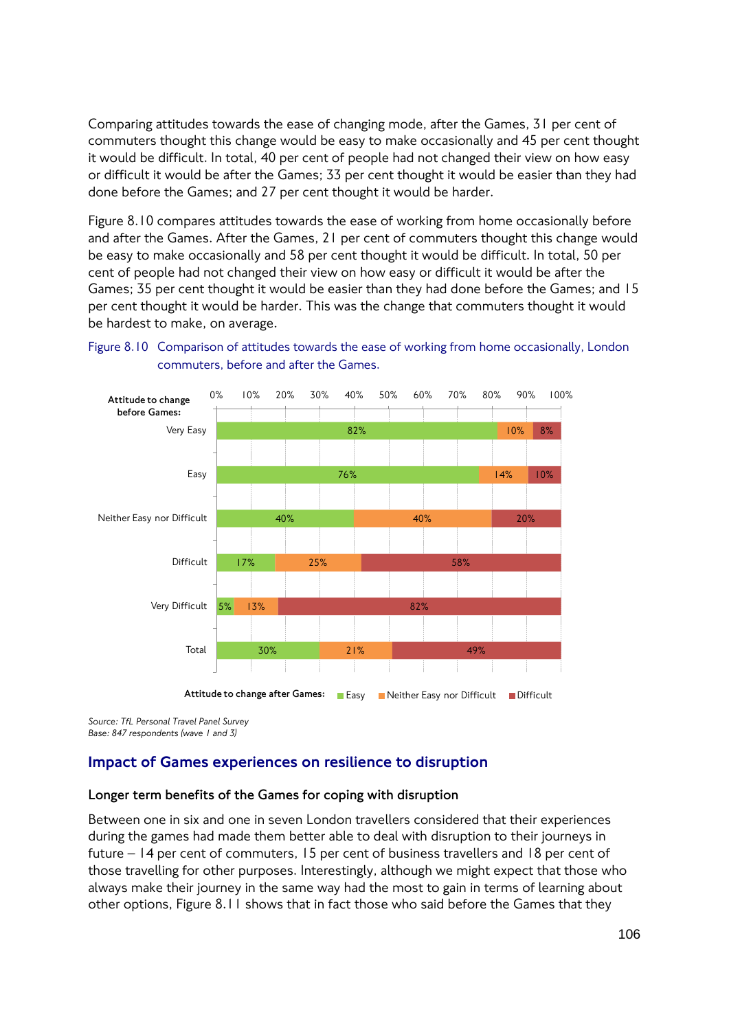Comparing attitudes towards the ease of changing mode, after the Games, 31 per cent of commuters thought this change would be easy to make occasionally and 45 per cent thought it would be difficult. In total, 40 per cent of people had not changed their view on how easy or difficult it would be after the Games; 33 per cent thought it would be easier than they had done before the Games; and 27 per cent thought it would be harder.

Figure 8.10 compares attitudes towards the ease of working from home occasionally before and after the Games. After the Games, 21 per cent of commuters thought this change would be easy to make occasionally and 58 per cent thought it would be difficult. In total, 50 per cent of people had not changed their view on how easy or difficult it would be after the Games; 35 per cent thought it would be easier than they had done before the Games; and 15 per cent thought it would be harder. This was the change that commuters thought it would be hardest to make, on average.

Figure 8.10 Comparison of attitudes towards the ease of working from home occasionally, London commuters, before and after the Games.

| Attitude to change before Games: | Easy | Neither Easy nor Difficult | Difficult |
|---|---|---|---|
| Very Easy | 82% | 10% | 8% |
| Easy | 76% | 14% | 10% |
| Neither Easy nor Difficult | 40% | 40% | 20% |
| Difficult | 17% | 25% | 58% |
| Very Difficult | 5% | 13% | 82% |
| Total | 30% | 21% | 49% |

Attitude to change after Games: Easy, Neither Easy nor Difficult, Difficult

*Source: TfL Personal Travel Panel Survey*
*Base: 847 respondents (wave 1 and 3)*

## Impact of Games experiences on resilience to disruption

### Longer term benefits of the Games for coping with disruption

Between one in six and one in seven London travellers considered that their experiences during the games had made them better able to deal with disruption to their journeys in future – 14 per cent of commuters, 15 per cent of business travellers and 18 per cent of those travelling for other purposes. Interestingly, although we might expect that those who always make their journey in the same way had the most to gain in terms of learning about other options, Figure 8.11 shows that in fact those who said before the Games that they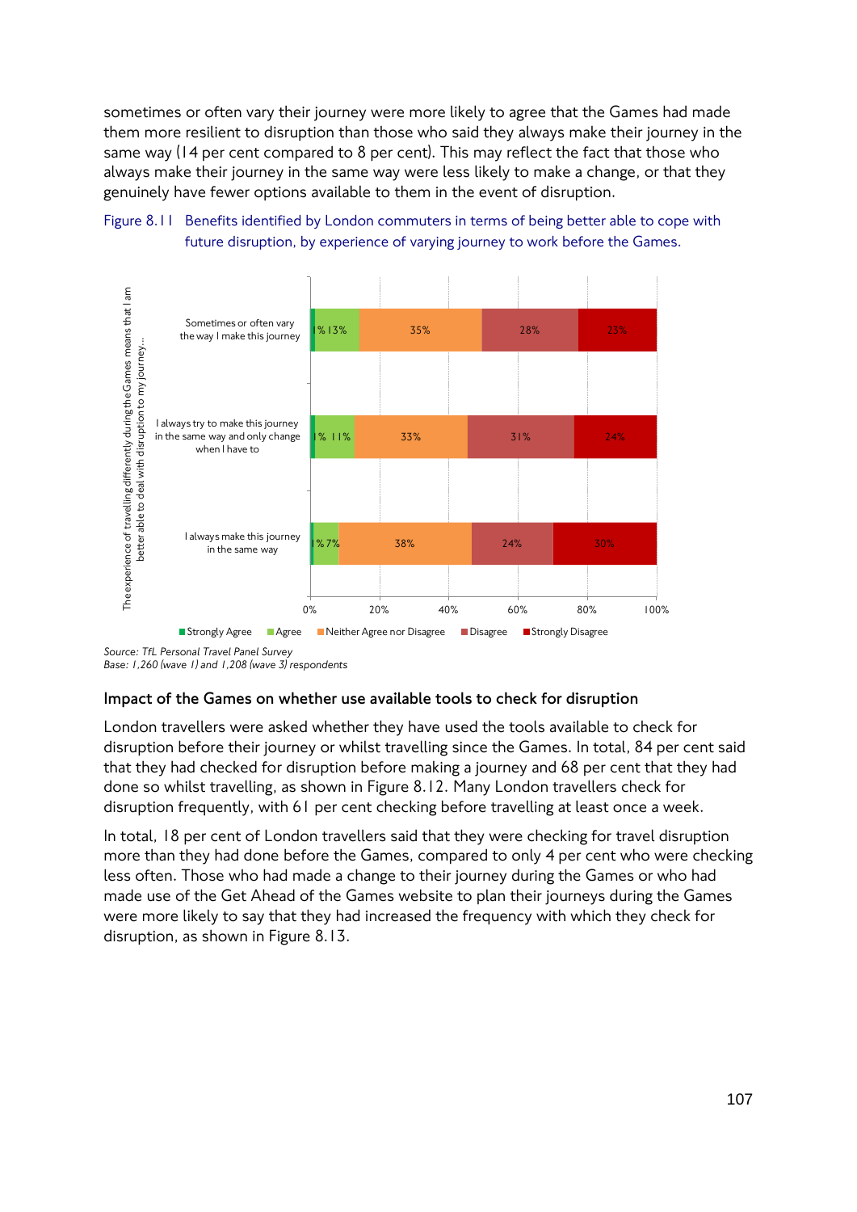sometimes or often vary their journey were more likely to agree that the Games had made them more resilient to disruption than those who said they always make their journey in the same way (14 per cent compared to 8 per cent). This may reflect the fact that those who always make their journey in the same way were less likely to make a change, or that they genuinely have fewer options available to them in the event of disruption.

Figure 8.11 Benefits identified by London commuters in terms of being better able to cope with future disruption, by experience of varying journey to work before the Games.

The experience of travelling differently during the Games means that I am better able to deal with disruption to my journey...

| | Strongly Agree | Agree | Neither Agree nor Disagree | Disagree | Strongly Disagree |
|---|---|---|---|---|---|
| Sometimes or often vary the way I make this journey | 1% | 13% | 35% | 28% | 23% |
| I always try to make this journey in the same way and only change when I have to | 1% | 11% | 33% | 31% | 24% |
| I always make this journey in the same way | 1% | 7% | 38% | 24% | 30% |

*Source: TfL Personal Travel Panel Survey*
*Base: 1,260 (wave 1) and 1,208 (wave 3) respondents*

### Impact of the Games on whether use available tools to check for disruption

London travellers were asked whether they have used the tools available to check for disruption before their journey or whilst travelling since the Games. In total, 84 per cent said that they had checked for disruption before making a journey and 68 per cent that they had done so whilst travelling, as shown in Figure 8.12. Many London travellers check for disruption frequently, with 61 per cent checking before travelling at least once a week.

In total, 18 per cent of London travellers said that they were checking for travel disruption more than they had done before the Games, compared to only 4 per cent who were checking less often. Those who had made a change to their journey during the Games or who had made use of the Get Ahead of the Games website to plan their journeys during the Games were more likely to say that they had increased the frequency with which they check for disruption, as shown in Figure 8.13.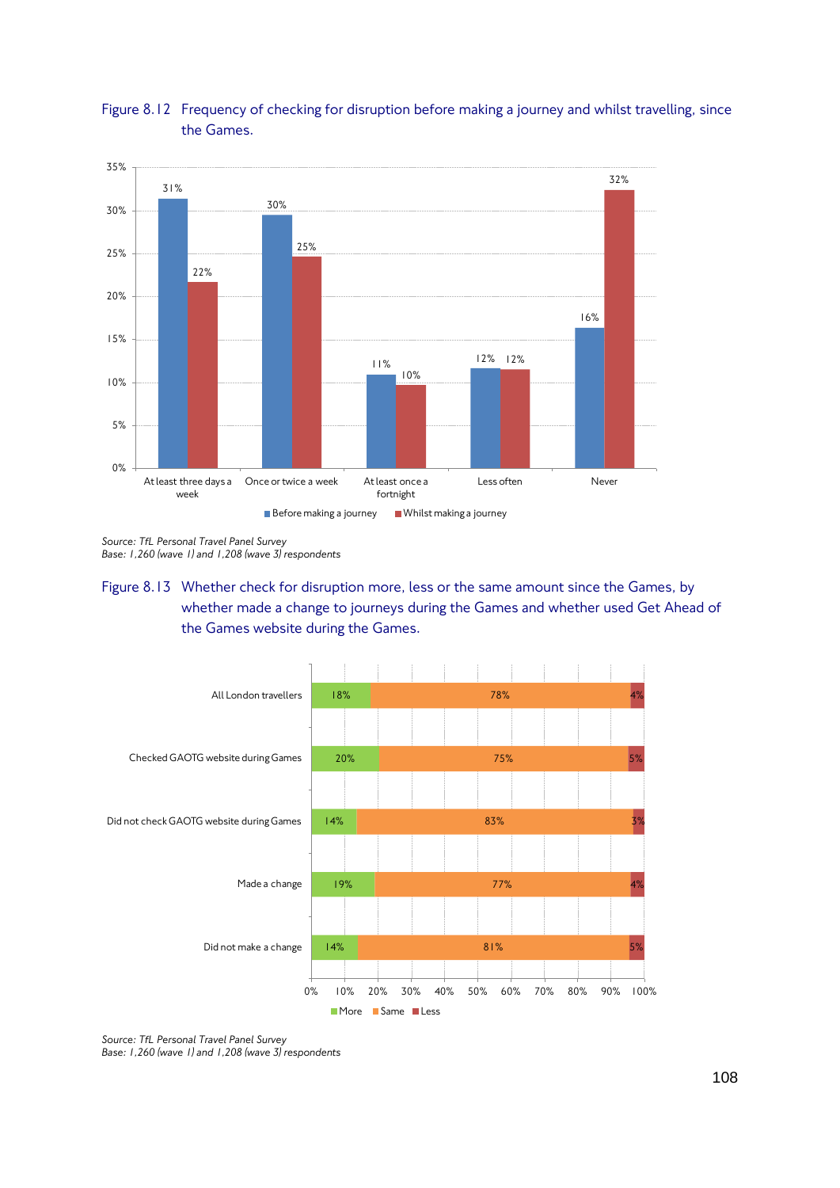Figure 8.12 Frequency of checking for disruption before making a journey and whilst travelling, since the Games.

| | Before making a journey | Whilst making a journey |
|---|---|---|
| At least three days a week | 31% | 22% |
| Once or twice a week | 30% | 25% |
| At least once a fortnight | 11% | 10% |
| Less often | 12% | 12% |
| Never | 16% | 32% |

*Source: TfL Personal Travel Panel Survey*
*Base: 1,260 (wave 1) and 1,208 (wave 3) respondents*

Figure 8.13 Whether check for disruption more, less or the same amount since the Games, by whether made a change to journeys during the Games and whether used Get Ahead of the Games website during the Games.

| | More | Same | Less |
|---|---|---|---|
| All London travellers | 18% | 78% | 4% |
| Checked GAOTG website during Games | 20% | 75% | 5% |
| Did not check GAOTG website during Games | 14% | 83% | 3% |
| Made a change | 19% | 77% | 4% |
| Did not make a change | 14% | 81% | 5% |

*Source: TfL Personal Travel Panel Survey*
*Base: 1,260 (wave 1) and 1,208 (wave 3) respondents*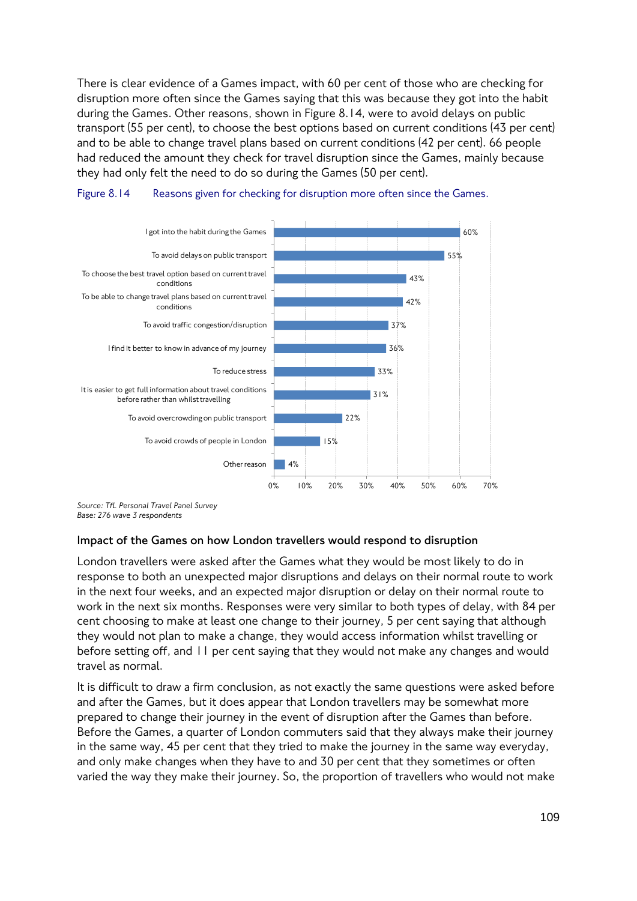There is clear evidence of a Games impact, with 60 per cent of those who are checking for disruption more often since the Games saying that this was because they got into the habit during the Games. Other reasons, shown in Figure 8.14, were to avoid delays on public transport (55 per cent), to choose the best options based on current conditions (43 per cent) and to be able to change travel plans based on current conditions (42 per cent). 66 people had reduced the amount they check for travel disruption since the Games, mainly because they had only felt the need to do so during the Games (50 per cent).

Figure 8.14 Reasons given for checking for disruption more often since the Games.

| Reason | Per cent |
|---|---|
| I got into the habit during the Games | 60% |
| To avoid delays on public transport | 55% |
| To choose the best travel option based on current travel conditions | 43% |
| To be able to change travel plans based on current travel conditions | 42% |
| To avoid traffic congestion/disruption | 37% |
| I find it better to know in advance of my journey | 36% |
| To reduce stress | 33% |
| It is easier to get full information about travel conditions before rather than whilst travelling | 31% |
| To avoid overcrowding on public transport | 22% |
| To avoid crowds of people in London | 15% |
| Other reason | 4% |

*Source: TfL Personal Travel Panel Survey*
*Base: 276 wave 3 respondents*

### Impact of the Games on how London travellers would respond to disruption

London travellers were asked after the Games what they would be most likely to do in response to both an unexpected major disruptions and delays on their normal route to work in the next four weeks, and an expected major disruption or delay on their normal route to work in the next six months. Responses were very similar to both types of delay, with 84 per cent choosing to make at least one change to their journey, 5 per cent saying that although they would not plan to make a change, they would access information whilst travelling or before setting off, and 11 per cent saying that they would not make any changes and would travel as normal.

It is difficult to draw a firm conclusion, as not exactly the same questions were asked before and after the Games, but it does appear that London travellers may be somewhat more prepared to change their journey in the event of disruption after the Games than before. Before the Games, a quarter of London commuters said that they always make their journey in the same way, 45 per cent that they tried to make the journey in the same way everyday, and only make changes when they have to and 30 per cent that they sometimes or often varied the way they make their journey. So, the proportion of travellers who would not make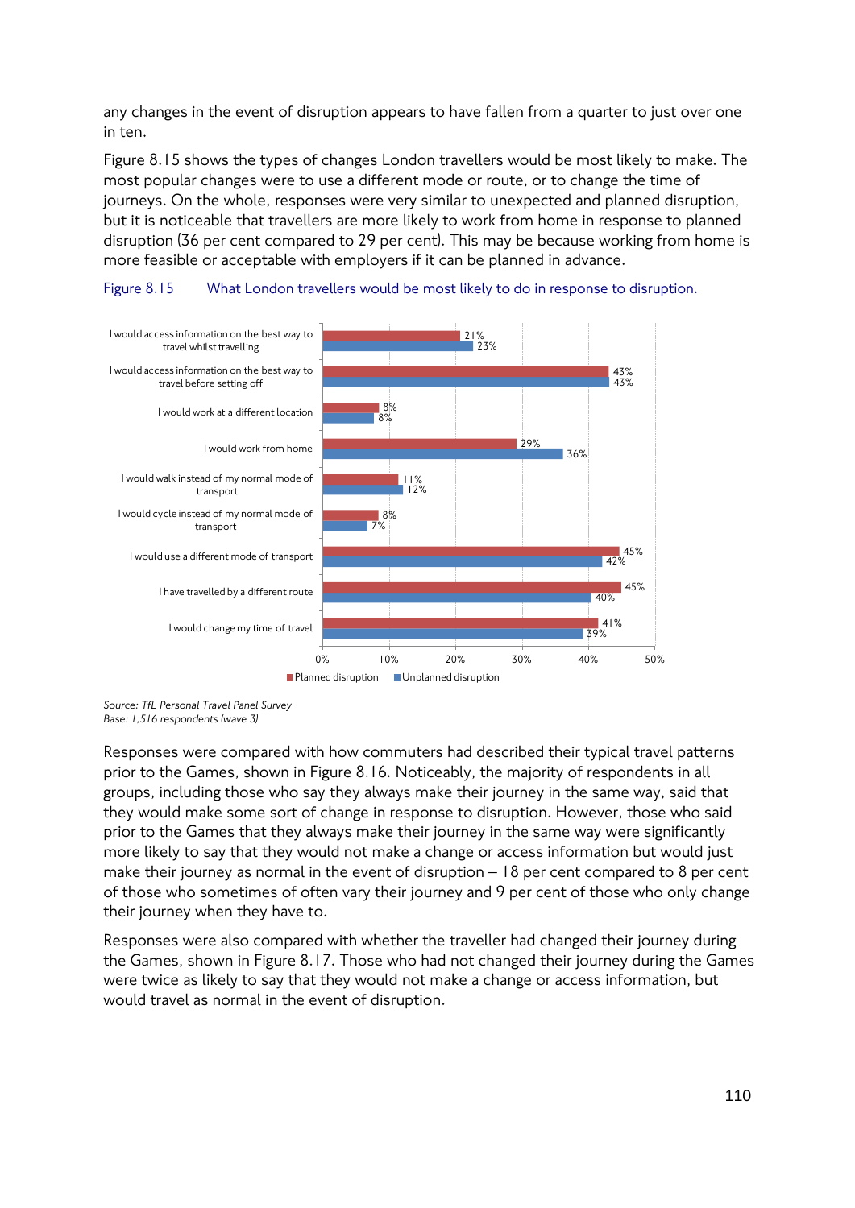any changes in the event of disruption appears to have fallen from a quarter to just over one in ten.

Figure 8.15 shows the types of changes London travellers would be most likely to make. The most popular changes were to use a different mode or route, or to change the time of journeys. On the whole, responses were very similar to unexpected and planned disruption, but it is noticeable that travellers are more likely to work from home in response to planned disruption (36 per cent compared to 29 per cent). This may be because working from home is more feasible or acceptable with employers if it can be planned in advance.

Figure 8.15 What London travellers would be most likely to do in response to disruption.

| | Planned disruption | Unplanned disruption |
|---|---|---|
| I would access information on the best way to travel whilst travelling | 21% | 23% |
| I would access information on the best way to travel before setting off | 43% | 43% |
| I would work at a different location | 8% | 8% |
| I would work from home | 29% | 36% |
| I would walk instead of my normal mode of transport | 11% | 12% |
| I would cycle instead of my normal mode of transport | 8% | 7% |
| I would use a different mode of transport | 45% | 42% |
| I have travelled by a different route | 45% | 40% |
| I would change my time of travel | 41% | 39% |

*Source: TfL Personal Travel Panel Survey*
*Base: 1,516 respondents (wave 3)*

Responses were compared with how commuters had described their typical travel patterns prior to the Games, shown in Figure 8.16. Noticeably, the majority of respondents in all groups, including those who say they always make their journey in the same way, said that they would make some sort of change in response to disruption. However, those who said prior to the Games that they always make their journey in the same way were significantly more likely to say that they would not make a change or access information but would just make their journey as normal in the event of disruption – 18 per cent compared to 8 per cent of those who sometimes of often vary their journey and 9 per cent of those who only change their journey when they have to.

Responses were also compared with whether the traveller had changed their journey during the Games, shown in Figure 8.17. Those who had not changed their journey during the Games were twice as likely to say that they would not make a change or access information, but would travel as normal in the event of disruption.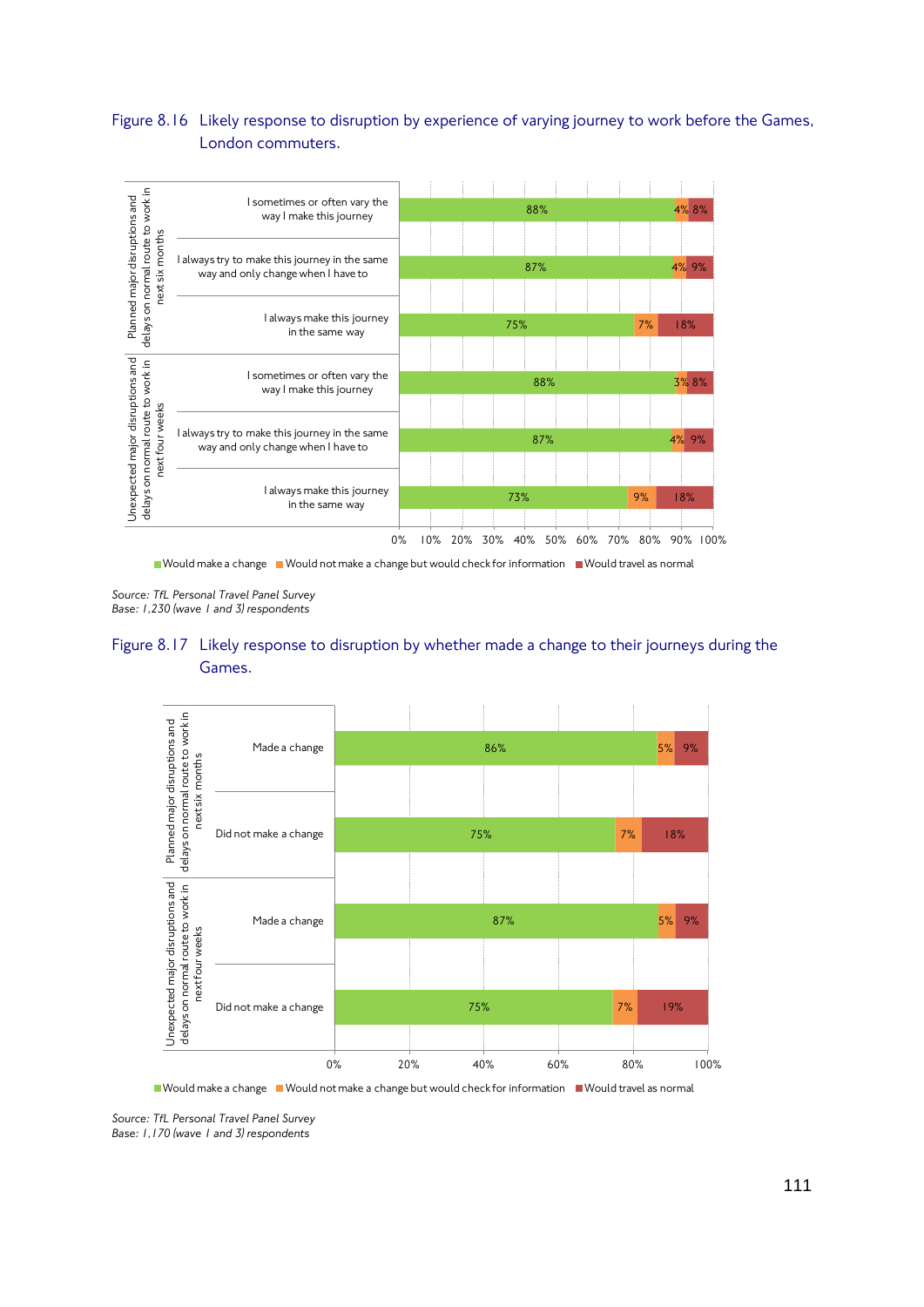Figure 8.16 Likely response to disruption by experience of varying journey to work before the Games, London commuters.

| | | Would make a change | Would not make a change but would check for information | Would travel as normal |
|---|---|---|---|---|
| Planned major disruptions and delays on normal route to work in next six months | I sometimes or often vary the way I make this journey | 88% | 4% | 8% |
| | I always try to make this journey in the same way and only change when I have to | 87% | 4% | 9% |
| | I always make this journey in the same way | 75% | 7% | 18% |
| Unexpected major disruptions and delays on normal route to work in next four weeks | I sometimes or often vary the way I make this journey | 88% | 3% | 8% |
| | I always try to make this journey in the same way and only change when I have to | 87% | 4% | 9% |
| | I always make this journey in the same way | 73% | 9% | 18% |

*Source: TfL Personal Travel Panel Survey*
*Base: 1,230 (wave 1 and 3) respondents*

Figure 8.17 Likely response to disruption by whether made a change to their journeys during the Games.

| | | Would make a change | Would not make a change but would check for information | Would travel as normal |
|---|---|---|---|---|
| Planned major disruptions and delays on normal route to work in next six months | Made a change | 86% | 5% | 9% |
| | Did not make a change | 75% | 7% | 18% |
| Unexpected major disruptions and delays on normal route to work in next four weeks | Made a change | 87% | 5% | 9% |
| | Did not make a change | 75% | 7% | 19% |

*Source: TfL Personal Travel Panel Survey*
*Base: 1,170 (wave 1 and 3) respondents*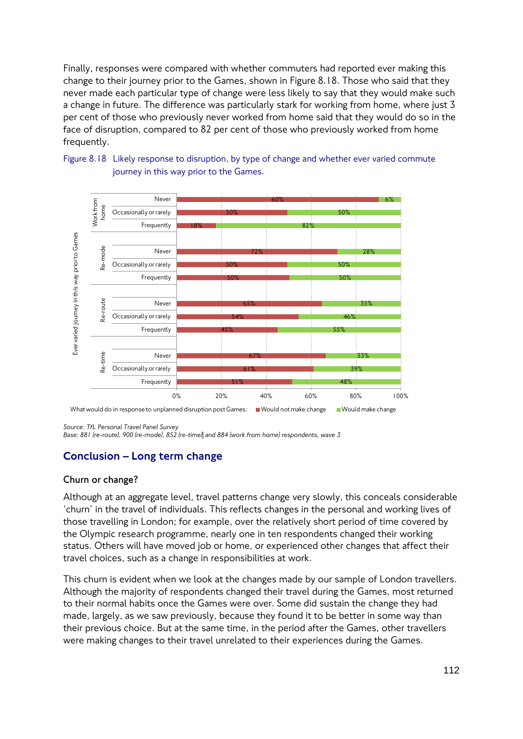Finally, responses were compared with whether commuters had reported ever making this change to their journey prior to the Games, shown in Figure 8.18. Those who said that they never made each particular type of change were less likely to say that they would make such a change in future. The difference was particularly stark for working from home, where just 3 per cent of those who previously never worked from home said that they would do so in the face of disruption, compared to 82 per cent of those who previously worked from home frequently.

Figure 8.18 Likely response to disruption, by type of change and whether ever varied commute journey in this way prior to the Games.

| Type of change | Ever varied journey in this way prior to Games | Would not make change | Would make change |
|---|---|---|---|
| Work from home | Never | 60% | 6% |
| | Occasionally or rarely | 50% | 50% |
| | Frequently | 18% | 82% |
| Re-mode | Never | 72% | 28% |
| | Occasionally or rarely | 50% | 50% |
| | Frequently | 50% | 50% |
| Re-route | Never | 65% | 35% |
| | Occasionally or rarely | 54% | 46% |
| | Frequently | 45% | 55% |
| Re-time | Never | 67% | 33% |
| | Occasionally or rarely | 61% | 39% |
| | Frequently | 51% | 48% |

What would do in response to unplanned disruption post Games: Would not make change; Would make change

*Source: TfL Personal Travel Panel Survey*
*Base: 881 (re-route), 900 (re-mode), 852 (re-time)| and 884 (work from home) respondents, wave 3*

## Conclusion – Long term change

### Churn or change?

Although at an aggregate level, travel patterns change very slowly, this conceals considerable 'churn' in the travel of individuals. This reflects changes in the personal and working lives of those travelling in London; for example, over the relatively short period of time covered by the Olympic research programme, nearly one in ten respondents changed their working status. Others will have moved job or home, or experienced other changes that affect their travel choices, such as a change in responsibilities at work.

This churn is evident when we look at the changes made by our sample of London travellers. Although the majority of respondents changed their travel during the Games, most returned to their normal habits once the Games were over. Some did sustain the change they had made, largely, as we saw previously, because they found it to be better in some way than their previous choice. But at the same time, in the period after the Games, other travellers were making changes to their travel unrelated to their experiences during the Games.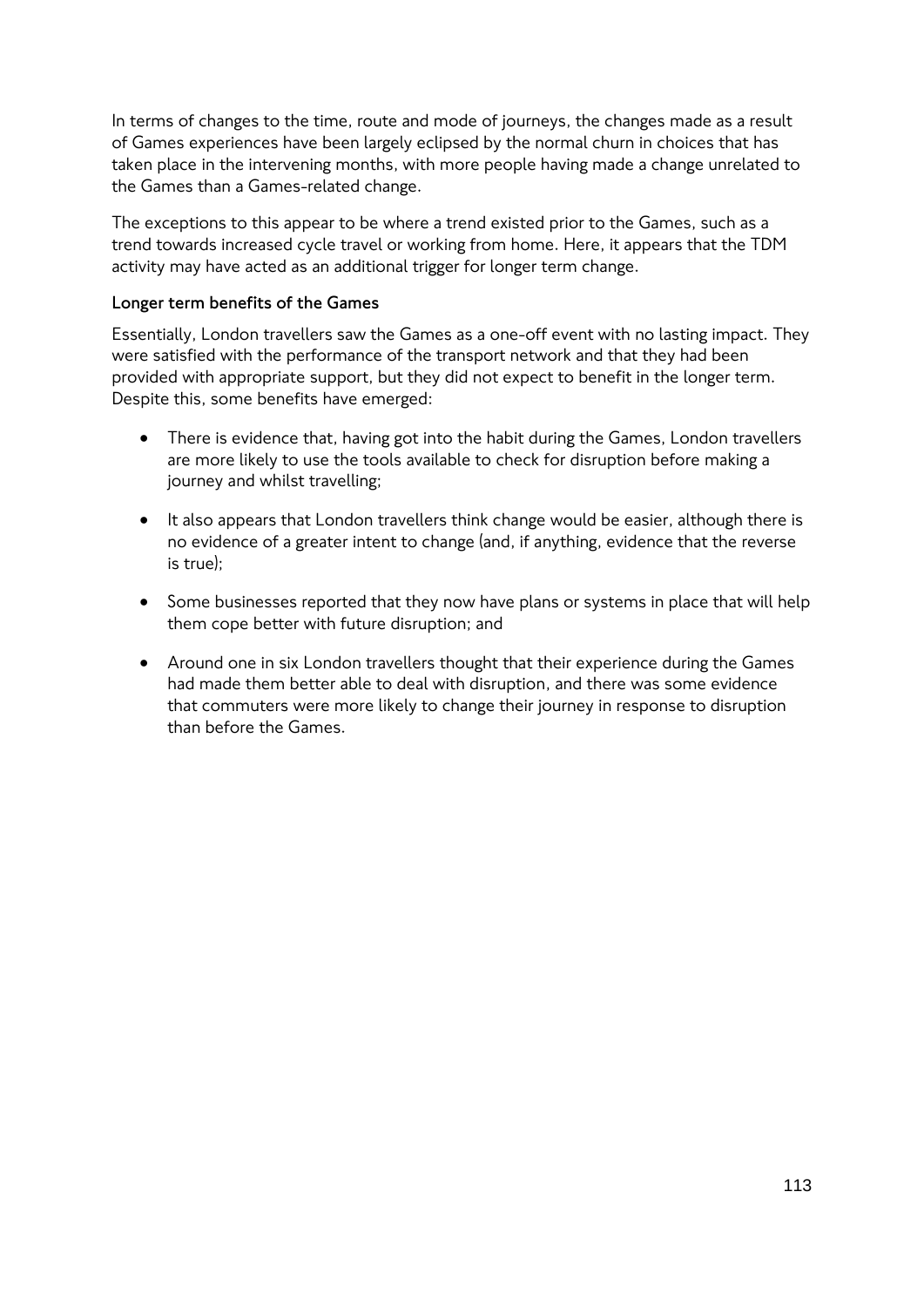In terms of changes to the time, route and mode of journeys, the changes made as a result of Games experiences have been largely eclipsed by the normal churn in choices that has taken place in the intervening months, with more people having made a change unrelated to the Games than a Games-related change.

The exceptions to this appear to be where a trend existed prior to the Games, such as a trend towards increased cycle travel or working from home. Here, it appears that the TDM activity may have acted as an additional trigger for longer term change.

**Longer term benefits of the Games**

Essentially, London travellers saw the Games as a one-off event with no lasting impact. They were satisfied with the performance of the transport network and that they had been provided with appropriate support, but they did not expect to benefit in the longer term. Despite this, some benefits have emerged:

- There is evidence that, having got into the habit during the Games, London travellers are more likely to use the tools available to check for disruption before making a journey and whilst travelling;
- It also appears that London travellers think change would be easier, although there is no evidence of a greater intent to change (and, if anything, evidence that the reverse is true);
- Some businesses reported that they now have plans or systems in place that will help them cope better with future disruption; and
- Around one in six London travellers thought that their experience during the Games had made them better able to deal with disruption, and there was some evidence that commuters were more likely to change their journey in response to disruption than before the Games.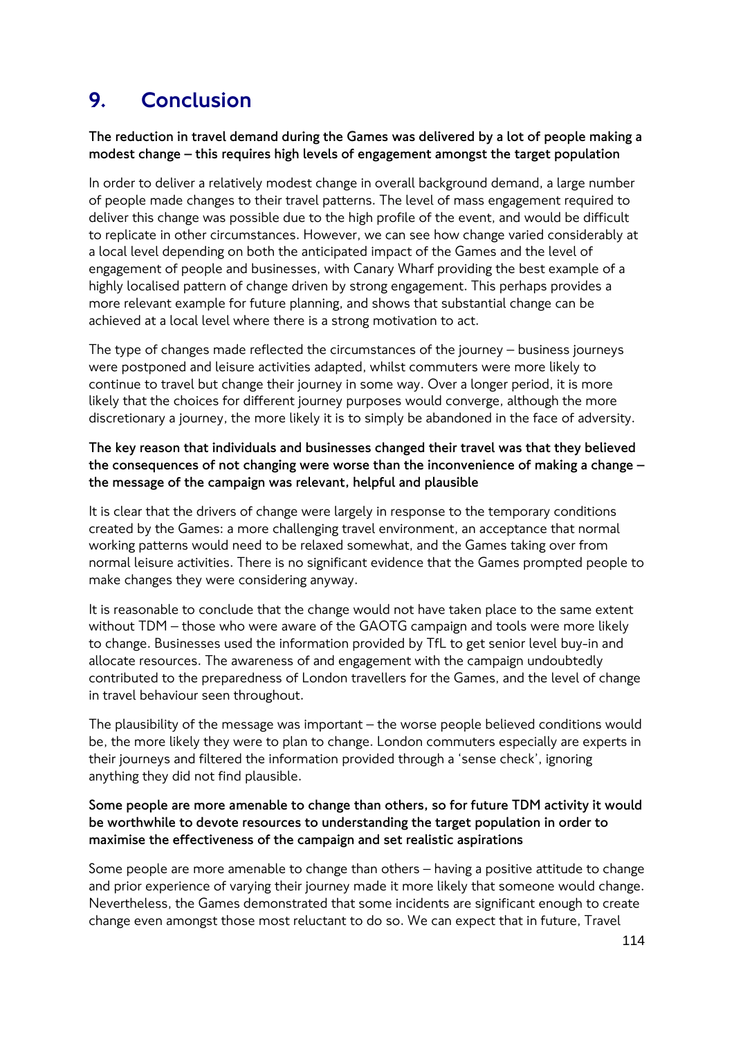# 9. Conclusion

**The reduction in travel demand during the Games was delivered by a lot of people making a modest change – this requires high levels of engagement amongst the target population**

In order to deliver a relatively modest change in overall background demand, a large number of people made changes to their travel patterns. The level of mass engagement required to deliver this change was possible due to the high profile of the event, and would be difficult to replicate in other circumstances. However, we can see how change varied considerably at a local level depending on both the anticipated impact of the Games and the level of engagement of people and businesses, with Canary Wharf providing the best example of a highly localised pattern of change driven by strong engagement. This perhaps provides a more relevant example for future planning, and shows that substantial change can be achieved at a local level where there is a strong motivation to act.

The type of changes made reflected the circumstances of the journey – business journeys were postponed and leisure activities adapted, whilst commuters were more likely to continue to travel but change their journey in some way. Over a longer period, it is more likely that the choices for different journey purposes would converge, although the more discretionary a journey, the more likely it is to simply be abandoned in the face of adversity.

**The key reason that individuals and businesses changed their travel was that they believed the consequences of not changing were worse than the inconvenience of making a change – the message of the campaign was relevant, helpful and plausible**

It is clear that the drivers of change were largely in response to the temporary conditions created by the Games: a more challenging travel environment, an acceptance that normal working patterns would need to be relaxed somewhat, and the Games taking over from normal leisure activities. There is no significant evidence that the Games prompted people to make changes they were considering anyway.

It is reasonable to conclude that the change would not have taken place to the same extent without TDM – those who were aware of the GAOTG campaign and tools were more likely to change. Businesses used the information provided by TfL to get senior level buy-in and allocate resources. The awareness of and engagement with the campaign undoubtedly contributed to the preparedness of London travellers for the Games, and the level of change in travel behaviour seen throughout.

The plausibility of the message was important – the worse people believed conditions would be, the more likely they were to plan to change. London commuters especially are experts in their journeys and filtered the information provided through a 'sense check', ignoring anything they did not find plausible.

**Some people are more amenable to change than others, so for future TDM activity it would be worthwhile to devote resources to understanding the target population in order to maximise the effectiveness of the campaign and set realistic aspirations**

Some people are more amenable to change than others – having a positive attitude to change and prior experience of varying their journey made it more likely that someone would change. Nevertheless, the Games demonstrated that some incidents are significant enough to create change even amongst those most reluctant to do so. We can expect that in future, Travel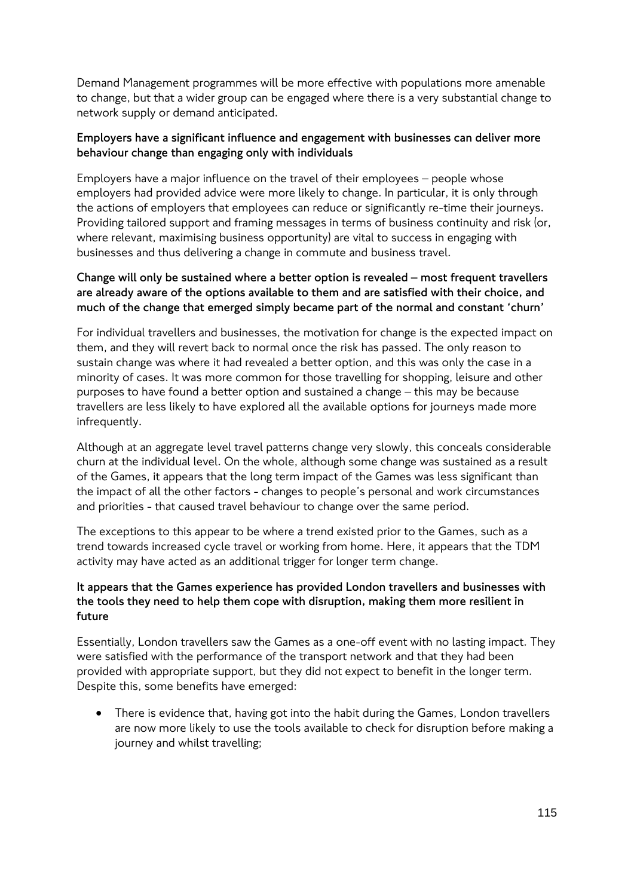Demand Management programmes will be more effective with populations more amenable to change, but that a wider group can be engaged where there is a very substantial change to network supply or demand anticipated.

**Employers have a significant influence and engagement with businesses can deliver more behaviour change than engaging only with individuals**

Employers have a major influence on the travel of their employees – people whose employers had provided advice were more likely to change. In particular, it is only through the actions of employers that employees can reduce or significantly re-time their journeys. Providing tailored support and framing messages in terms of business continuity and risk (or, where relevant, maximising business opportunity) are vital to success in engaging with businesses and thus delivering a change in commute and business travel.

**Change will only be sustained where a better option is revealed – most frequent travellers are already aware of the options available to them and are satisfied with their choice, and much of the change that emerged simply became part of the normal and constant 'churn'**

For individual travellers and businesses, the motivation for change is the expected impact on them, and they will revert back to normal once the risk has passed. The only reason to sustain change was where it had revealed a better option, and this was only the case in a minority of cases. It was more common for those travelling for shopping, leisure and other purposes to have found a better option and sustained a change – this may be because travellers are less likely to have explored all the available options for journeys made more infrequently.

Although at an aggregate level travel patterns change very slowly, this conceals considerable churn at the individual level. On the whole, although some change was sustained as a result of the Games, it appears that the long term impact of the Games was less significant than the impact of all the other factors - changes to people's personal and work circumstances and priorities - that caused travel behaviour to change over the same period.

The exceptions to this appear to be where a trend existed prior to the Games, such as a trend towards increased cycle travel or working from home. Here, it appears that the TDM activity may have acted as an additional trigger for longer term change.

**It appears that the Games experience has provided London travellers and businesses with the tools they need to help them cope with disruption, making them more resilient in future**

Essentially, London travellers saw the Games as a one-off event with no lasting impact. They were satisfied with the performance of the transport network and that they had been provided with appropriate support, but they did not expect to benefit in the longer term. Despite this, some benefits have emerged:

- There is evidence that, having got into the habit during the Games, London travellers are now more likely to use the tools available to check for disruption before making a journey and whilst travelling;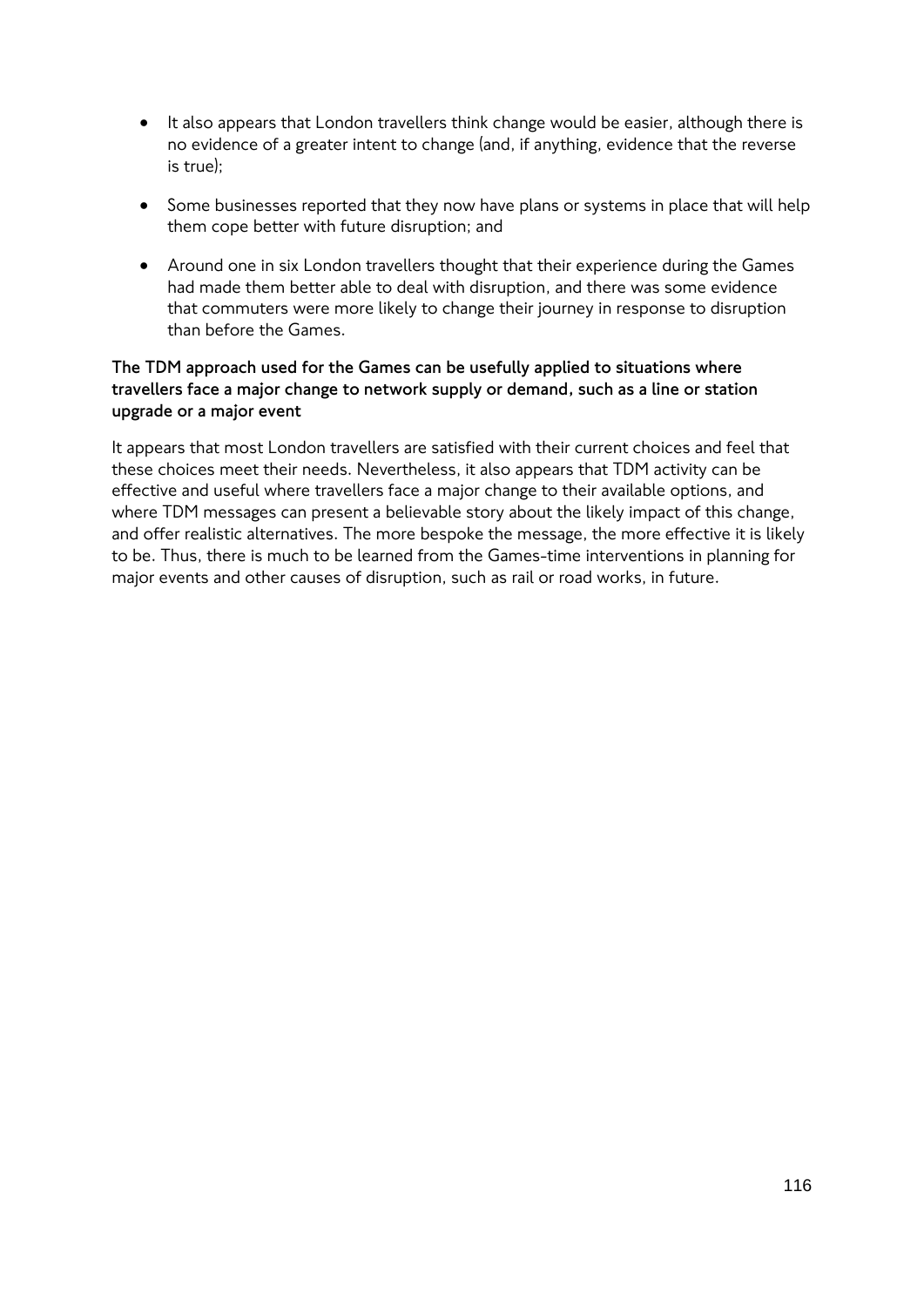- It also appears that London travellers think change would be easier, although there is no evidence of a greater intent to change (and, if anything, evidence that the reverse is true);

- Some businesses reported that they now have plans or systems in place that will help them cope better with future disruption; and

- Around one in six London travellers thought that their experience during the Games had made them better able to deal with disruption, and there was some evidence that commuters were more likely to change their journey in response to disruption than before the Games.

**The TDM approach used for the Games can be usefully applied to situations where travellers face a major change to network supply or demand, such as a line or station upgrade or a major event**

It appears that most London travellers are satisfied with their current choices and feel that these choices meet their needs. Nevertheless, it also appears that TDM activity can be effective and useful where travellers face a major change to their available options, and where TDM messages can present a believable story about the likely impact of this change, and offer realistic alternatives. The more bespoke the message, the more effective it is likely to be. Thus, there is much to be learned from the Games-time interventions in planning for major events and other causes of disruption, such as rail or road works, in future.